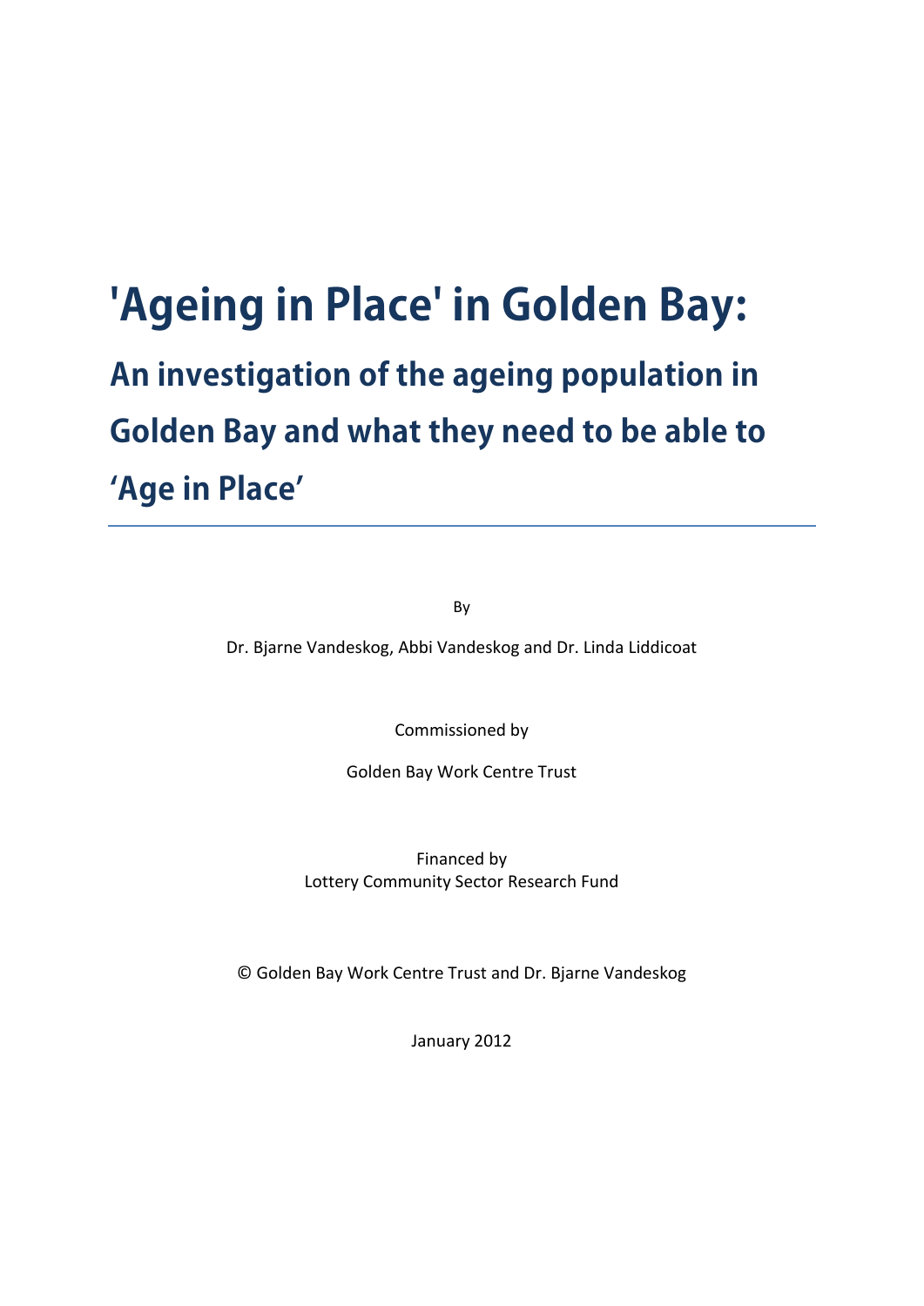# 'Ageing in Place' in Golden Bay:

## An investigation of the ageing population in Golden Bay and what they need to be able to 'Age in Place'

---

By

Dr. Bjarne Vandeskog, Abbi Vandeskog and Dr. Linda Liddicoat

Commissioned by

Golden Bay Work Centre Trust

Financed by
Lottery Community Sector Research Fund

© Golden Bay Work Centre Trust and Dr. Bjarne Vandeskog

January 2012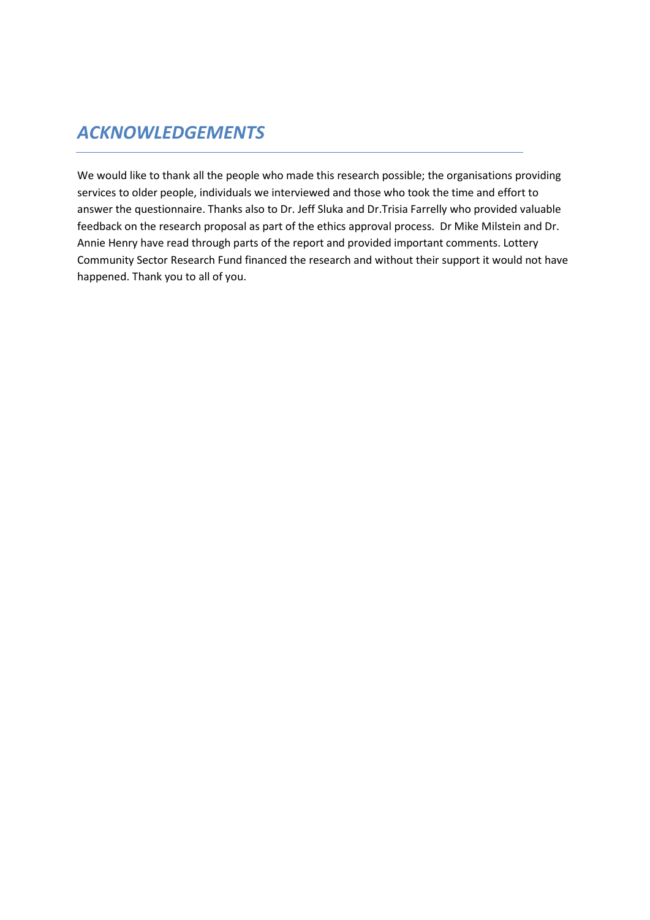## *ACKNOWLEDGEMENTS*

We would like to thank all the people who made this research possible; the organisations providing services to older people, individuals we interviewed and those who took the time and effort to answer the questionnaire. Thanks also to Dr. Jeff Sluka and Dr.Trisia Farrelly who provided valuable feedback on the research proposal as part of the ethics approval process. Dr Mike Milstein and Dr. Annie Henry have read through parts of the report and provided important comments. Lottery Community Sector Research Fund financed the research and without their support it would not have happened. Thank you to all of you.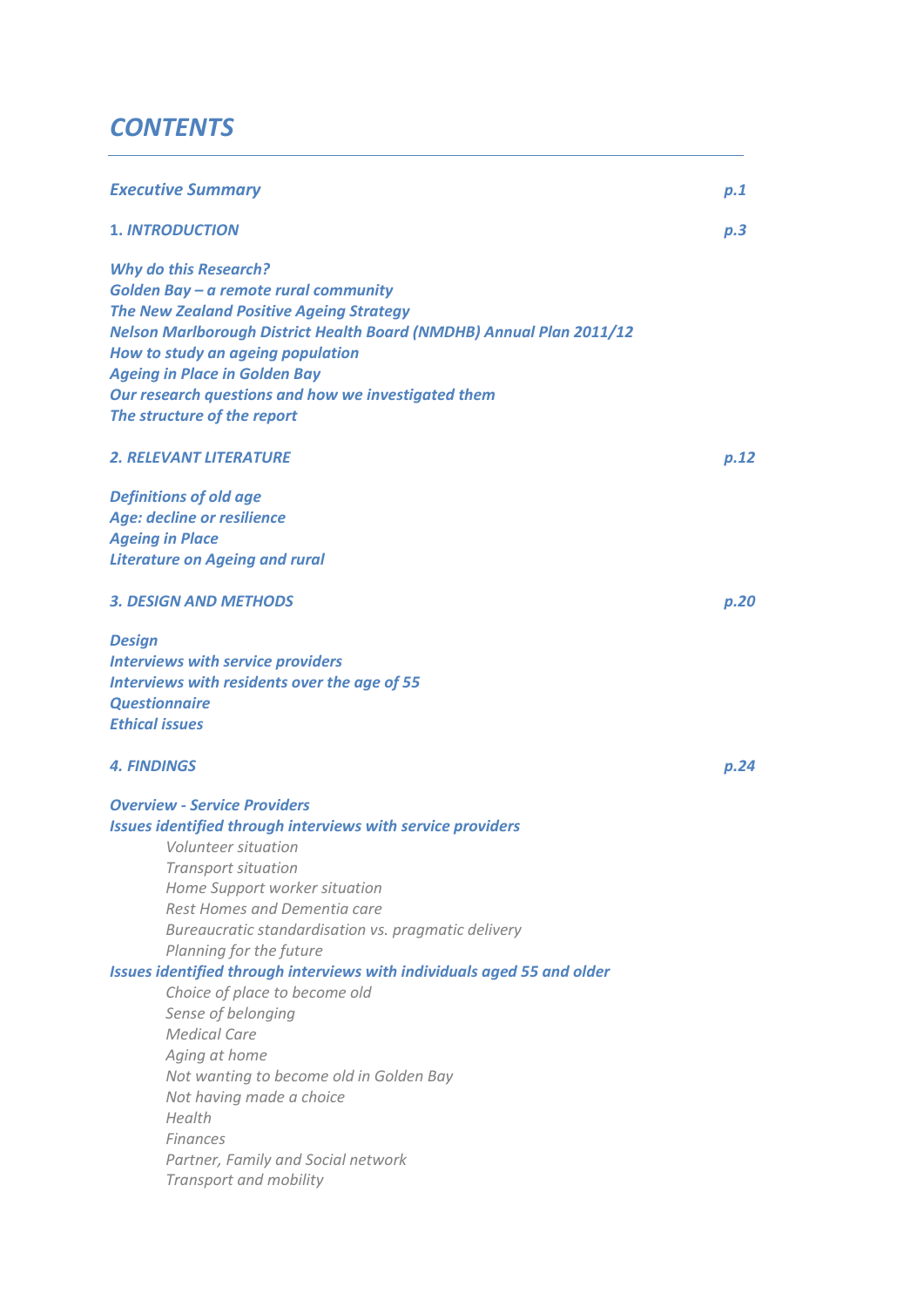# *CONTENTS*

| | |
|---|---|
| ***Executive Summary*** | ***p.1*** |
| **1.** ***INTRODUCTION*** | ***p.3*** |

***Why do this Research?***
***Golden Bay – a remote rural community***
***The New Zealand Positive Ageing Strategy***
***Nelson Marlborough District Health Board (NMDHB) Annual Plan 2011/12***
***How to study an ageing population***
***Ageing in Place in Golden Bay***
***Our research questions and how we investigated them***
***The structure of the report***

| | |
|---|---|
| ***2. RELEVANT LITERATURE*** | ***p.12*** |

***Definitions of old age***
***Age: decline or resilience***
***Ageing in Place***
***Literature on Ageing and rural***

| | |
|---|---|
| ***3. DESIGN AND METHODS*** | ***p.20*** |

***Design***
***Interviews with service providers***
***Interviews with residents over the age of 55***
***Questionnaire***
***Ethical issues***

| | |
|---|---|
| ***4. FINDINGS*** | ***p.24*** |

***Overview - Service Providers***
***Issues identified through interviews with service providers***

- *Volunteer situation*
- *Transport situation*
- *Home Support worker situation*
- *Rest Homes and Dementia care*
- *Bureaucratic standardisation vs. pragmatic delivery*
- *Planning for the future*

***Issues identified through interviews with individuals aged 55 and older***

- *Choice of place to become old*
- *Sense of belonging*
- *Medical Care*
- *Aging at home*
- *Not wanting to become old in Golden Bay*
- *Not having made a choice*
- *Health*
- *Finances*
- *Partner, Family and Social network*
- *Transport and mobility*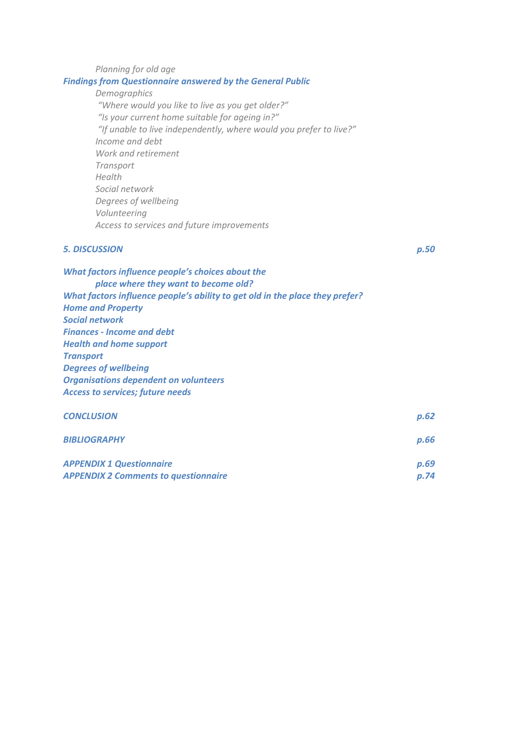*Planning for old age*

***Findings from Questionnaire answered by the General Public***

*Demographics*

*"Where would you like to live as you get older?"*

*"Is your current home suitable for ageing in?"*

*"If unable to live independently, where would you prefer to live?"*

*Income and debt*

*Work and retirement*

*Transport*

*Health*

*Social network*

*Degrees of wellbeing*

*Volunteering*

*Access to services and future improvements*

***5. DISCUSSION*** ***p.50***

***What factors influence people's choices about the place where they want to become old?***

***What factors influence people's ability to get old in the place they prefer?***

***Home and Property***

***Social network***

***Finances - Income and debt***

***Health and home support***

***Transport***

***Degrees of wellbeing***

***Organisations dependent on volunteers***

***Access to services; future needs***

***CONCLUSION*** ***p.62***

***BIBLIOGRAPHY*** ***p.66***

***APPENDIX 1 Questionnaire*** ***p.69***

***APPENDIX 2 Comments to questionnaire*** ***p.74***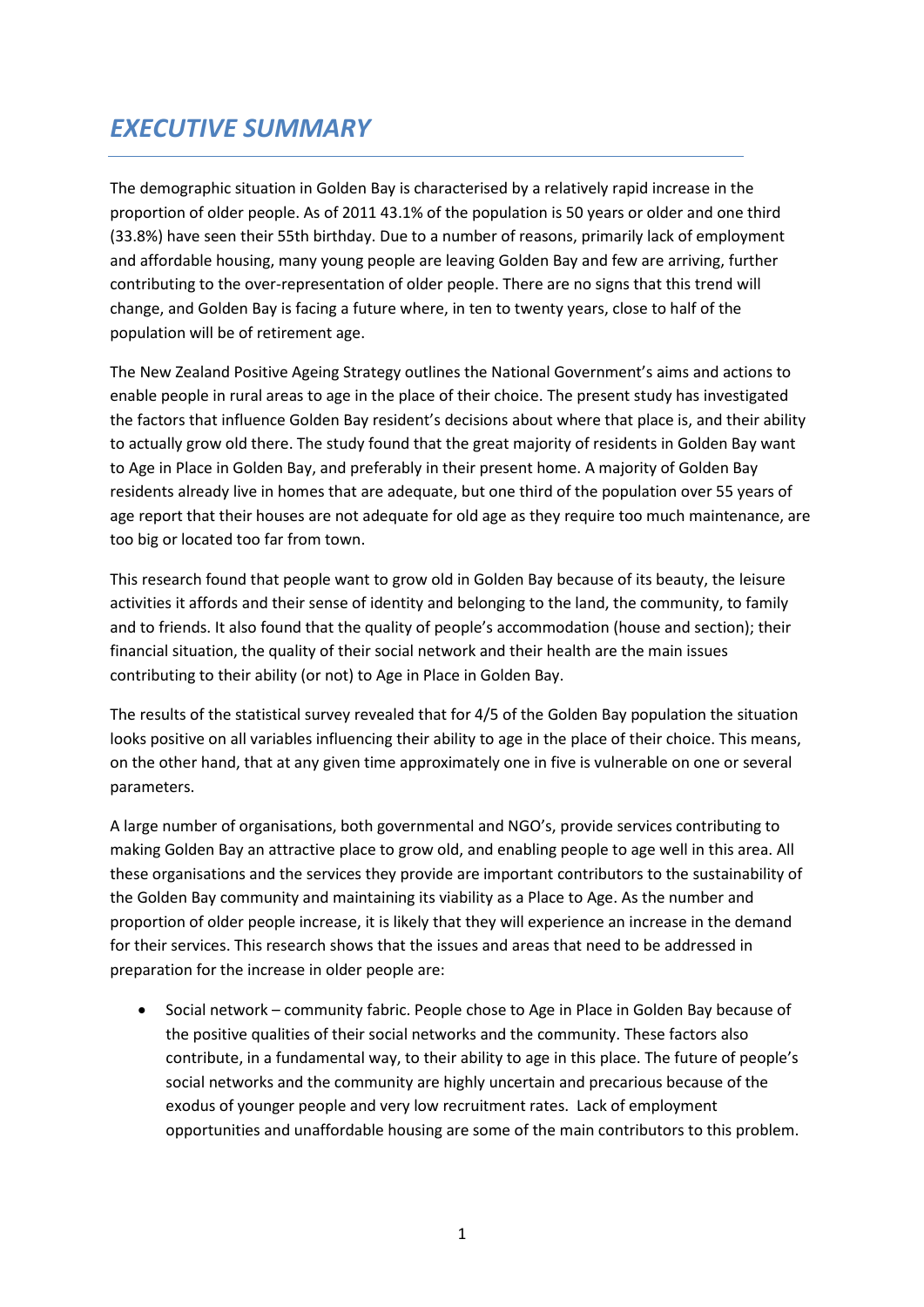# *EXECUTIVE SUMMARY*

The demographic situation in Golden Bay is characterised by a relatively rapid increase in the proportion of older people. As of 2011 43.1% of the population is 50 years or older and one third (33.8%) have seen their 55th birthday. Due to a number of reasons, primarily lack of employment and affordable housing, many young people are leaving Golden Bay and few are arriving, further contributing to the over-representation of older people. There are no signs that this trend will change, and Golden Bay is facing a future where, in ten to twenty years, close to half of the population will be of retirement age.

The New Zealand Positive Ageing Strategy outlines the National Government's aims and actions to enable people in rural areas to age in the place of their choice. The present study has investigated the factors that influence Golden Bay resident's decisions about where that place is, and their ability to actually grow old there. The study found that the great majority of residents in Golden Bay want to Age in Place in Golden Bay, and preferably in their present home. A majority of Golden Bay residents already live in homes that are adequate, but one third of the population over 55 years of age report that their houses are not adequate for old age as they require too much maintenance, are too big or located too far from town.

This research found that people want to grow old in Golden Bay because of its beauty, the leisure activities it affords and their sense of identity and belonging to the land, the community, to family and to friends. It also found that the quality of people's accommodation (house and section); their financial situation, the quality of their social network and their health are the main issues contributing to their ability (or not) to Age in Place in Golden Bay.

The results of the statistical survey revealed that for 4/5 of the Golden Bay population the situation looks positive on all variables influencing their ability to age in the place of their choice. This means, on the other hand, that at any given time approximately one in five is vulnerable on one or several parameters.

A large number of organisations, both governmental and NGO's, provide services contributing to making Golden Bay an attractive place to grow old, and enabling people to age well in this area. All these organisations and the services they provide are important contributors to the sustainability of the Golden Bay community and maintaining its viability as a Place to Age. As the number and proportion of older people increase, it is likely that they will experience an increase in the demand for their services. This research shows that the issues and areas that need to be addressed in preparation for the increase in older people are:

- Social network – community fabric. People chose to Age in Place in Golden Bay because of the positive qualities of their social networks and the community. These factors also contribute, in a fundamental way, to their ability to age in this place. The future of people's social networks and the community are highly uncertain and precarious because of the exodus of younger people and very low recruitment rates. Lack of employment opportunities and unaffordable housing are some of the main contributors to this problem.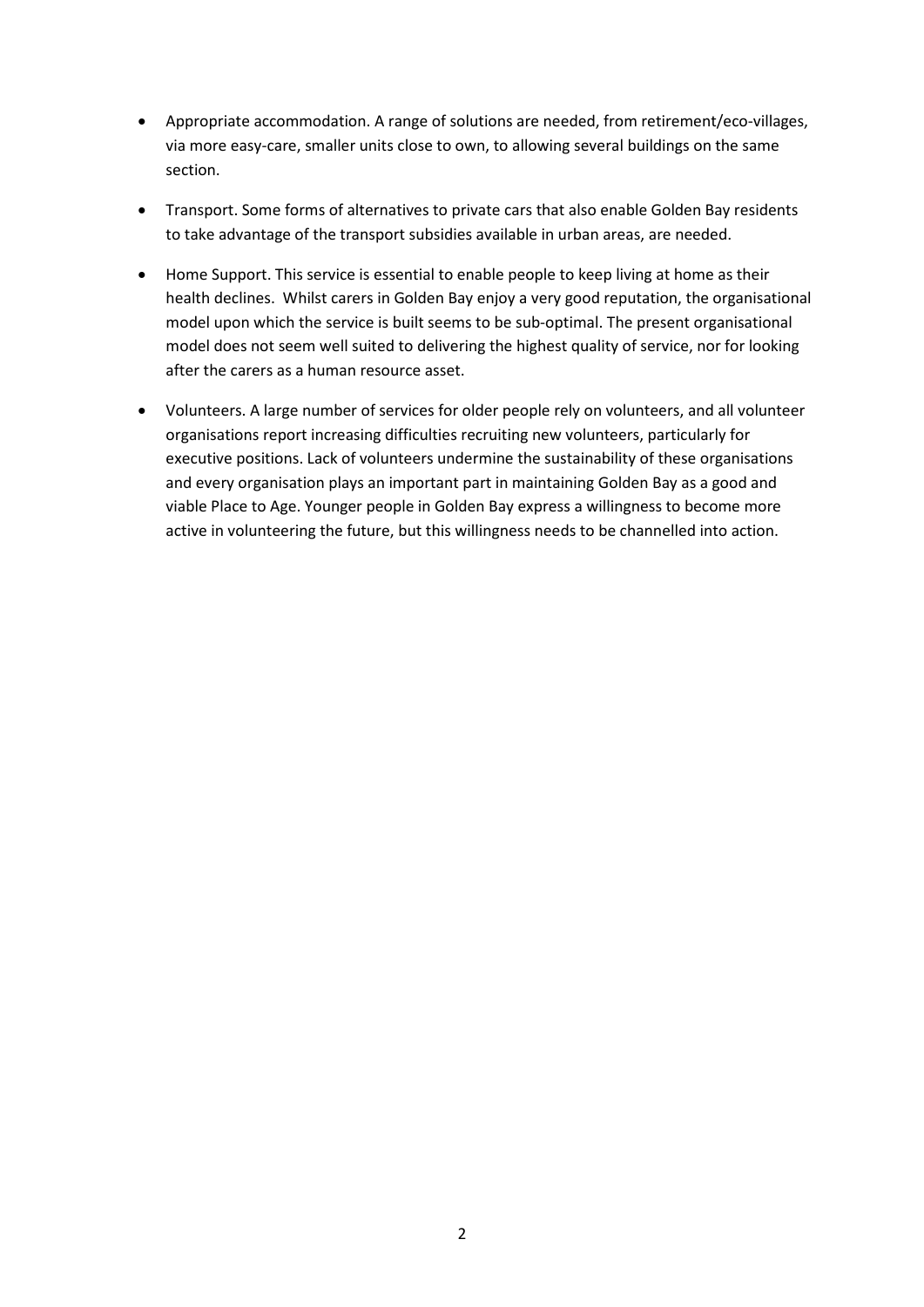- Appropriate accommodation. A range of solutions are needed, from retirement/eco-villages, via more easy-care, smaller units close to own, to allowing several buildings on the same section.

- Transport. Some forms of alternatives to private cars that also enable Golden Bay residents to take advantage of the transport subsidies available in urban areas, are needed.

- Home Support. This service is essential to enable people to keep living at home as their health declines. Whilst carers in Golden Bay enjoy a very good reputation, the organisational model upon which the service is built seems to be sub-optimal. The present organisational model does not seem well suited to delivering the highest quality of service, nor for looking after the carers as a human resource asset.

- Volunteers. A large number of services for older people rely on volunteers, and all volunteer organisations report increasing difficulties recruiting new volunteers, particularly for executive positions. Lack of volunteers undermine the sustainability of these organisations and every organisation plays an important part in maintaining Golden Bay as a good and viable Place to Age. Younger people in Golden Bay express a willingness to become more active in volunteering the future, but this willingness needs to be channelled into action.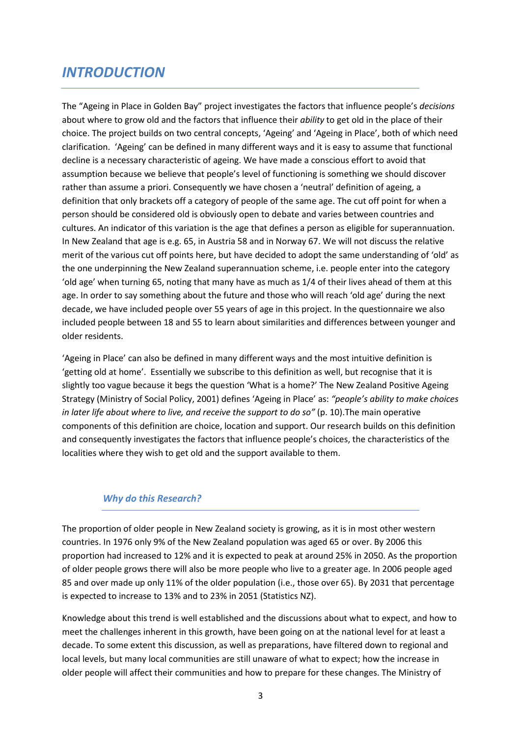# *INTRODUCTION*

The "Ageing in Place in Golden Bay" project investigates the factors that influence people's *decisions* about where to grow old and the factors that influence their *ability* to get old in the place of their choice. The project builds on two central concepts, 'Ageing' and 'Ageing in Place', both of which need clarification. 'Ageing' can be defined in many different ways and it is easy to assume that functional decline is a necessary characteristic of ageing. We have made a conscious effort to avoid that assumption because we believe that people's level of functioning is something we should discover rather than assume a priori. Consequently we have chosen a 'neutral' definition of ageing, a definition that only brackets off a category of people of the same age. The cut off point for when a person should be considered old is obviously open to debate and varies between countries and cultures. An indicator of this variation is the age that defines a person as eligible for superannuation. In New Zealand that age is e.g. 65, in Austria 58 and in Norway 67. We will not discuss the relative merit of the various cut off points here, but have decided to adopt the same understanding of 'old' as the one underpinning the New Zealand superannuation scheme, i.e. people enter into the category 'old age' when turning 65, noting that many have as much as 1/4 of their lives ahead of them at this age. In order to say something about the future and those who will reach 'old age' during the next decade, we have included people over 55 years of age in this project. In the questionnaire we also included people between 18 and 55 to learn about similarities and differences between younger and older residents.

'Ageing in Place' can also be defined in many different ways and the most intuitive definition is 'getting old at home'. Essentially we subscribe to this definition as well, but recognise that it is slightly too vague because it begs the question 'What is a home?' The New Zealand Positive Ageing Strategy (Ministry of Social Policy, 2001) defines 'Ageing in Place' as: *"people's ability to make choices in later life about where to live, and receive the support to do so"* (p. 10).The main operative components of this definition are choice, location and support. Our research builds on this definition and consequently investigates the factors that influence people's choices, the characteristics of the localities where they wish to get old and the support available to them.

## *Why do this Research?*

The proportion of older people in New Zealand society is growing, as it is in most other western countries. In 1976 only 9% of the New Zealand population was aged 65 or over. By 2006 this proportion had increased to 12% and it is expected to peak at around 25% in 2050. As the proportion of older people grows there will also be more people who live to a greater age. In 2006 people aged 85 and over made up only 11% of the older population (i.e., those over 65). By 2031 that percentage is expected to increase to 13% and to 23% in 2051 (Statistics NZ).

Knowledge about this trend is well established and the discussions about what to expect, and how to meet the challenges inherent in this growth, have been going on at the national level for at least a decade. To some extent this discussion, as well as preparations, have filtered down to regional and local levels, but many local communities are still unaware of what to expect; how the increase in older people will affect their communities and how to prepare for these changes. The Ministry of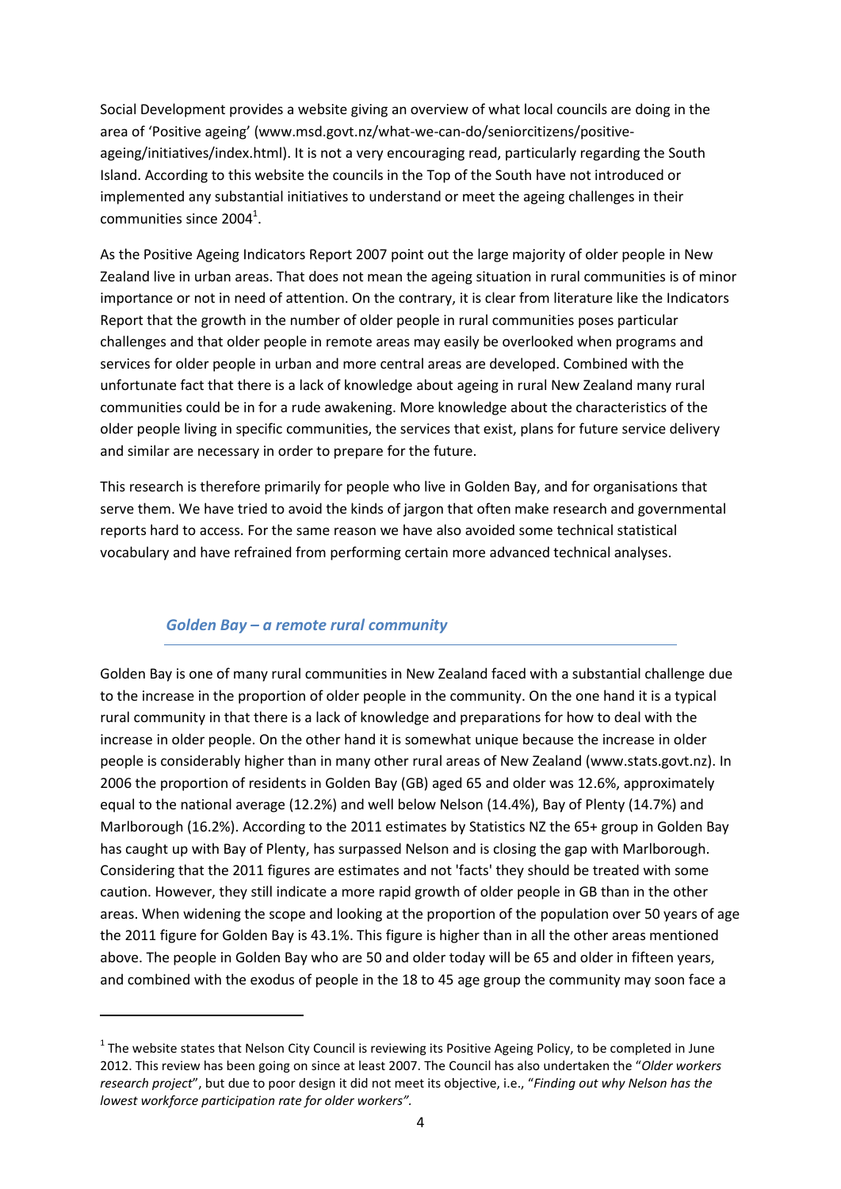Social Development provides a website giving an overview of what local councils are doing in the area of 'Positive ageing' (www.msd.govt.nz/what-we-can-do/seniorcitizens/positive-ageing/initiatives/index.html). It is not a very encouraging read, particularly regarding the South Island. According to this website the councils in the Top of the South have not introduced or implemented any substantial initiatives to understand or meet the ageing challenges in their communities since 2004[1].

As the Positive Ageing Indicators Report 2007 point out the large majority of older people in New Zealand live in urban areas. That does not mean the ageing situation in rural communities is of minor importance or not in need of attention. On the contrary, it is clear from literature like the Indicators Report that the growth in the number of older people in rural communities poses particular challenges and that older people in remote areas may easily be overlooked when programs and services for older people in urban and more central areas are developed. Combined with the unfortunate fact that there is a lack of knowledge about ageing in rural New Zealand many rural communities could be in for a rude awakening. More knowledge about the characteristics of the older people living in specific communities, the services that exist, plans for future service delivery and similar are necessary in order to prepare for the future.

This research is therefore primarily for people who live in Golden Bay, and for organisations that serve them. We have tried to avoid the kinds of jargon that often make research and governmental reports hard to access. For the same reason we have also avoided some technical statistical vocabulary and have refrained from performing certain more advanced technical analyses.

## *Golden Bay – a remote rural community*

Golden Bay is one of many rural communities in New Zealand faced with a substantial challenge due to the increase in the proportion of older people in the community. On the one hand it is a typical rural community in that there is a lack of knowledge and preparations for how to deal with the increase in older people. On the other hand it is somewhat unique because the increase in older people is considerably higher than in many other rural areas of New Zealand (www.stats.govt.nz). In 2006 the proportion of residents in Golden Bay (GB) aged 65 and older was 12.6%, approximately equal to the national average (12.2%) and well below Nelson (14.4%), Bay of Plenty (14.7%) and Marlborough (16.2%). According to the 2011 estimates by Statistics NZ the 65+ group in Golden Bay has caught up with Bay of Plenty, has surpassed Nelson and is closing the gap with Marlborough. Considering that the 2011 figures are estimates and not 'facts' they should be treated with some caution. However, they still indicate a more rapid growth of older people in GB than in the other areas. When widening the scope and looking at the proportion of the population over 50 years of age the 2011 figure for Golden Bay is 43.1%. This figure is higher than in all the other areas mentioned above. The people in Golden Bay who are 50 and older today will be 65 and older in fifteen years, and combined with the exodus of people in the 18 to 45 age group the community may soon face a

---

[1] The website states that Nelson City Council is reviewing its Positive Ageing Policy, to be completed in June 2012. This review has been going on since at least 2007. The Council has also undertaken the "*Older workers research project*", but due to poor design it did not meet its objective, i.e., "*Finding out why Nelson has the lowest workforce participation rate for older workers".*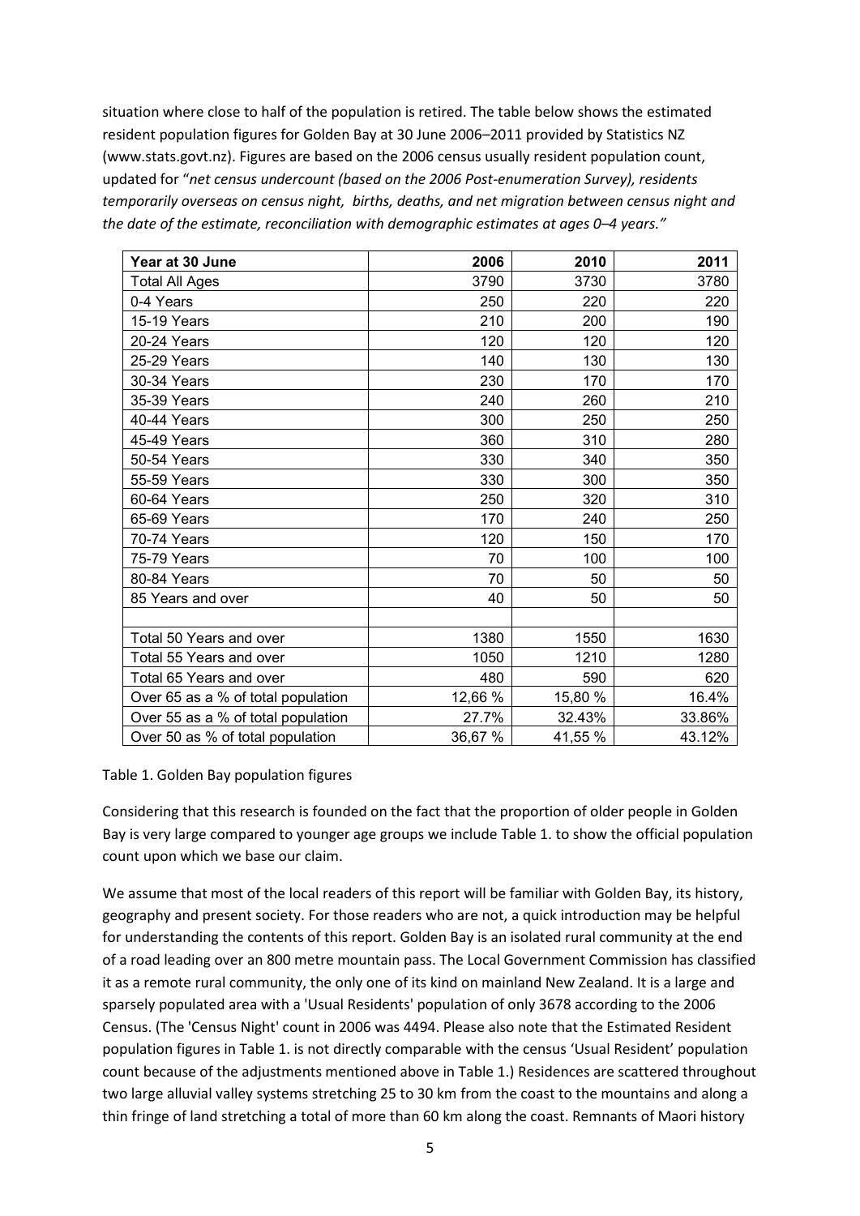situation where close to half of the population is retired. The table below shows the estimated resident population figures for Golden Bay at 30 June 2006–2011 provided by Statistics NZ (www.stats.govt.nz). Figures are based on the 2006 census usually resident population count, updated for "*net census undercount (based on the 2006 Post-enumeration Survey), residents temporarily overseas on census night, births, deaths, and net migration between census night and the date of the estimate, reconciliation with demographic estimates at ages 0–4 years.*"

| Year at 30 June | 2006 | 2010 | 2011 |
|---|---|---|---|
| Total All Ages | 3790 | 3730 | 3780 |
| 0-4 Years | 250 | 220 | 220 |
| 15-19 Years | 210 | 200 | 190 |
| 20-24 Years | 120 | 120 | 120 |
| 25-29 Years | 140 | 130 | 130 |
| 30-34 Years | 230 | 170 | 170 |
| 35-39 Years | 240 | 260 | 210 |
| 40-44 Years | 300 | 250 | 250 |
| 45-49 Years | 360 | 310 | 280 |
| 50-54 Years | 330 | 340 | 350 |
| 55-59 Years | 330 | 300 | 350 |
| 60-64 Years | 250 | 320 | 310 |
| 65-69 Years | 170 | 240 | 250 |
| 70-74 Years | 120 | 150 | 170 |
| 75-79 Years | 70 | 100 | 100 |
| 80-84 Years | 70 | 50 | 50 |
| 85 Years and over | 40 | 50 | 50 |
| | | | |
| Total 50 Years and over | 1380 | 1550 | 1630 |
| Total 55 Years and over | 1050 | 1210 | 1280 |
| Total 65 Years and over | 480 | 590 | 620 |
| Over 65 as a % of total population | 12,66 % | 15,80 % | 16.4% |
| Over 55 as a % of total population | 27.7% | 32.43% | 33.86% |
| Over 50 as % of total population | 36,67 % | 41,55 % | 43.12% |

Table 1. Golden Bay population figures

Considering that this research is founded on the fact that the proportion of older people in Golden Bay is very large compared to younger age groups we include Table 1. to show the official population count upon which we base our claim.

We assume that most of the local readers of this report will be familiar with Golden Bay, its history, geography and present society. For those readers who are not, a quick introduction may be helpful for understanding the contents of this report. Golden Bay is an isolated rural community at the end of a road leading over an 800 metre mountain pass. The Local Government Commission has classified it as a remote rural community, the only one of its kind on mainland New Zealand. It is a large and sparsely populated area with a 'Usual Residents' population of only 3678 according to the 2006 Census. (The 'Census Night' count in 2006 was 4494. Please also note that the Estimated Resident population figures in Table 1. is not directly comparable with the census 'Usual Resident' population count because of the adjustments mentioned above in Table 1.) Residences are scattered throughout two large alluvial valley systems stretching 25 to 30 km from the coast to the mountains and along a thin fringe of land stretching a total of more than 60 km along the coast. Remnants of Maori history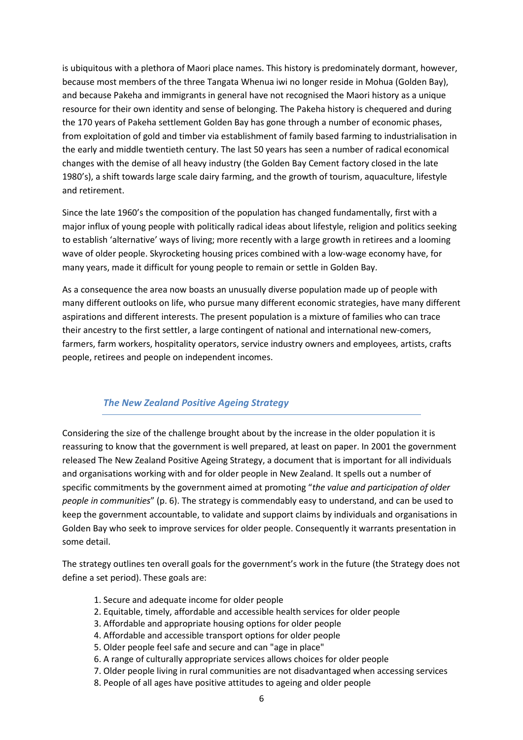is ubiquitous with a plethora of Maori place names. This history is predominately dormant, however, because most members of the three Tangata Whenua iwi no longer reside in Mohua (Golden Bay), and because Pakeha and immigrants in general have not recognised the Maori history as a unique resource for their own identity and sense of belonging. The Pakeha history is chequered and during the 170 years of Pakeha settlement Golden Bay has gone through a number of economic phases, from exploitation of gold and timber via establishment of family based farming to industrialisation in the early and middle twentieth century. The last 50 years has seen a number of radical economical changes with the demise of all heavy industry (the Golden Bay Cement factory closed in the late 1980's), a shift towards large scale dairy farming, and the growth of tourism, aquaculture, lifestyle and retirement.

Since the late 1960's the composition of the population has changed fundamentally, first with a major influx of young people with politically radical ideas about lifestyle, religion and politics seeking to establish 'alternative' ways of living; more recently with a large growth in retirees and a looming wave of older people. Skyrocketing housing prices combined with a low-wage economy have, for many years, made it difficult for young people to remain or settle in Golden Bay.

As a consequence the area now boasts an unusually diverse population made up of people with many different outlooks on life, who pursue many different economic strategies, have many different aspirations and different interests. The present population is a mixture of families who can trace their ancestry to the first settler, a large contingent of national and international new-comers, farmers, farm workers, hospitality operators, service industry owners and employees, artists, crafts people, retirees and people on independent incomes.

## *The New Zealand Positive Ageing Strategy*

Considering the size of the challenge brought about by the increase in the older population it is reassuring to know that the government is well prepared, at least on paper. In 2001 the government released The New Zealand Positive Ageing Strategy, a document that is important for all individuals and organisations working with and for older people in New Zealand. It spells out a number of specific commitments by the government aimed at promoting "*the value and participation of older people in communities*" (p. 6). The strategy is commendably easy to understand, and can be used to keep the government accountable, to validate and support claims by individuals and organisations in Golden Bay who seek to improve services for older people. Consequently it warrants presentation in some detail.

The strategy outlines ten overall goals for the government's work in the future (the Strategy does not define a set period). These goals are:

1. Secure and adequate income for older people
2. Equitable, timely, affordable and accessible health services for older people
3. Affordable and appropriate housing options for older people
4. Affordable and accessible transport options for older people
5. Older people feel safe and secure and can "age in place"
6. A range of culturally appropriate services allows choices for older people
7. Older people living in rural communities are not disadvantaged when accessing services
8. People of all ages have positive attitudes to ageing and older people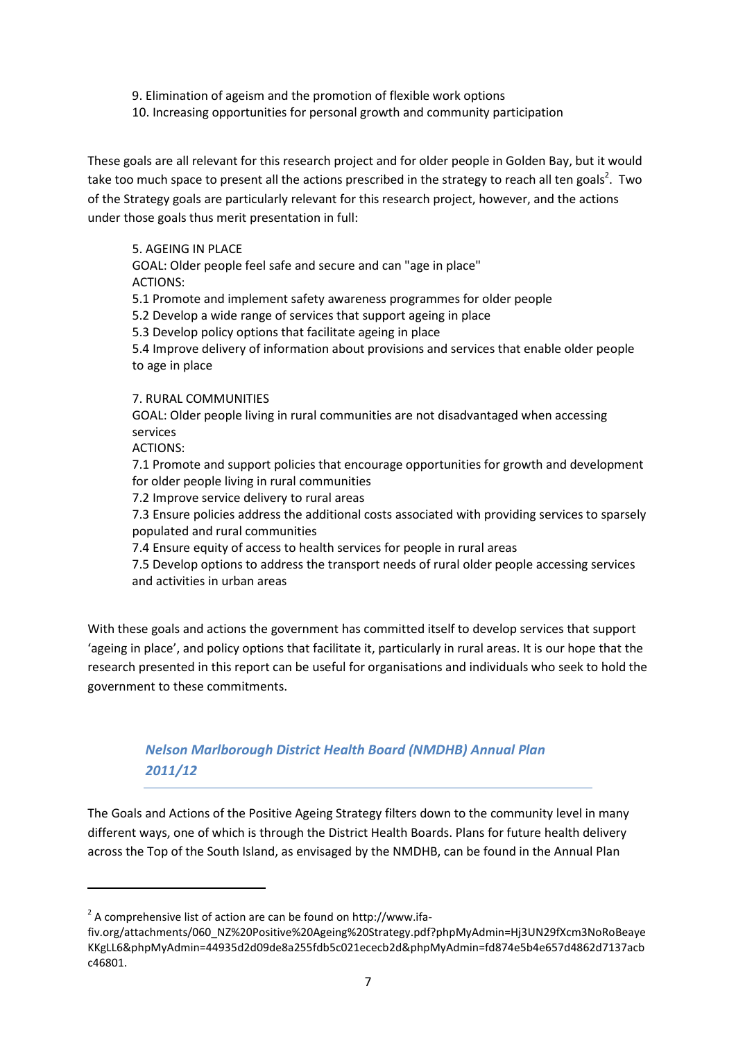9. Elimination of ageism and the promotion of flexible work options
10. Increasing opportunities for personal growth and community participation

These goals are all relevant for this research project and for older people in Golden Bay, but it would take too much space to present all the actions prescribed in the strategy to reach all ten goals[2]. Two of the Strategy goals are particularly relevant for this research project, however, and the actions under those goals thus merit presentation in full:

> 5. AGEING IN PLACE
> GOAL: Older people feel safe and secure and can "age in place"
> ACTIONS:
> 5.1 Promote and implement safety awareness programmes for older people
> 5.2 Develop a wide range of services that support ageing in place
> 5.3 Develop policy options that facilitate ageing in place
> 5.4 Improve delivery of information about provisions and services that enable older people to age in place
>
> 7. RURAL COMMUNITIES
> GOAL: Older people living in rural communities are not disadvantaged when accessing services
> ACTIONS:
> 7.1 Promote and support policies that encourage opportunities for growth and development for older people living in rural communities
> 7.2 Improve service delivery to rural areas
> 7.3 Ensure policies address the additional costs associated with providing services to sparsely populated and rural communities
> 7.4 Ensure equity of access to health services for people in rural areas
> 7.5 Develop options to address the transport needs of rural older people accessing services and activities in urban areas

With these goals and actions the government has committed itself to develop services that support 'ageing in place', and policy options that facilitate it, particularly in rural areas. It is our hope that the research presented in this report can be useful for organisations and individuals who seek to hold the government to these commitments.

### *Nelson Marlborough District Health Board (NMDHB) Annual Plan 2011/12*

The Goals and Actions of the Positive Ageing Strategy filters down to the community level in many different ways, one of which is through the District Health Boards. Plans for future health delivery across the Top of the South Island, as envisaged by the NMDHB, can be found in the Annual Plan

---

[2] A comprehensive list of action are can be found on http://www.ifa-fiv.org/attachments/060_NZ%20Positive%20Ageing%20Strategy.pdf?phpMyAdmin=Hj3UN29fXcm3NoRoBeayeKKgLL6&phpMyAdmin=44935d2d09de8a255fdb5c021ececb2d&phpMyAdmin=fd874e5b4e657d4862d7137acbc46801.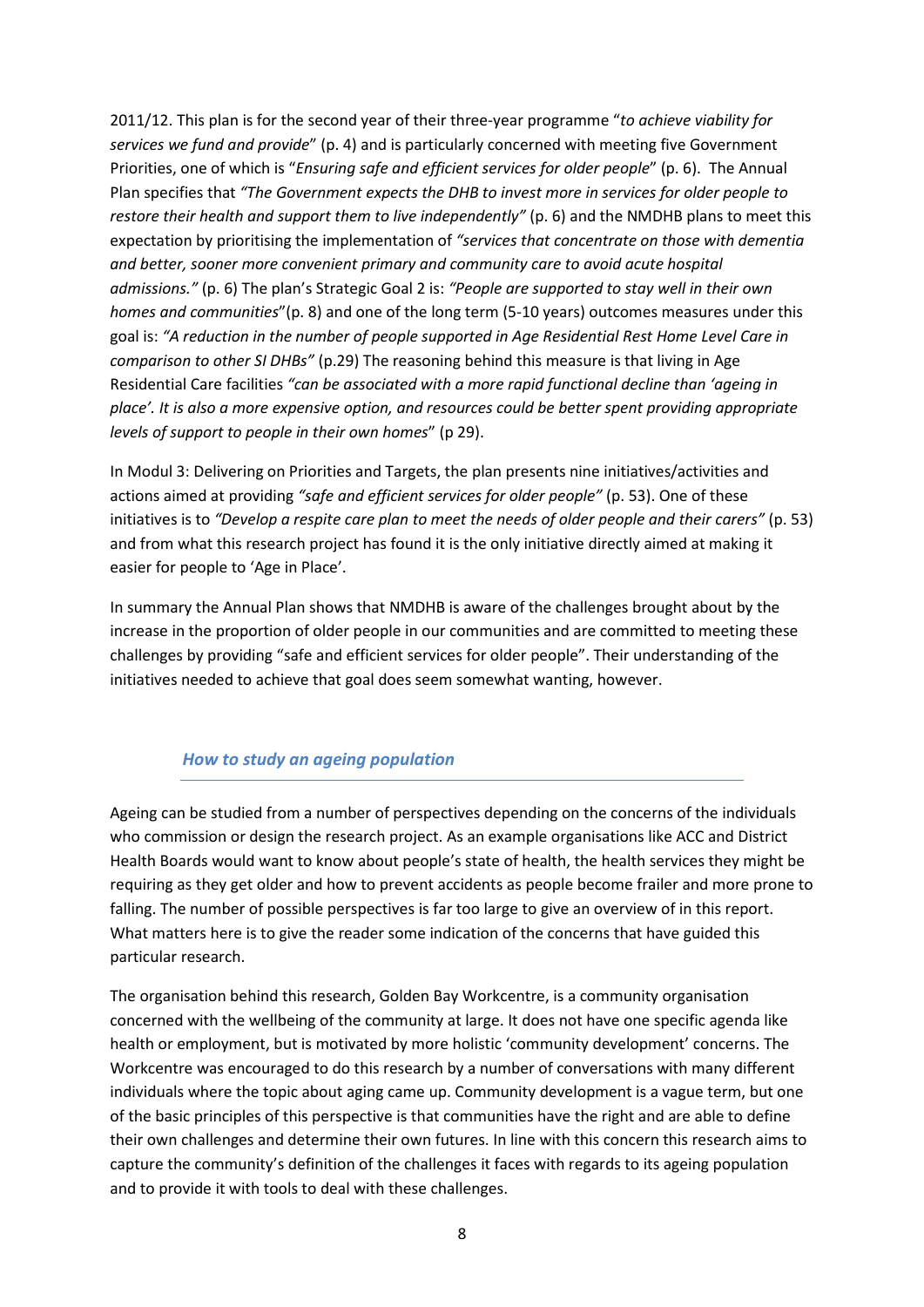2011/12. This plan is for the second year of their three-year programme "*to achieve viability for services we fund and provide*" (p. 4) and is particularly concerned with meeting five Government Priorities, one of which is "*Ensuring safe and efficient services for older people*" (p. 6). The Annual Plan specifies that *"The Government expects the DHB to invest more in services for older people to restore their health and support them to live independently"* (p. 6) and the NMDHB plans to meet this expectation by prioritising the implementation of *"services that concentrate on those with dementia and better, sooner more convenient primary and community care to avoid acute hospital admissions."* (p. 6) The plan's Strategic Goal 2 is: *"People are supported to stay well in their own homes and communities*"(p. 8) and one of the long term (5-10 years) outcomes measures under this goal is: *"A reduction in the number of people supported in Age Residential Rest Home Level Care in comparison to other SI DHBs"* (p.29) The reasoning behind this measure is that living in Age Residential Care facilities *"can be associated with a more rapid functional decline than 'ageing in place'. It is also a more expensive option, and resources could be better spent providing appropriate levels of support to people in their own homes*" (p 29).

In Modul 3: Delivering on Priorities and Targets, the plan presents nine initiatives/activities and actions aimed at providing *"safe and efficient services for older people"* (p. 53). One of these initiatives is to *"Develop a respite care plan to meet the needs of older people and their carers"* (p. 53) and from what this research project has found it is the only initiative directly aimed at making it easier for people to 'Age in Place'.

In summary the Annual Plan shows that NMDHB is aware of the challenges brought about by the increase in the proportion of older people in our communities and are committed to meeting these challenges by providing "safe and efficient services for older people". Their understanding of the initiatives needed to achieve that goal does seem somewhat wanting, however.

### *How to study an ageing population*

Ageing can be studied from a number of perspectives depending on the concerns of the individuals who commission or design the research project. As an example organisations like ACC and District Health Boards would want to know about people's state of health, the health services they might be requiring as they get older and how to prevent accidents as people become frailer and more prone to falling. The number of possible perspectives is far too large to give an overview of in this report. What matters here is to give the reader some indication of the concerns that have guided this particular research.

The organisation behind this research, Golden Bay Workcentre, is a community organisation concerned with the wellbeing of the community at large. It does not have one specific agenda like health or employment, but is motivated by more holistic 'community development' concerns. The Workcentre was encouraged to do this research by a number of conversations with many different individuals where the topic about aging came up. Community development is a vague term, but one of the basic principles of this perspective is that communities have the right and are able to define their own challenges and determine their own futures. In line with this concern this research aims to capture the community's definition of the challenges it faces with regards to its ageing population and to provide it with tools to deal with these challenges.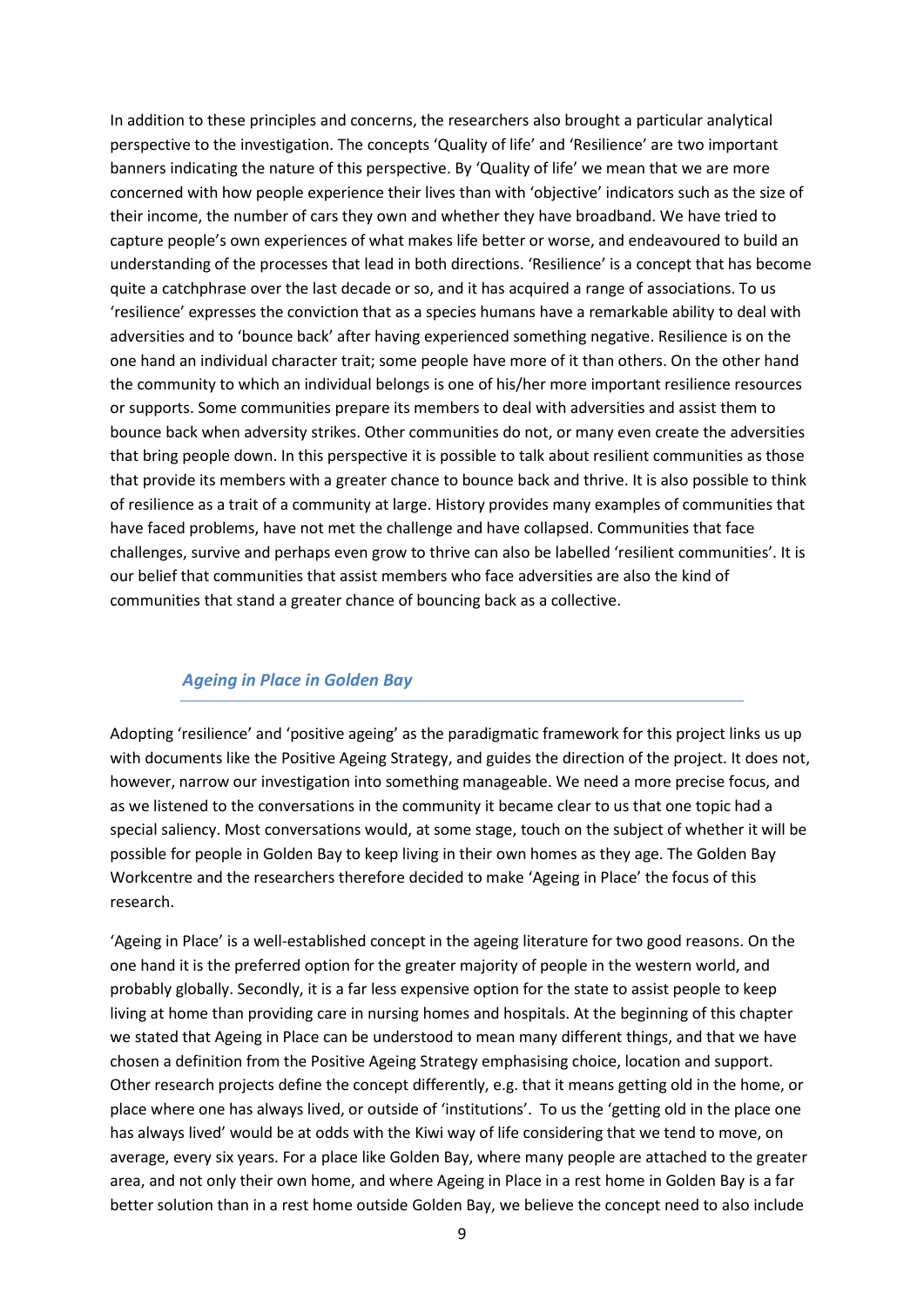In addition to these principles and concerns, the researchers also brought a particular analytical perspective to the investigation. The concepts 'Quality of life' and 'Resilience' are two important banners indicating the nature of this perspective. By 'Quality of life' we mean that we are more concerned with how people experience their lives than with 'objective' indicators such as the size of their income, the number of cars they own and whether they have broadband. We have tried to capture people's own experiences of what makes life better or worse, and endeavoured to build an understanding of the processes that lead in both directions. 'Resilience' is a concept that has become quite a catchphrase over the last decade or so, and it has acquired a range of associations. To us 'resilience' expresses the conviction that as a species humans have a remarkable ability to deal with adversities and to 'bounce back' after having experienced something negative. Resilience is on the one hand an individual character trait; some people have more of it than others. On the other hand the community to which an individual belongs is one of his/her more important resilience resources or supports. Some communities prepare its members to deal with adversities and assist them to bounce back when adversity strikes. Other communities do not, or many even create the adversities that bring people down. In this perspective it is possible to talk about resilient communities as those that provide its members with a greater chance to bounce back and thrive. It is also possible to think of resilience as a trait of a community at large. History provides many examples of communities that have faced problems, have not met the challenge and have collapsed. Communities that face challenges, survive and perhaps even grow to thrive can also be labelled 'resilient communities'. It is our belief that communities that assist members who face adversities are also the kind of communities that stand a greater chance of bouncing back as a collective.

## *Ageing in Place in Golden Bay*

Adopting 'resilience' and 'positive ageing' as the paradigmatic framework for this project links us up with documents like the Positive Ageing Strategy, and guides the direction of the project. It does not, however, narrow our investigation into something manageable. We need a more precise focus, and as we listened to the conversations in the community it became clear to us that one topic had a special saliency. Most conversations would, at some stage, touch on the subject of whether it will be possible for people in Golden Bay to keep living in their own homes as they age. The Golden Bay Workcentre and the researchers therefore decided to make 'Ageing in Place' the focus of this research.

'Ageing in Place' is a well-established concept in the ageing literature for two good reasons. On the one hand it is the preferred option for the greater majority of people in the western world, and probably globally. Secondly, it is a far less expensive option for the state to assist people to keep living at home than providing care in nursing homes and hospitals. At the beginning of this chapter we stated that Ageing in Place can be understood to mean many different things, and that we have chosen a definition from the Positive Ageing Strategy emphasising choice, location and support. Other research projects define the concept differently, e.g. that it means getting old in the home, or place where one has always lived, or outside of 'institutions'. To us the 'getting old in the place one has always lived' would be at odds with the Kiwi way of life considering that we tend to move, on average, every six years. For a place like Golden Bay, where many people are attached to the greater area, and not only their own home, and where Ageing in Place in a rest home in Golden Bay is a far better solution than in a rest home outside Golden Bay, we believe the concept need to also include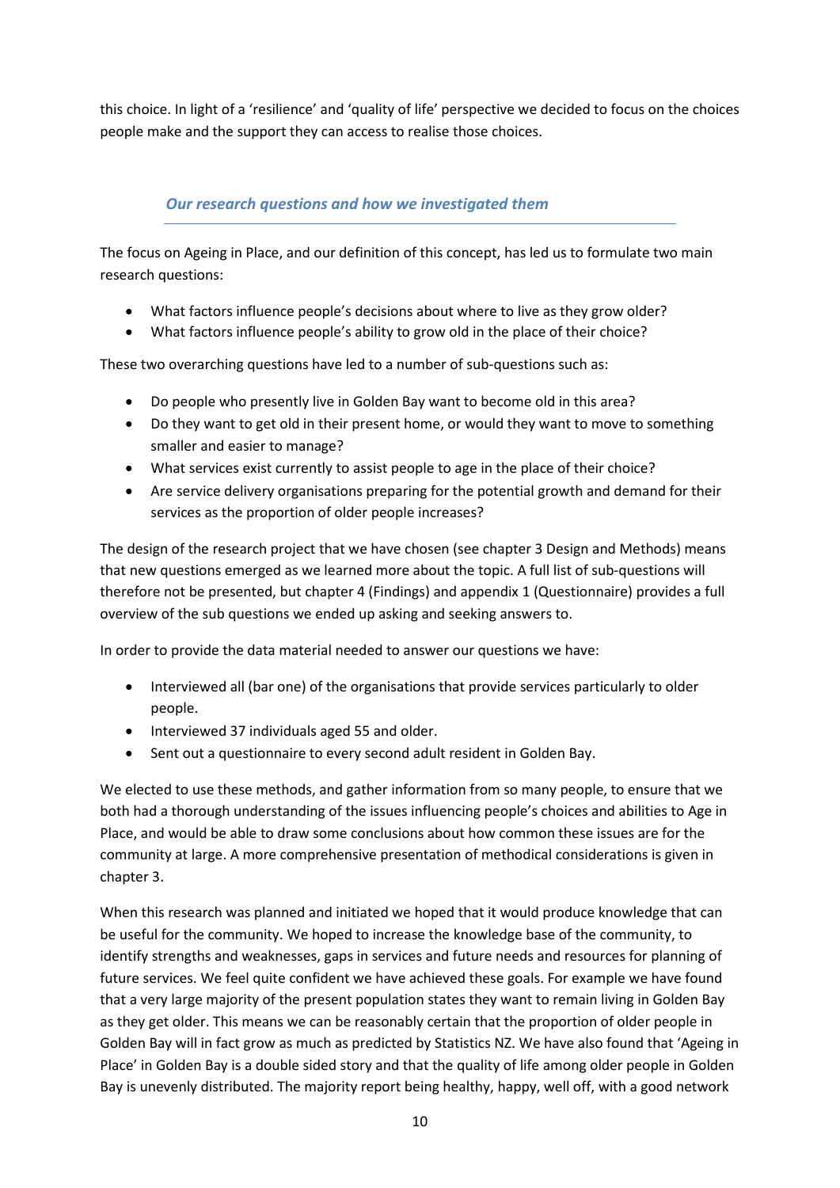this choice. In light of a 'resilience' and 'quality of life' perspective we decided to focus on the choices people make and the support they can access to realise those choices.

### *Our research questions and how we investigated them*

The focus on Ageing in Place, and our definition of this concept, has led us to formulate two main research questions:

- What factors influence people's decisions about where to live as they grow older?
- What factors influence people's ability to grow old in the place of their choice?

These two overarching questions have led to a number of sub-questions such as:

- Do people who presently live in Golden Bay want to become old in this area?
- Do they want to get old in their present home, or would they want to move to something smaller and easier to manage?
- What services exist currently to assist people to age in the place of their choice?
- Are service delivery organisations preparing for the potential growth and demand for their services as the proportion of older people increases?

The design of the research project that we have chosen (see chapter 3 Design and Methods) means that new questions emerged as we learned more about the topic. A full list of sub-questions will therefore not be presented, but chapter 4 (Findings) and appendix 1 (Questionnaire) provides a full overview of the sub questions we ended up asking and seeking answers to.

In order to provide the data material needed to answer our questions we have:

- Interviewed all (bar one) of the organisations that provide services particularly to older people.
- Interviewed 37 individuals aged 55 and older.
- Sent out a questionnaire to every second adult resident in Golden Bay.

We elected to use these methods, and gather information from so many people, to ensure that we both had a thorough understanding of the issues influencing people's choices and abilities to Age in Place, and would be able to draw some conclusions about how common these issues are for the community at large. A more comprehensive presentation of methodical considerations is given in chapter 3.

When this research was planned and initiated we hoped that it would produce knowledge that can be useful for the community. We hoped to increase the knowledge base of the community, to identify strengths and weaknesses, gaps in services and future needs and resources for planning of future services. We feel quite confident we have achieved these goals. For example we have found that a very large majority of the present population states they want to remain living in Golden Bay as they get older. This means we can be reasonably certain that the proportion of older people in Golden Bay will in fact grow as much as predicted by Statistics NZ. We have also found that 'Ageing in Place' in Golden Bay is a double sided story and that the quality of life among older people in Golden Bay is unevenly distributed. The majority report being healthy, happy, well off, with a good network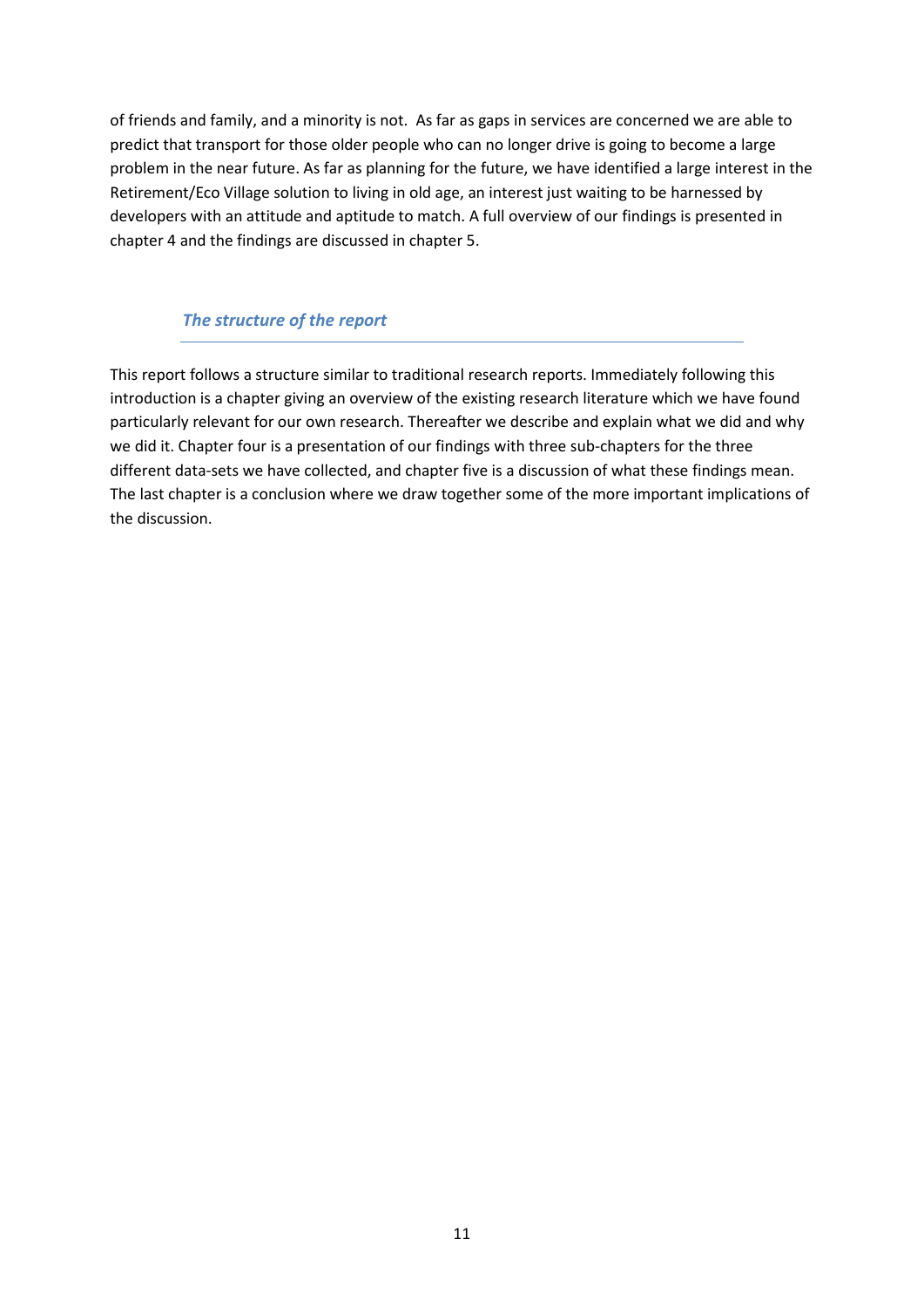of friends and family, and a minority is not.  As far as gaps in services are concerned we are able to predict that transport for those older people who can no longer drive is going to become a large problem in the near future. As far as planning for the future, we have identified a large interest in the Retirement/Eco Village solution to living in old age, an interest just waiting to be harnessed by developers with an attitude and aptitude to match. A full overview of our findings is presented in chapter 4 and the findings are discussed in chapter 5.

### *The structure of the report*

This report follows a structure similar to traditional research reports. Immediately following this introduction is a chapter giving an overview of the existing research literature which we have found particularly relevant for our own research. Thereafter we describe and explain what we did and why we did it. Chapter four is a presentation of our findings with three sub-chapters for the three different data-sets we have collected, and chapter five is a discussion of what these findings mean. The last chapter is a conclusion where we draw together some of the more important implications of the discussion.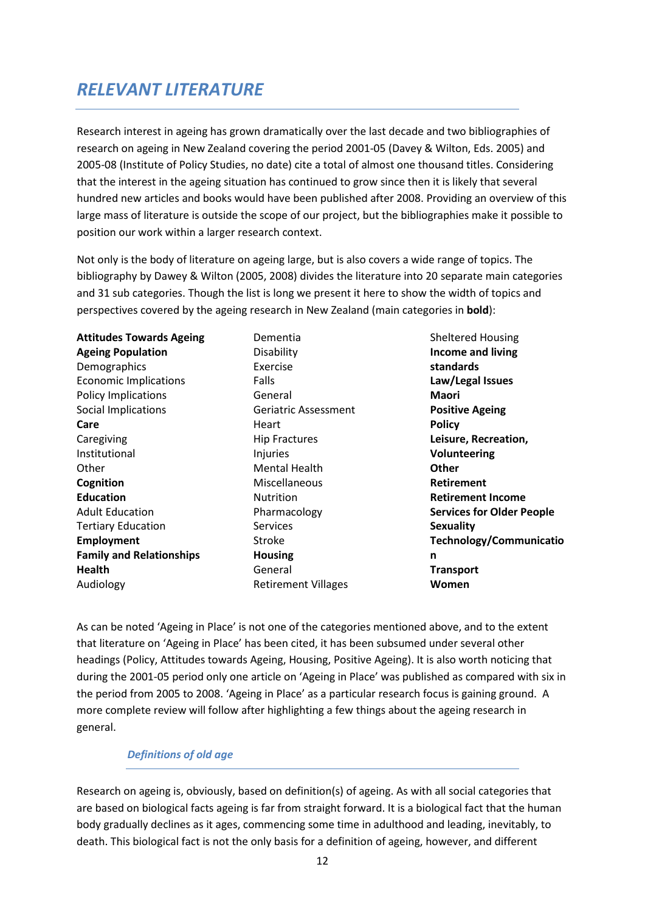# *RELEVANT LITERATURE*

Research interest in ageing has grown dramatically over the last decade and two bibliographies of research on ageing in New Zealand covering the period 2001-05 (Davey & Wilton, Eds. 2005) and 2005-08 (Institute of Policy Studies, no date) cite a total of almost one thousand titles. Considering that the interest in the ageing situation has continued to grow since then it is likely that several hundred new articles and books would have been published after 2008. Providing an overview of this large mass of literature is outside the scope of our project, but the bibliographies make it possible to position our work within a larger research context.

Not only is the body of literature on ageing large, but is also covers a wide range of topics. The bibliography by Dawey & Wilton (2005, 2008) divides the literature into 20 separate main categories and 31 sub categories. Though the list is long we present it here to show the width of topics and perspectives covered by the ageing research in New Zealand (main categories in **bold**):

**Attitudes Towards Ageing**
**Ageing Population**
Demographics
Economic Implications
Policy Implications
Social Implications
**Care**
Caregiving
Institutional
Other
**Cognition**
**Education**
Adult Education
Tertiary Education
**Employment**
**Family and Relationships**
**Health**
Audiology
Dementia
Disability
Exercise
Falls
General
Geriatric Assessment
Heart
Hip Fractures
Injuries
Mental Health
Miscellaneous
Nutrition
Pharmacology
Services
Stroke
**Housing**
General
Retirement Villages
Sheltered Housing
**Income and living standards**
**Law/Legal Issues**
**Maori**
**Positive Ageing**
**Policy**
**Leisure, Recreation, Volunteering**
**Other**
**Retirement**
**Retirement Income**
**Services for Older People**
**Sexuality**
**Technology/Communication**
**Transport**
**Women**

As can be noted 'Ageing in Place' is not one of the categories mentioned above, and to the extent that literature on 'Ageing in Place' has been cited, it has been subsumed under several other headings (Policy, Attitudes towards Ageing, Housing, Positive Ageing). It is also worth noticing that during the 2001-05 period only one article on 'Ageing in Place' was published as compared with six in the period from 2005 to 2008. 'Ageing in Place' as a particular research focus is gaining ground. A more complete review will follow after highlighting a few things about the ageing research in general.

## *Definitions of old age*

Research on ageing is, obviously, based on definition(s) of ageing. As with all social categories that are based on biological facts ageing is far from straight forward. It is a biological fact that the human body gradually declines as it ages, commencing some time in adulthood and leading, inevitably, to death. This biological fact is not the only basis for a definition of ageing, however, and different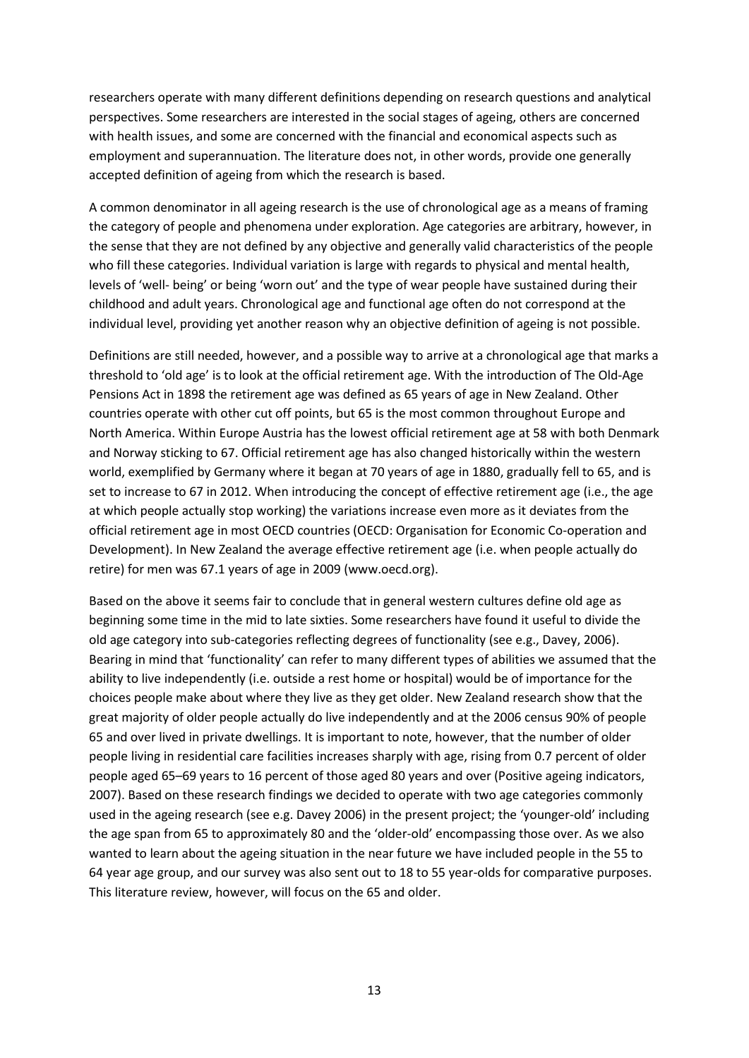researchers operate with many different definitions depending on research questions and analytical perspectives. Some researchers are interested in the social stages of ageing, others are concerned with health issues, and some are concerned with the financial and economical aspects such as employment and superannuation. The literature does not, in other words, provide one generally accepted definition of ageing from which the research is based.

A common denominator in all ageing research is the use of chronological age as a means of framing the category of people and phenomena under exploration. Age categories are arbitrary, however, in the sense that they are not defined by any objective and generally valid characteristics of the people who fill these categories. Individual variation is large with regards to physical and mental health, levels of 'well- being' or being 'worn out' and the type of wear people have sustained during their childhood and adult years. Chronological age and functional age often do not correspond at the individual level, providing yet another reason why an objective definition of ageing is not possible.

Definitions are still needed, however, and a possible way to arrive at a chronological age that marks a threshold to 'old age' is to look at the official retirement age. With the introduction of The Old-Age Pensions Act in 1898 the retirement age was defined as 65 years of age in New Zealand. Other countries operate with other cut off points, but 65 is the most common throughout Europe and North America. Within Europe Austria has the lowest official retirement age at 58 with both Denmark and Norway sticking to 67. Official retirement age has also changed historically within the western world, exemplified by Germany where it began at 70 years of age in 1880, gradually fell to 65, and is set to increase to 67 in 2012. When introducing the concept of effective retirement age (i.e., the age at which people actually stop working) the variations increase even more as it deviates from the official retirement age in most OECD countries (OECD: Organisation for Economic Co-operation and Development). In New Zealand the average effective retirement age (i.e. when people actually do retire) for men was 67.1 years of age in 2009 (www.oecd.org).

Based on the above it seems fair to conclude that in general western cultures define old age as beginning some time in the mid to late sixties. Some researchers have found it useful to divide the old age category into sub-categories reflecting degrees of functionality (see e.g., Davey, 2006). Bearing in mind that 'functionality' can refer to many different types of abilities we assumed that the ability to live independently (i.e. outside a rest home or hospital) would be of importance for the choices people make about where they live as they get older. New Zealand research show that the great majority of older people actually do live independently and at the 2006 census 90% of people 65 and over lived in private dwellings. It is important to note, however, that the number of older people living in residential care facilities increases sharply with age, rising from 0.7 percent of older people aged 65–69 years to 16 percent of those aged 80 years and over (Positive ageing indicators, 2007). Based on these research findings we decided to operate with two age categories commonly used in the ageing research (see e.g. Davey 2006) in the present project; the 'younger-old' including the age span from 65 to approximately 80 and the 'older-old' encompassing those over. As we also wanted to learn about the ageing situation in the near future we have included people in the 55 to 64 year age group, and our survey was also sent out to 18 to 55 year-olds for comparative purposes. This literature review, however, will focus on the 65 and older.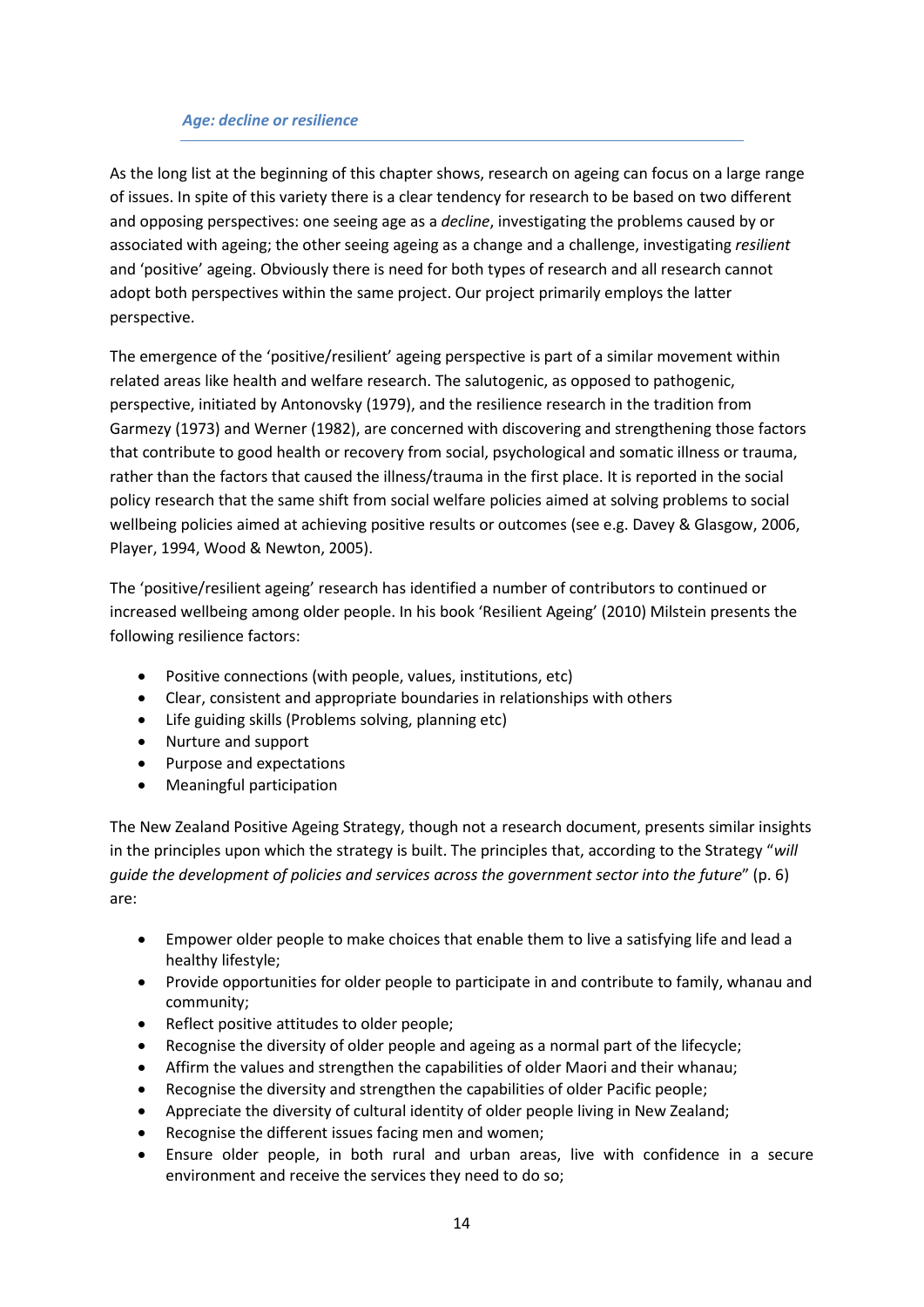### *Age: decline or resilience*

As the long list at the beginning of this chapter shows, research on ageing can focus on a large range of issues. In spite of this variety there is a clear tendency for research to be based on two different and opposing perspectives: one seeing age as a *decline*, investigating the problems caused by or associated with ageing; the other seeing ageing as a change and a challenge, investigating *resilient* and 'positive' ageing. Obviously there is need for both types of research and all research cannot adopt both perspectives within the same project. Our project primarily employs the latter perspective.

The emergence of the 'positive/resilient' ageing perspective is part of a similar movement within related areas like health and welfare research. The salutogenic, as opposed to pathogenic, perspective, initiated by Antonovsky (1979), and the resilience research in the tradition from Garmezy (1973) and Werner (1982), are concerned with discovering and strengthening those factors that contribute to good health or recovery from social, psychological and somatic illness or trauma, rather than the factors that caused the illness/trauma in the first place. It is reported in the social policy research that the same shift from social welfare policies aimed at solving problems to social wellbeing policies aimed at achieving positive results or outcomes (see e.g. Davey & Glasgow, 2006, Player, 1994, Wood & Newton, 2005).

The 'positive/resilient ageing' research has identified a number of contributors to continued or increased wellbeing among older people. In his book 'Resilient Ageing' (2010) Milstein presents the following resilience factors:

- Positive connections (with people, values, institutions, etc)
- Clear, consistent and appropriate boundaries in relationships with others
- Life guiding skills (Problems solving, planning etc)
- Nurture and support
- Purpose and expectations
- Meaningful participation

The New Zealand Positive Ageing Strategy, though not a research document, presents similar insights in the principles upon which the strategy is built. The principles that, according to the Strategy "*will guide the development of policies and services across the government sector into the future*" (p. 6) are:

- Empower older people to make choices that enable them to live a satisfying life and lead a healthy lifestyle;
- Provide opportunities for older people to participate in and contribute to family, whanau and community;
- Reflect positive attitudes to older people;
- Recognise the diversity of older people and ageing as a normal part of the lifecycle;
- Affirm the values and strengthen the capabilities of older Maori and their whanau;
- Recognise the diversity and strengthen the capabilities of older Pacific people;
- Appreciate the diversity of cultural identity of older people living in New Zealand;
- Recognise the different issues facing men and women;
- Ensure older people, in both rural and urban areas, live with confidence in a secure environment and receive the services they need to do so;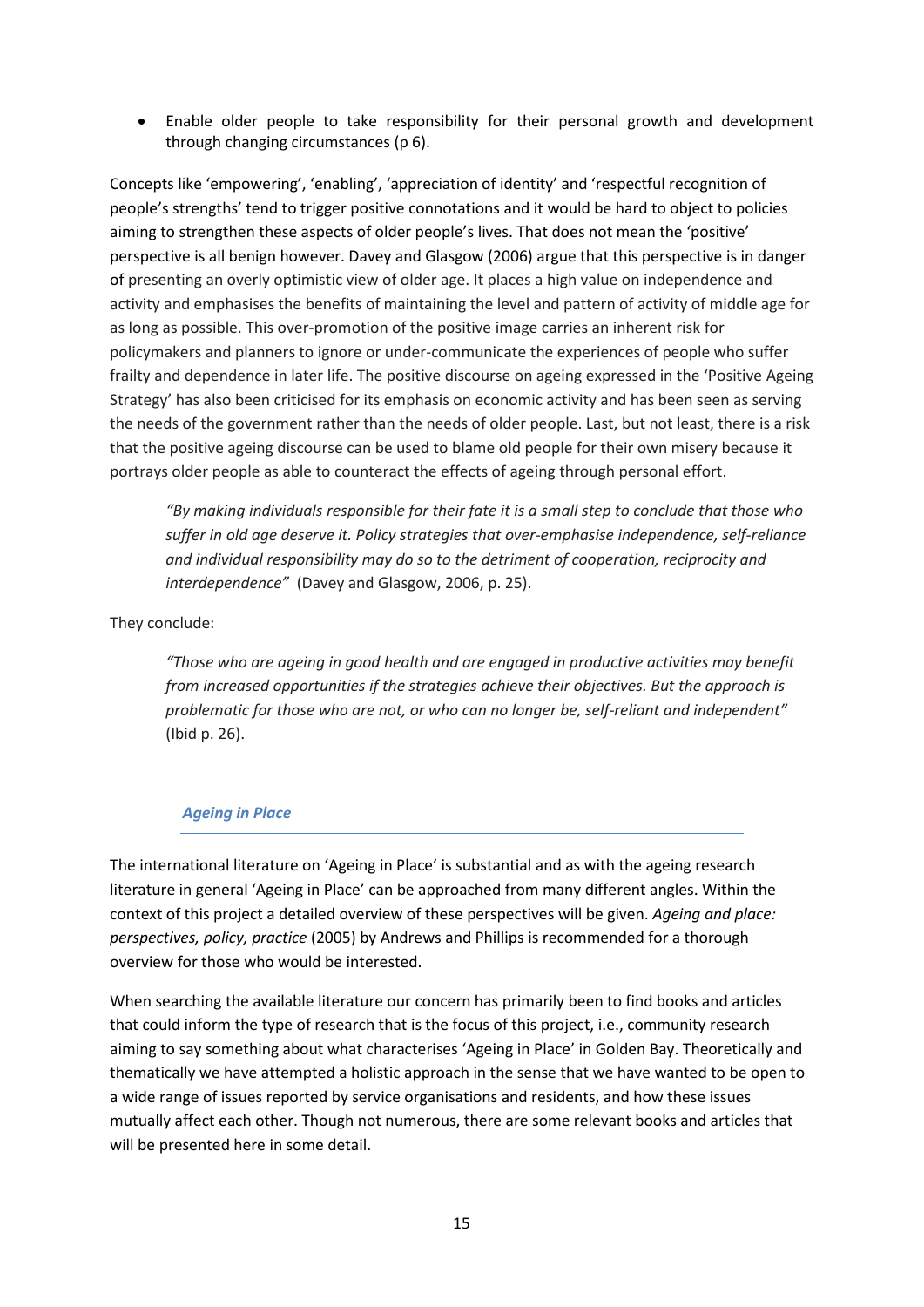- Enable older people to take responsibility for their personal growth and development through changing circumstances (p 6).

Concepts like 'empowering', 'enabling', 'appreciation of identity' and 'respectful recognition of people's strengths' tend to trigger positive connotations and it would be hard to object to policies aiming to strengthen these aspects of older people's lives. That does not mean the 'positive' perspective is all benign however. Davey and Glasgow (2006) argue that this perspective is in danger of presenting an overly optimistic view of older age. It places a high value on independence and activity and emphasises the benefits of maintaining the level and pattern of activity of middle age for as long as possible. This over-promotion of the positive image carries an inherent risk for policymakers and planners to ignore or under-communicate the experiences of people who suffer frailty and dependence in later life. The positive discourse on ageing expressed in the 'Positive Ageing Strategy' has also been criticised for its emphasis on economic activity and has been seen as serving the needs of the government rather than the needs of older people. Last, but not least, there is a risk that the positive ageing discourse can be used to blame old people for their own misery because it portrays older people as able to counteract the effects of ageing through personal effort.

> *"By making individuals responsible for their fate it is a small step to conclude that those who suffer in old age deserve it. Policy strategies that over-emphasise independence, self-reliance and individual responsibility may do so to the detriment of cooperation, reciprocity and interdependence"* (Davey and Glasgow, 2006, p. 25).

They conclude:

> *"Those who are ageing in good health and are engaged in productive activities may benefit from increased opportunities if the strategies achieve their objectives. But the approach is problematic for those who are not, or who can no longer be, self-reliant and independent"* (Ibid p. 26).

### *Ageing in Place*

The international literature on 'Ageing in Place' is substantial and as with the ageing research literature in general 'Ageing in Place' can be approached from many different angles. Within the context of this project a detailed overview of these perspectives will be given. *Ageing and place: perspectives, policy, practice* (2005) by Andrews and Phillips is recommended for a thorough overview for those who would be interested.

When searching the available literature our concern has primarily been to find books and articles that could inform the type of research that is the focus of this project, i.e., community research aiming to say something about what characterises 'Ageing in Place' in Golden Bay. Theoretically and thematically we have attempted a holistic approach in the sense that we have wanted to be open to a wide range of issues reported by service organisations and residents, and how these issues mutually affect each other. Though not numerous, there are some relevant books and articles that will be presented here in some detail.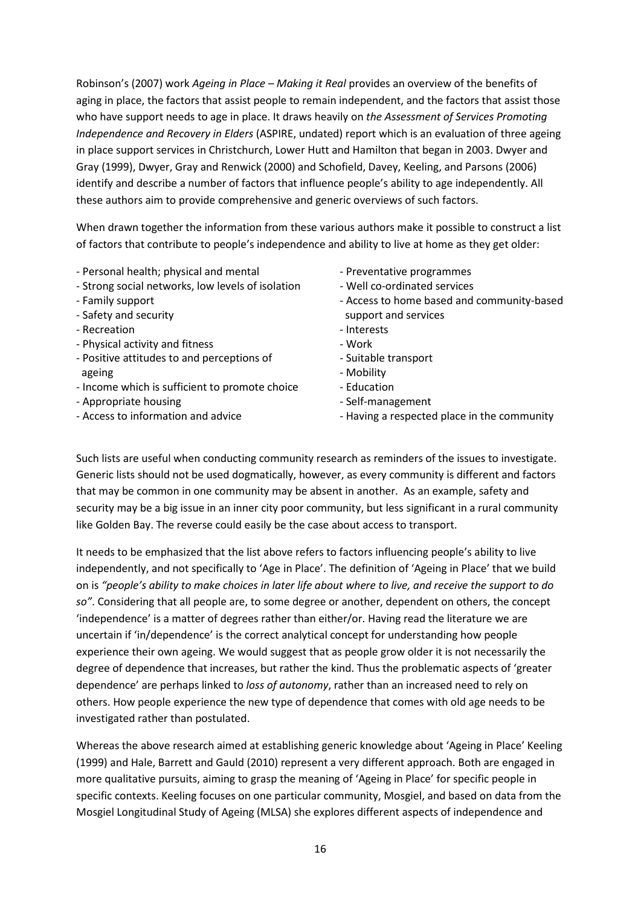Robinson's (2007) work *Ageing in Place – Making it Real* provides an overview of the benefits of aging in place, the factors that assist people to remain independent, and the factors that assist those who have support needs to age in place. It draws heavily on *the Assessment of Services Promoting Independence and Recovery in Elders* (ASPIRE, undated) report which is an evaluation of three ageing in place support services in Christchurch, Lower Hutt and Hamilton that began in 2003. Dwyer and Gray (1999), Dwyer, Gray and Renwick (2000) and Schofield, Davey, Keeling, and Parsons (2006) identify and describe a number of factors that influence people's ability to age independently. All these authors aim to provide comprehensive and generic overviews of such factors.

When drawn together the information from these various authors make it possible to construct a list of factors that contribute to people's independence and ability to live at home as they get older:

- Personal health; physical and mental
- Strong social networks, low levels of isolation
- Family support
- Safety and security
- Recreation
- Physical activity and fitness
- Positive attitudes to and perceptions of ageing
- Income which is sufficient to promote choice
- Appropriate housing
- Access to information and advice
- Preventative programmes
- Well co-ordinated services
- Access to home based and community-based support and services
- Interests
- Work
- Suitable transport
- Mobility
- Education
- Self-management
- Having a respected place in the community

Such lists are useful when conducting community research as reminders of the issues to investigate. Generic lists should not be used dogmatically, however, as every community is different and factors that may be common in one community may be absent in another. As an example, safety and security may be a big issue in an inner city poor community, but less significant in a rural community like Golden Bay. The reverse could easily be the case about access to transport.

It needs to be emphasized that the list above refers to factors influencing people's ability to live independently, and not specifically to 'Age in Place'. The definition of 'Ageing in Place' that we build on is *"people's ability to make choices in later life about where to live, and receive the support to do so"*. Considering that all people are, to some degree or another, dependent on others, the concept 'independence' is a matter of degrees rather than either/or. Having read the literature we are uncertain if 'in/dependence' is the correct analytical concept for understanding how people experience their own ageing. We would suggest that as people grow older it is not necessarily the degree of dependence that increases, but rather the kind. Thus the problematic aspects of 'greater dependence' are perhaps linked to *loss of autonomy*, rather than an increased need to rely on others. How people experience the new type of dependence that comes with old age needs to be investigated rather than postulated.

Whereas the above research aimed at establishing generic knowledge about 'Ageing in Place' Keeling (1999) and Hale, Barrett and Gauld (2010) represent a very different approach. Both are engaged in more qualitative pursuits, aiming to grasp the meaning of 'Ageing in Place' for specific people in specific contexts. Keeling focuses on one particular community, Mosgiel, and based on data from the Mosgiel Longitudinal Study of Ageing (MLSA) she explores different aspects of independence and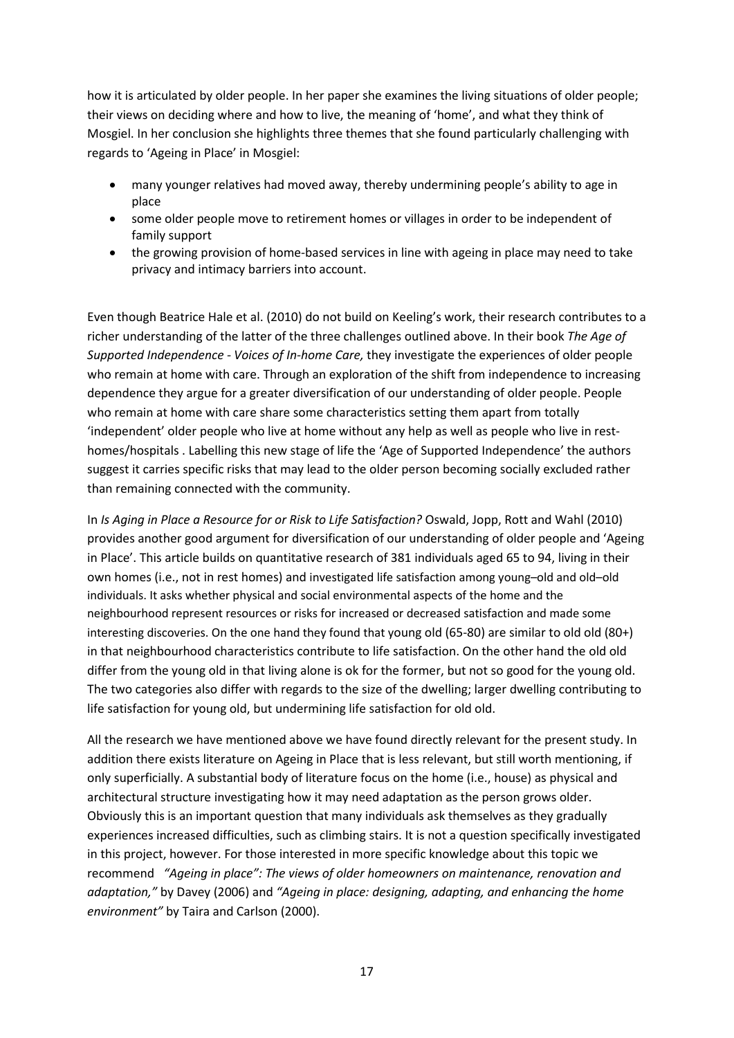how it is articulated by older people. In her paper she examines the living situations of older people; their views on deciding where and how to live, the meaning of 'home', and what they think of Mosgiel. In her conclusion she highlights three themes that she found particularly challenging with regards to 'Ageing in Place' in Mosgiel:

- many younger relatives had moved away, thereby undermining people's ability to age in place
- some older people move to retirement homes or villages in order to be independent of family support
- the growing provision of home-based services in line with ageing in place may need to take privacy and intimacy barriers into account.

Even though Beatrice Hale et al. (2010) do not build on Keeling's work, their research contributes to a richer understanding of the latter of the three challenges outlined above. In their book *The Age of Supported Independence - Voices of In-home Care,* they investigate the experiences of older people who remain at home with care. Through an exploration of the shift from independence to increasing dependence they argue for a greater diversification of our understanding of older people. People who remain at home with care share some characteristics setting them apart from totally 'independent' older people who live at home without any help as well as people who live in rest-homes/hospitals . Labelling this new stage of life the 'Age of Supported Independence' the authors suggest it carries specific risks that may lead to the older person becoming socially excluded rather than remaining connected with the community.

In *Is Aging in Place a Resource for or Risk to Life Satisfaction?* Oswald, Jopp, Rott and Wahl (2010) provides another good argument for diversification of our understanding of older people and 'Ageing in Place'. This article builds on quantitative research of 381 individuals aged 65 to 94, living in their own homes (i.e., not in rest homes) and investigated life satisfaction among young–old and old–old individuals. It asks whether physical and social environmental aspects of the home and the neighbourhood represent resources or risks for increased or decreased satisfaction and made some interesting discoveries. On the one hand they found that young old (65-80) are similar to old old (80+) in that neighbourhood characteristics contribute to life satisfaction. On the other hand the old old differ from the young old in that living alone is ok for the former, but not so good for the young old. The two categories also differ with regards to the size of the dwelling; larger dwelling contributing to life satisfaction for young old, but undermining life satisfaction for old old.

All the research we have mentioned above we have found directly relevant for the present study. In addition there exists literature on Ageing in Place that is less relevant, but still worth mentioning, if only superficially. A substantial body of literature focus on the home (i.e., house) as physical and architectural structure investigating how it may need adaptation as the person grows older. Obviously this is an important question that many individuals ask themselves as they gradually experiences increased difficulties, such as climbing stairs. It is not a question specifically investigated in this project, however. For those interested in more specific knowledge about this topic we recommend *"Ageing in place": The views of older homeowners on maintenance, renovation and adaptation,"* by Davey (2006) and *"Ageing in place: designing, adapting, and enhancing the home environment"* by Taira and Carlson (2000).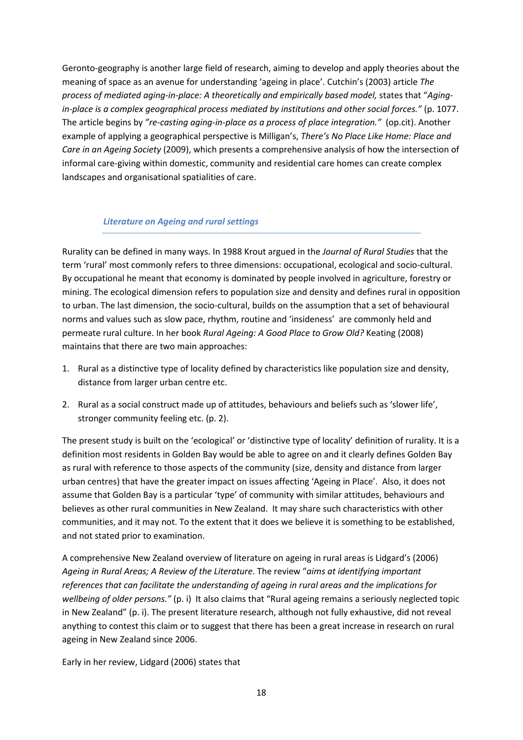Geronto-geography is another large field of research, aiming to develop and apply theories about the meaning of space as an avenue for understanding 'ageing in place'. Cutchin's (2003) article *The process of mediated aging-in-place: A theoretically and empirically based model,* states that "*Aging-in-place is a complex geographical process mediated by institutions and other social forces."* (p. 1077. The article begins by *"re-casting aging-in-place as a process of place integration."* (op.cit). Another example of applying a geographical perspective is Milligan's, *There's No Place Like Home: Place and Care in an Ageing Society* (2009), which presents a comprehensive analysis of how the intersection of informal care-giving within domestic, community and residential care homes can create complex landscapes and organisational spatialities of care.

### *Literature on Ageing and rural settings*

Rurality can be defined in many ways. In 1988 Krout argued in the *Journal of Rural Studies* that the term 'rural' most commonly refers to three dimensions: occupational, ecological and socio-cultural. By occupational he meant that economy is dominated by people involved in agriculture, forestry or mining. The ecological dimension refers to population size and density and defines rural in opposition to urban. The last dimension, the socio-cultural, builds on the assumption that a set of behavioural norms and values such as slow pace, rhythm, routine and 'insideness' are commonly held and permeate rural culture. In her book *Rural Ageing: A Good Place to Grow Old?* Keating (2008) maintains that there are two main approaches:

1. Rural as a distinctive type of locality defined by characteristics like population size and density, distance from larger urban centre etc.
2. Rural as a social construct made up of attitudes, behaviours and beliefs such as 'slower life', stronger community feeling etc. (p. 2).

The present study is built on the 'ecological' or 'distinctive type of locality' definition of rurality. It is a definition most residents in Golden Bay would be able to agree on and it clearly defines Golden Bay as rural with reference to those aspects of the community (size, density and distance from larger urban centres) that have the greater impact on issues affecting 'Ageing in Place'. Also, it does not assume that Golden Bay is a particular 'type' of community with similar attitudes, behaviours and believes as other rural communities in New Zealand. It may share such characteristics with other communities, and it may not. To the extent that it does we believe it is something to be established, and not stated prior to examination.

A comprehensive New Zealand overview of literature on ageing in rural areas is Lidgard's (2006) *Ageing in Rural Areas; A Review of the Literature*. The review "*aims at identifying important references that can facilitate the understanding of ageing in rural areas and the implications for wellbeing of older persons."* (p. i) It also claims that "Rural ageing remains a seriously neglected topic in New Zealand" (p. i). The present literature research, although not fully exhaustive, did not reveal anything to contest this claim or to suggest that there has been a great increase in research on rural ageing in New Zealand since 2006.

Early in her review, Lidgard (2006) states that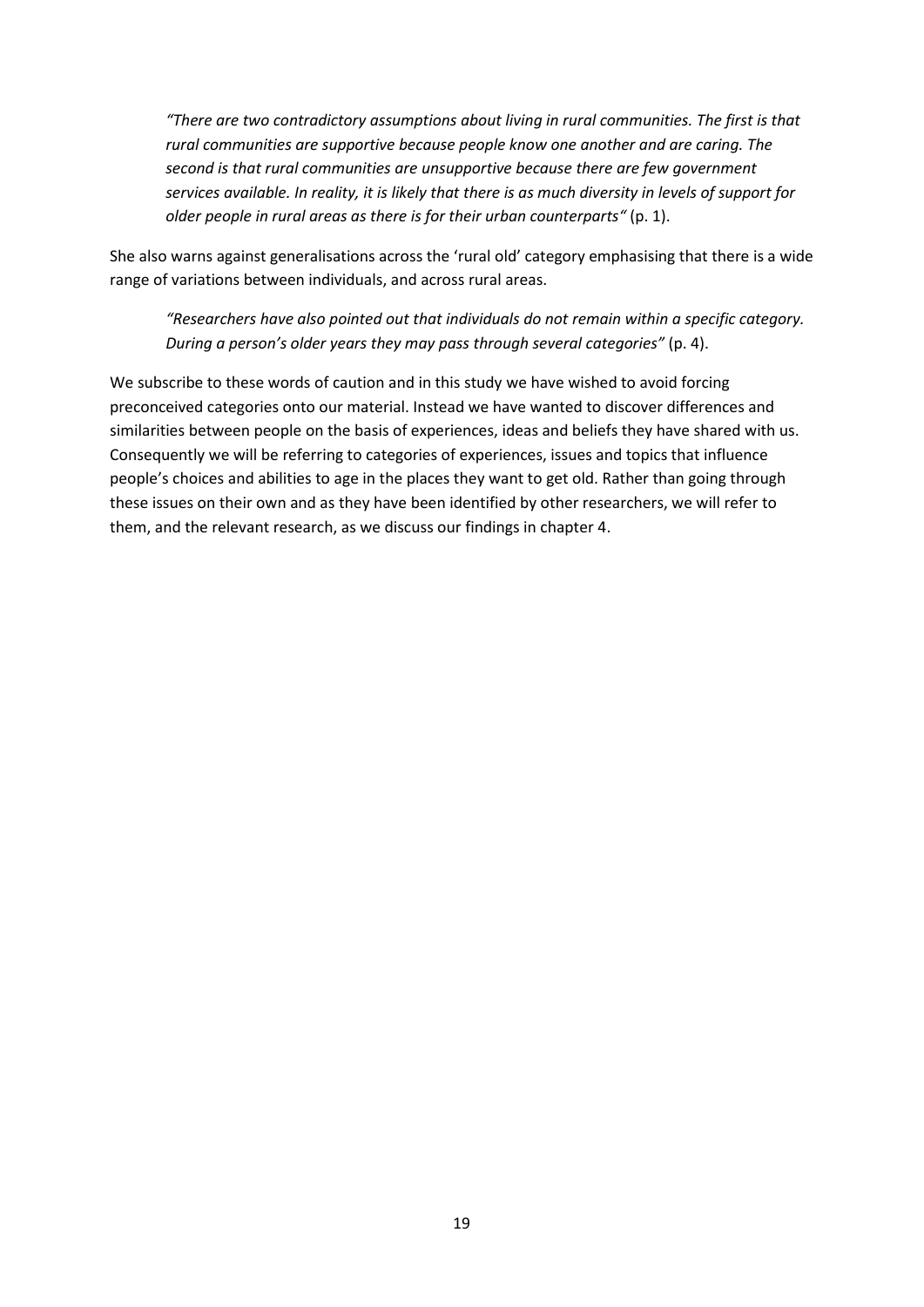> *"There are two contradictory assumptions about living in rural communities. The first is that rural communities are supportive because people know one another and are caring. The second is that rural communities are unsupportive because there are few government services available. In reality, it is likely that there is as much diversity in levels of support for older people in rural areas as there is for their urban counterparts"* (p. 1).

She also warns against generalisations across the 'rural old' category emphasising that there is a wide range of variations between individuals, and across rural areas.

> *"Researchers have also pointed out that individuals do not remain within a specific category. During a person's older years they may pass through several categories"* (p. 4).

We subscribe to these words of caution and in this study we have wished to avoid forcing preconceived categories onto our material. Instead we have wanted to discover differences and similarities between people on the basis of experiences, ideas and beliefs they have shared with us. Consequently we will be referring to categories of experiences, issues and topics that influence people's choices and abilities to age in the places they want to get old. Rather than going through these issues on their own and as they have been identified by other researchers, we will refer to them, and the relevant research, as we discuss our findings in chapter 4.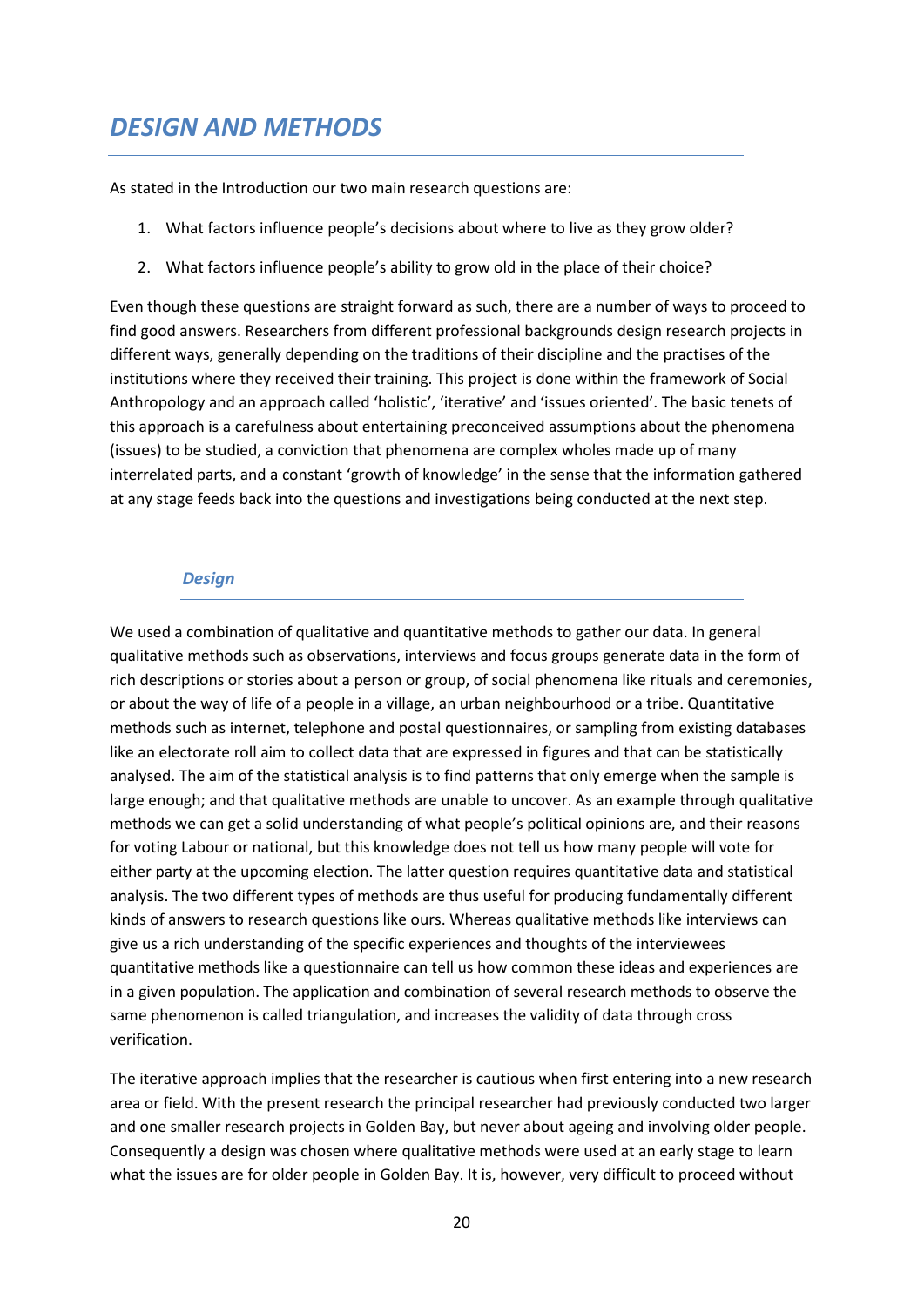# *DESIGN AND METHODS*

As stated in the Introduction our two main research questions are:

1. What factors influence people's decisions about where to live as they grow older?
2. What factors influence people's ability to grow old in the place of their choice?

Even though these questions are straight forward as such, there are a number of ways to proceed to find good answers. Researchers from different professional backgrounds design research projects in different ways, generally depending on the traditions of their discipline and the practises of the institutions where they received their training. This project is done within the framework of Social Anthropology and an approach called 'holistic', 'iterative' and 'issues oriented'. The basic tenets of this approach is a carefulness about entertaining preconceived assumptions about the phenomena (issues) to be studied, a conviction that phenomena are complex wholes made up of many interrelated parts, and a constant 'growth of knowledge' in the sense that the information gathered at any stage feeds back into the questions and investigations being conducted at the next step.

## *Design*

We used a combination of qualitative and quantitative methods to gather our data. In general qualitative methods such as observations, interviews and focus groups generate data in the form of rich descriptions or stories about a person or group, of social phenomena like rituals and ceremonies, or about the way of life of a people in a village, an urban neighbourhood or a tribe. Quantitative methods such as internet, telephone and postal questionnaires, or sampling from existing databases like an electorate roll aim to collect data that are expressed in figures and that can be statistically analysed. The aim of the statistical analysis is to find patterns that only emerge when the sample is large enough; and that qualitative methods are unable to uncover. As an example through qualitative methods we can get a solid understanding of what people's political opinions are, and their reasons for voting Labour or national, but this knowledge does not tell us how many people will vote for either party at the upcoming election. The latter question requires quantitative data and statistical analysis. The two different types of methods are thus useful for producing fundamentally different kinds of answers to research questions like ours. Whereas qualitative methods like interviews can give us a rich understanding of the specific experiences and thoughts of the interviewees quantitative methods like a questionnaire can tell us how common these ideas and experiences are in a given population. The application and combination of several research methods to observe the same phenomenon is called triangulation, and increases the validity of data through cross verification.

The iterative approach implies that the researcher is cautious when first entering into a new research area or field. With the present research the principal researcher had previously conducted two larger and one smaller research projects in Golden Bay, but never about ageing and involving older people. Consequently a design was chosen where qualitative methods were used at an early stage to learn what the issues are for older people in Golden Bay. It is, however, very difficult to proceed without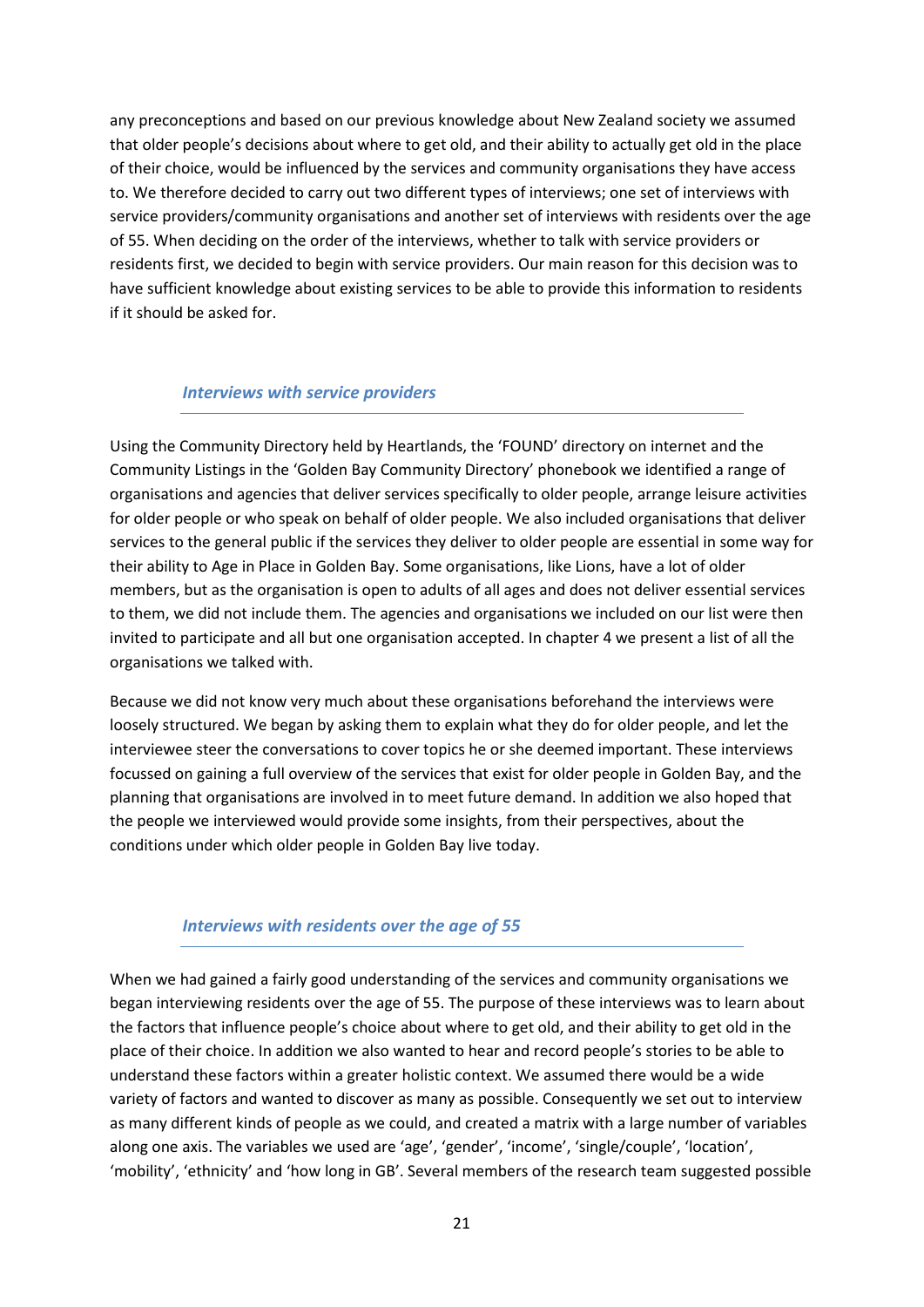any preconceptions and based on our previous knowledge about New Zealand society we assumed that older people's decisions about where to get old, and their ability to actually get old in the place of their choice, would be influenced by the services and community organisations they have access to. We therefore decided to carry out two different types of interviews; one set of interviews with service providers/community organisations and another set of interviews with residents over the age of 55. When deciding on the order of the interviews, whether to talk with service providers or residents first, we decided to begin with service providers. Our main reason for this decision was to have sufficient knowledge about existing services to be able to provide this information to residents if it should be asked for.

### *Interviews with service providers*

Using the Community Directory held by Heartlands, the 'FOUND' directory on internet and the Community Listings in the 'Golden Bay Community Directory' phonebook we identified a range of organisations and agencies that deliver services specifically to older people, arrange leisure activities for older people or who speak on behalf of older people. We also included organisations that deliver services to the general public if the services they deliver to older people are essential in some way for their ability to Age in Place in Golden Bay. Some organisations, like Lions, have a lot of older members, but as the organisation is open to adults of all ages and does not deliver essential services to them, we did not include them. The agencies and organisations we included on our list were then invited to participate and all but one organisation accepted. In chapter 4 we present a list of all the organisations we talked with.

Because we did not know very much about these organisations beforehand the interviews were loosely structured. We began by asking them to explain what they do for older people, and let the interviewee steer the conversations to cover topics he or she deemed important. These interviews focussed on gaining a full overview of the services that exist for older people in Golden Bay, and the planning that organisations are involved in to meet future demand. In addition we also hoped that the people we interviewed would provide some insights, from their perspectives, about the conditions under which older people in Golden Bay live today.

### *Interviews with residents over the age of 55*

When we had gained a fairly good understanding of the services and community organisations we began interviewing residents over the age of 55. The purpose of these interviews was to learn about the factors that influence people's choice about where to get old, and their ability to get old in the place of their choice. In addition we also wanted to hear and record people's stories to be able to understand these factors within a greater holistic context. We assumed there would be a wide variety of factors and wanted to discover as many as possible. Consequently we set out to interview as many different kinds of people as we could, and created a matrix with a large number of variables along one axis. The variables we used are 'age', 'gender', 'income', 'single/couple', 'location', 'mobility', 'ethnicity' and 'how long in GB'. Several members of the research team suggested possible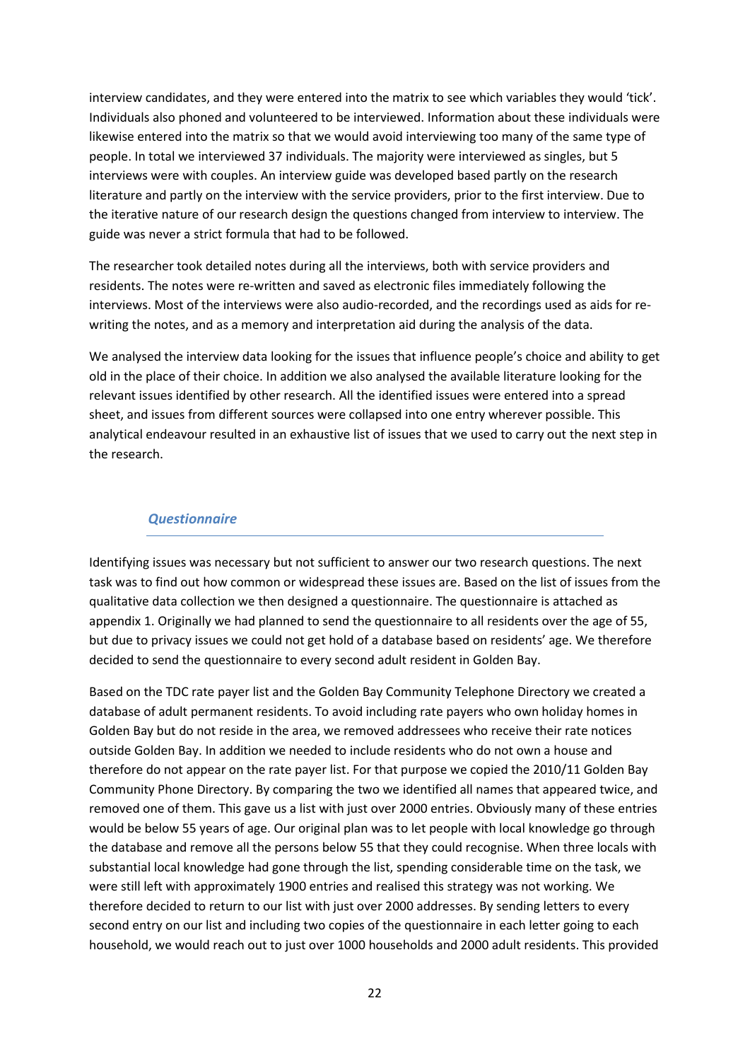interview candidates, and they were entered into the matrix to see which variables they would 'tick'. Individuals also phoned and volunteered to be interviewed. Information about these individuals were likewise entered into the matrix so that we would avoid interviewing too many of the same type of people. In total we interviewed 37 individuals. The majority were interviewed as singles, but 5 interviews were with couples. An interview guide was developed based partly on the research literature and partly on the interview with the service providers, prior to the first interview. Due to the iterative nature of our research design the questions changed from interview to interview. The guide was never a strict formula that had to be followed.

The researcher took detailed notes during all the interviews, both with service providers and residents. The notes were re-written and saved as electronic files immediately following the interviews. Most of the interviews were also audio-recorded, and the recordings used as aids for re-writing the notes, and as a memory and interpretation aid during the analysis of the data.

We analysed the interview data looking for the issues that influence people's choice and ability to get old in the place of their choice. In addition we also analysed the available literature looking for the relevant issues identified by other research. All the identified issues were entered into a spread sheet, and issues from different sources were collapsed into one entry wherever possible. This analytical endeavour resulted in an exhaustive list of issues that we used to carry out the next step in the research.

### *Questionnaire*

Identifying issues was necessary but not sufficient to answer our two research questions. The next task was to find out how common or widespread these issues are. Based on the list of issues from the qualitative data collection we then designed a questionnaire. The questionnaire is attached as appendix 1. Originally we had planned to send the questionnaire to all residents over the age of 55, but due to privacy issues we could not get hold of a database based on residents' age. We therefore decided to send the questionnaire to every second adult resident in Golden Bay.

Based on the TDC rate payer list and the Golden Bay Community Telephone Directory we created a database of adult permanent residents. To avoid including rate payers who own holiday homes in Golden Bay but do not reside in the area, we removed addressees who receive their rate notices outside Golden Bay. In addition we needed to include residents who do not own a house and therefore do not appear on the rate payer list. For that purpose we copied the 2010/11 Golden Bay Community Phone Directory. By comparing the two we identified all names that appeared twice, and removed one of them. This gave us a list with just over 2000 entries. Obviously many of these entries would be below 55 years of age. Our original plan was to let people with local knowledge go through the database and remove all the persons below 55 that they could recognise. When three locals with substantial local knowledge had gone through the list, spending considerable time on the task, we were still left with approximately 1900 entries and realised this strategy was not working. We therefore decided to return to our list with just over 2000 addresses. By sending letters to every second entry on our list and including two copies of the questionnaire in each letter going to each household, we would reach out to just over 1000 households and 2000 adult residents. This provided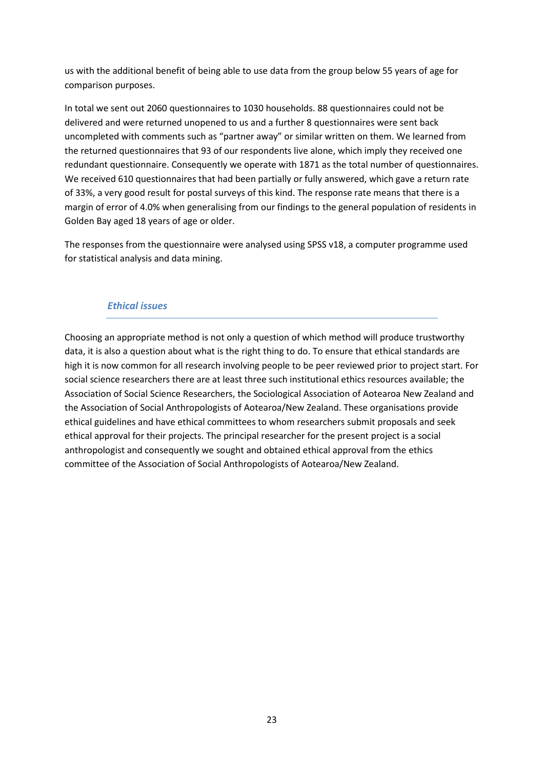us with the additional benefit of being able to use data from the group below 55 years of age for comparison purposes.

In total we sent out 2060 questionnaires to 1030 households. 88 questionnaires could not be delivered and were returned unopened to us and a further 8 questionnaires were sent back uncompleted with comments such as "partner away" or similar written on them. We learned from the returned questionnaires that 93 of our respondents live alone, which imply they received one redundant questionnaire. Consequently we operate with 1871 as the total number of questionnaires. We received 610 questionnaires that had been partially or fully answered, which gave a return rate of 33%, a very good result for postal surveys of this kind. The response rate means that there is a margin of error of 4.0% when generalising from our findings to the general population of residents in Golden Bay aged 18 years of age or older.

The responses from the questionnaire were analysed using SPSS v18, a computer programme used for statistical analysis and data mining.

### *Ethical issues*

Choosing an appropriate method is not only a question of which method will produce trustworthy data, it is also a question about what is the right thing to do. To ensure that ethical standards are high it is now common for all research involving people to be peer reviewed prior to project start. For social science researchers there are at least three such institutional ethics resources available; the Association of Social Science Researchers, the Sociological Association of Aotearoa New Zealand and the Association of Social Anthropologists of Aotearoa/New Zealand. These organisations provide ethical guidelines and have ethical committees to whom researchers submit proposals and seek ethical approval for their projects. The principal researcher for the present project is a social anthropologist and consequently we sought and obtained ethical approval from the ethics committee of the Association of Social Anthropologists of Aotearoa/New Zealand.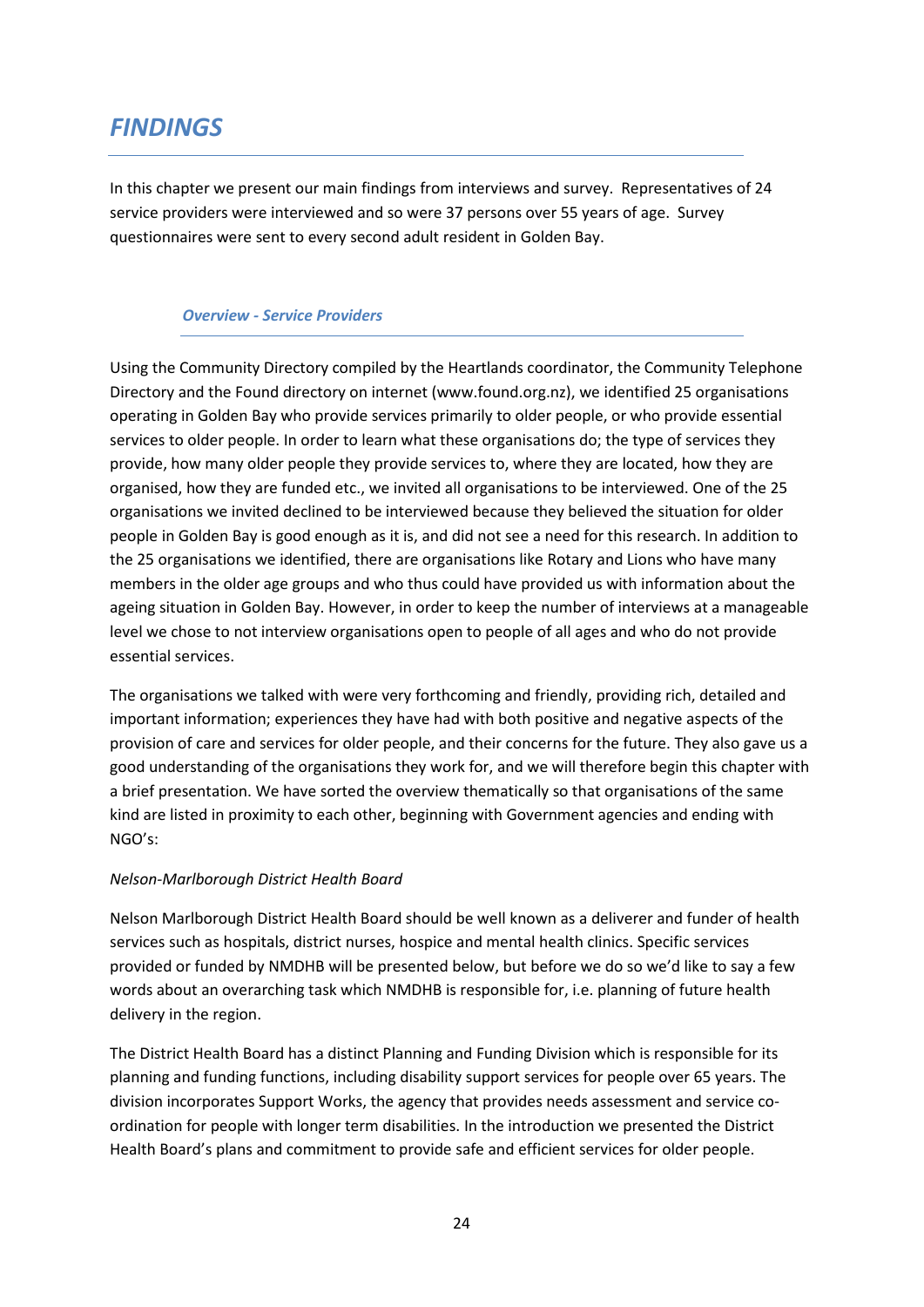# *FINDINGS*

In this chapter we present our main findings from interviews and survey. Representatives of 24 service providers were interviewed and so were 37 persons over 55 years of age. Survey questionnaires were sent to every second adult resident in Golden Bay.

### *Overview - Service Providers*

Using the Community Directory compiled by the Heartlands coordinator, the Community Telephone Directory and the Found directory on internet (www.found.org.nz), we identified 25 organisations operating in Golden Bay who provide services primarily to older people, or who provide essential services to older people. In order to learn what these organisations do; the type of services they provide, how many older people they provide services to, where they are located, how they are organised, how they are funded etc., we invited all organisations to be interviewed. One of the 25 organisations we invited declined to be interviewed because they believed the situation for older people in Golden Bay is good enough as it is, and did not see a need for this research. In addition to the 25 organisations we identified, there are organisations like Rotary and Lions who have many members in the older age groups and who thus could have provided us with information about the ageing situation in Golden Bay. However, in order to keep the number of interviews at a manageable level we chose to not interview organisations open to people of all ages and who do not provide essential services.

The organisations we talked with were very forthcoming and friendly, providing rich, detailed and important information; experiences they have had with both positive and negative aspects of the provision of care and services for older people, and their concerns for the future. They also gave us a good understanding of the organisations they work for, and we will therefore begin this chapter with a brief presentation. We have sorted the overview thematically so that organisations of the same kind are listed in proximity to each other, beginning with Government agencies and ending with NGO's:

*Nelson-Marlborough District Health Board*

Nelson Marlborough District Health Board should be well known as a deliverer and funder of health services such as hospitals, district nurses, hospice and mental health clinics. Specific services provided or funded by NMDHB will be presented below, but before we do so we'd like to say a few words about an overarching task which NMDHB is responsible for, i.e. planning of future health delivery in the region.

The District Health Board has a distinct Planning and Funding Division which is responsible for its planning and funding functions, including disability support services for people over 65 years. The division incorporates Support Works, the agency that provides needs assessment and service co-ordination for people with longer term disabilities. In the introduction we presented the District Health Board's plans and commitment to provide safe and efficient services for older people.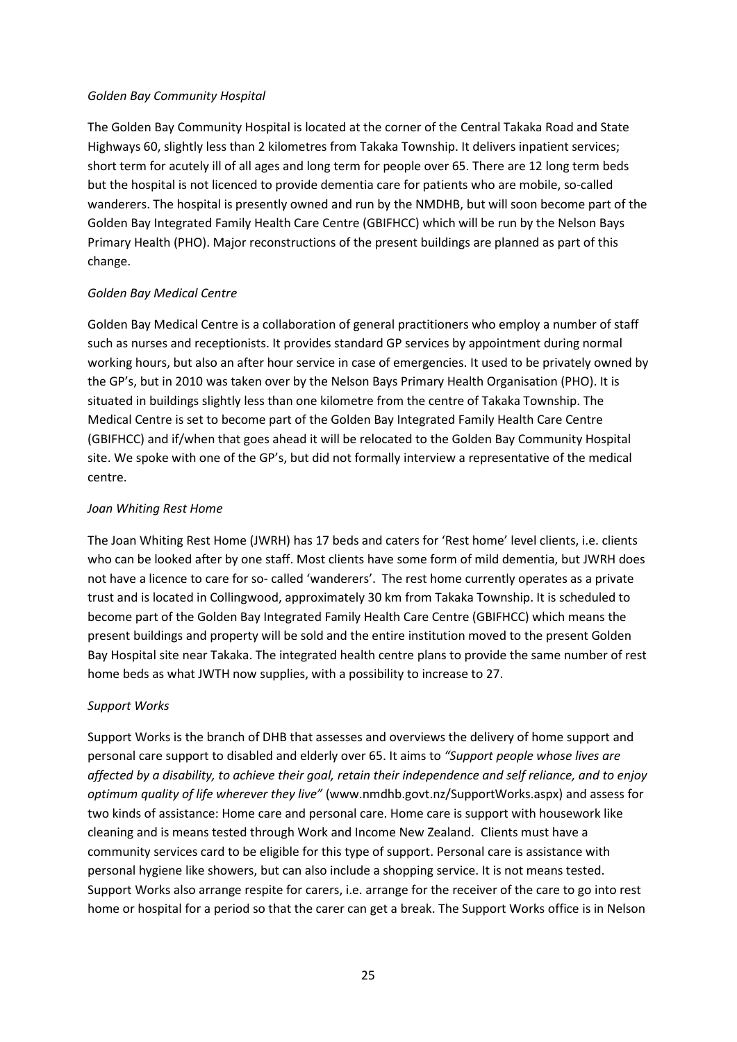*Golden Bay Community Hospital*

The Golden Bay Community Hospital is located at the corner of the Central Takaka Road and State Highways 60, slightly less than 2 kilometres from Takaka Township. It delivers inpatient services; short term for acutely ill of all ages and long term for people over 65. There are 12 long term beds but the hospital is not licenced to provide dementia care for patients who are mobile, so-called wanderers. The hospital is presently owned and run by the NMDHB, but will soon become part of the Golden Bay Integrated Family Health Care Centre (GBIFHCC) which will be run by the Nelson Bays Primary Health (PHO). Major reconstructions of the present buildings are planned as part of this change.

*Golden Bay Medical Centre*

Golden Bay Medical Centre is a collaboration of general practitioners who employ a number of staff such as nurses and receptionists. It provides standard GP services by appointment during normal working hours, but also an after hour service in case of emergencies. It used to be privately owned by the GP's, but in 2010 was taken over by the Nelson Bays Primary Health Organisation (PHO). It is situated in buildings slightly less than one kilometre from the centre of Takaka Township. The Medical Centre is set to become part of the Golden Bay Integrated Family Health Care Centre (GBIFHCC) and if/when that goes ahead it will be relocated to the Golden Bay Community Hospital site. We spoke with one of the GP's, but did not formally interview a representative of the medical centre.

*Joan Whiting Rest Home*

The Joan Whiting Rest Home (JWRH) has 17 beds and caters for 'Rest home' level clients, i.e. clients who can be looked after by one staff. Most clients have some form of mild dementia, but JWRH does not have a licence to care for so- called 'wanderers'. The rest home currently operates as a private trust and is located in Collingwood, approximately 30 km from Takaka Township. It is scheduled to become part of the Golden Bay Integrated Family Health Care Centre (GBIFHCC) which means the present buildings and property will be sold and the entire institution moved to the present Golden Bay Hospital site near Takaka. The integrated health centre plans to provide the same number of rest home beds as what JWTH now supplies, with a possibility to increase to 27.

*Support Works*

Support Works is the branch of DHB that assesses and overviews the delivery of home support and personal care support to disabled and elderly over 65. It aims to *"Support people whose lives are affected by a disability, to achieve their goal, retain their independence and self reliance, and to enjoy optimum quality of life wherever they live"* (www.nmdhb.govt.nz/SupportWorks.aspx) and assess for two kinds of assistance: Home care and personal care. Home care is support with housework like cleaning and is means tested through Work and Income New Zealand. Clients must have a community services card to be eligible for this type of support. Personal care is assistance with personal hygiene like showers, but can also include a shopping service. It is not means tested. Support Works also arrange respite for carers, i.e. arrange for the receiver of the care to go into rest home or hospital for a period so that the carer can get a break. The Support Works office is in Nelson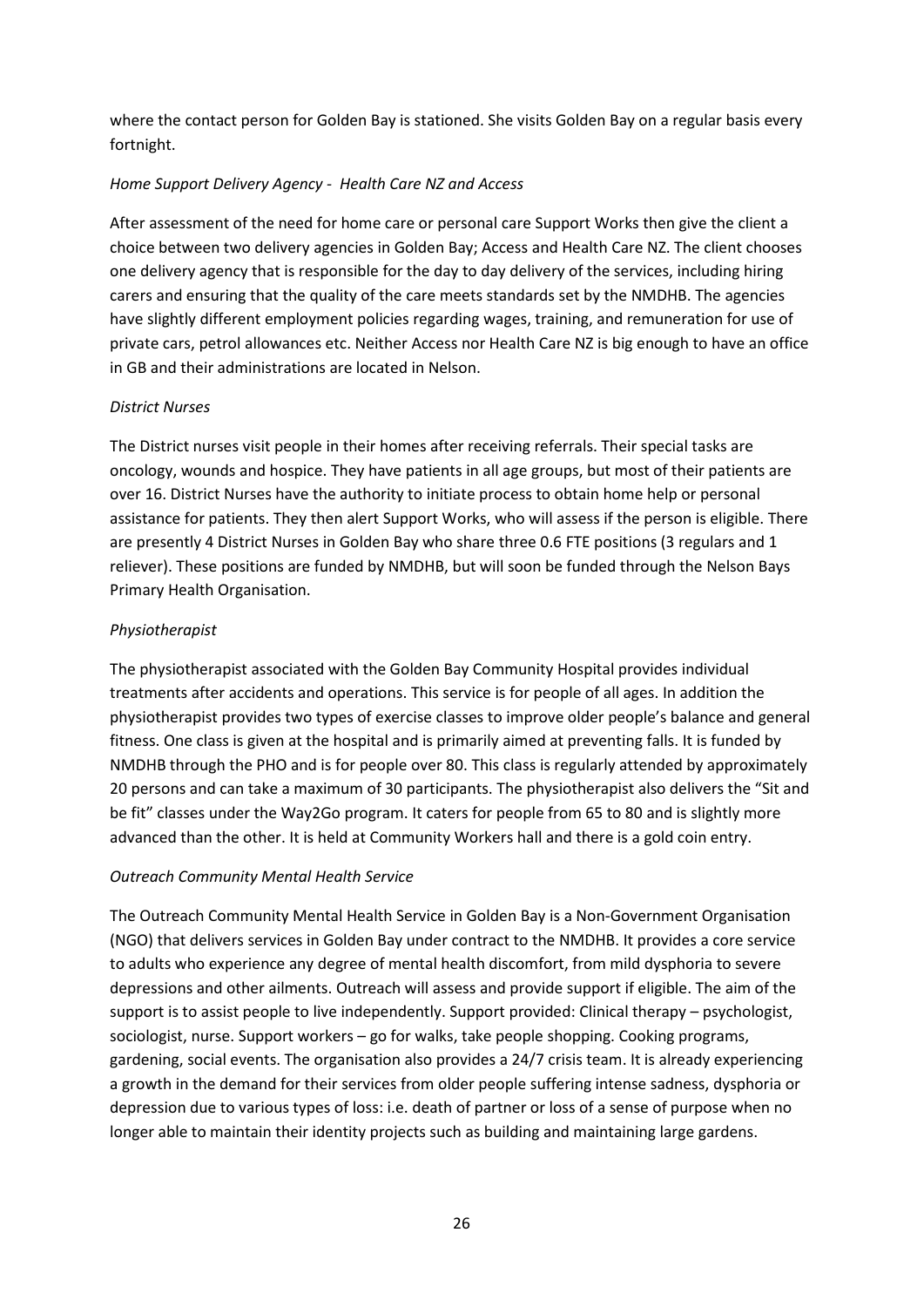where the contact person for Golden Bay is stationed. She visits Golden Bay on a regular basis every fortnight.

*Home Support Delivery Agency - Health Care NZ and Access*

After assessment of the need for home care or personal care Support Works then give the client a choice between two delivery agencies in Golden Bay; Access and Health Care NZ. The client chooses one delivery agency that is responsible for the day to day delivery of the services, including hiring carers and ensuring that the quality of the care meets standards set by the NMDHB. The agencies have slightly different employment policies regarding wages, training, and remuneration for use of private cars, petrol allowances etc. Neither Access nor Health Care NZ is big enough to have an office in GB and their administrations are located in Nelson.

*District Nurses*

The District nurses visit people in their homes after receiving referrals. Their special tasks are oncology, wounds and hospice. They have patients in all age groups, but most of their patients are over 16. District Nurses have the authority to initiate process to obtain home help or personal assistance for patients. They then alert Support Works, who will assess if the person is eligible. There are presently 4 District Nurses in Golden Bay who share three 0.6 FTE positions (3 regulars and 1 reliever). These positions are funded by NMDHB, but will soon be funded through the Nelson Bays Primary Health Organisation.

*Physiotherapist*

The physiotherapist associated with the Golden Bay Community Hospital provides individual treatments after accidents and operations. This service is for people of all ages. In addition the physiotherapist provides two types of exercise classes to improve older people's balance and general fitness. One class is given at the hospital and is primarily aimed at preventing falls. It is funded by NMDHB through the PHO and is for people over 80. This class is regularly attended by approximately 20 persons and can take a maximum of 30 participants. The physiotherapist also delivers the "Sit and be fit" classes under the Way2Go program. It caters for people from 65 to 80 and is slightly more advanced than the other. It is held at Community Workers hall and there is a gold coin entry.

*Outreach Community Mental Health Service*

The Outreach Community Mental Health Service in Golden Bay is a Non-Government Organisation (NGO) that delivers services in Golden Bay under contract to the NMDHB. It provides a core service to adults who experience any degree of mental health discomfort, from mild dysphoria to severe depressions and other ailments. Outreach will assess and provide support if eligible. The aim of the support is to assist people to live independently. Support provided: Clinical therapy – psychologist, sociologist, nurse. Support workers – go for walks, take people shopping. Cooking programs, gardening, social events. The organisation also provides a 24/7 crisis team. It is already experiencing a growth in the demand for their services from older people suffering intense sadness, dysphoria or depression due to various types of loss: i.e. death of partner or loss of a sense of purpose when no longer able to maintain their identity projects such as building and maintaining large gardens.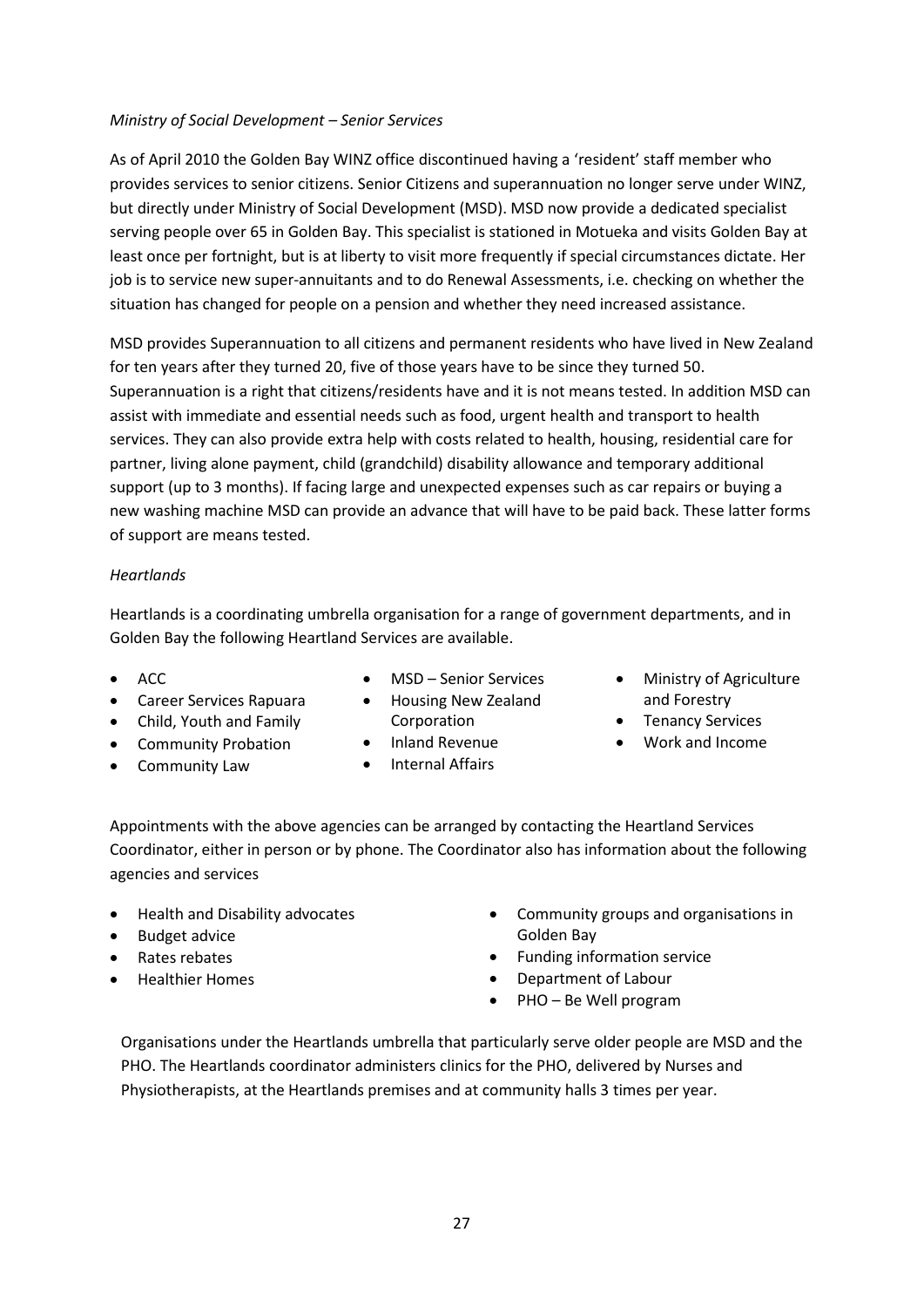*Ministry of Social Development – Senior Services*

As of April 2010 the Golden Bay WINZ office discontinued having a 'resident' staff member who provides services to senior citizens. Senior Citizens and superannuation no longer serve under WINZ, but directly under Ministry of Social Development (MSD). MSD now provide a dedicated specialist serving people over 65 in Golden Bay. This specialist is stationed in Motueka and visits Golden Bay at least once per fortnight, but is at liberty to visit more frequently if special circumstances dictate. Her job is to service new super-annuitants and to do Renewal Assessments, i.e. checking on whether the situation has changed for people on a pension and whether they need increased assistance.

MSD provides Superannuation to all citizens and permanent residents who have lived in New Zealand for ten years after they turned 20, five of those years have to be since they turned 50. Superannuation is a right that citizens/residents have and it is not means tested. In addition MSD can assist with immediate and essential needs such as food, urgent health and transport to health services. They can also provide extra help with costs related to health, housing, residential care for partner, living alone payment, child (grandchild) disability allowance and temporary additional support (up to 3 months). If facing large and unexpected expenses such as car repairs or buying a new washing machine MSD can provide an advance that will have to be paid back. These latter forms of support are means tested.

*Heartlands*

Heartlands is a coordinating umbrella organisation for a range of government departments, and in Golden Bay the following Heartland Services are available.

- ACC
- Career Services Rapuara
- Child, Youth and Family
- Community Probation
- Community Law
- MSD – Senior Services
- Housing New Zealand Corporation
- Inland Revenue
- Internal Affairs
- Ministry of Agriculture and Forestry
- Tenancy Services
- Work and Income

Appointments with the above agencies can be arranged by contacting the Heartland Services Coordinator, either in person or by phone. The Coordinator also has information about the following agencies and services

- Health and Disability advocates
- Budget advice
- Rates rebates
- Healthier Homes
- Community groups and organisations in Golden Bay
- Funding information service
- Department of Labour
- PHO – Be Well program

Organisations under the Heartlands umbrella that particularly serve older people are MSD and the PHO. The Heartlands coordinator administers clinics for the PHO, delivered by Nurses and Physiotherapists, at the Heartlands premises and at community halls 3 times per year.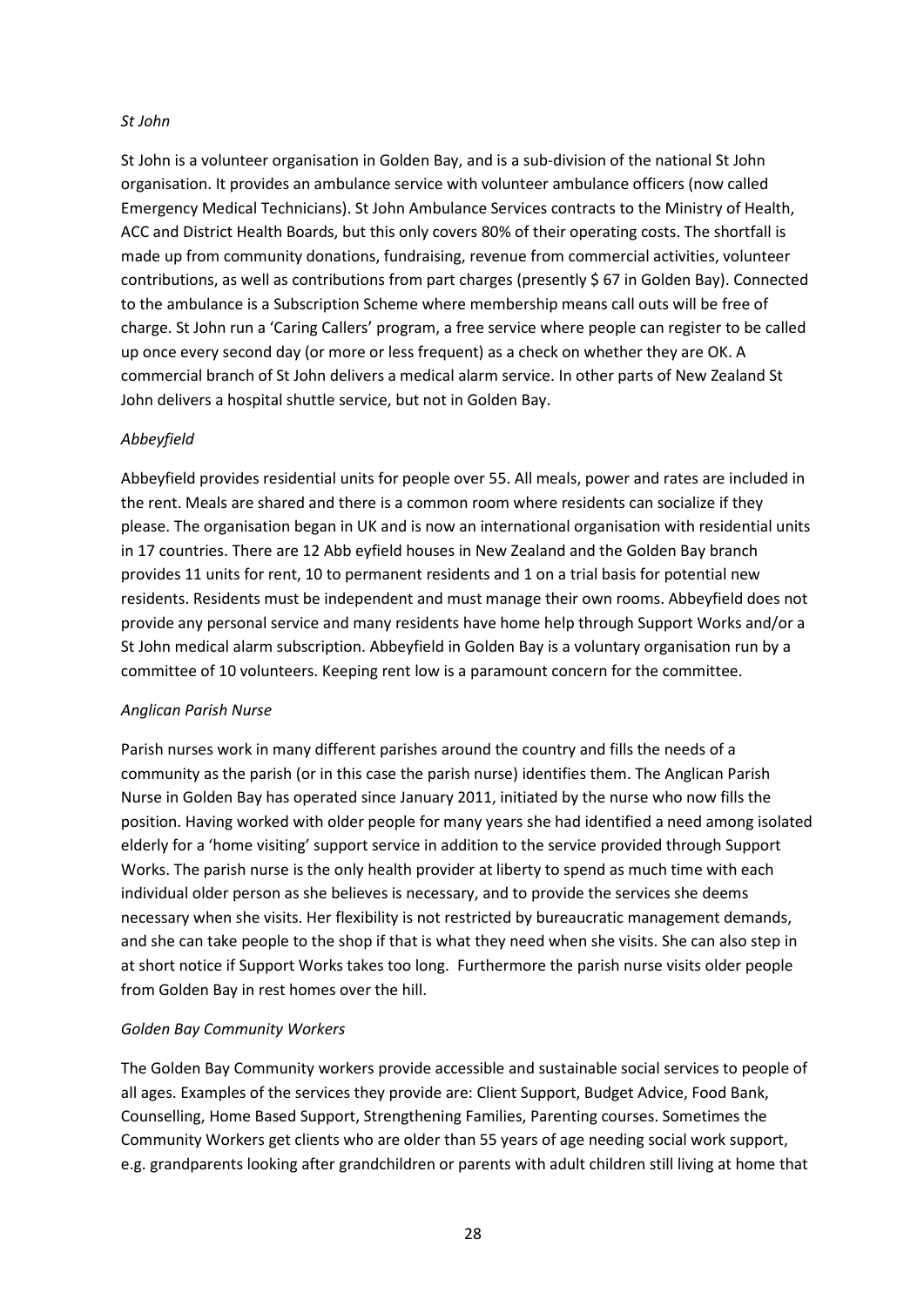*St John*

St John is a volunteer organisation in Golden Bay, and is a sub-division of the national St John organisation. It provides an ambulance service with volunteer ambulance officers (now called Emergency Medical Technicians). St John Ambulance Services contracts to the Ministry of Health, ACC and District Health Boards, but this only covers 80% of their operating costs. The shortfall is made up from community donations, fundraising, revenue from commercial activities, volunteer contributions, as well as contributions from part charges (presently $ 67 in Golden Bay). Connected to the ambulance is a Subscription Scheme where membership means call outs will be free of charge. St John run a 'Caring Callers' program, a free service where people can register to be called up once every second day (or more or less frequent) as a check on whether they are OK. A commercial branch of St John delivers a medical alarm service. In other parts of New Zealand St John delivers a hospital shuttle service, but not in Golden Bay.

*Abbeyfield*

Abbeyfield provides residential units for people over 55. All meals, power and rates are included in the rent. Meals are shared and there is a common room where residents can socialize if they please. The organisation began in UK and is now an international organisation with residential units in 17 countries. There are 12 Abb eyfield houses in New Zealand and the Golden Bay branch provides 11 units for rent, 10 to permanent residents and 1 on a trial basis for potential new residents. Residents must be independent and must manage their own rooms. Abbeyfield does not provide any personal service and many residents have home help through Support Works and/or a St John medical alarm subscription. Abbeyfield in Golden Bay is a voluntary organisation run by a committee of 10 volunteers. Keeping rent low is a paramount concern for the committee.

*Anglican Parish Nurse*

Parish nurses work in many different parishes around the country and fills the needs of a community as the parish (or in this case the parish nurse) identifies them. The Anglican Parish Nurse in Golden Bay has operated since January 2011, initiated by the nurse who now fills the position. Having worked with older people for many years she had identified a need among isolated elderly for a 'home visiting' support service in addition to the service provided through Support Works. The parish nurse is the only health provider at liberty to spend as much time with each individual older person as she believes is necessary, and to provide the services she deems necessary when she visits. Her flexibility is not restricted by bureaucratic management demands, and she can take people to the shop if that is what they need when she visits. She can also step in at short notice if Support Works takes too long. Furthermore the parish nurse visits older people from Golden Bay in rest homes over the hill.

*Golden Bay Community Workers*

The Golden Bay Community workers provide accessible and sustainable social services to people of all ages. Examples of the services they provide are: Client Support, Budget Advice, Food Bank, Counselling, Home Based Support, Strengthening Families, Parenting courses. Sometimes the Community Workers get clients who are older than 55 years of age needing social work support, e.g. grandparents looking after grandchildren or parents with adult children still living at home that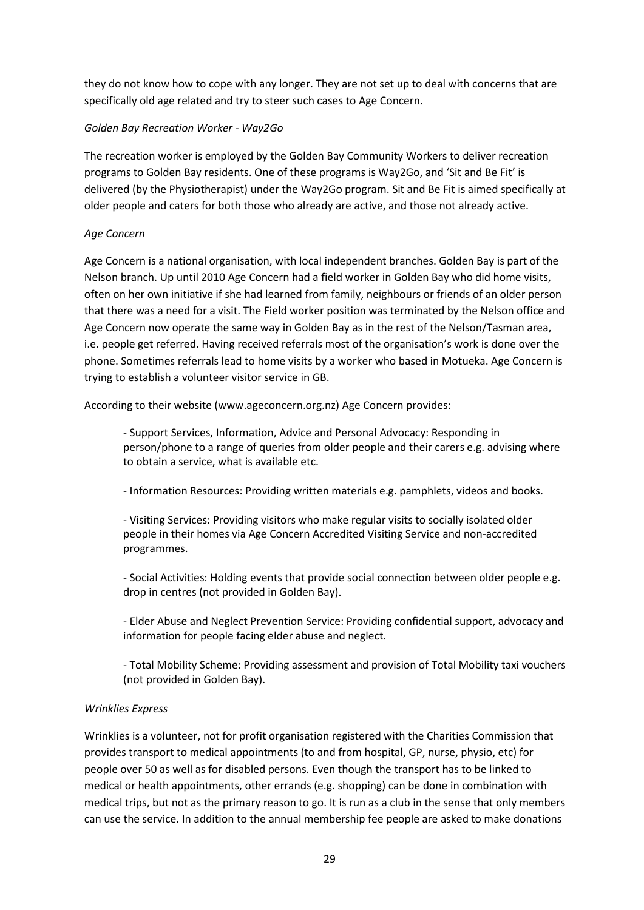they do not know how to cope with any longer. They are not set up to deal with concerns that are specifically old age related and try to steer such cases to Age Concern.

*Golden Bay Recreation Worker - Way2Go*

The recreation worker is employed by the Golden Bay Community Workers to deliver recreation programs to Golden Bay residents. One of these programs is Way2Go, and 'Sit and Be Fit' is delivered (by the Physiotherapist) under the Way2Go program. Sit and Be Fit is aimed specifically at older people and caters for both those who already are active, and those not already active.

*Age Concern*

Age Concern is a national organisation, with local independent branches. Golden Bay is part of the Nelson branch. Up until 2010 Age Concern had a field worker in Golden Bay who did home visits, often on her own initiative if she had learned from family, neighbours or friends of an older person that there was a need for a visit. The Field worker position was terminated by the Nelson office and Age Concern now operate the same way in Golden Bay as in the rest of the Nelson/Tasman area, i.e. people get referred. Having received referrals most of the organisation's work is done over the phone. Sometimes referrals lead to home visits by a worker who based in Motueka. Age Concern is trying to establish a volunteer visitor service in GB.

According to their website (www.ageconcern.org.nz) Age Concern provides:

- Support Services, Information, Advice and Personal Advocacy: Responding in person/phone to a range of queries from older people and their carers e.g. advising where to obtain a service, what is available etc.

- Information Resources: Providing written materials e.g. pamphlets, videos and books.

- Visiting Services: Providing visitors who make regular visits to socially isolated older people in their homes via Age Concern Accredited Visiting Service and non-accredited programmes.

- Social Activities: Holding events that provide social connection between older people e.g. drop in centres (not provided in Golden Bay).

- Elder Abuse and Neglect Prevention Service: Providing confidential support, advocacy and information for people facing elder abuse and neglect.

- Total Mobility Scheme: Providing assessment and provision of Total Mobility taxi vouchers (not provided in Golden Bay).

*Wrinklies Express*

Wrinklies is a volunteer, not for profit organisation registered with the Charities Commission that provides transport to medical appointments (to and from hospital, GP, nurse, physio, etc) for people over 50 as well as for disabled persons. Even though the transport has to be linked to medical or health appointments, other errands (e.g. shopping) can be done in combination with medical trips, but not as the primary reason to go. It is run as a club in the sense that only members can use the service. In addition to the annual membership fee people are asked to make donations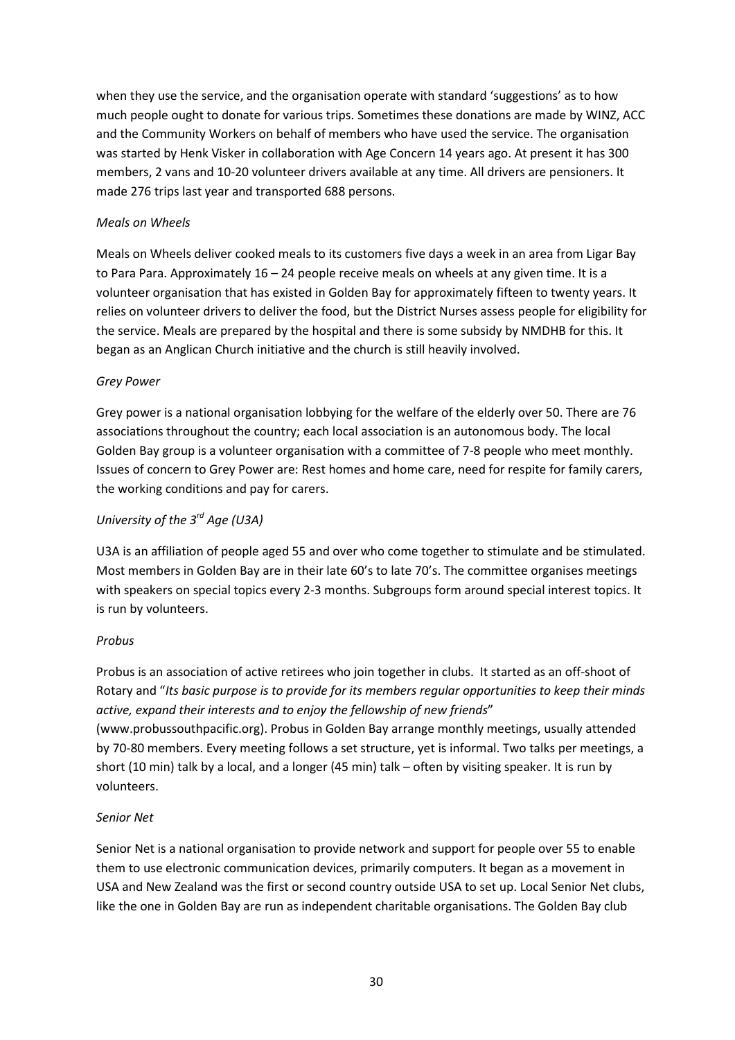when they use the service, and the organisation operate with standard 'suggestions' as to how much people ought to donate for various trips. Sometimes these donations are made by WINZ, ACC and the Community Workers on behalf of members who have used the service. The organisation was started by Henk Visker in collaboration with Age Concern 14 years ago. At present it has 300 members, 2 vans and 10-20 volunteer drivers available at any time. All drivers are pensioners. It made 276 trips last year and transported 688 persons.

*Meals on Wheels*

Meals on Wheels deliver cooked meals to its customers five days a week in an area from Ligar Bay to Para Para. Approximately 16 – 24 people receive meals on wheels at any given time. It is a volunteer organisation that has existed in Golden Bay for approximately fifteen to twenty years. It relies on volunteer drivers to deliver the food, but the District Nurses assess people for eligibility for the service. Meals are prepared by the hospital and there is some subsidy by NMDHB for this. It began as an Anglican Church initiative and the church is still heavily involved.

*Grey Power*

Grey power is a national organisation lobbying for the welfare of the elderly over 50. There are 76 associations throughout the country; each local association is an autonomous body. The local Golden Bay group is a volunteer organisation with a committee of 7-8 people who meet monthly. Issues of concern to Grey Power are: Rest homes and home care, need for respite for family carers, the working conditions and pay for carers.

*University of the 3rd Age (U3A)*

U3A is an affiliation of people aged 55 and over who come together to stimulate and be stimulated. Most members in Golden Bay are in their late 60's to late 70's. The committee organises meetings with speakers on special topics every 2-3 months. Subgroups form around special interest topics. It is run by volunteers.

*Probus*

Probus is an association of active retirees who join together in clubs. It started as an off-shoot of Rotary and "*Its basic purpose is to provide for its members regular opportunities to keep their minds active, expand their interests and to enjoy the fellowship of new friends*" (www.probussouthpacific.org). Probus in Golden Bay arrange monthly meetings, usually attended by 70-80 members. Every meeting follows a set structure, yet is informal. Two talks per meetings, a short (10 min) talk by a local, and a longer (45 min) talk – often by visiting speaker. It is run by volunteers.

*Senior Net*

Senior Net is a national organisation to provide network and support for people over 55 to enable them to use electronic communication devices, primarily computers. It began as a movement in USA and New Zealand was the first or second country outside USA to set up. Local Senior Net clubs, like the one in Golden Bay are run as independent charitable organisations. The Golden Bay club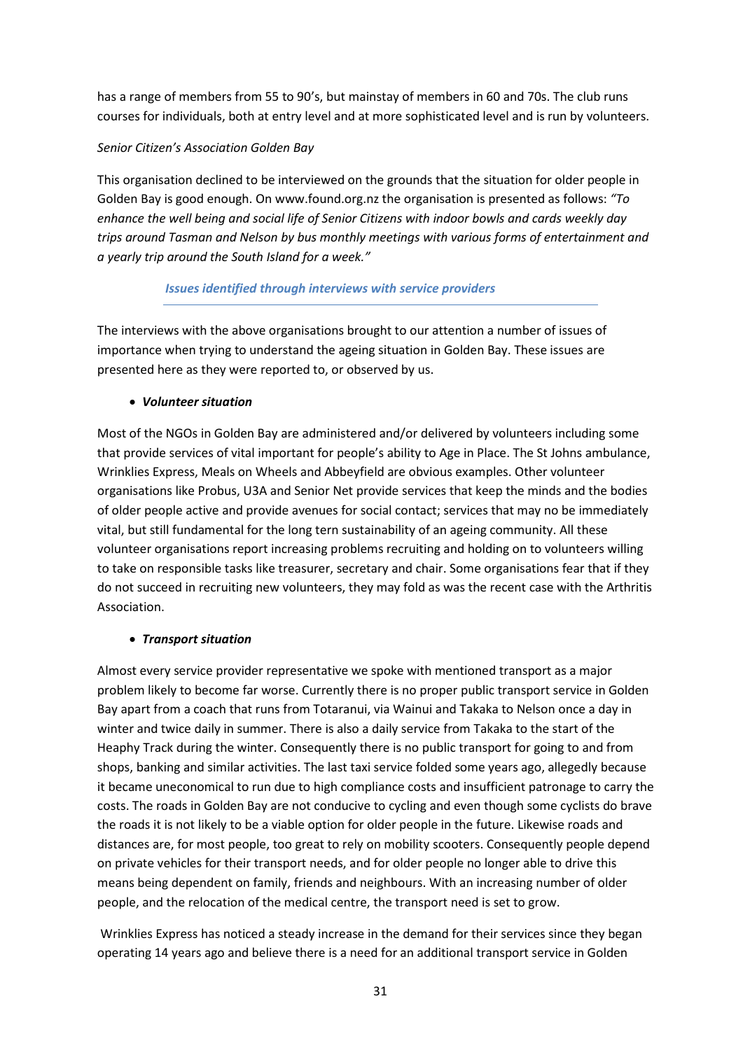has a range of members from 55 to 90's, but mainstay of members in 60 and 70s. The club runs courses for individuals, both at entry level and at more sophisticated level and is run by volunteers.

*Senior Citizen's Association Golden Bay*

This organisation declined to be interviewed on the grounds that the situation for older people in Golden Bay is good enough. On www.found.org.nz the organisation is presented as follows: *"To enhance the well being and social life of Senior Citizens with indoor bowls and cards weekly day trips around Tasman and Nelson by bus monthly meetings with various forms of entertainment and a yearly trip around the South Island for a week."*

### *Issues identified through interviews with service providers*

The interviews with the above organisations brought to our attention a number of issues of importance when trying to understand the ageing situation in Golden Bay. These issues are presented here as they were reported to, or observed by us.

- ***Volunteer situation***

Most of the NGOs in Golden Bay are administered and/or delivered by volunteers including some that provide services of vital important for people's ability to Age in Place. The St Johns ambulance, Wrinklies Express, Meals on Wheels and Abbeyfield are obvious examples. Other volunteer organisations like Probus, U3A and Senior Net provide services that keep the minds and the bodies of older people active and provide avenues for social contact; services that may no be immediately vital, but still fundamental for the long tern sustainability of an ageing community. All these volunteer organisations report increasing problems recruiting and holding on to volunteers willing to take on responsible tasks like treasurer, secretary and chair. Some organisations fear that if they do not succeed in recruiting new volunteers, they may fold as was the recent case with the Arthritis Association.

- ***Transport situation***

Almost every service provider representative we spoke with mentioned transport as a major problem likely to become far worse. Currently there is no proper public transport service in Golden Bay apart from a coach that runs from Totaranui, via Wainui and Takaka to Nelson once a day in winter and twice daily in summer. There is also a daily service from Takaka to the start of the Heaphy Track during the winter. Consequently there is no public transport for going to and from shops, banking and similar activities. The last taxi service folded some years ago, allegedly because it became uneconomical to run due to high compliance costs and insufficient patronage to carry the costs. The roads in Golden Bay are not conducive to cycling and even though some cyclists do brave the roads it is not likely to be a viable option for older people in the future. Likewise roads and distances are, for most people, too great to rely on mobility scooters. Consequently people depend on private vehicles for their transport needs, and for older people no longer able to drive this means being dependent on family, friends and neighbours. With an increasing number of older people, and the relocation of the medical centre, the transport need is set to grow.

Wrinklies Express has noticed a steady increase in the demand for their services since they began operating 14 years ago and believe there is a need for an additional transport service in Golden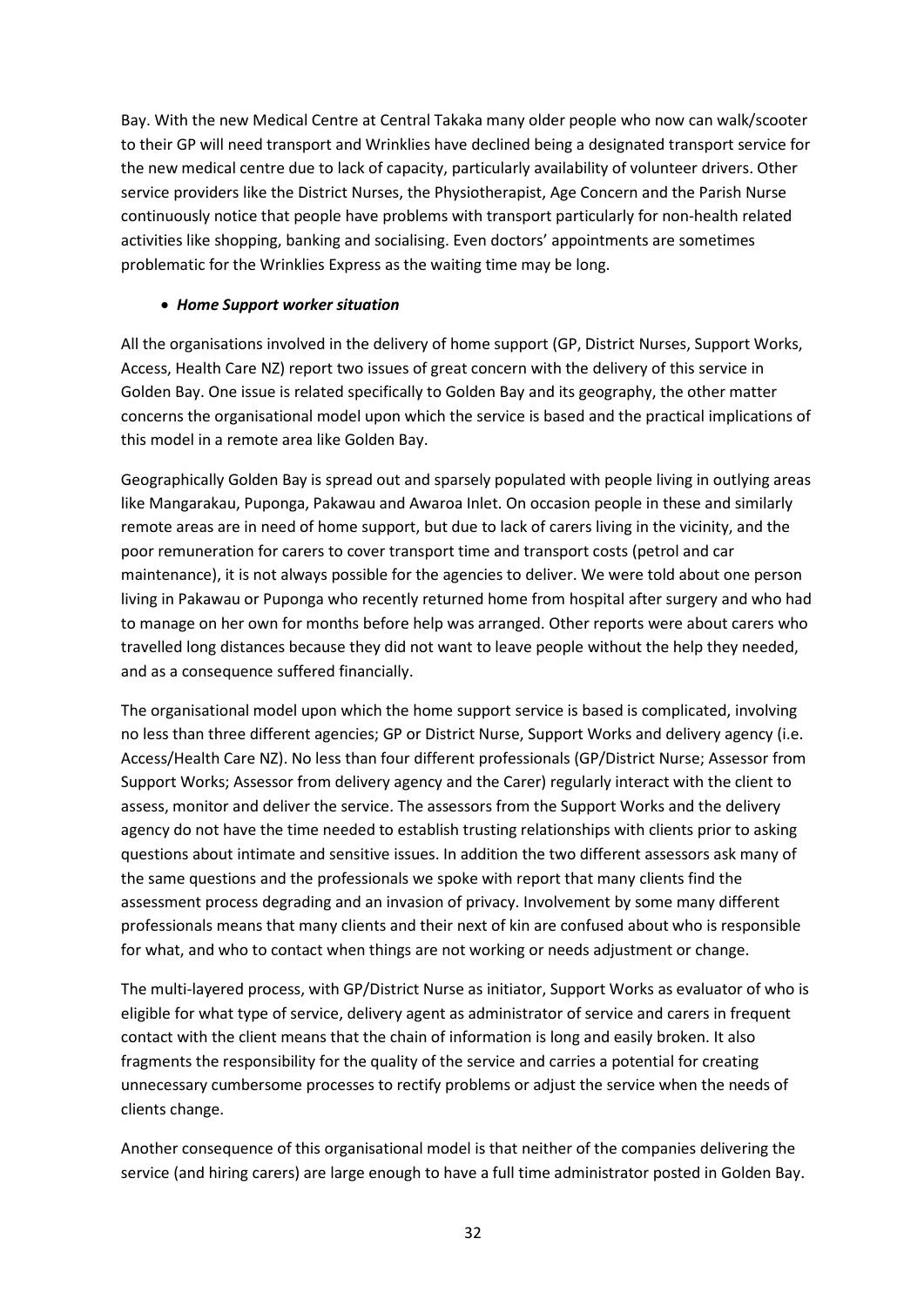Bay. With the new Medical Centre at Central Takaka many older people who now can walk/scooter to their GP will need transport and Wrinklies have declined being a designated transport service for the new medical centre due to lack of capacity, particularly availability of volunteer drivers. Other service providers like the District Nurses, the Physiotherapist, Age Concern and the Parish Nurse continuously notice that people have problems with transport particularly for non-health related activities like shopping, banking and socialising. Even doctors' appointments are sometimes problematic for the Wrinklies Express as the waiting time may be long.

- ***Home Support worker situation***

All the organisations involved in the delivery of home support (GP, District Nurses, Support Works, Access, Health Care NZ) report two issues of great concern with the delivery of this service in Golden Bay. One issue is related specifically to Golden Bay and its geography, the other matter concerns the organisational model upon which the service is based and the practical implications of this model in a remote area like Golden Bay.

Geographically Golden Bay is spread out and sparsely populated with people living in outlying areas like Mangarakau, Puponga, Pakawau and Awaroa Inlet. On occasion people in these and similarly remote areas are in need of home support, but due to lack of carers living in the vicinity, and the poor remuneration for carers to cover transport time and transport costs (petrol and car maintenance), it is not always possible for the agencies to deliver. We were told about one person living in Pakawau or Puponga who recently returned home from hospital after surgery and who had to manage on her own for months before help was arranged. Other reports were about carers who travelled long distances because they did not want to leave people without the help they needed, and as a consequence suffered financially.

The organisational model upon which the home support service is based is complicated, involving no less than three different agencies; GP or District Nurse, Support Works and delivery agency (i.e. Access/Health Care NZ). No less than four different professionals (GP/District Nurse; Assessor from Support Works; Assessor from delivery agency and the Carer) regularly interact with the client to assess, monitor and deliver the service. The assessors from the Support Works and the delivery agency do not have the time needed to establish trusting relationships with clients prior to asking questions about intimate and sensitive issues. In addition the two different assessors ask many of the same questions and the professionals we spoke with report that many clients find the assessment process degrading and an invasion of privacy. Involvement by some many different professionals means that many clients and their next of kin are confused about who is responsible for what, and who to contact when things are not working or needs adjustment or change.

The multi-layered process, with GP/District Nurse as initiator, Support Works as evaluator of who is eligible for what type of service, delivery agent as administrator of service and carers in frequent contact with the client means that the chain of information is long and easily broken. It also fragments the responsibility for the quality of the service and carries a potential for creating unnecessary cumbersome processes to rectify problems or adjust the service when the needs of clients change.

Another consequence of this organisational model is that neither of the companies delivering the service (and hiring carers) are large enough to have a full time administrator posted in Golden Bay.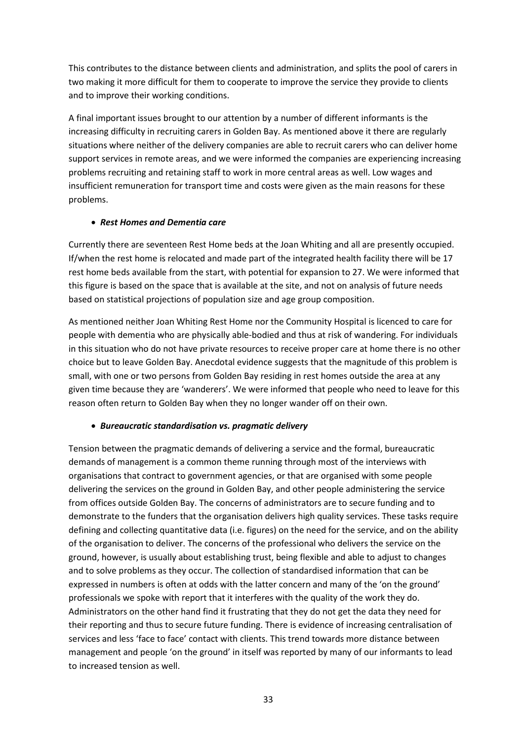This contributes to the distance between clients and administration, and splits the pool of carers in two making it more difficult for them to cooperate to improve the service they provide to clients and to improve their working conditions.

A final important issues brought to our attention by a number of different informants is the increasing difficulty in recruiting carers in Golden Bay. As mentioned above it there are regularly situations where neither of the delivery companies are able to recruit carers who can deliver home support services in remote areas, and we were informed the companies are experiencing increasing problems recruiting and retaining staff to work in more central areas as well. Low wages and insufficient remuneration for transport time and costs were given as the main reasons for these problems.

- ***Rest Homes and Dementia care***

Currently there are seventeen Rest Home beds at the Joan Whiting and all are presently occupied. If/when the rest home is relocated and made part of the integrated health facility there will be 17 rest home beds available from the start, with potential for expansion to 27. We were informed that this figure is based on the space that is available at the site, and not on analysis of future needs based on statistical projections of population size and age group composition.

As mentioned neither Joan Whiting Rest Home nor the Community Hospital is licenced to care for people with dementia who are physically able-bodied and thus at risk of wandering. For individuals in this situation who do not have private resources to receive proper care at home there is no other choice but to leave Golden Bay. Anecdotal evidence suggests that the magnitude of this problem is small, with one or two persons from Golden Bay residing in rest homes outside the area at any given time because they are 'wanderers'. We were informed that people who need to leave for this reason often return to Golden Bay when they no longer wander off on their own.

- ***Bureaucratic standardisation vs. pragmatic delivery***

Tension between the pragmatic demands of delivering a service and the formal, bureaucratic demands of management is a common theme running through most of the interviews with organisations that contract to government agencies, or that are organised with some people delivering the services on the ground in Golden Bay, and other people administering the service from offices outside Golden Bay. The concerns of administrators are to secure funding and to demonstrate to the funders that the organisation delivers high quality services. These tasks require defining and collecting quantitative data (i.e. figures) on the need for the service, and on the ability of the organisation to deliver. The concerns of the professional who delivers the service on the ground, however, is usually about establishing trust, being flexible and able to adjust to changes and to solve problems as they occur. The collection of standardised information that can be expressed in numbers is often at odds with the latter concern and many of the 'on the ground' professionals we spoke with report that it interferes with the quality of the work they do. Administrators on the other hand find it frustrating that they do not get the data they need for their reporting and thus to secure future funding. There is evidence of increasing centralisation of services and less 'face to face' contact with clients. This trend towards more distance between management and people 'on the ground' in itself was reported by many of our informants to lead to increased tension as well.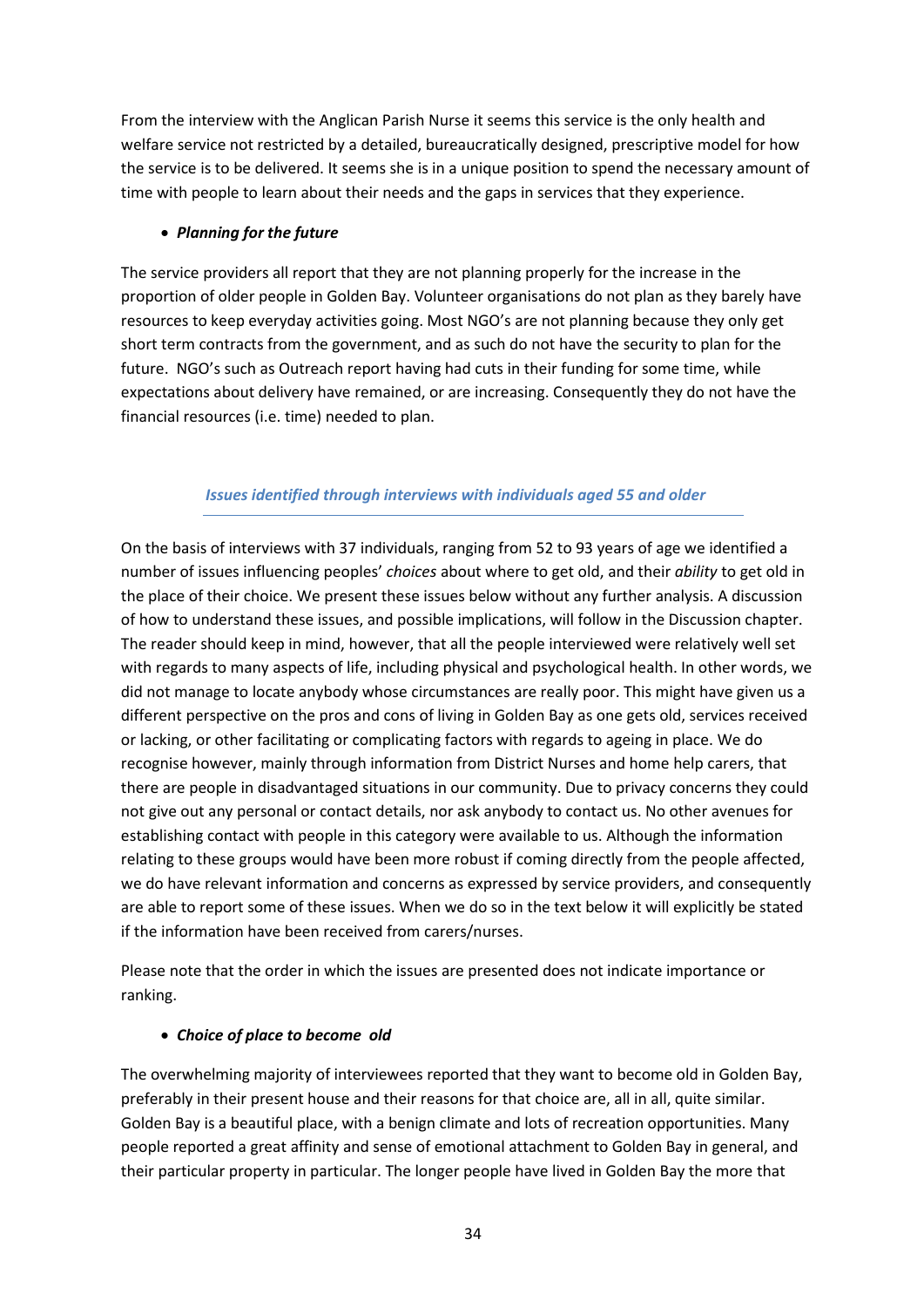From the interview with the Anglican Parish Nurse it seems this service is the only health and welfare service not restricted by a detailed, bureaucratically designed, prescriptive model for how the service is to be delivered. It seems she is in a unique position to spend the necessary amount of time with people to learn about their needs and the gaps in services that they experience.

- ***Planning for the future***

The service providers all report that they are not planning properly for the increase in the proportion of older people in Golden Bay. Volunteer organisations do not plan as they barely have resources to keep everyday activities going. Most NGO's are not planning because they only get short term contracts from the government, and as such do not have the security to plan for the future. NGO's such as Outreach report having had cuts in their funding for some time, while expectations about delivery have remained, or are increasing. Consequently they do not have the financial resources (i.e. time) needed to plan.

### *Issues identified through interviews with individuals aged 55 and older*

On the basis of interviews with 37 individuals, ranging from 52 to 93 years of age we identified a number of issues influencing peoples' *choices* about where to get old, and their *ability* to get old in the place of their choice. We present these issues below without any further analysis. A discussion of how to understand these issues, and possible implications, will follow in the Discussion chapter. The reader should keep in mind, however, that all the people interviewed were relatively well set with regards to many aspects of life, including physical and psychological health. In other words, we did not manage to locate anybody whose circumstances are really poor. This might have given us a different perspective on the pros and cons of living in Golden Bay as one gets old, services received or lacking, or other facilitating or complicating factors with regards to ageing in place. We do recognise however, mainly through information from District Nurses and home help carers, that there are people in disadvantaged situations in our community. Due to privacy concerns they could not give out any personal or contact details, nor ask anybody to contact us. No other avenues for establishing contact with people in this category were available to us. Although the information relating to these groups would have been more robust if coming directly from the people affected, we do have relevant information and concerns as expressed by service providers, and consequently are able to report some of these issues. When we do so in the text below it will explicitly be stated if the information have been received from carers/nurses.

Please note that the order in which the issues are presented does not indicate importance or ranking.

- ***Choice of place to become old***

The overwhelming majority of interviewees reported that they want to become old in Golden Bay, preferably in their present house and their reasons for that choice are, all in all, quite similar. Golden Bay is a beautiful place, with a benign climate and lots of recreation opportunities. Many people reported a great affinity and sense of emotional attachment to Golden Bay in general, and their particular property in particular. The longer people have lived in Golden Bay the more that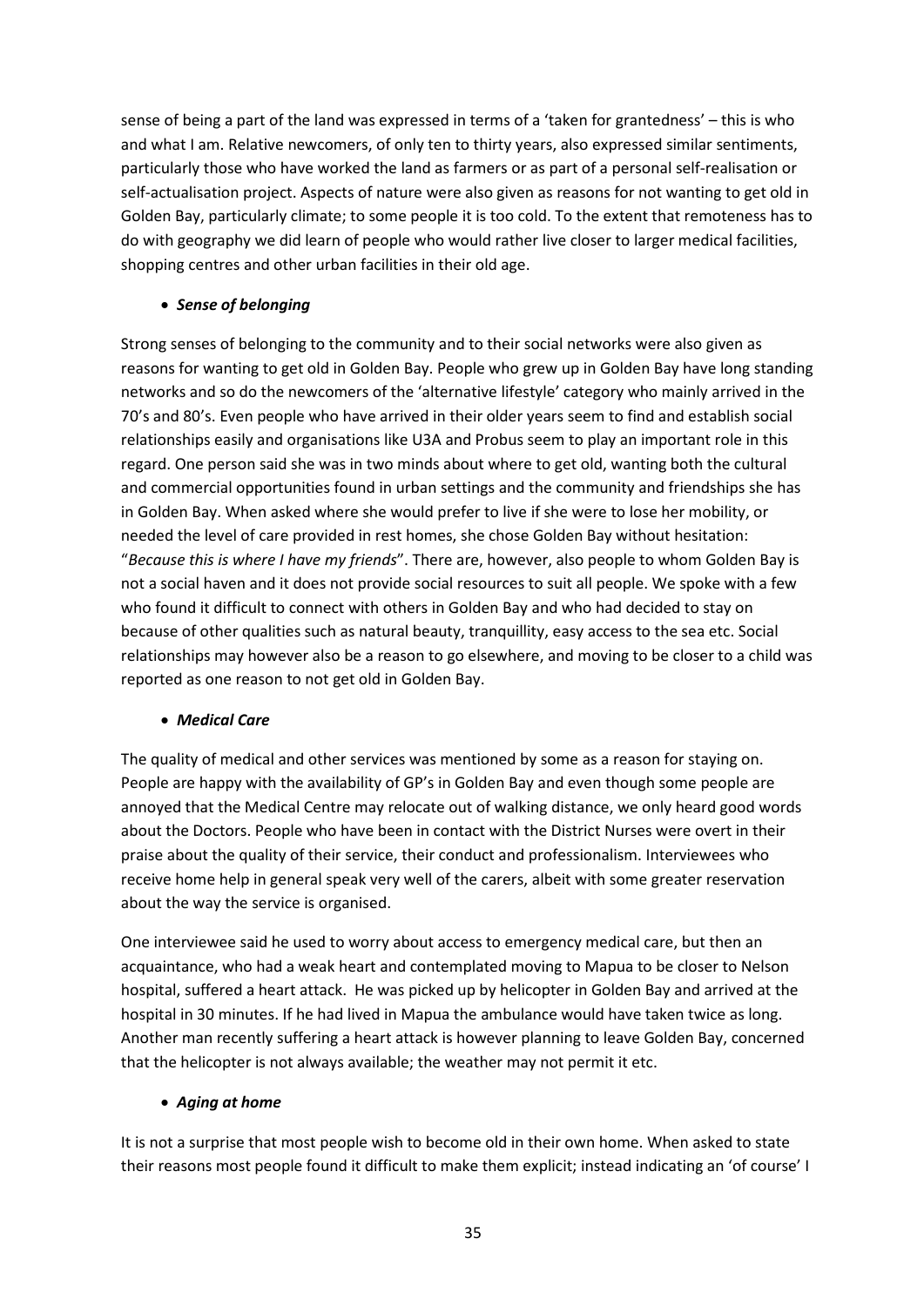sense of being a part of the land was expressed in terms of a 'taken for grantedness' – this is who and what I am. Relative newcomers, of only ten to thirty years, also expressed similar sentiments, particularly those who have worked the land as farmers or as part of a personal self-realisation or self-actualisation project. Aspects of nature were also given as reasons for not wanting to get old in Golden Bay, particularly climate; to some people it is too cold. To the extent that remoteness has to do with geography we did learn of people who would rather live closer to larger medical facilities, shopping centres and other urban facilities in their old age.

- ***Sense of belonging***

Strong senses of belonging to the community and to their social networks were also given as reasons for wanting to get old in Golden Bay. People who grew up in Golden Bay have long standing networks and so do the newcomers of the 'alternative lifestyle' category who mainly arrived in the 70's and 80's. Even people who have arrived in their older years seem to find and establish social relationships easily and organisations like U3A and Probus seem to play an important role in this regard. One person said she was in two minds about where to get old, wanting both the cultural and commercial opportunities found in urban settings and the community and friendships she has in Golden Bay. When asked where she would prefer to live if she were to lose her mobility, or needed the level of care provided in rest homes, she chose Golden Bay without hesitation: "*Because this is where I have my friends*". There are, however, also people to whom Golden Bay is not a social haven and it does not provide social resources to suit all people. We spoke with a few who found it difficult to connect with others in Golden Bay and who had decided to stay on because of other qualities such as natural beauty, tranquillity, easy access to the sea etc. Social relationships may however also be a reason to go elsewhere, and moving to be closer to a child was reported as one reason to not get old in Golden Bay.

- ***Medical Care***

The quality of medical and other services was mentioned by some as a reason for staying on. People are happy with the availability of GP's in Golden Bay and even though some people are annoyed that the Medical Centre may relocate out of walking distance, we only heard good words about the Doctors. People who have been in contact with the District Nurses were overt in their praise about the quality of their service, their conduct and professionalism. Interviewees who receive home help in general speak very well of the carers, albeit with some greater reservation about the way the service is organised.

One interviewee said he used to worry about access to emergency medical care, but then an acquaintance, who had a weak heart and contemplated moving to Mapua to be closer to Nelson hospital, suffered a heart attack. He was picked up by helicopter in Golden Bay and arrived at the hospital in 30 minutes. If he had lived in Mapua the ambulance would have taken twice as long. Another man recently suffering a heart attack is however planning to leave Golden Bay, concerned that the helicopter is not always available; the weather may not permit it etc.

- ***Aging at home***

It is not a surprise that most people wish to become old in their own home. When asked to state their reasons most people found it difficult to make them explicit; instead indicating an 'of course' I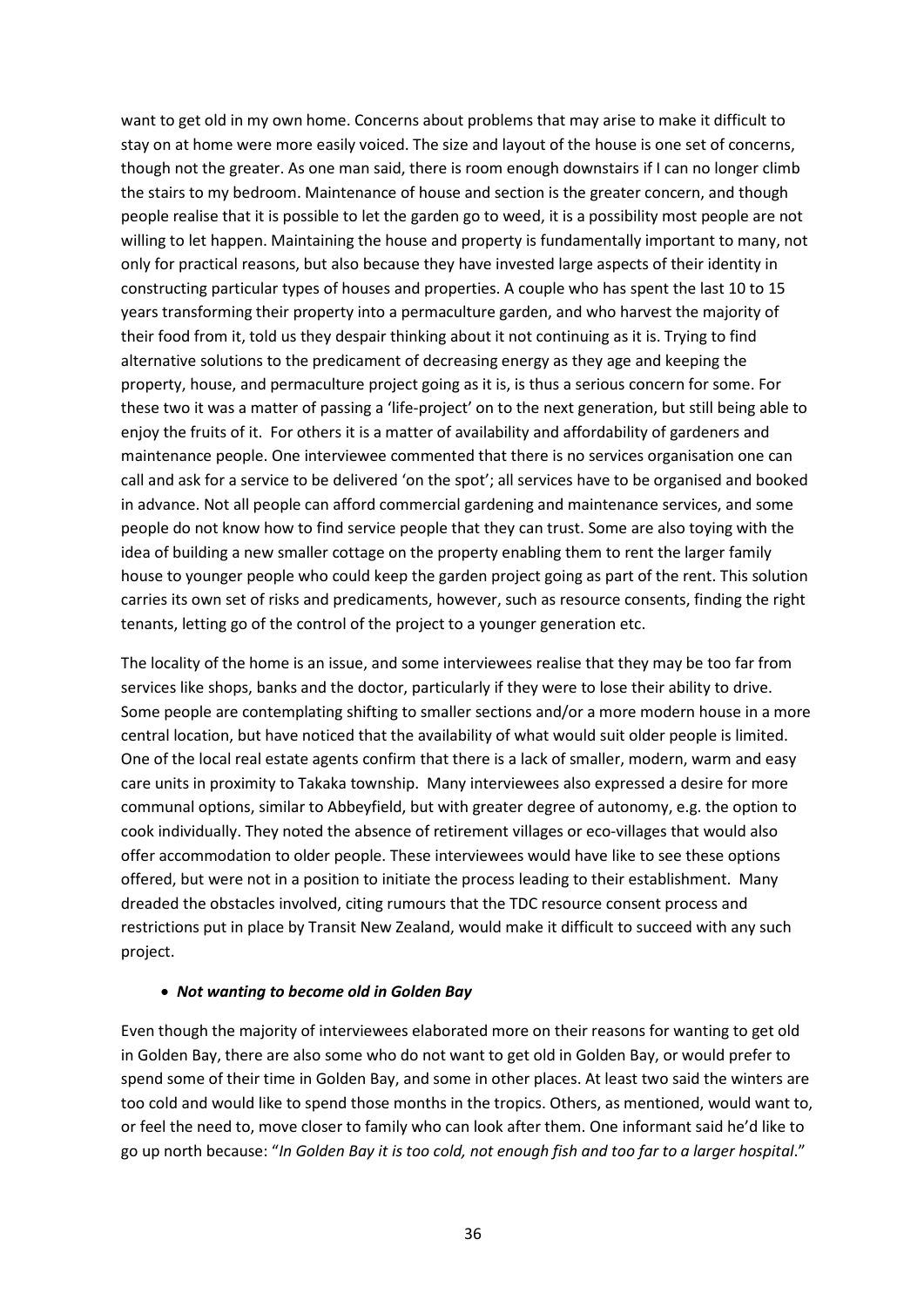want to get old in my own home. Concerns about problems that may arise to make it difficult to stay on at home were more easily voiced. The size and layout of the house is one set of concerns, though not the greater. As one man said, there is room enough downstairs if I can no longer climb the stairs to my bedroom. Maintenance of house and section is the greater concern, and though people realise that it is possible to let the garden go to weed, it is a possibility most people are not willing to let happen. Maintaining the house and property is fundamentally important to many, not only for practical reasons, but also because they have invested large aspects of their identity in constructing particular types of houses and properties. A couple who has spent the last 10 to 15 years transforming their property into a permaculture garden, and who harvest the majority of their food from it, told us they despair thinking about it not continuing as it is. Trying to find alternative solutions to the predicament of decreasing energy as they age and keeping the property, house, and permaculture project going as it is, is thus a serious concern for some. For these two it was a matter of passing a 'life-project' on to the next generation, but still being able to enjoy the fruits of it. For others it is a matter of availability and affordability of gardeners and maintenance people. One interviewee commented that there is no services organisation one can call and ask for a service to be delivered 'on the spot'; all services have to be organised and booked in advance. Not all people can afford commercial gardening and maintenance services, and some people do not know how to find service people that they can trust. Some are also toying with the idea of building a new smaller cottage on the property enabling them to rent the larger family house to younger people who could keep the garden project going as part of the rent. This solution carries its own set of risks and predicaments, however, such as resource consents, finding the right tenants, letting go of the control of the project to a younger generation etc.

The locality of the home is an issue, and some interviewees realise that they may be too far from services like shops, banks and the doctor, particularly if they were to lose their ability to drive. Some people are contemplating shifting to smaller sections and/or a more modern house in a more central location, but have noticed that the availability of what would suit older people is limited. One of the local real estate agents confirm that there is a lack of smaller, modern, warm and easy care units in proximity to Takaka township. Many interviewees also expressed a desire for more communal options, similar to Abbeyfield, but with greater degree of autonomy, e.g. the option to cook individually. They noted the absence of retirement villages or eco-villages that would also offer accommodation to older people. These interviewees would have like to see these options offered, but were not in a position to initiate the process leading to their establishment. Many dreaded the obstacles involved, citing rumours that the TDC resource consent process and restrictions put in place by Transit New Zealand, would make it difficult to succeed with any such project.

- ***Not wanting to become old in Golden Bay***

Even though the majority of interviewees elaborated more on their reasons for wanting to get old in Golden Bay, there are also some who do not want to get old in Golden Bay, or would prefer to spend some of their time in Golden Bay, and some in other places. At least two said the winters are too cold and would like to spend those months in the tropics. Others, as mentioned, would want to, or feel the need to, move closer to family who can look after them. One informant said he'd like to go up north because: "*In Golden Bay it is too cold, not enough fish and too far to a larger hospital*."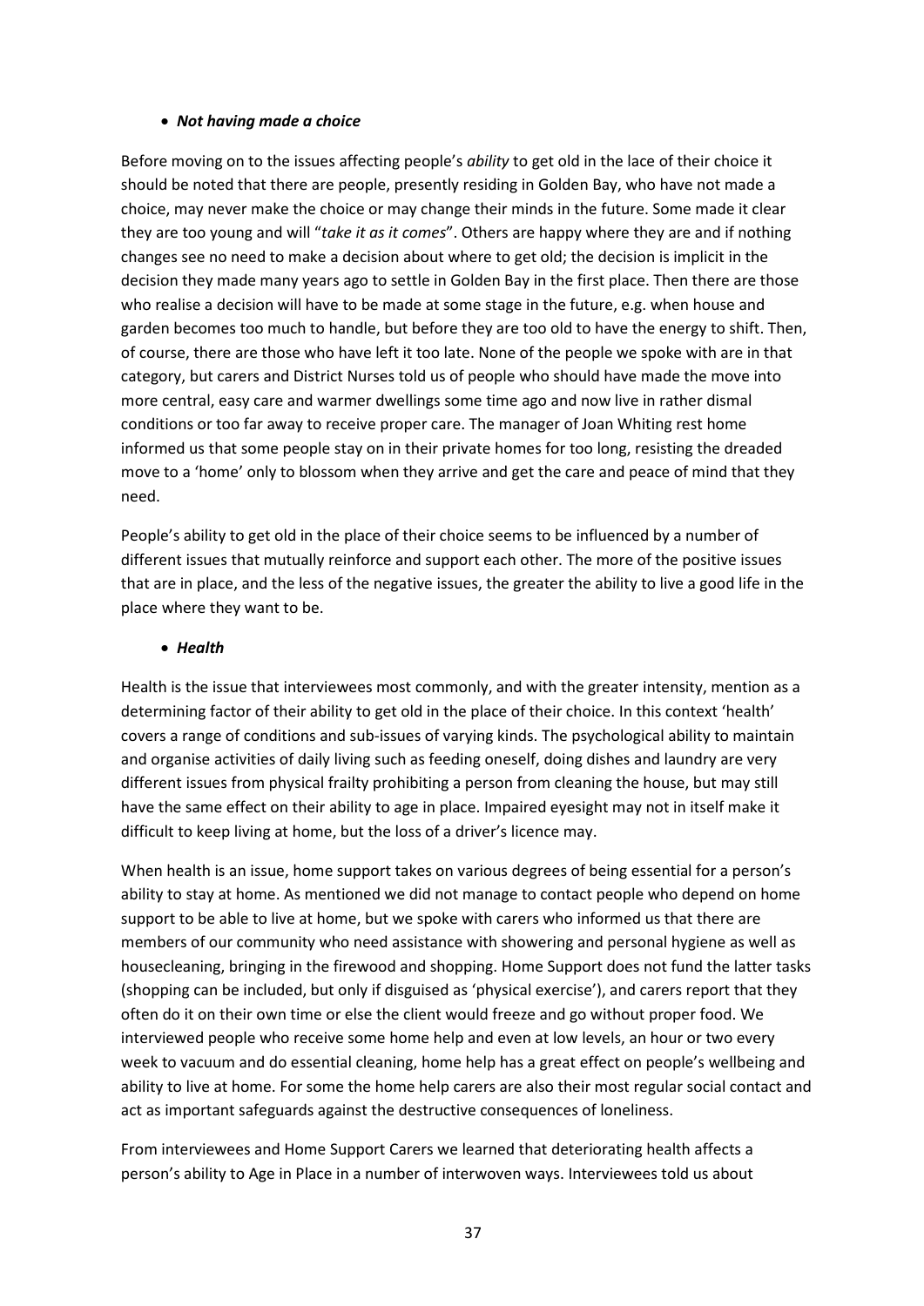- ***Not having made a choice***

Before moving on to the issues affecting people's *ability* to get old in the lace of their choice it should be noted that there are people, presently residing in Golden Bay, who have not made a choice, may never make the choice or may change their minds in the future. Some made it clear they are too young and will "*take it as it comes*". Others are happy where they are and if nothing changes see no need to make a decision about where to get old; the decision is implicit in the decision they made many years ago to settle in Golden Bay in the first place. Then there are those who realise a decision will have to be made at some stage in the future, e.g. when house and garden becomes too much to handle, but before they are too old to have the energy to shift. Then, of course, there are those who have left it too late. None of the people we spoke with are in that category, but carers and District Nurses told us of people who should have made the move into more central, easy care and warmer dwellings some time ago and now live in rather dismal conditions or too far away to receive proper care. The manager of Joan Whiting rest home informed us that some people stay on in their private homes for too long, resisting the dreaded move to a 'home' only to blossom when they arrive and get the care and peace of mind that they need.

People's ability to get old in the place of their choice seems to be influenced by a number of different issues that mutually reinforce and support each other. The more of the positive issues that are in place, and the less of the negative issues, the greater the ability to live a good life in the place where they want to be.

- ***Health***

Health is the issue that interviewees most commonly, and with the greater intensity, mention as a determining factor of their ability to get old in the place of their choice. In this context 'health' covers a range of conditions and sub-issues of varying kinds. The psychological ability to maintain and organise activities of daily living such as feeding oneself, doing dishes and laundry are very different issues from physical frailty prohibiting a person from cleaning the house, but may still have the same effect on their ability to age in place. Impaired eyesight may not in itself make it difficult to keep living at home, but the loss of a driver's licence may.

When health is an issue, home support takes on various degrees of being essential for a person's ability to stay at home. As mentioned we did not manage to contact people who depend on home support to be able to live at home, but we spoke with carers who informed us that there are members of our community who need assistance with showering and personal hygiene as well as housecleaning, bringing in the firewood and shopping. Home Support does not fund the latter tasks (shopping can be included, but only if disguised as 'physical exercise'), and carers report that they often do it on their own time or else the client would freeze and go without proper food. We interviewed people who receive some home help and even at low levels, an hour or two every week to vacuum and do essential cleaning, home help has a great effect on people's wellbeing and ability to live at home. For some the home help carers are also their most regular social contact and act as important safeguards against the destructive consequences of loneliness.

From interviewees and Home Support Carers we learned that deteriorating health affects a person's ability to Age in Place in a number of interwoven ways. Interviewees told us about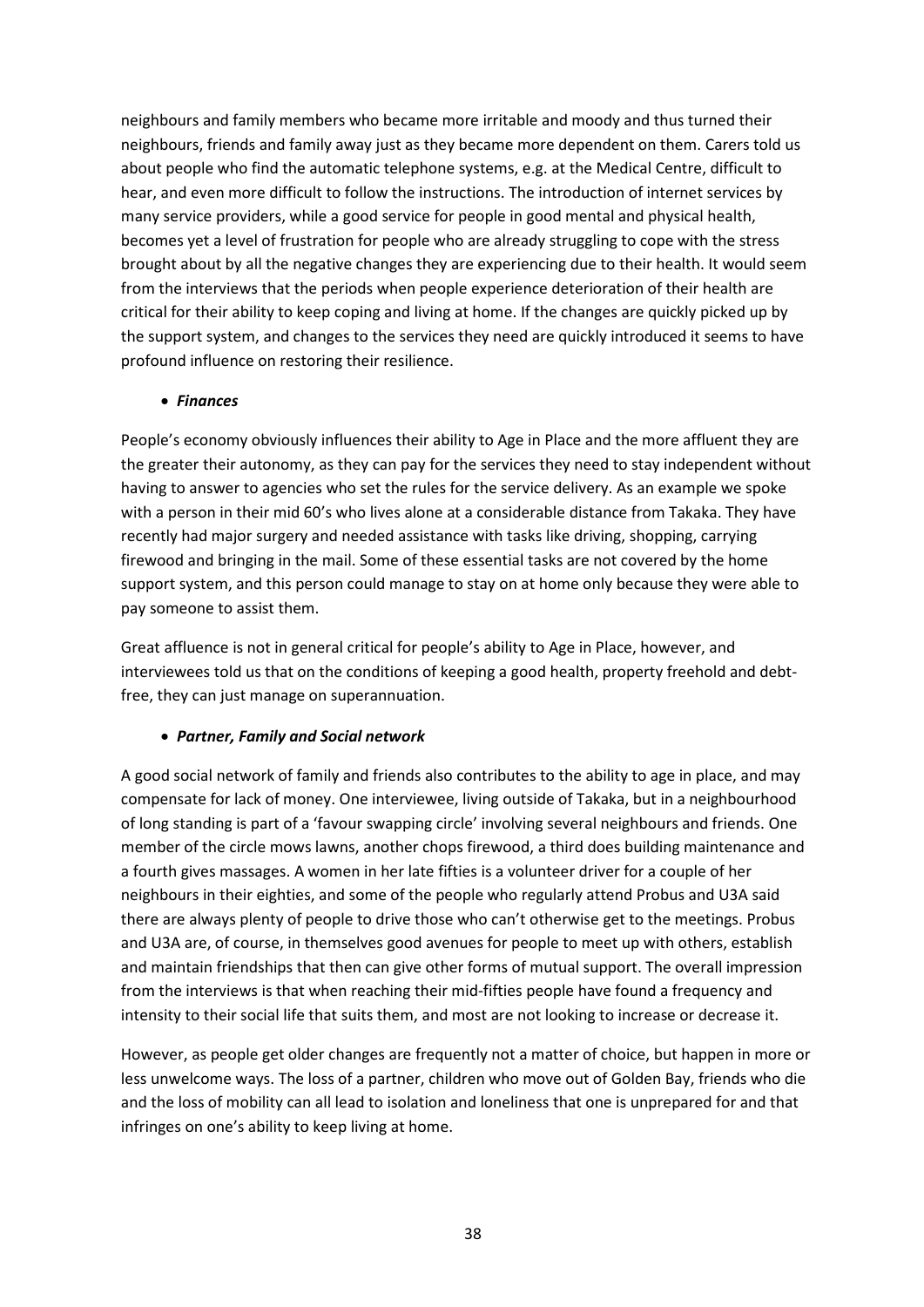neighbours and family members who became more irritable and moody and thus turned their neighbours, friends and family away just as they became more dependent on them. Carers told us about people who find the automatic telephone systems, e.g. at the Medical Centre, difficult to hear, and even more difficult to follow the instructions. The introduction of internet services by many service providers, while a good service for people in good mental and physical health, becomes yet a level of frustration for people who are already struggling to cope with the stress brought about by all the negative changes they are experiencing due to their health. It would seem from the interviews that the periods when people experience deterioration of their health are critical for their ability to keep coping and living at home. If the changes are quickly picked up by the support system, and changes to the services they need are quickly introduced it seems to have profound influence on restoring their resilience.

- ***Finances***

People's economy obviously influences their ability to Age in Place and the more affluent they are the greater their autonomy, as they can pay for the services they need to stay independent without having to answer to agencies who set the rules for the service delivery. As an example we spoke with a person in their mid 60's who lives alone at a considerable distance from Takaka. They have recently had major surgery and needed assistance with tasks like driving, shopping, carrying firewood and bringing in the mail. Some of these essential tasks are not covered by the home support system, and this person could manage to stay on at home only because they were able to pay someone to assist them.

Great affluence is not in general critical for people's ability to Age in Place, however, and interviewees told us that on the conditions of keeping a good health, property freehold and debt-free, they can just manage on superannuation.

- ***Partner, Family and Social network***

A good social network of family and friends also contributes to the ability to age in place, and may compensate for lack of money. One interviewee, living outside of Takaka, but in a neighbourhood of long standing is part of a 'favour swapping circle' involving several neighbours and friends. One member of the circle mows lawns, another chops firewood, a third does building maintenance and a fourth gives massages. A women in her late fifties is a volunteer driver for a couple of her neighbours in their eighties, and some of the people who regularly attend Probus and U3A said there are always plenty of people to drive those who can't otherwise get to the meetings. Probus and U3A are, of course, in themselves good avenues for people to meet up with others, establish and maintain friendships that then can give other forms of mutual support. The overall impression from the interviews is that when reaching their mid-fifties people have found a frequency and intensity to their social life that suits them, and most are not looking to increase or decrease it.

However, as people get older changes are frequently not a matter of choice, but happen in more or less unwelcome ways. The loss of a partner, children who move out of Golden Bay, friends who die and the loss of mobility can all lead to isolation and loneliness that one is unprepared for and that infringes on one's ability to keep living at home.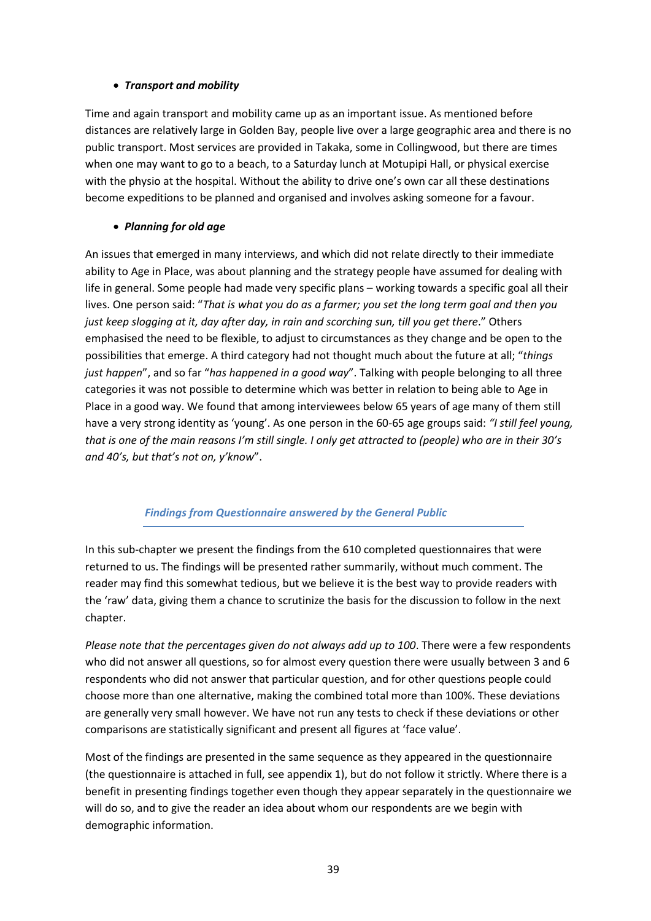- ***Transport and mobility***

Time and again transport and mobility came up as an important issue. As mentioned before distances are relatively large in Golden Bay, people live over a large geographic area and there is no public transport. Most services are provided in Takaka, some in Collingwood, but there are times when one may want to go to a beach, to a Saturday lunch at Motupipi Hall, or physical exercise with the physio at the hospital. Without the ability to drive one's own car all these destinations become expeditions to be planned and organised and involves asking someone for a favour.

- ***Planning for old age***

An issues that emerged in many interviews, and which did not relate directly to their immediate ability to Age in Place, was about planning and the strategy people have assumed for dealing with life in general. Some people had made very specific plans – working towards a specific goal all their lives. One person said: "*That is what you do as a farmer; you set the long term goal and then you just keep slogging at it, day after day, in rain and scorching sun, till you get there*." Others emphasised the need to be flexible, to adjust to circumstances as they change and be open to the possibilities that emerge. A third category had not thought much about the future at all; "*things just happen*", and so far "*has happened in a good way*". Talking with people belonging to all three categories it was not possible to determine which was better in relation to being able to Age in Place in a good way. We found that among interviewees below 65 years of age many of them still have a very strong identity as 'young'. As one person in the 60-65 age groups said: *"I still feel young, that is one of the main reasons I'm still single. I only get attracted to (people) who are in their 30's and 40's, but that's not on, y'know*".

### *Findings from Questionnaire answered by the General Public*

In this sub-chapter we present the findings from the 610 completed questionnaires that were returned to us. The findings will be presented rather summarily, without much comment. The reader may find this somewhat tedious, but we believe it is the best way to provide readers with the 'raw' data, giving them a chance to scrutinize the basis for the discussion to follow in the next chapter.

*Please note that the percentages given do not always add up to 100*. There were a few respondents who did not answer all questions, so for almost every question there were usually between 3 and 6 respondents who did not answer that particular question, and for other questions people could choose more than one alternative, making the combined total more than 100%. These deviations are generally very small however. We have not run any tests to check if these deviations or other comparisons are statistically significant and present all figures at 'face value'.

Most of the findings are presented in the same sequence as they appeared in the questionnaire (the questionnaire is attached in full, see appendix 1), but do not follow it strictly. Where there is a benefit in presenting findings together even though they appear separately in the questionnaire we will do so, and to give the reader an idea about whom our respondents are we begin with demographic information.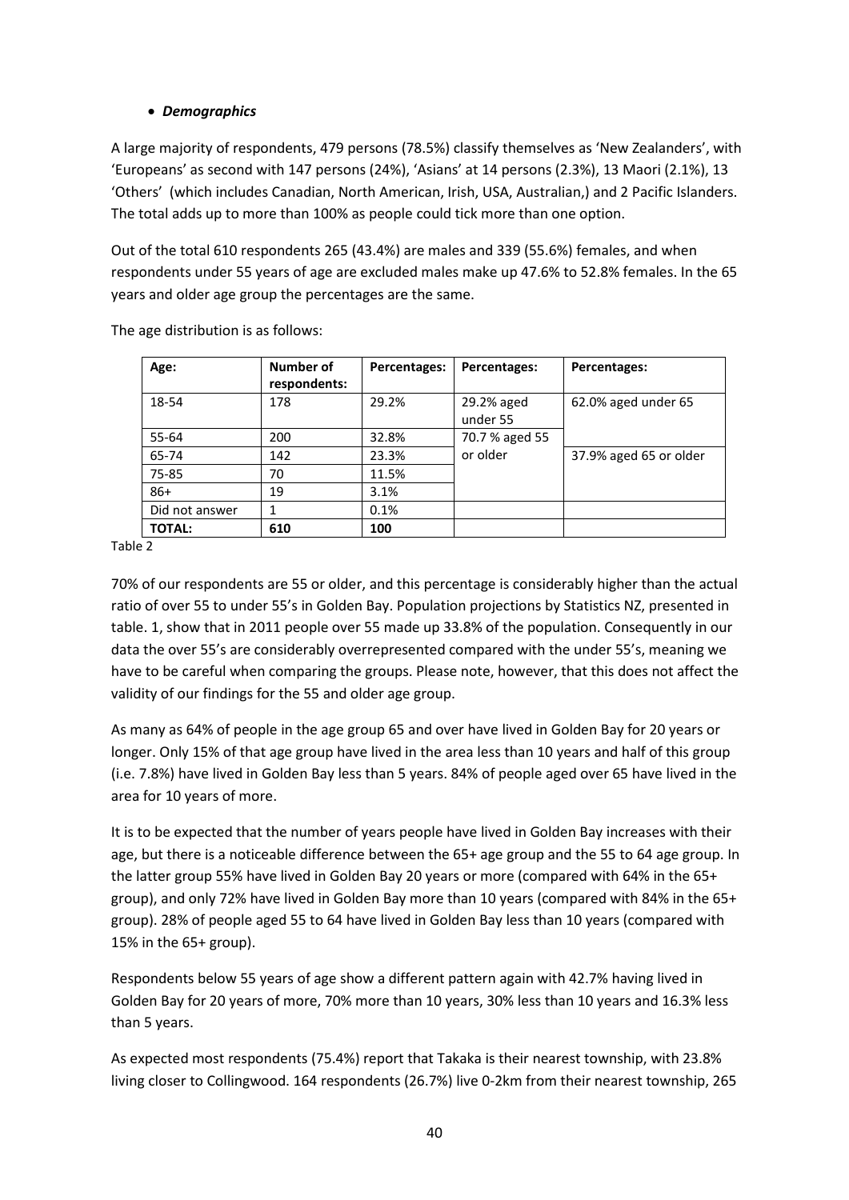- ***Demographics***

A large majority of respondents, 479 persons (78.5%) classify themselves as 'New Zealanders', with 'Europeans' as second with 147 persons (24%), 'Asians' at 14 persons (2.3%), 13 Maori (2.1%), 13 'Others' (which includes Canadian, North American, Irish, USA, Australian,) and 2 Pacific Islanders. The total adds up to more than 100% as people could tick more than one option.

Out of the total 610 respondents 265 (43.4%) are males and 339 (55.6%) females, and when respondents under 55 years of age are excluded males make up 47.6% to 52.8% females. In the 65 years and older age group the percentages are the same.

The age distribution is as follows:

| Age: | Number of respondents: | Percentages: | Percentages: | Percentages: |
|---|---|---|---|---|
| 18-54 | 178 | 29.2% | 29.2% aged under 55 | 62.0% aged under 65 |
| 55-64 | 200 | 32.8% | 70.7 % aged 55 or older | |
| 65-74 | 142 | 23.3% | | 37.9% aged 65 or older |
| 75-85 | 70 | 11.5% | | |
| 86+ | 19 | 3.1% | | |
| Did not answer | 1 | 0.1% | | |
| **TOTAL:** | **610** | **100** | | |

Table 2

70% of our respondents are 55 or older, and this percentage is considerably higher than the actual ratio of over 55 to under 55's in Golden Bay. Population projections by Statistics NZ, presented in table. 1, show that in 2011 people over 55 made up 33.8% of the population. Consequently in our data the over 55's are considerably overrepresented compared with the under 55's, meaning we have to be careful when comparing the groups. Please note, however, that this does not affect the validity of our findings for the 55 and older age group.

As many as 64% of people in the age group 65 and over have lived in Golden Bay for 20 years or longer. Only 15% of that age group have lived in the area less than 10 years and half of this group (i.e. 7.8%) have lived in Golden Bay less than 5 years. 84% of people aged over 65 have lived in the area for 10 years of more.

It is to be expected that the number of years people have lived in Golden Bay increases with their age, but there is a noticeable difference between the 65+ age group and the 55 to 64 age group. In the latter group 55% have lived in Golden Bay 20 years or more (compared with 64% in the 65+ group), and only 72% have lived in Golden Bay more than 10 years (compared with 84% in the 65+ group). 28% of people aged 55 to 64 have lived in Golden Bay less than 10 years (compared with 15% in the 65+ group).

Respondents below 55 years of age show a different pattern again with 42.7% having lived in Golden Bay for 20 years of more, 70% more than 10 years, 30% less than 10 years and 16.3% less than 5 years.

As expected most respondents (75.4%) report that Takaka is their nearest township, with 23.8% living closer to Collingwood. 164 respondents (26.7%) live 0-2km from their nearest township, 265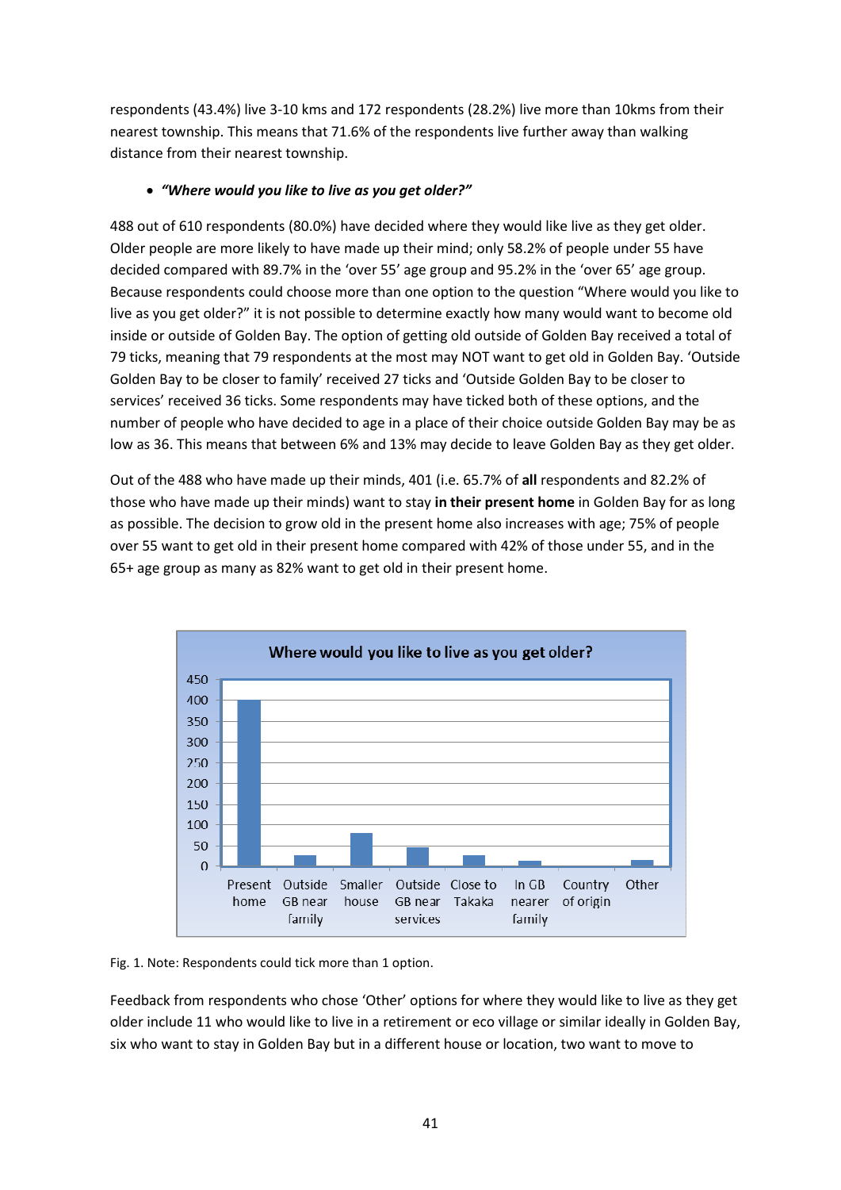respondents (43.4%) live 3-10 kms and 172 respondents (28.2%) live more than 10kms from their nearest township. This means that 71.6% of the respondents live further away than walking distance from their nearest township.

- ***"Where would you like to live as you get older?"***

488 out of 610 respondents (80.0%) have decided where they would like live as they get older. Older people are more likely to have made up their mind; only 58.2% of people under 55 have decided compared with 89.7% in the 'over 55' age group and 95.2% in the 'over 65' age group. Because respondents could choose more than one option to the question "Where would you like to live as you get older?" it is not possible to determine exactly how many would want to become old inside or outside of Golden Bay. The option of getting old outside of Golden Bay received a total of 79 ticks, meaning that 79 respondents at the most may NOT want to get old in Golden Bay. 'Outside Golden Bay to be closer to family' received 27 ticks and 'Outside Golden Bay to be closer to services' received 36 ticks. Some respondents may have ticked both of these options, and the number of people who have decided to age in a place of their choice outside Golden Bay may be as low as 36. This means that between 6% and 13% may decide to leave Golden Bay as they get older.

Out of the 488 who have made up their minds, 401 (i.e. 65.7% of **all** respondents and 82.2% of those who have made up their minds) want to stay **in their present home** in Golden Bay for as long as possible. The decision to grow old in the present home also increases with age; 75% of people over 55 want to get old in their present home compared with 42% of those under 55, and in the 65+ age group as many as 82% want to get old in their present home.

**Where would you like to live as you get older?**

| Present home | Outside GB near family | Smaller house | Outside GB near services | Close to Takaka | In GB nearer family | Country of origin | Other |
|---|---|---|---|---|---|---|---|
| ~400 | ~27 | ~80 | ~46 | ~27 | ~13 | ~0 | ~15 |

Fig. 1. Note: Respondents could tick more than 1 option.

Feedback from respondents who chose 'Other' options for where they would like to live as they get older include 11 who would like to live in a retirement or eco village or similar ideally in Golden Bay, six who want to stay in Golden Bay but in a different house or location, two want to move to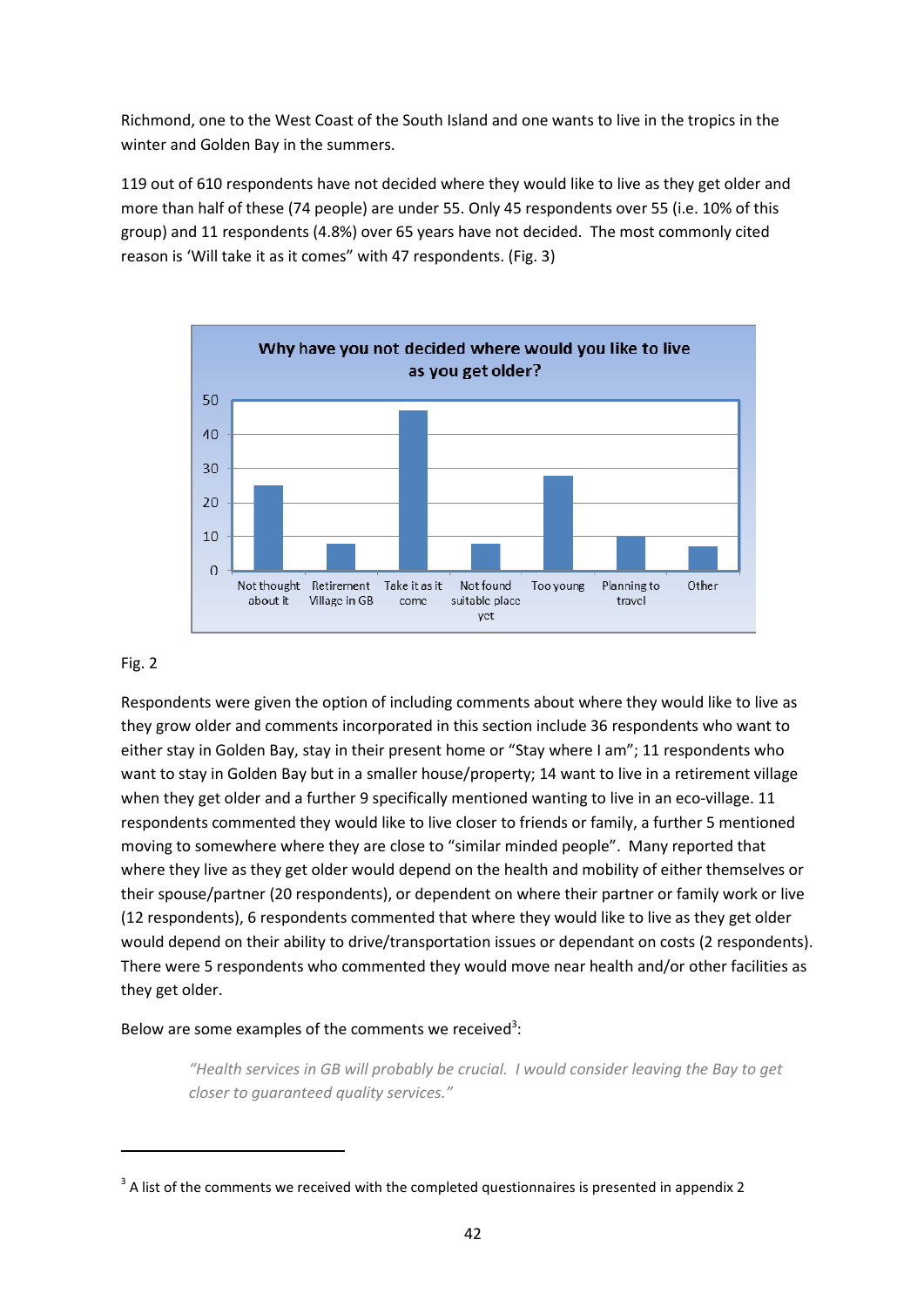Richmond, one to the West Coast of the South Island and one wants to live in the tropics in the winter and Golden Bay in the summers.

119 out of 610 respondents have not decided where they would like to live as they get older and more than half of these (74 people) are under 55. Only 45 respondents over 55 (i.e. 10% of this group) and 11 respondents (4.8%) over 65 years have not decided. The most commonly cited reason is 'Will take it as it comes" with 47 respondents. (Fig. 3)

Fig. 2

Respondents were given the option of including comments about where they would like to live as they grow older and comments incorporated in this section include 36 respondents who want to either stay in Golden Bay, stay in their present home or "Stay where I am"; 11 respondents who want to stay in Golden Bay but in a smaller house/property; 14 want to live in a retirement village when they get older and a further 9 specifically mentioned wanting to live in an eco-village. 11 respondents commented they would like to live closer to friends or family, a further 5 mentioned moving to somewhere where they are close to "similar minded people". Many reported that where they live as they get older would depend on the health and mobility of either themselves or their spouse/partner (20 respondents), or dependent on where their partner or family work or live (12 respondents), 6 respondents commented that where they would like to live as they get older would depend on their ability to drive/transportation issues or dependant on costs (2 respondents). There were 5 respondents who commented they would move near health and/or other facilities as they get older.

Below are some examples of the comments we received[3]:

> *"Health services in GB will probably be crucial. I would consider leaving the Bay to get closer to guaranteed quality services."*

[3] A list of the comments we received with the completed questionnaires is presented in appendix 2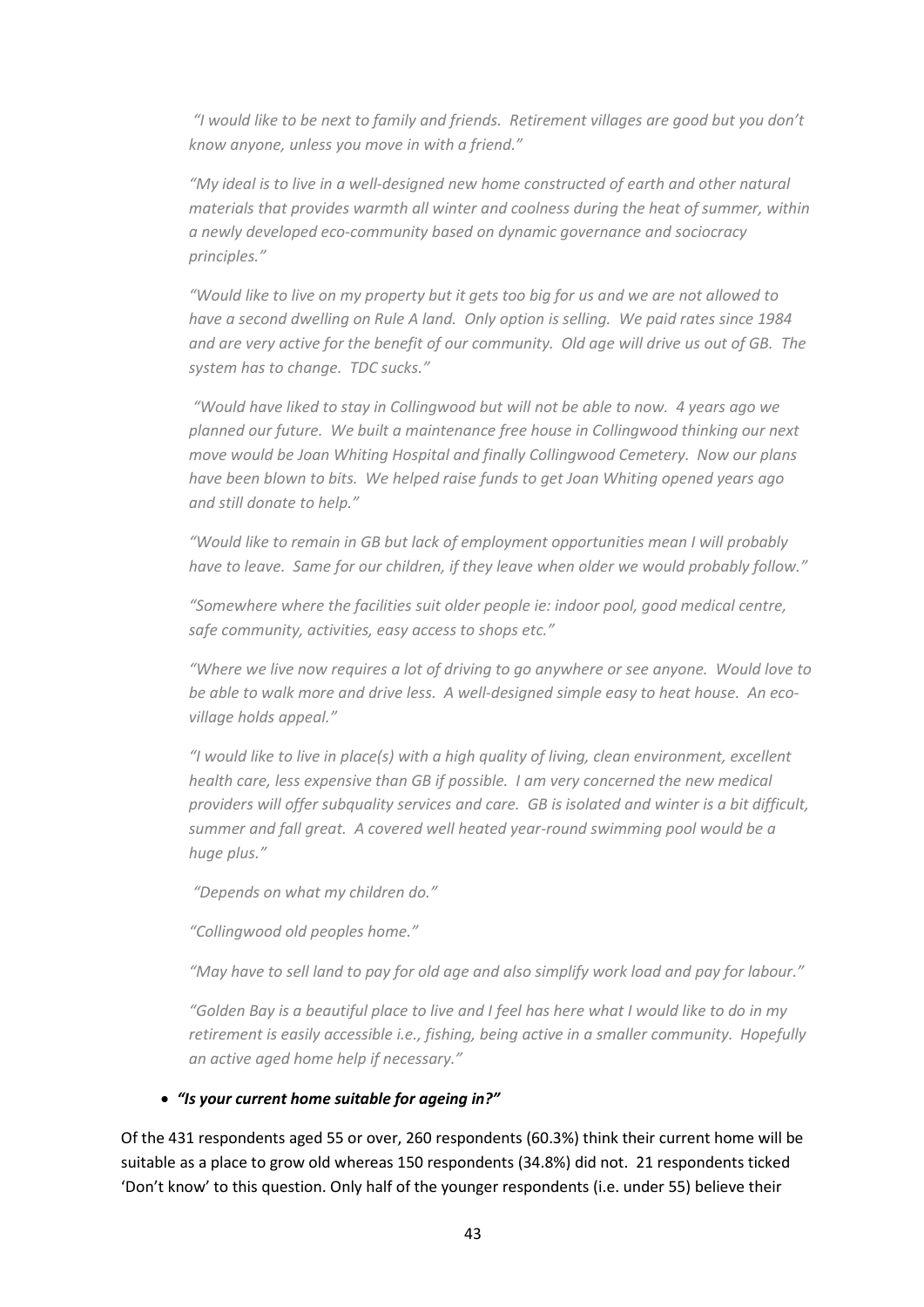*"I would like to be next to family and friends. Retirement villages are good but you don't know anyone, unless you move in with a friend."*

*"My ideal is to live in a well-designed new home constructed of earth and other natural materials that provides warmth all winter and coolness during the heat of summer, within a newly developed eco-community based on dynamic governance and sociocracy principles."*

*"Would like to live on my property but it gets too big for us and we are not allowed to have a second dwelling on Rule A land. Only option is selling. We paid rates since 1984 and are very active for the benefit of our community. Old age will drive us out of GB. The system has to change. TDC sucks."*

*"Would have liked to stay in Collingwood but will not be able to now. 4 years ago we planned our future. We built a maintenance free house in Collingwood thinking our next move would be Joan Whiting Hospital and finally Collingwood Cemetery. Now our plans have been blown to bits. We helped raise funds to get Joan Whiting opened years ago and still donate to help."*

*"Would like to remain in GB but lack of employment opportunities mean I will probably have to leave. Same for our children, if they leave when older we would probably follow."*

*"Somewhere where the facilities suit older people ie: indoor pool, good medical centre, safe community, activities, easy access to shops etc."*

*"Where we live now requires a lot of driving to go anywhere or see anyone. Would love to be able to walk more and drive less. A well-designed simple easy to heat house. An eco-village holds appeal."*

*"I would like to live in place(s) with a high quality of living, clean environment, excellent health care, less expensive than GB if possible. I am very concerned the new medical providers will offer subquality services and care. GB is isolated and winter is a bit difficult, summer and fall great. A covered well heated year-round swimming pool would be a huge plus."*

*"Depends on what my children do."*

*"Collingwood old peoples home."*

*"May have to sell land to pay for old age and also simplify work load and pay for labour."*

*"Golden Bay is a beautiful place to live and I feel has here what I would like to do in my retirement is easily accessible i.e., fishing, being active in a smaller community. Hopefully an active aged home help if necessary."*

- ***"Is your current home suitable for ageing in?"***

Of the 431 respondents aged 55 or over, 260 respondents (60.3%) think their current home will be suitable as a place to grow old whereas 150 respondents (34.8%) did not. 21 respondents ticked 'Don't know' to this question. Only half of the younger respondents (i.e. under 55) believe their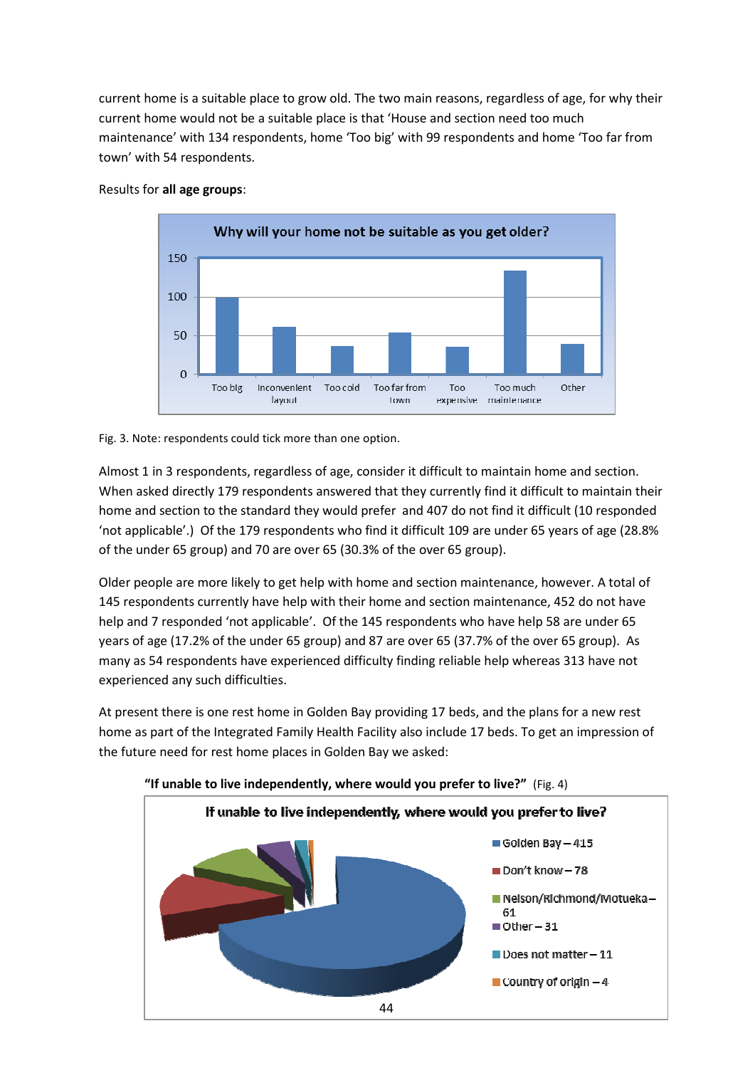current home is a suitable place to grow old. The two main reasons, regardless of age, for why their current home would not be a suitable place is that 'House and section need too much maintenance' with 134 respondents, home 'Too big' with 99 respondents and home 'Too far from town' with 54 respondents.

Results for **all age groups**:

**Why will your home not be suitable as you get older?**

| Reason | Approx. respondents |
|---|---|
| Too big | 99 |
| Inconvenient layout | ~61 |
| Too cold | ~36 |
| Too far from town | 54 |
| Too expensive | ~35 |
| Too much maintenance | 134 |
| Other | ~39 |

Fig. 3. Note: respondents could tick more than one option.

Almost 1 in 3 respondents, regardless of age, consider it difficult to maintain home and section. When asked directly 179 respondents answered that they currently find it difficult to maintain their home and section to the standard they would prefer and 407 do not find it difficult (10 responded 'not applicable'.) Of the 179 respondents who find it difficult 109 are under 65 years of age (28.8% of the under 65 group) and 70 are over 65 (30.3% of the over 65 group).

Older people are more likely to get help with home and section maintenance, however. A total of 145 respondents currently have help with their home and section maintenance, 452 do not have help and 7 responded 'not applicable'. Of the 145 respondents who have help 58 are under 65 years of age (17.2% of the under 65 group) and 87 are over 65 (37.7% of the over 65 group). As many as 54 respondents have experienced difficulty finding reliable help whereas 313 have not experienced any such difficulties.

At present there is one rest home in Golden Bay providing 17 beds, and the plans for a new rest home as part of the Integrated Family Health Facility also include 17 beds. To get an impression of the future need for rest home places in Golden Bay we asked:

**"If unable to live independently, where would you prefer to live?"** (Fig. 4)

**If unable to live independently, where would you prefer to live?**

- Golden Bay – 415
- Don't know – 78
- Nelson/Richmond/Motueka – 61
- Other – 31
- Does not matter – 11
- Country of origin – 4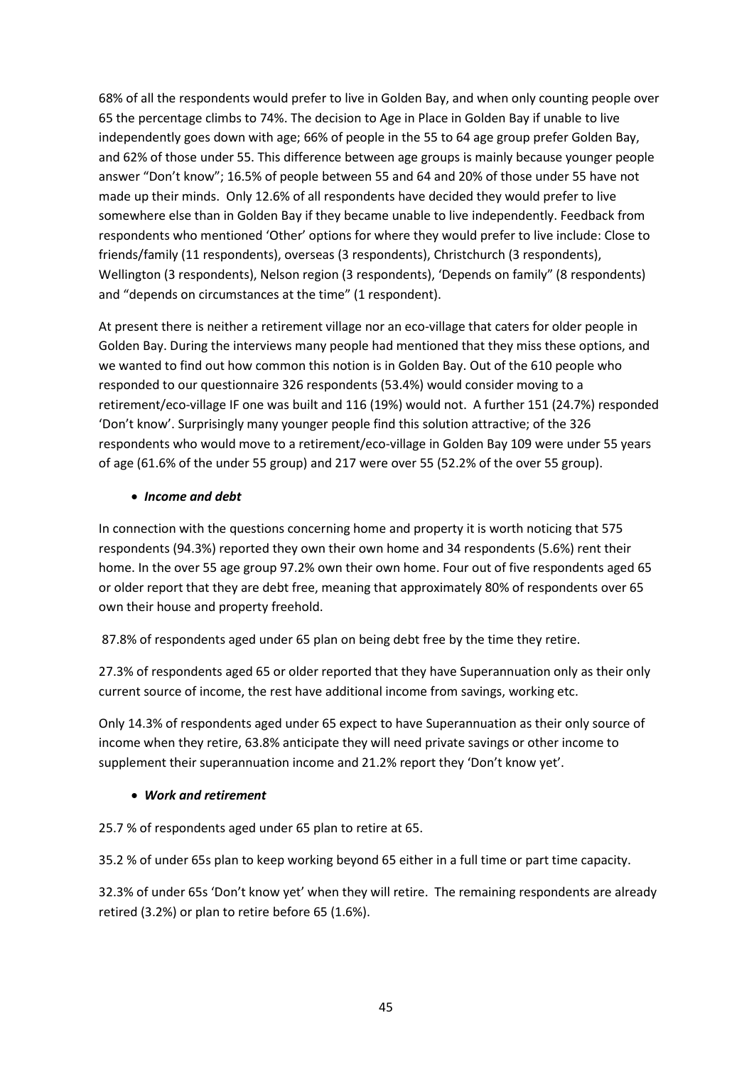68% of all the respondents would prefer to live in Golden Bay, and when only counting people over 65 the percentage climbs to 74%. The decision to Age in Place in Golden Bay if unable to live independently goes down with age; 66% of people in the 55 to 64 age group prefer Golden Bay, and 62% of those under 55. This difference between age groups is mainly because younger people answer "Don't know"; 16.5% of people between 55 and 64 and 20% of those under 55 have not made up their minds. Only 12.6% of all respondents have decided they would prefer to live somewhere else than in Golden Bay if they became unable to live independently. Feedback from respondents who mentioned 'Other' options for where they would prefer to live include: Close to friends/family (11 respondents), overseas (3 respondents), Christchurch (3 respondents), Wellington (3 respondents), Nelson region (3 respondents), 'Depends on family" (8 respondents) and "depends on circumstances at the time" (1 respondent).

At present there is neither a retirement village nor an eco-village that caters for older people in Golden Bay. During the interviews many people had mentioned that they miss these options, and we wanted to find out how common this notion is in Golden Bay. Out of the 610 people who responded to our questionnaire 326 respondents (53.4%) would consider moving to a retirement/eco-village IF one was built and 116 (19%) would not. A further 151 (24.7%) responded 'Don't know'. Surprisingly many younger people find this solution attractive; of the 326 respondents who would move to a retirement/eco-village in Golden Bay 109 were under 55 years of age (61.6% of the under 55 group) and 217 were over 55 (52.2% of the over 55 group).

- ***Income and debt***

In connection with the questions concerning home and property it is worth noticing that 575 respondents (94.3%) reported they own their own home and 34 respondents (5.6%) rent their home. In the over 55 age group 97.2% own their own home. Four out of five respondents aged 65 or older report that they are debt free, meaning that approximately 80% of respondents over 65 own their house and property freehold.

87.8% of respondents aged under 65 plan on being debt free by the time they retire.

27.3% of respondents aged 65 or older reported that they have Superannuation only as their only current source of income, the rest have additional income from savings, working etc.

Only 14.3% of respondents aged under 65 expect to have Superannuation as their only source of income when they retire, 63.8% anticipate they will need private savings or other income to supplement their superannuation income and 21.2% report they 'Don't know yet'.

- ***Work and retirement***

25.7 % of respondents aged under 65 plan to retire at 65.

35.2 % of under 65s plan to keep working beyond 65 either in a full time or part time capacity.

32.3% of under 65s 'Don't know yet' when they will retire. The remaining respondents are already retired (3.2%) or plan to retire before 65 (1.6%).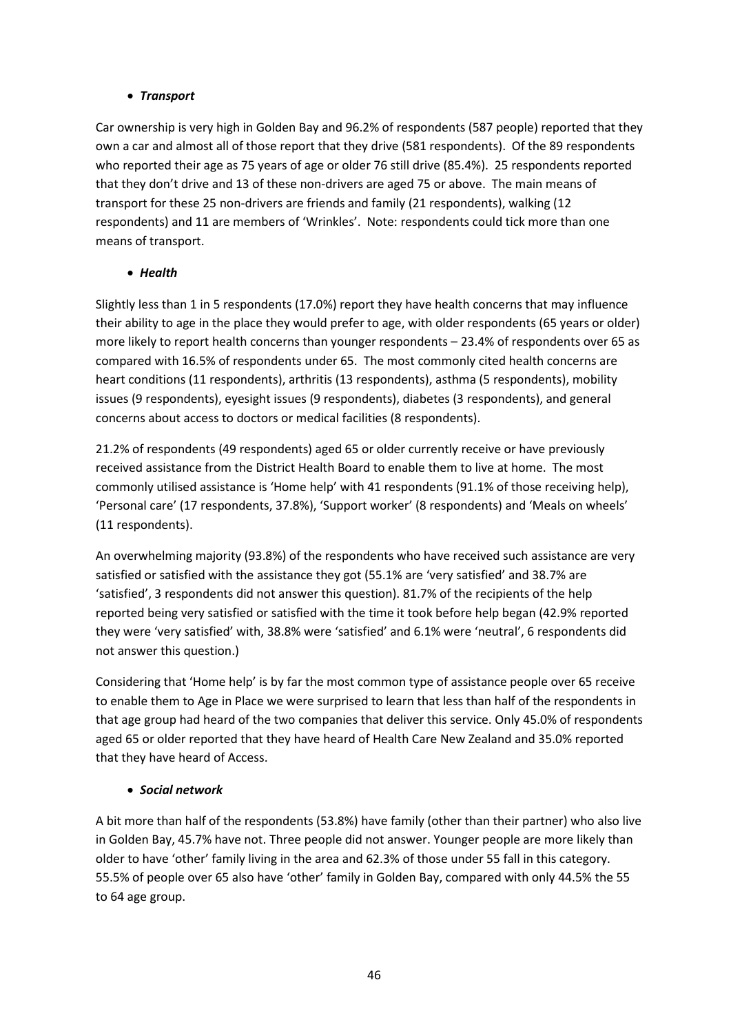- ***Transport***

Car ownership is very high in Golden Bay and 96.2% of respondents (587 people) reported that they own a car and almost all of those report that they drive (581 respondents). Of the 89 respondents who reported their age as 75 years of age or older 76 still drive (85.4%). 25 respondents reported that they don't drive and 13 of these non-drivers are aged 75 or above. The main means of transport for these 25 non-drivers are friends and family (21 respondents), walking (12 respondents) and 11 are members of 'Wrinkles'. Note: respondents could tick more than one means of transport.

- ***Health***

Slightly less than 1 in 5 respondents (17.0%) report they have health concerns that may influence their ability to age in the place they would prefer to age, with older respondents (65 years or older) more likely to report health concerns than younger respondents – 23.4% of respondents over 65 as compared with 16.5% of respondents under 65. The most commonly cited health concerns are heart conditions (11 respondents), arthritis (13 respondents), asthma (5 respondents), mobility issues (9 respondents), eyesight issues (9 respondents), diabetes (3 respondents), and general concerns about access to doctors or medical facilities (8 respondents).

21.2% of respondents (49 respondents) aged 65 or older currently receive or have previously received assistance from the District Health Board to enable them to live at home. The most commonly utilised assistance is 'Home help' with 41 respondents (91.1% of those receiving help), 'Personal care' (17 respondents, 37.8%), 'Support worker' (8 respondents) and 'Meals on wheels' (11 respondents).

An overwhelming majority (93.8%) of the respondents who have received such assistance are very satisfied or satisfied with the assistance they got (55.1% are 'very satisfied' and 38.7% are 'satisfied', 3 respondents did not answer this question). 81.7% of the recipients of the help reported being very satisfied or satisfied with the time it took before help began (42.9% reported they were 'very satisfied' with, 38.8% were 'satisfied' and 6.1% were 'neutral', 6 respondents did not answer this question.)

Considering that 'Home help' is by far the most common type of assistance people over 65 receive to enable them to Age in Place we were surprised to learn that less than half of the respondents in that age group had heard of the two companies that deliver this service. Only 45.0% of respondents aged 65 or older reported that they have heard of Health Care New Zealand and 35.0% reported that they have heard of Access.

- ***Social network***

A bit more than half of the respondents (53.8%) have family (other than their partner) who also live in Golden Bay, 45.7% have not. Three people did not answer. Younger people are more likely than older to have 'other' family living in the area and 62.3% of those under 55 fall in this category. 55.5% of people over 65 also have 'other' family in Golden Bay, compared with only 44.5% the 55 to 64 age group.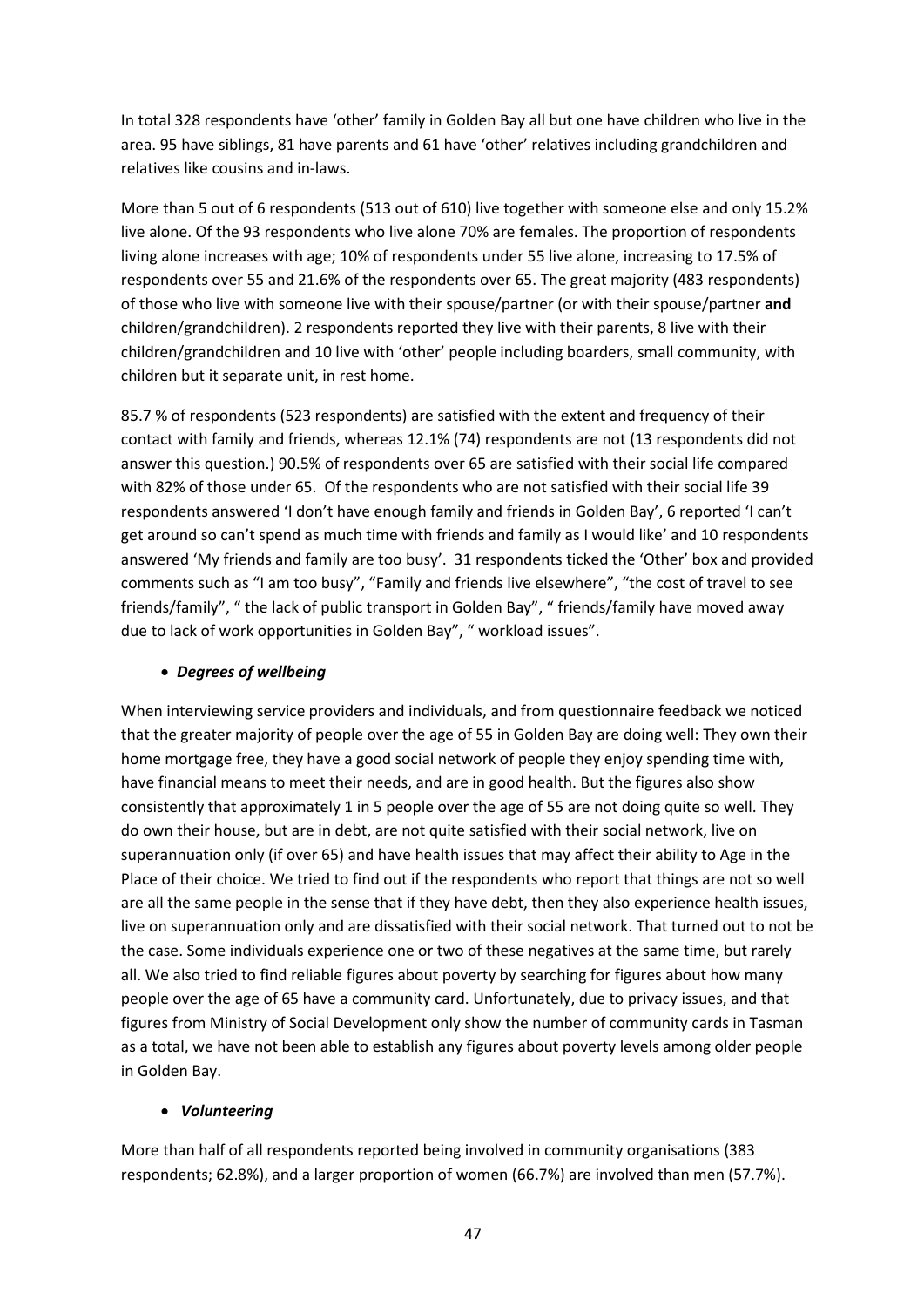In total 328 respondents have 'other' family in Golden Bay all but one have children who live in the area. 95 have siblings, 81 have parents and 61 have 'other' relatives including grandchildren and relatives like cousins and in-laws.

More than 5 out of 6 respondents (513 out of 610) live together with someone else and only 15.2% live alone. Of the 93 respondents who live alone 70% are females. The proportion of respondents living alone increases with age; 10% of respondents under 55 live alone, increasing to 17.5% of respondents over 55 and 21.6% of the respondents over 65. The great majority (483 respondents) of those who live with someone live with their spouse/partner (or with their spouse/partner **and** children/grandchildren). 2 respondents reported they live with their parents, 8 live with their children/grandchildren and 10 live with 'other' people including boarders, small community, with children but it separate unit, in rest home.

85.7 % of respondents (523 respondents) are satisfied with the extent and frequency of their contact with family and friends, whereas 12.1% (74) respondents are not (13 respondents did not answer this question.) 90.5% of respondents over 65 are satisfied with their social life compared with 82% of those under 65. Of the respondents who are not satisfied with their social life 39 respondents answered 'I don't have enough family and friends in Golden Bay', 6 reported 'I can't get around so can't spend as much time with friends and family as I would like' and 10 respondents answered 'My friends and family are too busy'. 31 respondents ticked the 'Other' box and provided comments such as "I am too busy", "Family and friends live elsewhere", "the cost of travel to see friends/family", " the lack of public transport in Golden Bay", " friends/family have moved away due to lack of work opportunities in Golden Bay", " workload issues".

- ***Degrees of wellbeing***

When interviewing service providers and individuals, and from questionnaire feedback we noticed that the greater majority of people over the age of 55 in Golden Bay are doing well: They own their home mortgage free, they have a good social network of people they enjoy spending time with, have financial means to meet their needs, and are in good health. But the figures also show consistently that approximately 1 in 5 people over the age of 55 are not doing quite so well. They do own their house, but are in debt, are not quite satisfied with their social network, live on superannuation only (if over 65) and have health issues that may affect their ability to Age in the Place of their choice. We tried to find out if the respondents who report that things are not so well are all the same people in the sense that if they have debt, then they also experience health issues, live on superannuation only and are dissatisfied with their social network. That turned out to not be the case. Some individuals experience one or two of these negatives at the same time, but rarely all. We also tried to find reliable figures about poverty by searching for figures about how many people over the age of 65 have a community card. Unfortunately, due to privacy issues, and that figures from Ministry of Social Development only show the number of community cards in Tasman as a total, we have not been able to establish any figures about poverty levels among older people in Golden Bay.

- ***Volunteering***

More than half of all respondents reported being involved in community organisations (383 respondents; 62.8%), and a larger proportion of women (66.7%) are involved than men (57.7%).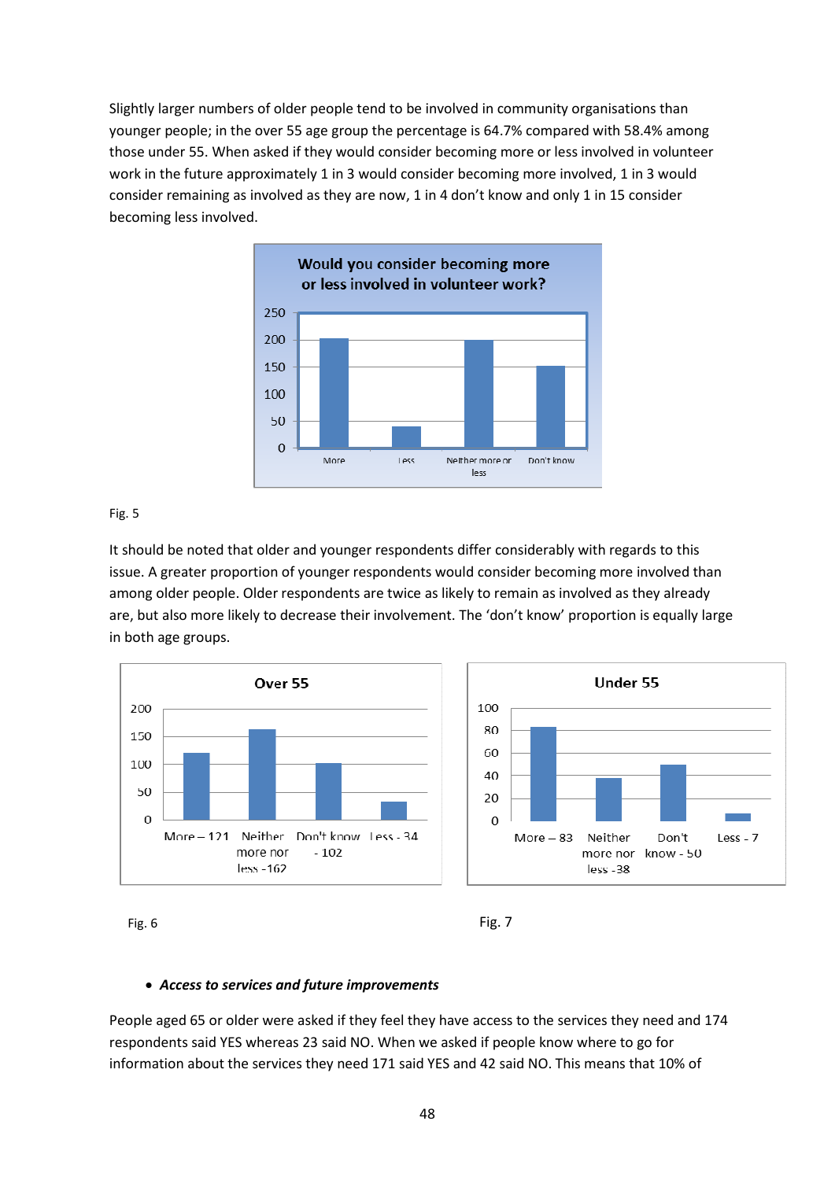Slightly larger numbers of older people tend to be involved in community organisations than younger people; in the over 55 age group the percentage is 64.7% compared with 58.4% among those under 55. When asked if they would consider becoming more or less involved in volunteer work in the future approximately 1 in 3 would consider becoming more involved, 1 in 3 would consider remaining as involved as they are now, 1 in 4 don't know and only 1 in 15 consider becoming less involved.

Fig. 5

It should be noted that older and younger respondents differ considerably with regards to this issue. A greater proportion of younger respondents would consider becoming more involved than among older people. Older respondents are twice as likely to remain as involved as they already are, but also more likely to decrease their involvement. The 'don't know' proportion is equally large in both age groups.

Fig. 6

Fig. 7

- ***Access to services and future improvements***

People aged 65 or older were asked if they feel they have access to the services they need and 174 respondents said YES whereas 23 said NO. When we asked if people know where to go for information about the services they need 171 said YES and 42 said NO. This means that 10% of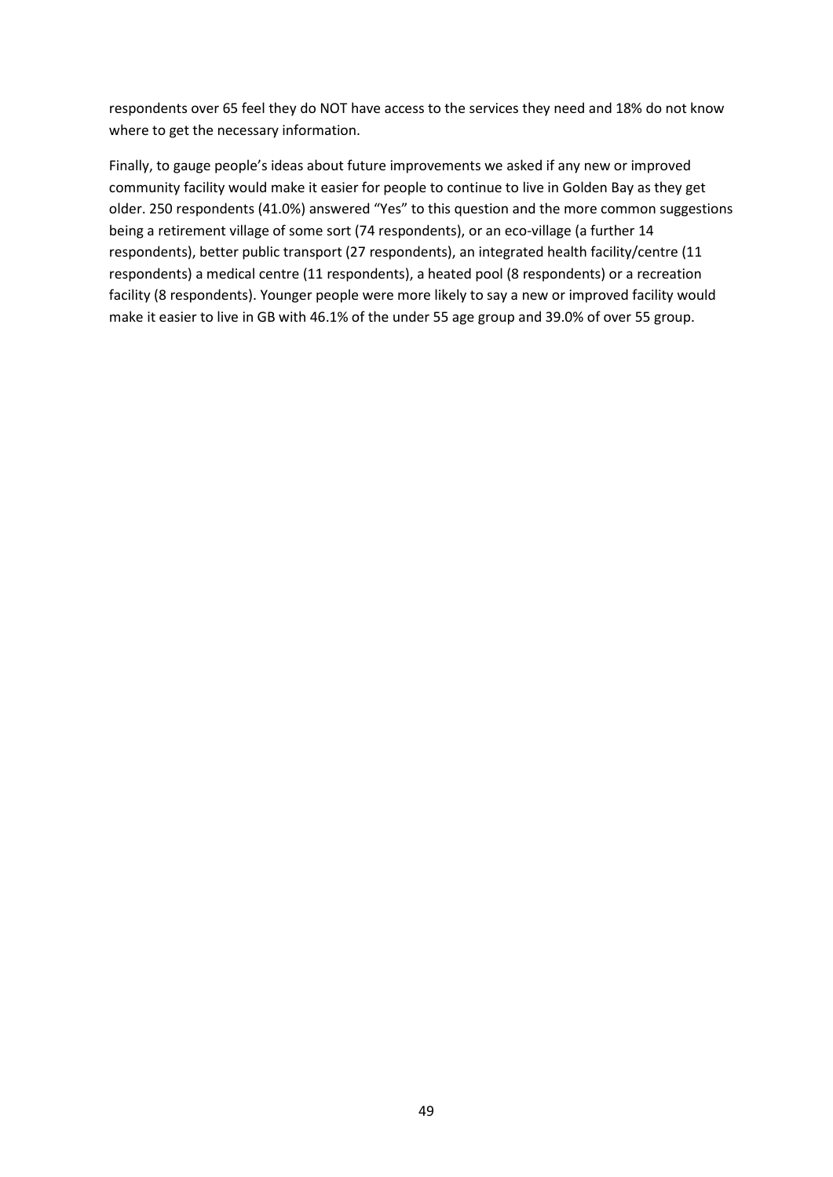respondents over 65 feel they do NOT have access to the services they need and 18% do not know where to get the necessary information.

Finally, to gauge people's ideas about future improvements we asked if any new or improved community facility would make it easier for people to continue to live in Golden Bay as they get older. 250 respondents (41.0%) answered "Yes" to this question and the more common suggestions being a retirement village of some sort (74 respondents), or an eco-village (a further 14 respondents), better public transport (27 respondents), an integrated health facility/centre (11 respondents) a medical centre (11 respondents), a heated pool (8 respondents) or a recreation facility (8 respondents). Younger people were more likely to say a new or improved facility would make it easier to live in GB with 46.1% of the under 55 age group and 39.0% of over 55 group.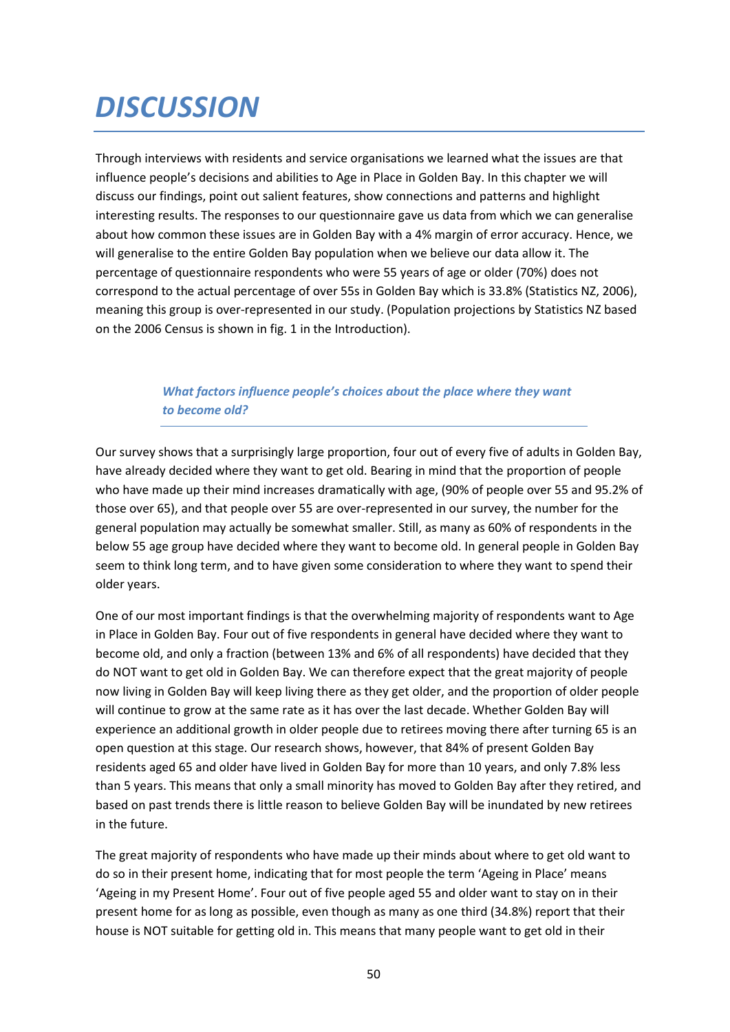# *DISCUSSION*

Through interviews with residents and service organisations we learned what the issues are that influence people's decisions and abilities to Age in Place in Golden Bay. In this chapter we will discuss our findings, point out salient features, show connections and patterns and highlight interesting results. The responses to our questionnaire gave us data from which we can generalise about how common these issues are in Golden Bay with a 4% margin of error accuracy. Hence, we will generalise to the entire Golden Bay population when we believe our data allow it. The percentage of questionnaire respondents who were 55 years of age or older (70%) does not correspond to the actual percentage of over 55s in Golden Bay which is 33.8% (Statistics NZ, 2006), meaning this group is over-represented in our study. (Population projections by Statistics NZ based on the 2006 Census is shown in fig. 1 in the Introduction).

### *What factors influence people's choices about the place where they want to become old?*

Our survey shows that a surprisingly large proportion, four out of every five of adults in Golden Bay, have already decided where they want to get old. Bearing in mind that the proportion of people who have made up their mind increases dramatically with age, (90% of people over 55 and 95.2% of those over 65), and that people over 55 are over-represented in our survey, the number for the general population may actually be somewhat smaller. Still, as many as 60% of respondents in the below 55 age group have decided where they want to become old. In general people in Golden Bay seem to think long term, and to have given some consideration to where they want to spend their older years.

One of our most important findings is that the overwhelming majority of respondents want to Age in Place in Golden Bay. Four out of five respondents in general have decided where they want to become old, and only a fraction (between 13% and 6% of all respondents) have decided that they do NOT want to get old in Golden Bay. We can therefore expect that the great majority of people now living in Golden Bay will keep living there as they get older, and the proportion of older people will continue to grow at the same rate as it has over the last decade. Whether Golden Bay will experience an additional growth in older people due to retirees moving there after turning 65 is an open question at this stage. Our research shows, however, that 84% of present Golden Bay residents aged 65 and older have lived in Golden Bay for more than 10 years, and only 7.8% less than 5 years. This means that only a small minority has moved to Golden Bay after they retired, and based on past trends there is little reason to believe Golden Bay will be inundated by new retirees in the future.

The great majority of respondents who have made up their minds about where to get old want to do so in their present home, indicating that for most people the term 'Ageing in Place' means 'Ageing in my Present Home'. Four out of five people aged 55 and older want to stay on in their present home for as long as possible, even though as many as one third (34.8%) report that their house is NOT suitable for getting old in. This means that many people want to get old in their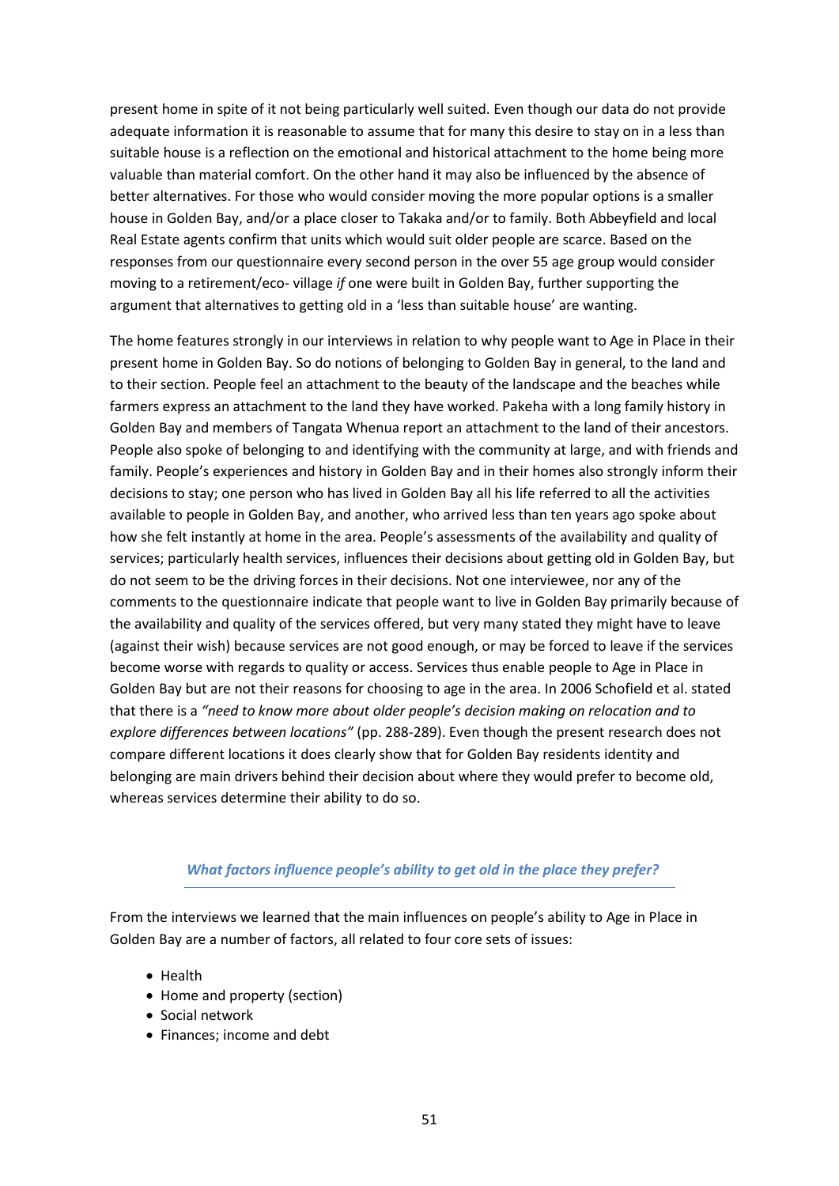present home in spite of it not being particularly well suited. Even though our data do not provide adequate information it is reasonable to assume that for many this desire to stay on in a less than suitable house is a reflection on the emotional and historical attachment to the home being more valuable than material comfort. On the other hand it may also be influenced by the absence of better alternatives. For those who would consider moving the more popular options is a smaller house in Golden Bay, and/or a place closer to Takaka and/or to family. Both Abbeyfield and local Real Estate agents confirm that units which would suit older people are scarce. Based on the responses from our questionnaire every second person in the over 55 age group would consider moving to a retirement/eco- village *if* one were built in Golden Bay, further supporting the argument that alternatives to getting old in a 'less than suitable house' are wanting.

The home features strongly in our interviews in relation to why people want to Age in Place in their present home in Golden Bay. So do notions of belonging to Golden Bay in general, to the land and to their section. People feel an attachment to the beauty of the landscape and the beaches while farmers express an attachment to the land they have worked. Pakeha with a long family history in Golden Bay and members of Tangata Whenua report an attachment to the land of their ancestors. People also spoke of belonging to and identifying with the community at large, and with friends and family. People's experiences and history in Golden Bay and in their homes also strongly inform their decisions to stay; one person who has lived in Golden Bay all his life referred to all the activities available to people in Golden Bay, and another, who arrived less than ten years ago spoke about how she felt instantly at home in the area. People's assessments of the availability and quality of services; particularly health services, influences their decisions about getting old in Golden Bay, but do not seem to be the driving forces in their decisions. Not one interviewee, nor any of the comments to the questionnaire indicate that people want to live in Golden Bay primarily because of the availability and quality of the services offered, but very many stated they might have to leave (against their wish) because services are not good enough, or may be forced to leave if the services become worse with regards to quality or access. Services thus enable people to Age in Place in Golden Bay but are not their reasons for choosing to age in the area. In 2006 Schofield et al. stated that there is a *"need to know more about older people's decision making on relocation and to explore differences between locations"* (pp. 288-289). Even though the present research does not compare different locations it does clearly show that for Golden Bay residents identity and belonging are main drivers behind their decision about where they would prefer to become old, whereas services determine their ability to do so.

### *What factors influence people's ability to get old in the place they prefer?*

From the interviews we learned that the main influences on people's ability to Age in Place in Golden Bay are a number of factors, all related to four core sets of issues:

- Health
- Home and property (section)
- Social network
- Finances; income and debt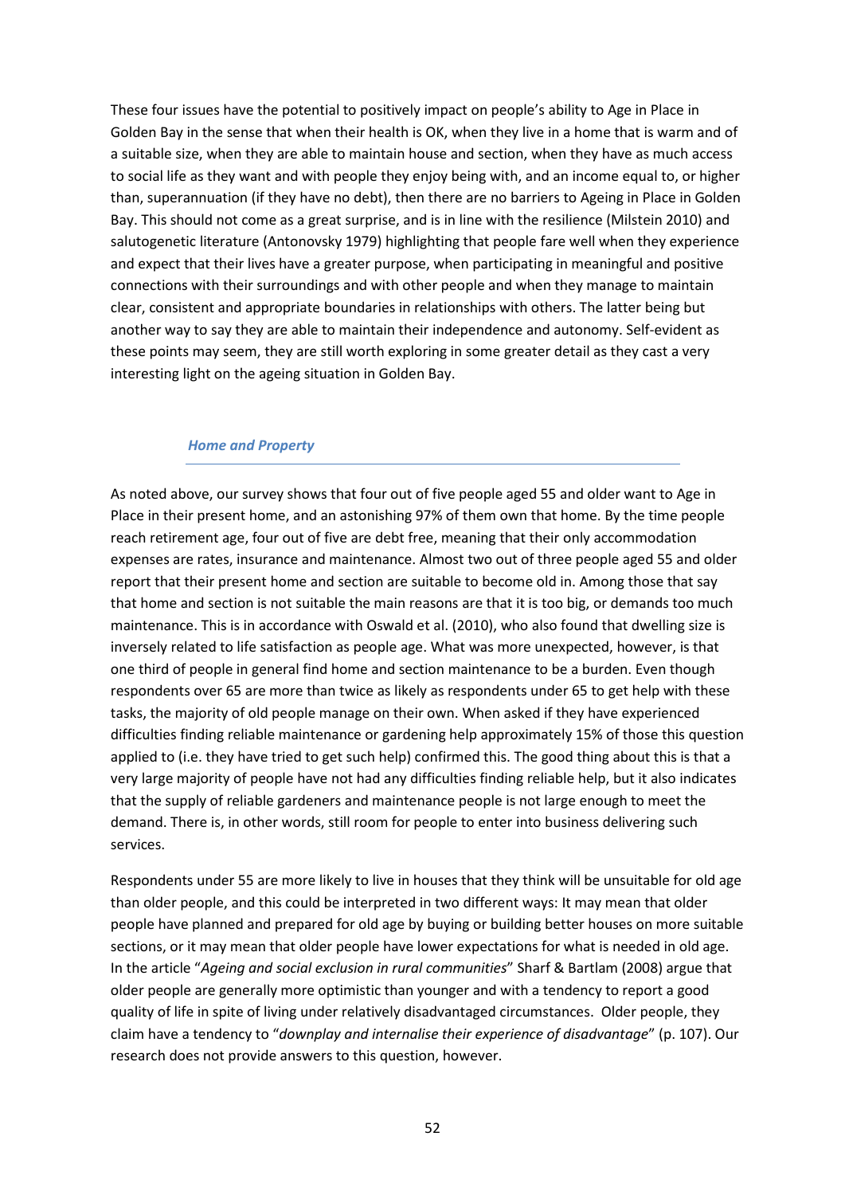These four issues have the potential to positively impact on people's ability to Age in Place in Golden Bay in the sense that when their health is OK, when they live in a home that is warm and of a suitable size, when they are able to maintain house and section, when they have as much access to social life as they want and with people they enjoy being with, and an income equal to, or higher than, superannuation (if they have no debt), then there are no barriers to Ageing in Place in Golden Bay. This should not come as a great surprise, and is in line with the resilience (Milstein 2010) and salutogenetic literature (Antonovsky 1979) highlighting that people fare well when they experience and expect that their lives have a greater purpose, when participating in meaningful and positive connections with their surroundings and with other people and when they manage to maintain clear, consistent and appropriate boundaries in relationships with others. The latter being but another way to say they are able to maintain their independence and autonomy. Self-evident as these points may seem, they are still worth exploring in some greater detail as they cast a very interesting light on the ageing situation in Golden Bay.

### *Home and Property*

As noted above, our survey shows that four out of five people aged 55 and older want to Age in Place in their present home, and an astonishing 97% of them own that home. By the time people reach retirement age, four out of five are debt free, meaning that their only accommodation expenses are rates, insurance and maintenance. Almost two out of three people aged 55 and older report that their present home and section are suitable to become old in. Among those that say that home and section is not suitable the main reasons are that it is too big, or demands too much maintenance. This is in accordance with Oswald et al. (2010), who also found that dwelling size is inversely related to life satisfaction as people age. What was more unexpected, however, is that one third of people in general find home and section maintenance to be a burden. Even though respondents over 65 are more than twice as likely as respondents under 65 to get help with these tasks, the majority of old people manage on their own. When asked if they have experienced difficulties finding reliable maintenance or gardening help approximately 15% of those this question applied to (i.e. they have tried to get such help) confirmed this. The good thing about this is that a very large majority of people have not had any difficulties finding reliable help, but it also indicates that the supply of reliable gardeners and maintenance people is not large enough to meet the demand. There is, in other words, still room for people to enter into business delivering such services.

Respondents under 55 are more likely to live in houses that they think will be unsuitable for old age than older people, and this could be interpreted in two different ways: It may mean that older people have planned and prepared for old age by buying or building better houses on more suitable sections, or it may mean that older people have lower expectations for what is needed in old age. In the article "*Ageing and social exclusion in rural communities*" Sharf & Bartlam (2008) argue that older people are generally more optimistic than younger and with a tendency to report a good quality of life in spite of living under relatively disadvantaged circumstances. Older people, they claim have a tendency to "*downplay and internalise their experience of disadvantage*" (p. 107). Our research does not provide answers to this question, however.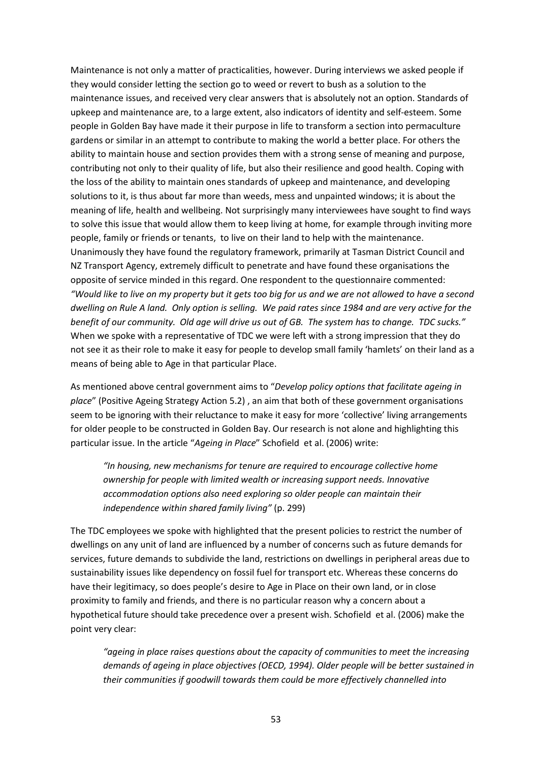Maintenance is not only a matter of practicalities, however. During interviews we asked people if they would consider letting the section go to weed or revert to bush as a solution to the maintenance issues, and received very clear answers that is absolutely not an option. Standards of upkeep and maintenance are, to a large extent, also indicators of identity and self-esteem. Some people in Golden Bay have made it their purpose in life to transform a section into permaculture gardens or similar in an attempt to contribute to making the world a better place. For others the ability to maintain house and section provides them with a strong sense of meaning and purpose, contributing not only to their quality of life, but also their resilience and good health. Coping with the loss of the ability to maintain ones standards of upkeep and maintenance, and developing solutions to it, is thus about far more than weeds, mess and unpainted windows; it is about the meaning of life, health and wellbeing. Not surprisingly many interviewees have sought to find ways to solve this issue that would allow them to keep living at home, for example through inviting more people, family or friends or tenants, to live on their land to help with the maintenance. Unanimously they have found the regulatory framework, primarily at Tasman District Council and NZ Transport Agency, extremely difficult to penetrate and have found these organisations the opposite of service minded in this regard. One respondent to the questionnaire commented: *"Would like to live on my property but it gets too big for us and we are not allowed to have a second dwelling on Rule A land. Only option is selling. We paid rates since 1984 and are very active for the benefit of our community. Old age will drive us out of GB. The system has to change. TDC sucks."* When we spoke with a representative of TDC we were left with a strong impression that they do not see it as their role to make it easy for people to develop small family 'hamlets' on their land as a means of being able to Age in that particular Place.

As mentioned above central government aims to "*Develop policy options that facilitate ageing in place*" (Positive Ageing Strategy Action 5.2) , an aim that both of these government organisations seem to be ignoring with their reluctance to make it easy for more 'collective' living arrangements for older people to be constructed in Golden Bay. Our research is not alone and highlighting this particular issue. In the article "*Ageing in Place*" Schofield et al. (2006) write:

> *"In housing, new mechanisms for tenure are required to encourage collective home ownership for people with limited wealth or increasing support needs. Innovative accommodation options also need exploring so older people can maintain their independence within shared family living"* (p. 299)

The TDC employees we spoke with highlighted that the present policies to restrict the number of dwellings on any unit of land are influenced by a number of concerns such as future demands for services, future demands to subdivide the land, restrictions on dwellings in peripheral areas due to sustainability issues like dependency on fossil fuel for transport etc. Whereas these concerns do have their legitimacy, so does people's desire to Age in Place on their own land, or in close proximity to family and friends, and there is no particular reason why a concern about a hypothetical future should take precedence over a present wish. Schofield et al. (2006) make the point very clear:

> *"ageing in place raises questions about the capacity of communities to meet the increasing demands of ageing in place objectives (OECD, 1994). Older people will be better sustained in their communities if goodwill towards them could be more effectively channelled into*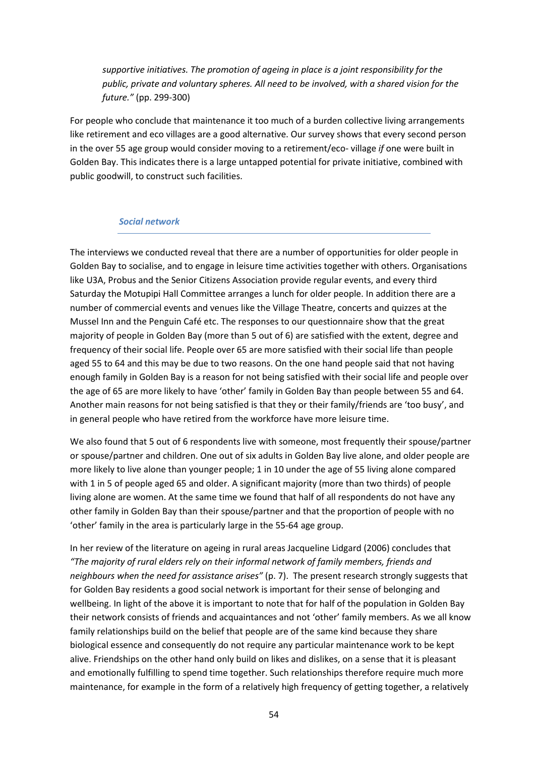*supportive initiatives. The promotion of ageing in place is a joint responsibility for the public, private and voluntary spheres. All need to be involved, with a shared vision for the future."* (pp. 299-300)

For people who conclude that maintenance it too much of a burden collective living arrangements like retirement and eco villages are a good alternative. Our survey shows that every second person in the over 55 age group would consider moving to a retirement/eco- village *if* one were built in Golden Bay. This indicates there is a large untapped potential for private initiative, combined with public goodwill, to construct such facilities.

### *Social network*

The interviews we conducted reveal that there are a number of opportunities for older people in Golden Bay to socialise, and to engage in leisure time activities together with others. Organisations like U3A, Probus and the Senior Citizens Association provide regular events, and every third Saturday the Motupipi Hall Committee arranges a lunch for older people. In addition there are a number of commercial events and venues like the Village Theatre, concerts and quizzes at the Mussel Inn and the Penguin Café etc. The responses to our questionnaire show that the great majority of people in Golden Bay (more than 5 out of 6) are satisfied with the extent, degree and frequency of their social life. People over 65 are more satisfied with their social life than people aged 55 to 64 and this may be due to two reasons. On the one hand people said that not having enough family in Golden Bay is a reason for not being satisfied with their social life and people over the age of 65 are more likely to have 'other' family in Golden Bay than people between 55 and 64. Another main reasons for not being satisfied is that they or their family/friends are 'too busy', and in general people who have retired from the workforce have more leisure time.

We also found that 5 out of 6 respondents live with someone, most frequently their spouse/partner or spouse/partner and children. One out of six adults in Golden Bay live alone, and older people are more likely to live alone than younger people; 1 in 10 under the age of 55 living alone compared with 1 in 5 of people aged 65 and older. A significant majority (more than two thirds) of people living alone are women. At the same time we found that half of all respondents do not have any other family in Golden Bay than their spouse/partner and that the proportion of people with no 'other' family in the area is particularly large in the 55-64 age group.

In her review of the literature on ageing in rural areas Jacqueline Lidgard (2006) concludes that *"The majority of rural elders rely on their informal network of family members, friends and neighbours when the need for assistance arises"* (p. 7). The present research strongly suggests that for Golden Bay residents a good social network is important for their sense of belonging and wellbeing. In light of the above it is important to note that for half of the population in Golden Bay their network consists of friends and acquaintances and not 'other' family members. As we all know family relationships build on the belief that people are of the same kind because they share biological essence and consequently do not require any particular maintenance work to be kept alive. Friendships on the other hand only build on likes and dislikes, on a sense that it is pleasant and emotionally fulfilling to spend time together. Such relationships therefore require much more maintenance, for example in the form of a relatively high frequency of getting together, a relatively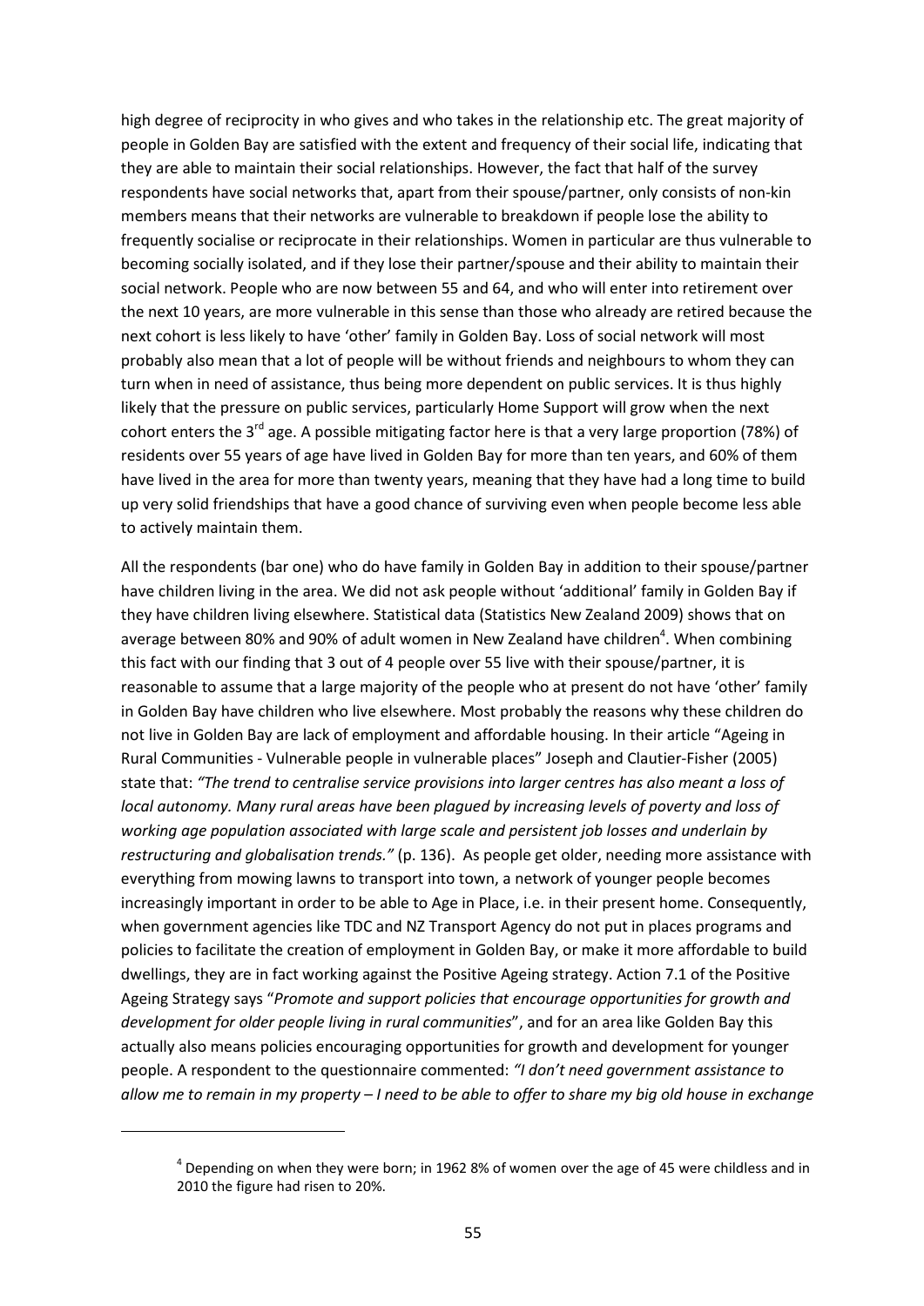high degree of reciprocity in who gives and who takes in the relationship etc. The great majority of people in Golden Bay are satisfied with the extent and frequency of their social life, indicating that they are able to maintain their social relationships. However, the fact that half of the survey respondents have social networks that, apart from their spouse/partner, only consists of non-kin members means that their networks are vulnerable to breakdown if people lose the ability to frequently socialise or reciprocate in their relationships. Women in particular are thus vulnerable to becoming socially isolated, and if they lose their partner/spouse and their ability to maintain their social network. People who are now between 55 and 64, and who will enter into retirement over the next 10 years, are more vulnerable in this sense than those who already are retired because the next cohort is less likely to have 'other' family in Golden Bay. Loss of social network will most probably also mean that a lot of people will be without friends and neighbours to whom they can turn when in need of assistance, thus being more dependent on public services. It is thus highly likely that the pressure on public services, particularly Home Support will grow when the next cohort enters the 3rd age. A possible mitigating factor here is that a very large proportion (78%) of residents over 55 years of age have lived in Golden Bay for more than ten years, and 60% of them have lived in the area for more than twenty years, meaning that they have had a long time to build up very solid friendships that have a good chance of surviving even when people become less able to actively maintain them.

All the respondents (bar one) who do have family in Golden Bay in addition to their spouse/partner have children living in the area. We did not ask people without 'additional' family in Golden Bay if they have children living elsewhere. Statistical data (Statistics New Zealand 2009) shows that on average between 80% and 90% of adult women in New Zealand have children[4]. When combining this fact with our finding that 3 out of 4 people over 55 live with their spouse/partner, it is reasonable to assume that a large majority of the people who at present do not have 'other' family in Golden Bay have children who live elsewhere. Most probably the reasons why these children do not live in Golden Bay are lack of employment and affordable housing. In their article "Ageing in Rural Communities - Vulnerable people in vulnerable places" Joseph and Clautier-Fisher (2005) state that: *"The trend to centralise service provisions into larger centres has also meant a loss of local autonomy. Many rural areas have been plagued by increasing levels of poverty and loss of working age population associated with large scale and persistent job losses and underlain by restructuring and globalisation trends."* (p. 136). As people get older, needing more assistance with everything from mowing lawns to transport into town, a network of younger people becomes increasingly important in order to be able to Age in Place, i.e. in their present home. Consequently, when government agencies like TDC and NZ Transport Agency do not put in places programs and policies to facilitate the creation of employment in Golden Bay, or make it more affordable to build dwellings, they are in fact working against the Positive Ageing strategy. Action 7.1 of the Positive Ageing Strategy says "*Promote and support policies that encourage opportunities for growth and development for older people living in rural communities*", and for an area like Golden Bay this actually also means policies encouraging opportunities for growth and development for younger people. A respondent to the questionnaire commented: *"I don't need government assistance to allow me to remain in my property – I need to be able to offer to share my big old house in exchange*

[4] Depending on when they were born; in 1962 8% of women over the age of 45 were childless and in 2010 the figure had risen to 20%.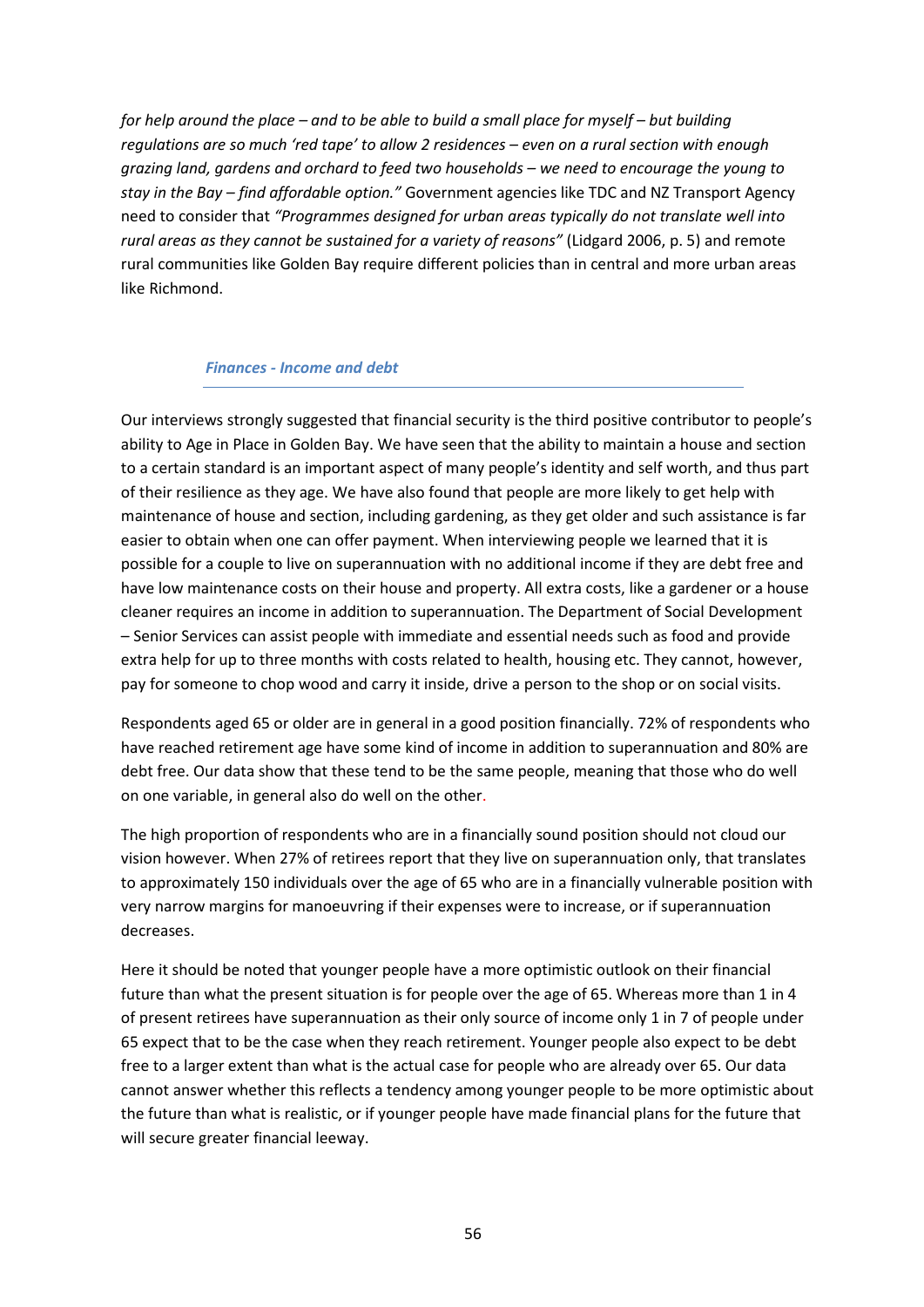*for help around the place – and to be able to build a small place for myself – but building regulations are so much 'red tape' to allow 2 residences – even on a rural section with enough grazing land, gardens and orchard to feed two households – we need to encourage the young to stay in the Bay – find affordable option."* Government agencies like TDC and NZ Transport Agency need to consider that *"Programmes designed for urban areas typically do not translate well into rural areas as they cannot be sustained for a variety of reasons"* (Lidgard 2006, p. 5) and remote rural communities like Golden Bay require different policies than in central and more urban areas like Richmond.

### *Finances - Income and debt*

Our interviews strongly suggested that financial security is the third positive contributor to people's ability to Age in Place in Golden Bay. We have seen that the ability to maintain a house and section to a certain standard is an important aspect of many people's identity and self worth, and thus part of their resilience as they age. We have also found that people are more likely to get help with maintenance of house and section, including gardening, as they get older and such assistance is far easier to obtain when one can offer payment. When interviewing people we learned that it is possible for a couple to live on superannuation with no additional income if they are debt free and have low maintenance costs on their house and property. All extra costs, like a gardener or a house cleaner requires an income in addition to superannuation. The Department of Social Development – Senior Services can assist people with immediate and essential needs such as food and provide extra help for up to three months with costs related to health, housing etc. They cannot, however, pay for someone to chop wood and carry it inside, drive a person to the shop or on social visits.

Respondents aged 65 or older are in general in a good position financially. 72% of respondents who have reached retirement age have some kind of income in addition to superannuation and 80% are debt free. Our data show that these tend to be the same people, meaning that those who do well on one variable, in general also do well on the other.

The high proportion of respondents who are in a financially sound position should not cloud our vision however. When 27% of retirees report that they live on superannuation only, that translates to approximately 150 individuals over the age of 65 who are in a financially vulnerable position with very narrow margins for manoeuvring if their expenses were to increase, or if superannuation decreases.

Here it should be noted that younger people have a more optimistic outlook on their financial future than what the present situation is for people over the age of 65. Whereas more than 1 in 4 of present retirees have superannuation as their only source of income only 1 in 7 of people under 65 expect that to be the case when they reach retirement. Younger people also expect to be debt free to a larger extent than what is the actual case for people who are already over 65. Our data cannot answer whether this reflects a tendency among younger people to be more optimistic about the future than what is realistic, or if younger people have made financial plans for the future that will secure greater financial leeway.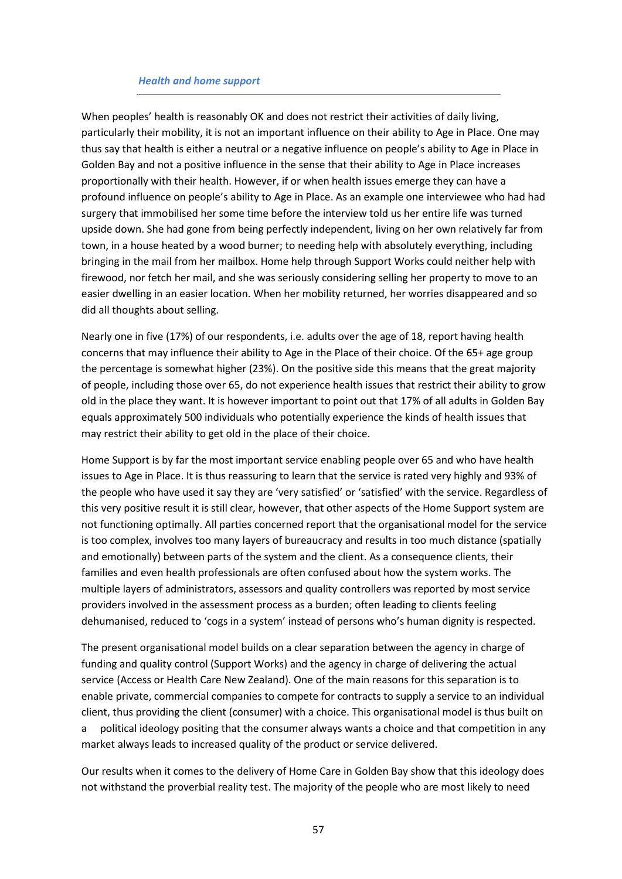### *Health and home support*

When peoples' health is reasonably OK and does not restrict their activities of daily living, particularly their mobility, it is not an important influence on their ability to Age in Place. One may thus say that health is either a neutral or a negative influence on people's ability to Age in Place in Golden Bay and not a positive influence in the sense that their ability to Age in Place increases proportionally with their health. However, if or when health issues emerge they can have a profound influence on people's ability to Age in Place. As an example one interviewee who had had surgery that immobilised her some time before the interview told us her entire life was turned upside down. She had gone from being perfectly independent, living on her own relatively far from town, in a house heated by a wood burner; to needing help with absolutely everything, including bringing in the mail from her mailbox. Home help through Support Works could neither help with firewood, nor fetch her mail, and she was seriously considering selling her property to move to an easier dwelling in an easier location. When her mobility returned, her worries disappeared and so did all thoughts about selling.

Nearly one in five (17%) of our respondents, i.e. adults over the age of 18, report having health concerns that may influence their ability to Age in the Place of their choice. Of the 65+ age group the percentage is somewhat higher (23%). On the positive side this means that the great majority of people, including those over 65, do not experience health issues that restrict their ability to grow old in the place they want. It is however important to point out that 17% of all adults in Golden Bay equals approximately 500 individuals who potentially experience the kinds of health issues that may restrict their ability to get old in the place of their choice.

Home Support is by far the most important service enabling people over 65 and who have health issues to Age in Place. It is thus reassuring to learn that the service is rated very highly and 93% of the people who have used it say they are 'very satisfied' or 'satisfied' with the service. Regardless of this very positive result it is still clear, however, that other aspects of the Home Support system are not functioning optimally. All parties concerned report that the organisational model for the service is too complex, involves too many layers of bureaucracy and results in too much distance (spatially and emotionally) between parts of the system and the client. As a consequence clients, their families and even health professionals are often confused about how the system works. The multiple layers of administrators, assessors and quality controllers was reported by most service providers involved in the assessment process as a burden; often leading to clients feeling dehumanised, reduced to 'cogs in a system' instead of persons who's human dignity is respected.

The present organisational model builds on a clear separation between the agency in charge of funding and quality control (Support Works) and the agency in charge of delivering the actual service (Access or Health Care New Zealand). One of the main reasons for this separation is to enable private, commercial companies to compete for contracts to supply a service to an individual client, thus providing the client (consumer) with a choice. This organisational model is thus built on a political ideology positing that the consumer always wants a choice and that competition in any market always leads to increased quality of the product or service delivered.

Our results when it comes to the delivery of Home Care in Golden Bay show that this ideology does not withstand the proverbial reality test. The majority of the people who are most likely to need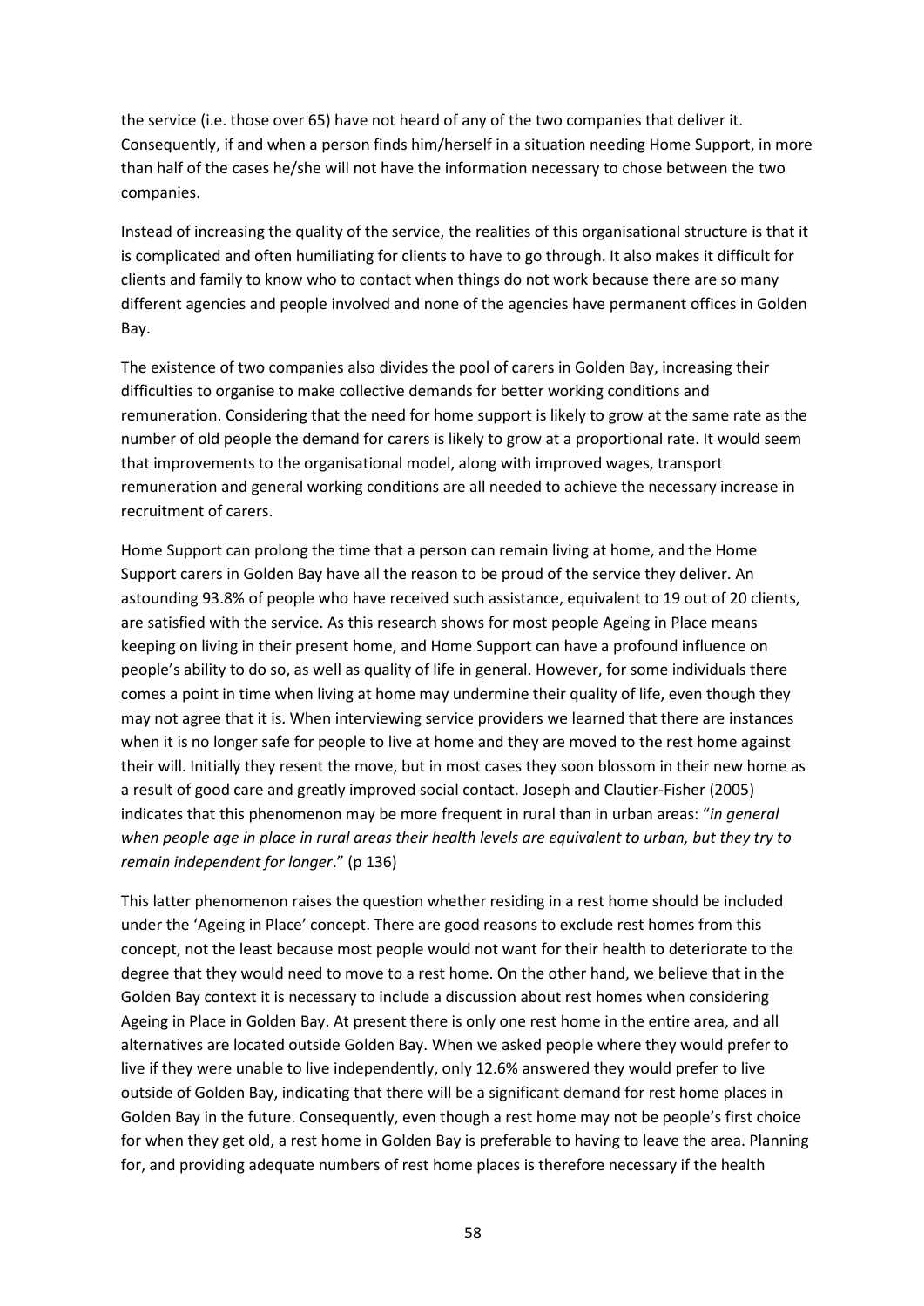the service (i.e. those over 65) have not heard of any of the two companies that deliver it. Consequently, if and when a person finds him/herself in a situation needing Home Support, in more than half of the cases he/she will not have the information necessary to chose between the two companies.

Instead of increasing the quality of the service, the realities of this organisational structure is that it is complicated and often humiliating for clients to have to go through. It also makes it difficult for clients and family to know who to contact when things do not work because there are so many different agencies and people involved and none of the agencies have permanent offices in Golden Bay.

The existence of two companies also divides the pool of carers in Golden Bay, increasing their difficulties to organise to make collective demands for better working conditions and remuneration. Considering that the need for home support is likely to grow at the same rate as the number of old people the demand for carers is likely to grow at a proportional rate. It would seem that improvements to the organisational model, along with improved wages, transport remuneration and general working conditions are all needed to achieve the necessary increase in recruitment of carers.

Home Support can prolong the time that a person can remain living at home, and the Home Support carers in Golden Bay have all the reason to be proud of the service they deliver. An astounding 93.8% of people who have received such assistance, equivalent to 19 out of 20 clients, are satisfied with the service. As this research shows for most people Ageing in Place means keeping on living in their present home, and Home Support can have a profound influence on people's ability to do so, as well as quality of life in general. However, for some individuals there comes a point in time when living at home may undermine their quality of life, even though they may not agree that it is. When interviewing service providers we learned that there are instances when it is no longer safe for people to live at home and they are moved to the rest home against their will. Initially they resent the move, but in most cases they soon blossom in their new home as a result of good care and greatly improved social contact. Joseph and Clautier-Fisher (2005) indicates that this phenomenon may be more frequent in rural than in urban areas: "*in general when people age in place in rural areas their health levels are equivalent to urban, but they try to remain independent for longer*." (p 136)

This latter phenomenon raises the question whether residing in a rest home should be included under the 'Ageing in Place' concept. There are good reasons to exclude rest homes from this concept, not the least because most people would not want for their health to deteriorate to the degree that they would need to move to a rest home. On the other hand, we believe that in the Golden Bay context it is necessary to include a discussion about rest homes when considering Ageing in Place in Golden Bay. At present there is only one rest home in the entire area, and all alternatives are located outside Golden Bay. When we asked people where they would prefer to live if they were unable to live independently, only 12.6% answered they would prefer to live outside of Golden Bay, indicating that there will be a significant demand for rest home places in Golden Bay in the future. Consequently, even though a rest home may not be people's first choice for when they get old, a rest home in Golden Bay is preferable to having to leave the area. Planning for, and providing adequate numbers of rest home places is therefore necessary if the health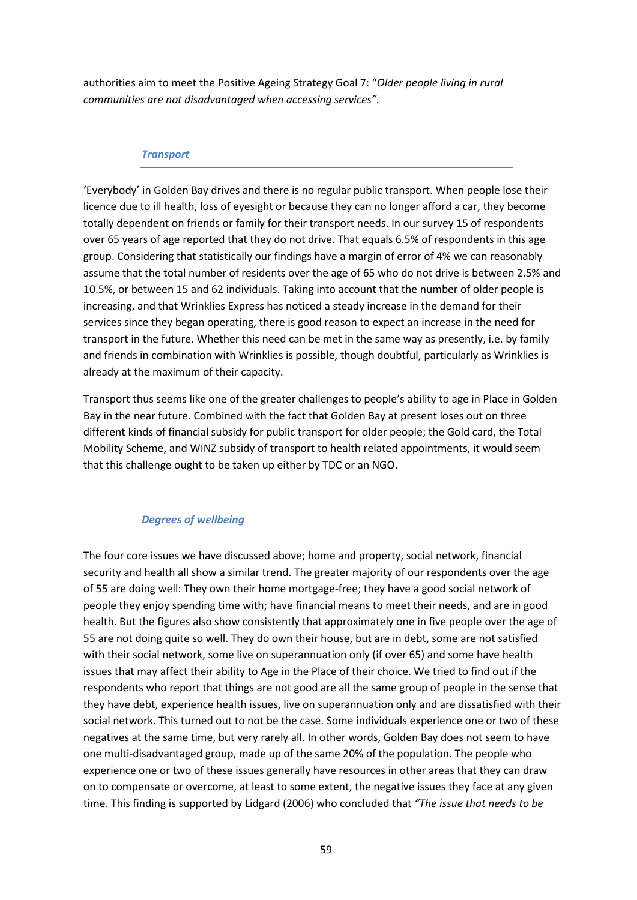authorities aim to meet the Positive Ageing Strategy Goal 7: "*Older people living in rural communities are not disadvantaged when accessing services".*

### *Transport*

'Everybody' in Golden Bay drives and there is no regular public transport. When people lose their licence due to ill health, loss of eyesight or because they can no longer afford a car, they become totally dependent on friends or family for their transport needs. In our survey 15 of respondents over 65 years of age reported that they do not drive. That equals 6.5% of respondents in this age group. Considering that statistically our findings have a margin of error of 4% we can reasonably assume that the total number of residents over the age of 65 who do not drive is between 2.5% and 10.5%, or between 15 and 62 individuals. Taking into account that the number of older people is increasing, and that Wrinklies Express has noticed a steady increase in the demand for their services since they began operating, there is good reason to expect an increase in the need for transport in the future. Whether this need can be met in the same way as presently, i.e. by family and friends in combination with Wrinklies is possible, though doubtful, particularly as Wrinklies is already at the maximum of their capacity.

Transport thus seems like one of the greater challenges to people's ability to age in Place in Golden Bay in the near future. Combined with the fact that Golden Bay at present loses out on three different kinds of financial subsidy for public transport for older people; the Gold card, the Total Mobility Scheme, and WINZ subsidy of transport to health related appointments, it would seem that this challenge ought to be taken up either by TDC or an NGO.

### *Degrees of wellbeing*

The four core issues we have discussed above; home and property, social network, financial security and health all show a similar trend. The greater majority of our respondents over the age of 55 are doing well: They own their home mortgage-free; they have a good social network of people they enjoy spending time with; have financial means to meet their needs, and are in good health. But the figures also show consistently that approximately one in five people over the age of 55 are not doing quite so well. They do own their house, but are in debt, some are not satisfied with their social network, some live on superannuation only (if over 65) and some have health issues that may affect their ability to Age in the Place of their choice. We tried to find out if the respondents who report that things are not good are all the same group of people in the sense that they have debt, experience health issues, live on superannuation only and are dissatisfied with their social network. This turned out to not be the case. Some individuals experience one or two of these negatives at the same time, but very rarely all. In other words, Golden Bay does not seem to have one multi-disadvantaged group, made up of the same 20% of the population. The people who experience one or two of these issues generally have resources in other areas that they can draw on to compensate or overcome, at least to some extent, the negative issues they face at any given time. This finding is supported by Lidgard (2006) who concluded that *"The issue that needs to be*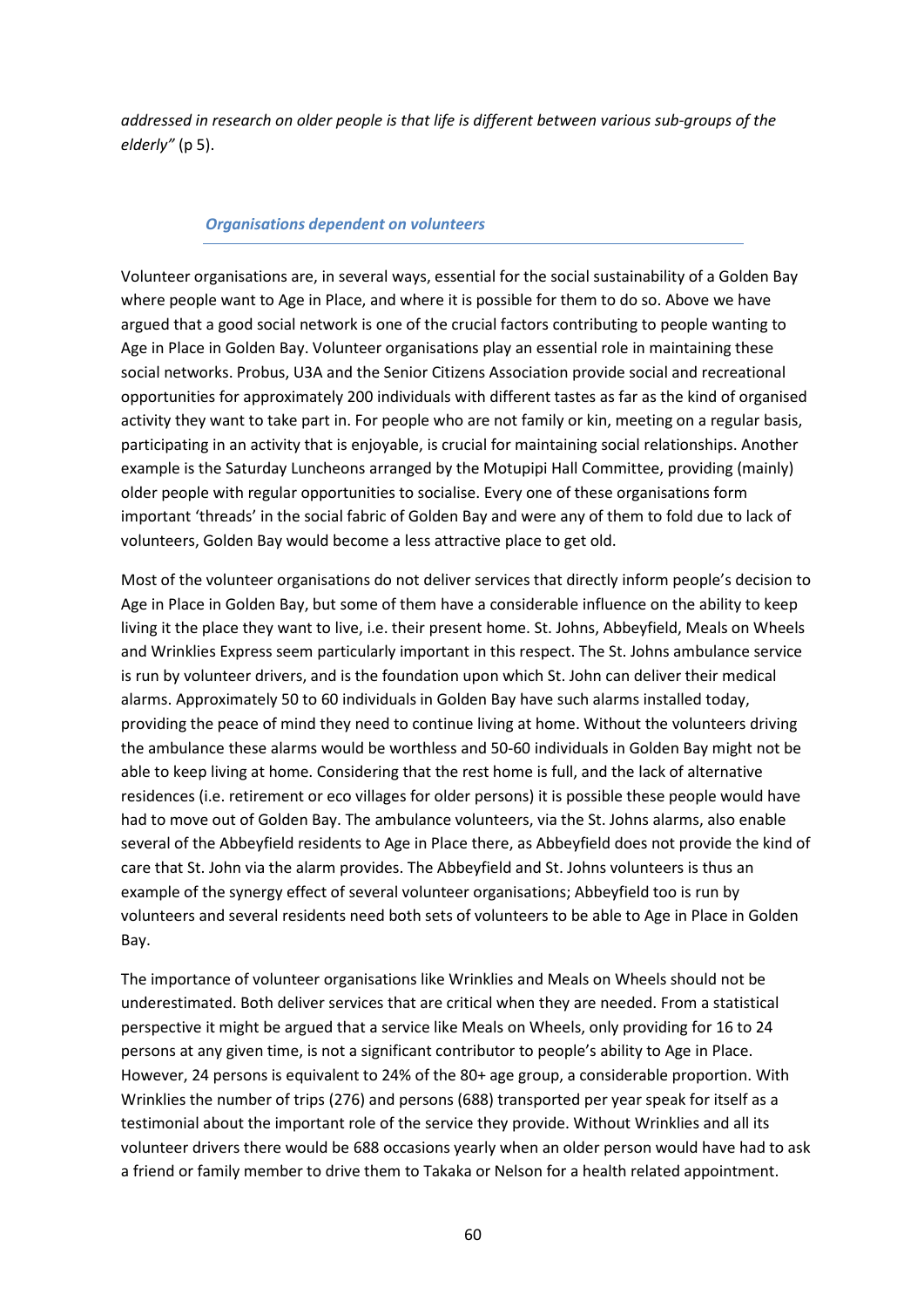*addressed in research on older people is that life is different between various sub-groups of the elderly"* (p 5).

### *Organisations dependent on volunteers*

Volunteer organisations are, in several ways, essential for the social sustainability of a Golden Bay where people want to Age in Place, and where it is possible for them to do so. Above we have argued that a good social network is one of the crucial factors contributing to people wanting to Age in Place in Golden Bay. Volunteer organisations play an essential role in maintaining these social networks. Probus, U3A and the Senior Citizens Association provide social and recreational opportunities for approximately 200 individuals with different tastes as far as the kind of organised activity they want to take part in. For people who are not family or kin, meeting on a regular basis, participating in an activity that is enjoyable, is crucial for maintaining social relationships. Another example is the Saturday Luncheons arranged by the Motupipi Hall Committee, providing (mainly) older people with regular opportunities to socialise. Every one of these organisations form important 'threads' in the social fabric of Golden Bay and were any of them to fold due to lack of volunteers, Golden Bay would become a less attractive place to get old.

Most of the volunteer organisations do not deliver services that directly inform people's decision to Age in Place in Golden Bay, but some of them have a considerable influence on the ability to keep living it the place they want to live, i.e. their present home. St. Johns, Abbeyfield, Meals on Wheels and Wrinklies Express seem particularly important in this respect. The St. Johns ambulance service is run by volunteer drivers, and is the foundation upon which St. John can deliver their medical alarms. Approximately 50 to 60 individuals in Golden Bay have such alarms installed today, providing the peace of mind they need to continue living at home. Without the volunteers driving the ambulance these alarms would be worthless and 50-60 individuals in Golden Bay might not be able to keep living at home. Considering that the rest home is full, and the lack of alternative residences (i.e. retirement or eco villages for older persons) it is possible these people would have had to move out of Golden Bay. The ambulance volunteers, via the St. Johns alarms, also enable several of the Abbeyfield residents to Age in Place there, as Abbeyfield does not provide the kind of care that St. John via the alarm provides. The Abbeyfield and St. Johns volunteers is thus an example of the synergy effect of several volunteer organisations; Abbeyfield too is run by volunteers and several residents need both sets of volunteers to be able to Age in Place in Golden Bay.

The importance of volunteer organisations like Wrinklies and Meals on Wheels should not be underestimated. Both deliver services that are critical when they are needed. From a statistical perspective it might be argued that a service like Meals on Wheels, only providing for 16 to 24 persons at any given time, is not a significant contributor to people's ability to Age in Place. However, 24 persons is equivalent to 24% of the 80+ age group, a considerable proportion. With Wrinklies the number of trips (276) and persons (688) transported per year speak for itself as a testimonial about the important role of the service they provide. Without Wrinklies and all its volunteer drivers there would be 688 occasions yearly when an older person would have had to ask a friend or family member to drive them to Takaka or Nelson for a health related appointment.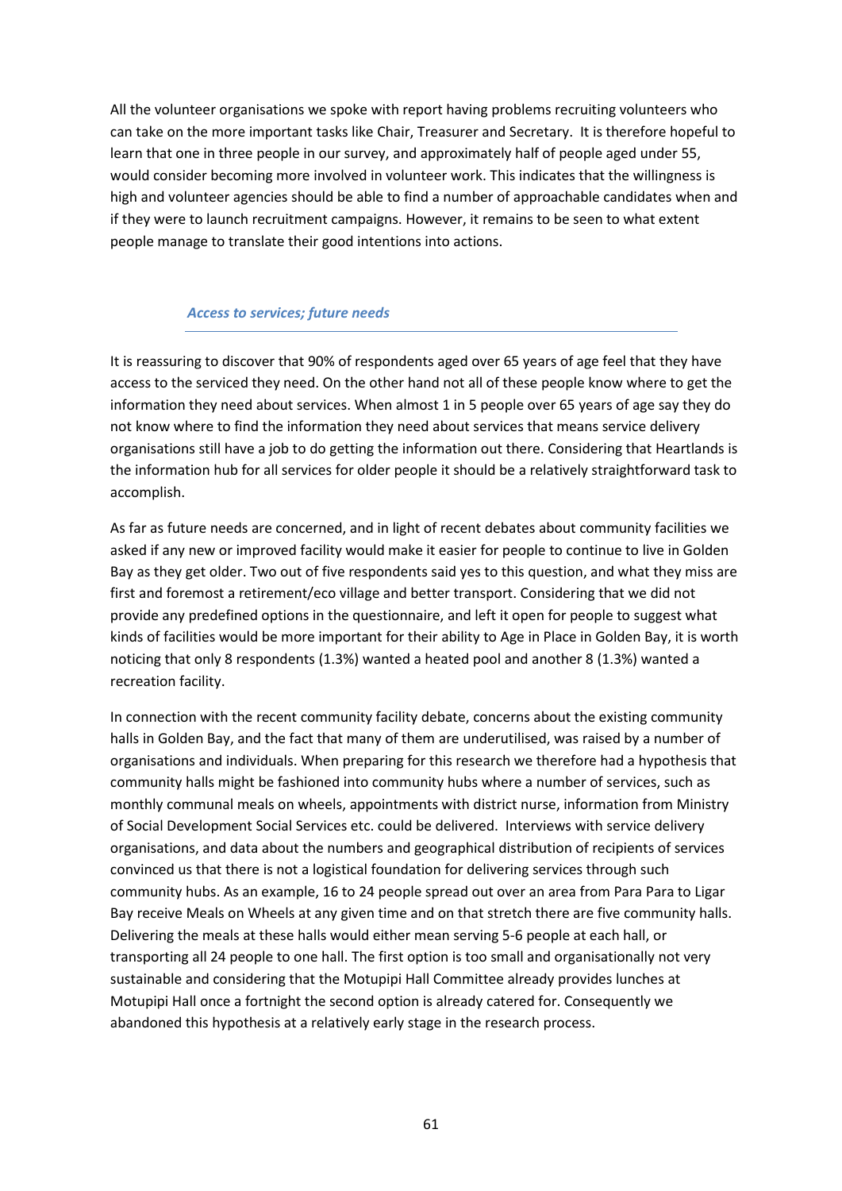All the volunteer organisations we spoke with report having problems recruiting volunteers who can take on the more important tasks like Chair, Treasurer and Secretary. It is therefore hopeful to learn that one in three people in our survey, and approximately half of people aged under 55, would consider becoming more involved in volunteer work. This indicates that the willingness is high and volunteer agencies should be able to find a number of approachable candidates when and if they were to launch recruitment campaigns. However, it remains to be seen to what extent people manage to translate their good intentions into actions.

### *Access to services; future needs*

It is reassuring to discover that 90% of respondents aged over 65 years of age feel that they have access to the serviced they need. On the other hand not all of these people know where to get the information they need about services. When almost 1 in 5 people over 65 years of age say they do not know where to find the information they need about services that means service delivery organisations still have a job to do getting the information out there. Considering that Heartlands is the information hub for all services for older people it should be a relatively straightforward task to accomplish.

As far as future needs are concerned, and in light of recent debates about community facilities we asked if any new or improved facility would make it easier for people to continue to live in Golden Bay as they get older. Two out of five respondents said yes to this question, and what they miss are first and foremost a retirement/eco village and better transport. Considering that we did not provide any predefined options in the questionnaire, and left it open for people to suggest what kinds of facilities would be more important for their ability to Age in Place in Golden Bay, it is worth noticing that only 8 respondents (1.3%) wanted a heated pool and another 8 (1.3%) wanted a recreation facility.

In connection with the recent community facility debate, concerns about the existing community halls in Golden Bay, and the fact that many of them are underutilised, was raised by a number of organisations and individuals. When preparing for this research we therefore had a hypothesis that community halls might be fashioned into community hubs where a number of services, such as monthly communal meals on wheels, appointments with district nurse, information from Ministry of Social Development Social Services etc. could be delivered. Interviews with service delivery organisations, and data about the numbers and geographical distribution of recipients of services convinced us that there is not a logistical foundation for delivering services through such community hubs. As an example, 16 to 24 people spread out over an area from Para Para to Ligar Bay receive Meals on Wheels at any given time and on that stretch there are five community halls. Delivering the meals at these halls would either mean serving 5-6 people at each hall, or transporting all 24 people to one hall. The first option is too small and organisationally not very sustainable and considering that the Motupipi Hall Committee already provides lunches at Motupipi Hall once a fortnight the second option is already catered for. Consequently we abandoned this hypothesis at a relatively early stage in the research process.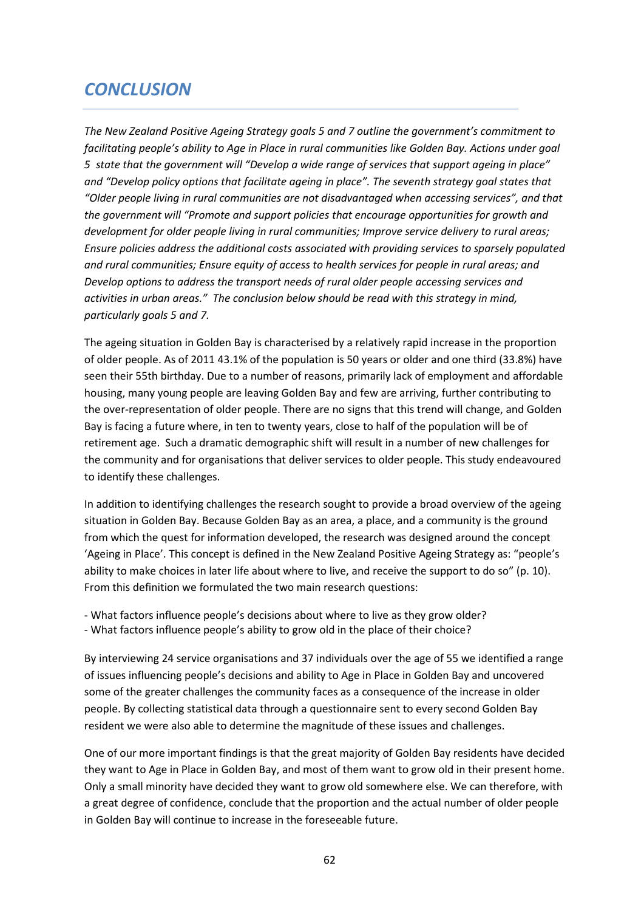# *CONCLUSION*

*The New Zealand Positive Ageing Strategy goals 5 and 7 outline the government's commitment to facilitating people's ability to Age in Place in rural communities like Golden Bay. Actions under goal 5 state that the government will "Develop a wide range of services that support ageing in place" and "Develop policy options that facilitate ageing in place". The seventh strategy goal states that "Older people living in rural communities are not disadvantaged when accessing services", and that the government will "Promote and support policies that encourage opportunities for growth and development for older people living in rural communities; Improve service delivery to rural areas; Ensure policies address the additional costs associated with providing services to sparsely populated and rural communities; Ensure equity of access to health services for people in rural areas; and Develop options to address the transport needs of rural older people accessing services and activities in urban areas." The conclusion below should be read with this strategy in mind, particularly goals 5 and 7.*

The ageing situation in Golden Bay is characterised by a relatively rapid increase in the proportion of older people. As of 2011 43.1% of the population is 50 years or older and one third (33.8%) have seen their 55th birthday. Due to a number of reasons, primarily lack of employment and affordable housing, many young people are leaving Golden Bay and few are arriving, further contributing to the over-representation of older people. There are no signs that this trend will change, and Golden Bay is facing a future where, in ten to twenty years, close to half of the population will be of retirement age. Such a dramatic demographic shift will result in a number of new challenges for the community and for organisations that deliver services to older people. This study endeavoured to identify these challenges.

In addition to identifying challenges the research sought to provide a broad overview of the ageing situation in Golden Bay. Because Golden Bay as an area, a place, and a community is the ground from which the quest for information developed, the research was designed around the concept 'Ageing in Place'. This concept is defined in the New Zealand Positive Ageing Strategy as: "people's ability to make choices in later life about where to live, and receive the support to do so" (p. 10). From this definition we formulated the two main research questions:

- What factors influence people's decisions about where to live as they grow older?
- What factors influence people's ability to grow old in the place of their choice?

By interviewing 24 service organisations and 37 individuals over the age of 55 we identified a range of issues influencing people's decisions and ability to Age in Place in Golden Bay and uncovered some of the greater challenges the community faces as a consequence of the increase in older people. By collecting statistical data through a questionnaire sent to every second Golden Bay resident we were also able to determine the magnitude of these issues and challenges.

One of our more important findings is that the great majority of Golden Bay residents have decided they want to Age in Place in Golden Bay, and most of them want to grow old in their present home. Only a small minority have decided they want to grow old somewhere else. We can therefore, with a great degree of confidence, conclude that the proportion and the actual number of older people in Golden Bay will continue to increase in the foreseeable future.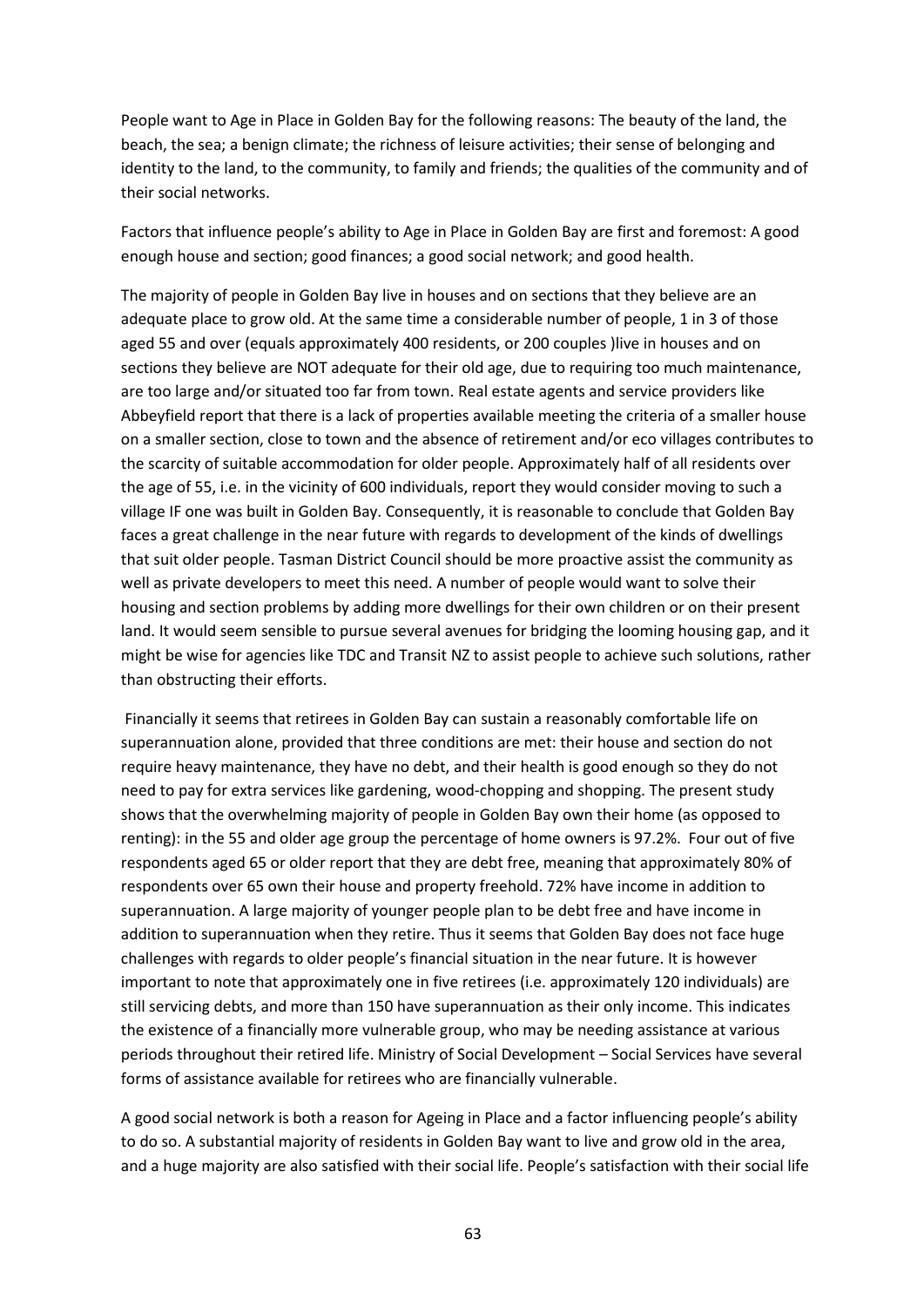People want to Age in Place in Golden Bay for the following reasons: The beauty of the land, the beach, the sea; a benign climate; the richness of leisure activities; their sense of belonging and identity to the land, to the community, to family and friends; the qualities of the community and of their social networks.

Factors that influence people's ability to Age in Place in Golden Bay are first and foremost: A good enough house and section; good finances; a good social network; and good health.

The majority of people in Golden Bay live in houses and on sections that they believe are an adequate place to grow old. At the same time a considerable number of people, 1 in 3 of those aged 55 and over (equals approximately 400 residents, or 200 couples )live in houses and on sections they believe are NOT adequate for their old age, due to requiring too much maintenance, are too large and/or situated too far from town. Real estate agents and service providers like Abbeyfield report that there is a lack of properties available meeting the criteria of a smaller house on a smaller section, close to town and the absence of retirement and/or eco villages contributes to the scarcity of suitable accommodation for older people. Approximately half of all residents over the age of 55, i.e. in the vicinity of 600 individuals, report they would consider moving to such a village IF one was built in Golden Bay. Consequently, it is reasonable to conclude that Golden Bay faces a great challenge in the near future with regards to development of the kinds of dwellings that suit older people. Tasman District Council should be more proactive assist the community as well as private developers to meet this need. A number of people would want to solve their housing and section problems by adding more dwellings for their own children or on their present land. It would seem sensible to pursue several avenues for bridging the looming housing gap, and it might be wise for agencies like TDC and Transit NZ to assist people to achieve such solutions, rather than obstructing their efforts.

Financially it seems that retirees in Golden Bay can sustain a reasonably comfortable life on superannuation alone, provided that three conditions are met: their house and section do not require heavy maintenance, they have no debt, and their health is good enough so they do not need to pay for extra services like gardening, wood-chopping and shopping. The present study shows that the overwhelming majority of people in Golden Bay own their home (as opposed to renting): in the 55 and older age group the percentage of home owners is 97.2%. Four out of five respondents aged 65 or older report that they are debt free, meaning that approximately 80% of respondents over 65 own their house and property freehold. 72% have income in addition to superannuation. A large majority of younger people plan to be debt free and have income in addition to superannuation when they retire. Thus it seems that Golden Bay does not face huge challenges with regards to older people's financial situation in the near future. It is however important to note that approximately one in five retirees (i.e. approximately 120 individuals) are still servicing debts, and more than 150 have superannuation as their only income. This indicates the existence of a financially more vulnerable group, who may be needing assistance at various periods throughout their retired life. Ministry of Social Development – Social Services have several forms of assistance available for retirees who are financially vulnerable.

A good social network is both a reason for Ageing in Place and a factor influencing people's ability to do so. A substantial majority of residents in Golden Bay want to live and grow old in the area, and a huge majority are also satisfied with their social life. People's satisfaction with their social life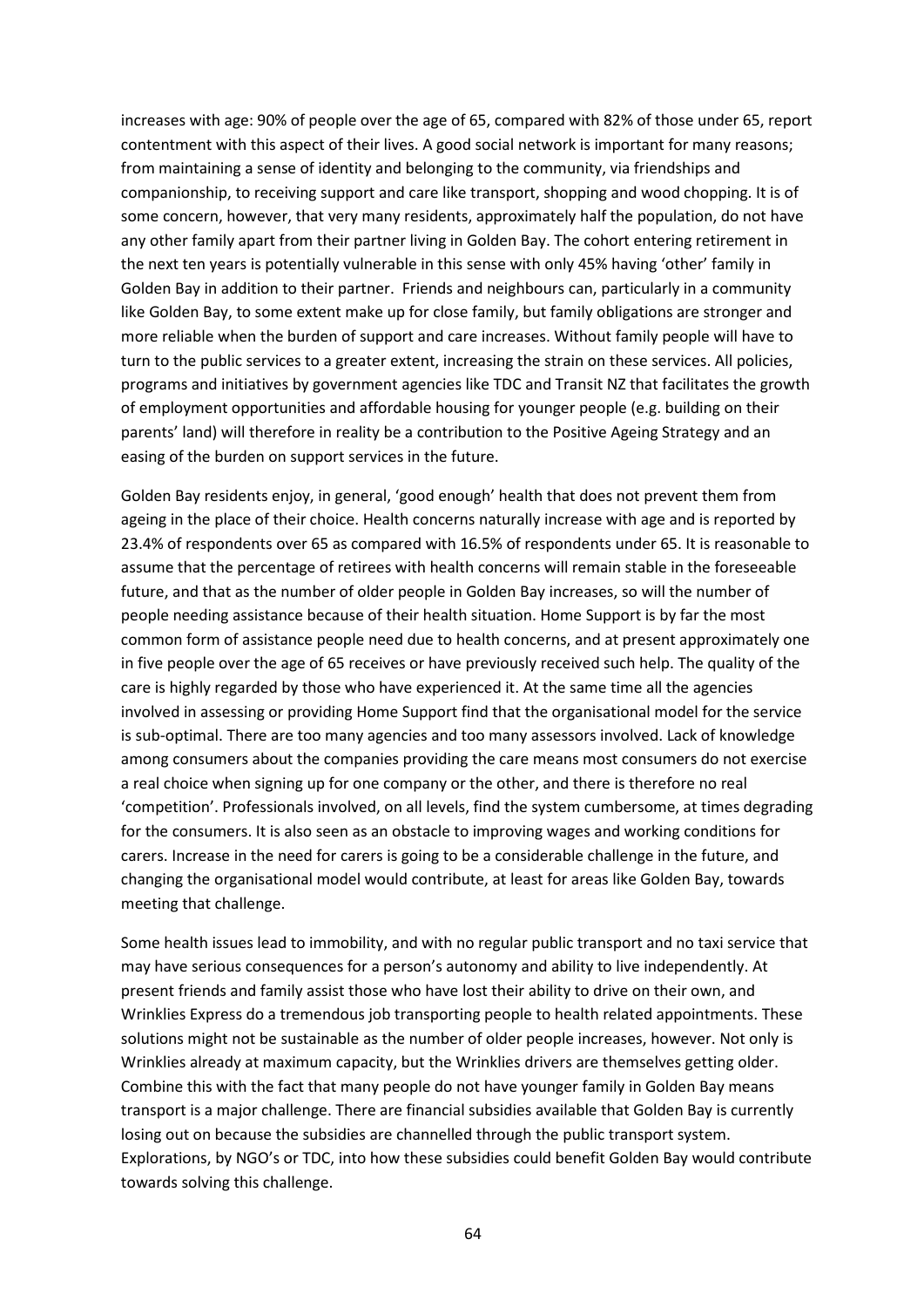increases with age: 90% of people over the age of 65, compared with 82% of those under 65, report contentment with this aspect of their lives. A good social network is important for many reasons; from maintaining a sense of identity and belonging to the community, via friendships and companionship, to receiving support and care like transport, shopping and wood chopping. It is of some concern, however, that very many residents, approximately half the population, do not have any other family apart from their partner living in Golden Bay. The cohort entering retirement in the next ten years is potentially vulnerable in this sense with only 45% having 'other' family in Golden Bay in addition to their partner. Friends and neighbours can, particularly in a community like Golden Bay, to some extent make up for close family, but family obligations are stronger and more reliable when the burden of support and care increases. Without family people will have to turn to the public services to a greater extent, increasing the strain on these services. All policies, programs and initiatives by government agencies like TDC and Transit NZ that facilitates the growth of employment opportunities and affordable housing for younger people (e.g. building on their parents' land) will therefore in reality be a contribution to the Positive Ageing Strategy and an easing of the burden on support services in the future.

Golden Bay residents enjoy, in general, 'good enough' health that does not prevent them from ageing in the place of their choice. Health concerns naturally increase with age and is reported by 23.4% of respondents over 65 as compared with 16.5% of respondents under 65. It is reasonable to assume that the percentage of retirees with health concerns will remain stable in the foreseeable future, and that as the number of older people in Golden Bay increases, so will the number of people needing assistance because of their health situation. Home Support is by far the most common form of assistance people need due to health concerns, and at present approximately one in five people over the age of 65 receives or have previously received such help. The quality of the care is highly regarded by those who have experienced it. At the same time all the agencies involved in assessing or providing Home Support find that the organisational model for the service is sub-optimal. There are too many agencies and too many assessors involved. Lack of knowledge among consumers about the companies providing the care means most consumers do not exercise a real choice when signing up for one company or the other, and there is therefore no real 'competition'. Professionals involved, on all levels, find the system cumbersome, at times degrading for the consumers. It is also seen as an obstacle to improving wages and working conditions for carers. Increase in the need for carers is going to be a considerable challenge in the future, and changing the organisational model would contribute, at least for areas like Golden Bay, towards meeting that challenge.

Some health issues lead to immobility, and with no regular public transport and no taxi service that may have serious consequences for a person's autonomy and ability to live independently. At present friends and family assist those who have lost their ability to drive on their own, and Wrinklies Express do a tremendous job transporting people to health related appointments. These solutions might not be sustainable as the number of older people increases, however. Not only is Wrinklies already at maximum capacity, but the Wrinklies drivers are themselves getting older. Combine this with the fact that many people do not have younger family in Golden Bay means transport is a major challenge. There are financial subsidies available that Golden Bay is currently losing out on because the subsidies are channelled through the public transport system. Explorations, by NGO's or TDC, into how these subsidies could benefit Golden Bay would contribute towards solving this challenge.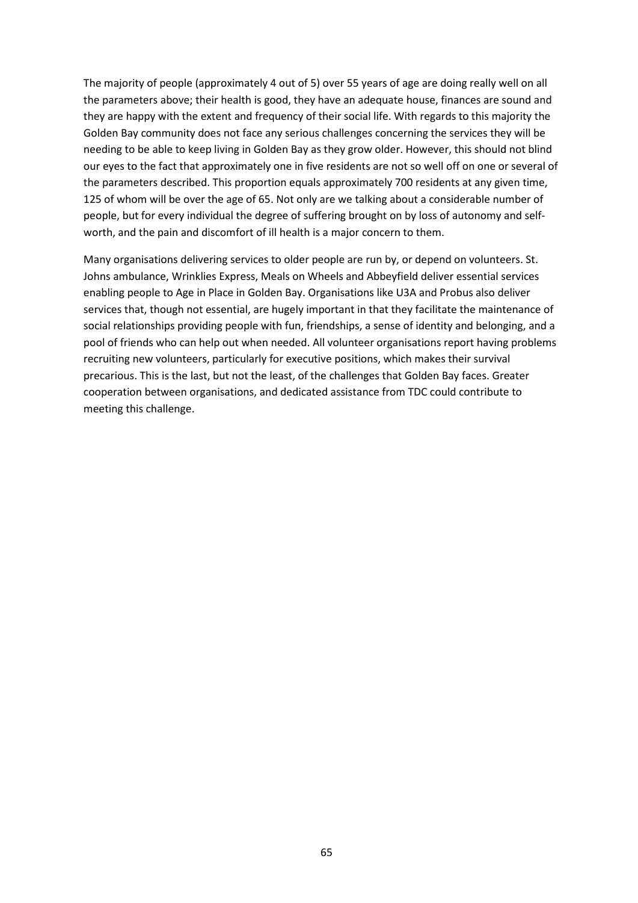The majority of people (approximately 4 out of 5) over 55 years of age are doing really well on all the parameters above; their health is good, they have an adequate house, finances are sound and they are happy with the extent and frequency of their social life. With regards to this majority the Golden Bay community does not face any serious challenges concerning the services they will be needing to be able to keep living in Golden Bay as they grow older. However, this should not blind our eyes to the fact that approximately one in five residents are not so well off on one or several of the parameters described. This proportion equals approximately 700 residents at any given time, 125 of whom will be over the age of 65. Not only are we talking about a considerable number of people, but for every individual the degree of suffering brought on by loss of autonomy and self-worth, and the pain and discomfort of ill health is a major concern to them.

Many organisations delivering services to older people are run by, or depend on volunteers. St. Johns ambulance, Wrinklies Express, Meals on Wheels and Abbeyfield deliver essential services enabling people to Age in Place in Golden Bay. Organisations like U3A and Probus also deliver services that, though not essential, are hugely important in that they facilitate the maintenance of social relationships providing people with fun, friendships, a sense of identity and belonging, and a pool of friends who can help out when needed. All volunteer organisations report having problems recruiting new volunteers, particularly for executive positions, which makes their survival precarious. This is the last, but not the least, of the challenges that Golden Bay faces. Greater cooperation between organisations, and dedicated assistance from TDC could contribute to meeting this challenge.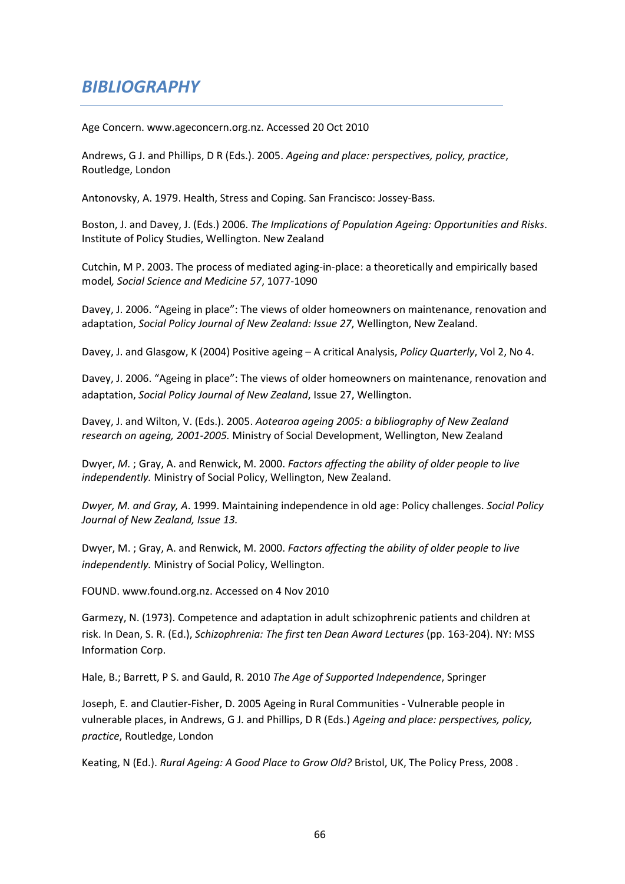# *BIBLIOGRAPHY*

Age Concern. www.ageconcern.org.nz. Accessed 20 Oct 2010

Andrews, G J. and Phillips, D R (Eds.). 2005. *Ageing and place: perspectives, policy, practice*, Routledge, London

Antonovsky, A. 1979. Health, Stress and Coping. San Francisco: Jossey-Bass.

Boston, J. and Davey, J. (Eds.) 2006. *The Implications of Population Ageing: Opportunities and Risks*. Institute of Policy Studies, Wellington. New Zealand

Cutchin, M P. 2003. The process of mediated aging-in-place: a theoretically and empirically based model*, Social Science and Medicine 57*, 1077-1090

Davey, J. 2006. "Ageing in place": The views of older homeowners on maintenance, renovation and adaptation, *Social Policy Journal of New Zealand: Issue 27*, Wellington, New Zealand.

Davey, J. and Glasgow, K (2004) Positive ageing – A critical Analysis, *Policy Quarterly*, Vol 2, No 4.

Davey, J. 2006. "Ageing in place": The views of older homeowners on maintenance, renovation and adaptation, *Social Policy Journal of New Zealand*, Issue 27, Wellington.

Davey, J. and Wilton, V. (Eds.). 2005. *Aotearoa ageing 2005: a bibliography of New Zealand research on ageing, 2001-2005.* Ministry of Social Development, Wellington, New Zealand

Dwyer, *M.* ; Gray, A. and Renwick, M. 2000. *Factors affecting the ability of older people to live independently.* Ministry of Social Policy, Wellington, New Zealand.

*Dwyer, M. and Gray, A*. 1999. Maintaining independence in old age: Policy challenges. *Social Policy Journal of New Zealand, Issue 13.*

Dwyer, M. ; Gray, A. and Renwick, M. 2000. *Factors affecting the ability of older people to live independently.* Ministry of Social Policy, Wellington.

FOUND. www.found.org.nz. Accessed on 4 Nov 2010

Garmezy, N. (1973). Competence and adaptation in adult schizophrenic patients and children at risk. In Dean, S. R. (Ed.), *Schizophrenia: The first ten Dean Award Lectures* (pp. 163-204). NY: MSS Information Corp.

Hale, B.; Barrett, P S. and Gauld, R. 2010 *The Age of Supported Independence*, Springer

Joseph, E. and Clautier-Fisher, D. 2005 Ageing in Rural Communities - Vulnerable people in vulnerable places, in Andrews, G J. and Phillips, D R (Eds.) *Ageing and place: perspectives, policy, practice*, Routledge, London

Keating, N (Ed.). *Rural Ageing: A Good Place to Grow Old?* Bristol, UK, The Policy Press, 2008 .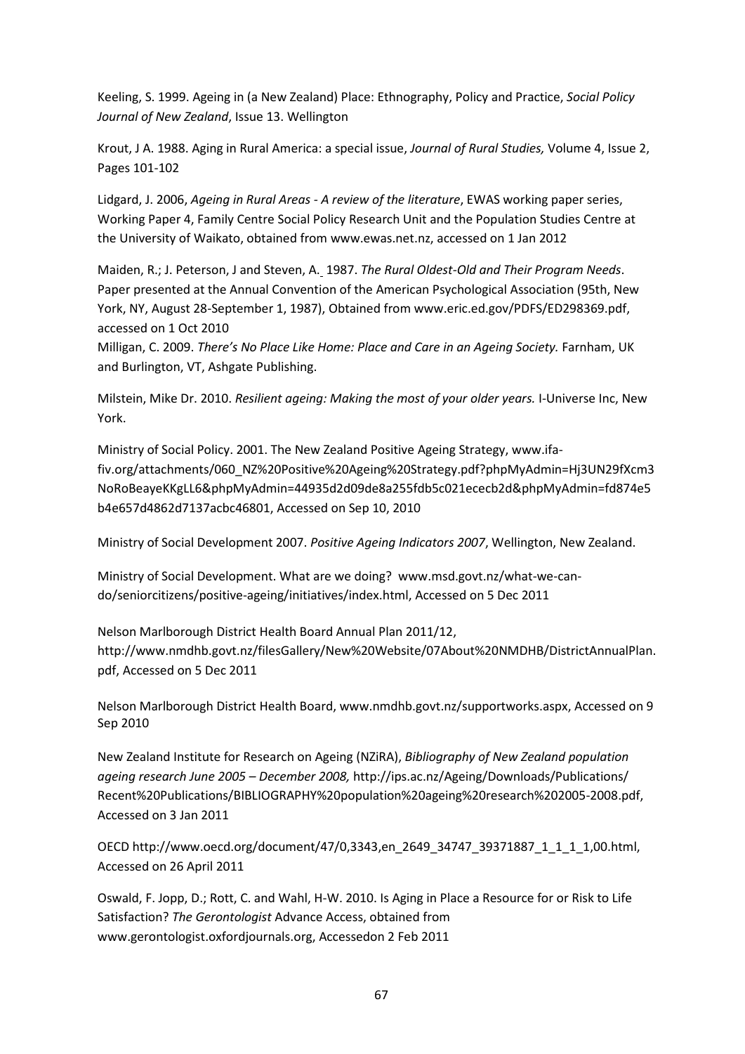Keeling, S. 1999. Ageing in (a New Zealand) Place: Ethnography, Policy and Practice, *Social Policy Journal of New Zealand*, Issue 13. Wellington

Krout, J A. 1988. Aging in Rural America: a special issue, *Journal of Rural Studies,* Volume 4, Issue 2, Pages 101-102

Lidgard, J. 2006, *Ageing in Rural Areas - A review of the literature*, EWAS working paper series, Working Paper 4, Family Centre Social Policy Research Unit and the Population Studies Centre at the University of Waikato, obtained from www.ewas.net.nz, accessed on 1 Jan 2012

Maiden, R.; J. Peterson, J and Steven, A. 1987. *The Rural Oldest-Old and Their Program Needs*. Paper presented at the Annual Convention of the American Psychological Association (95th, New York, NY, August 28-September 1, 1987), Obtained from www.eric.ed.gov/PDFS/ED298369.pdf, accessed on 1 Oct 2010

Milligan, C. 2009. *There's No Place Like Home: Place and Care in an Ageing Society.* Farnham, UK and Burlington, VT, Ashgate Publishing.

Milstein, Mike Dr. 2010. *Resilient ageing: Making the most of your older years.* I-Universe Inc, New York.

Ministry of Social Policy. 2001. The New Zealand Positive Ageing Strategy, www.ifa-fiv.org/attachments/060_NZ%20Positive%20Ageing%20Strategy.pdf?phpMyAdmin=Hj3UN29fXcm3NoRoBeayeKKgLL6&phpMyAdmin=44935d2d09de8a255fdb5c021ececb2d&phpMyAdmin=fd874e5b4e657d4862d7137acbc46801, Accessed on Sep 10, 2010

Ministry of Social Development 2007. *Positive Ageing Indicators 2007*, Wellington, New Zealand.

Ministry of Social Development. What are we doing? www.msd.govt.nz/what-we-can-do/seniorcitizens/positive-ageing/initiatives/index.html, Accessed on 5 Dec 2011

Nelson Marlborough District Health Board Annual Plan 2011/12, http://www.nmdhb.govt.nz/filesGallery/New%20Website/07About%20NMDHB/DistrictAnnualPlan.pdf, Accessed on 5 Dec 2011

Nelson Marlborough District Health Board, www.nmdhb.govt.nz/supportworks.aspx, Accessed on 9 Sep 2010

New Zealand Institute for Research on Ageing (NZiRA), *Bibliography of New Zealand population ageing research June 2005 – December 2008,* http://ips.ac.nz/Ageing/Downloads/Publications/Recent%20Publications/BIBLIOGRAPHY%20population%20ageing%20research%202005-2008.pdf, Accessed on 3 Jan 2011

OECD http://www.oecd.org/document/47/0,3343,en_2649_34747_39371887_1_1_1_1,00.html, Accessed on 26 April 2011

Oswald, F. Jopp, D.; Rott, C. and Wahl, H-W. 2010. Is Aging in Place a Resource for or Risk to Life Satisfaction? *The Gerontologist* Advance Access, obtained from www.gerontologist.oxfordjournals.org, Accessedon 2 Feb 2011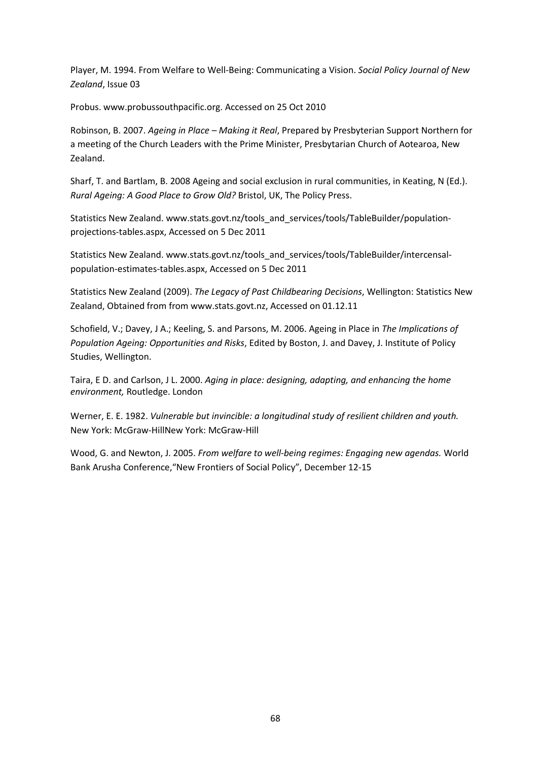Player, M. 1994. From Welfare to Well-Being: Communicating a Vision. *Social Policy Journal of New Zealand*, Issue 03

Probus. www.probussouthpacific.org. Accessed on 25 Oct 2010

Robinson, B. 2007. *Ageing in Place – Making it Real*, Prepared by Presbyterian Support Northern for a meeting of the Church Leaders with the Prime Minister, Presbytarian Church of Aotearoa, New Zealand.

Sharf, T. and Bartlam, B. 2008 Ageing and social exclusion in rural communities, in Keating, N (Ed.). *Rural Ageing: A Good Place to Grow Old?* Bristol, UK, The Policy Press.

Statistics New Zealand. www.stats.govt.nz/tools_and_services/tools/TableBuilder/population-projections-tables.aspx, Accessed on 5 Dec 2011

Statistics New Zealand. www.stats.govt.nz/tools_and_services/tools/TableBuilder/intercensal-population-estimates-tables.aspx, Accessed on 5 Dec 2011

Statistics New Zealand (2009). *The Legacy of Past Childbearing Decisions*, Wellington: Statistics New Zealand, Obtained from from www.stats.govt.nz, Accessed on 01.12.11

Schofield, V.; Davey, J A.; Keeling, S. and Parsons, M. 2006. Ageing in Place in *The Implications of Population Ageing: Opportunities and Risks*, Edited by Boston, J. and Davey, J. Institute of Policy Studies, Wellington.

Taira, E D. and Carlson, J L. 2000. *Aging in place: designing, adapting, and enhancing the home environment,* Routledge. London

Werner, E. E. 1982. *Vulnerable but invincible: a longitudinal study of resilient children and youth.* New York: McGraw-HillNew York: McGraw-Hill

Wood, G. and Newton, J. 2005. *From welfare to well-being regimes: Engaging new agendas.* World Bank Arusha Conference,"New Frontiers of Social Policy", December 12-15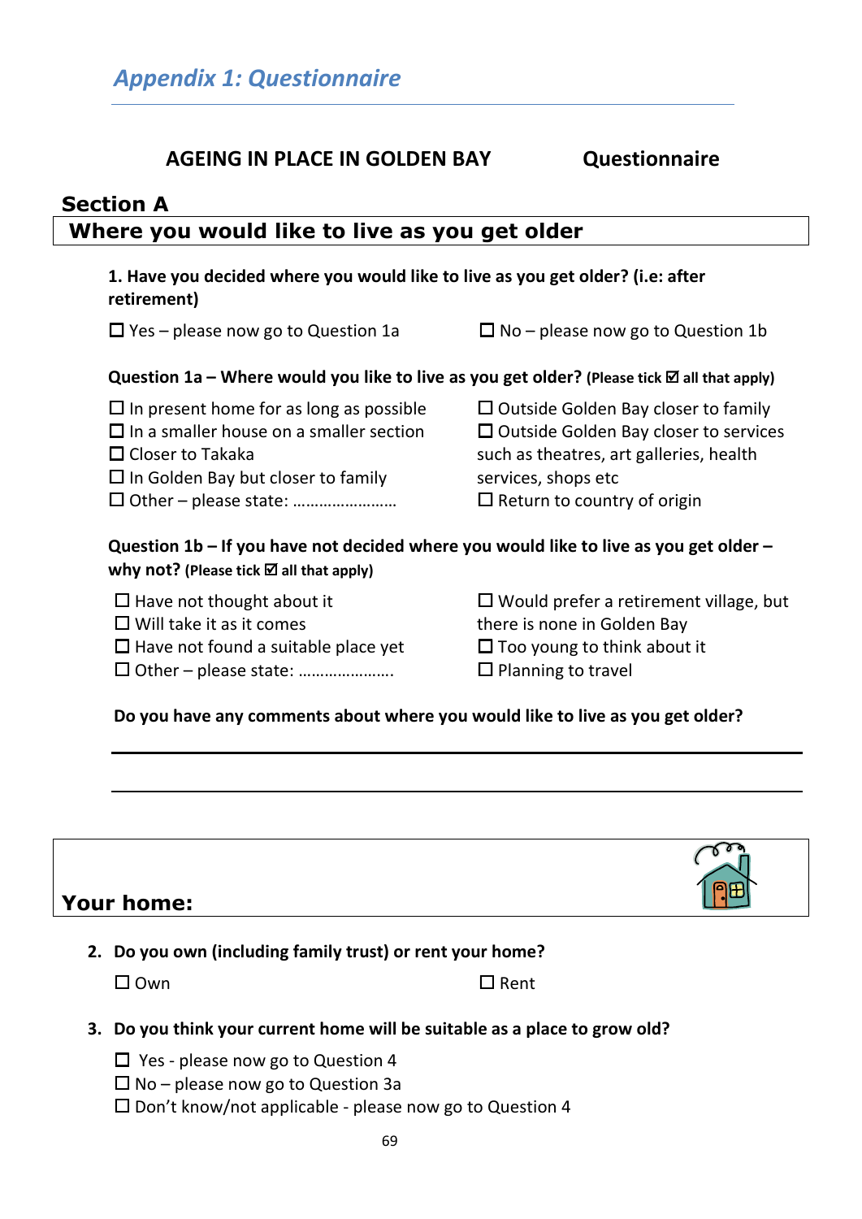## *Appendix 1: Questionnaire*

**AGEING IN PLACE IN GOLDEN BAY Questionnaire**

### Section A

### Where you would like to live as you get older

**1. Have you decided where you would like to live as you get older? (i.e: after retirement)**

☐ Yes – please now go to Question 1a

☐ No – please now go to Question 1b

**Question 1a – Where would you like to live as you get older? (Please tick ☑ all that apply)**

☐ In present home for as long as possible
☐ In a smaller house on a smaller section
☐ Closer to Takaka
☐ In Golden Bay but closer to family
☐ Other – please state: ……………………
☐ Outside Golden Bay closer to family
☐ Outside Golden Bay closer to services such as theatres, art galleries, health services, shops etc
☐ Return to country of origin

**Question 1b – If you have not decided where you would like to live as you get older – why not? (Please tick ☑ all that apply)**

☐ Have not thought about it
☐ Will take it as it comes
☐ Have not found a suitable place yet
☐ Other – please state: ………………….
☐ Would prefer a retirement village, but there is none in Golden Bay
☐ Too young to think about it
☐ Planning to travel

**Do you have any comments about where you would like to live as you get older?**

______________________________________________

______________________________________________

### Your home:

**2. Do you own (including family trust) or rent your home?**

☐ Own

☐ Rent

**3. Do you think your current home will be suitable as a place to grow old?**

☐ Yes - please now go to Question 4
☐ No – please now go to Question 3a
☐ Don't know/not applicable - please now go to Question 4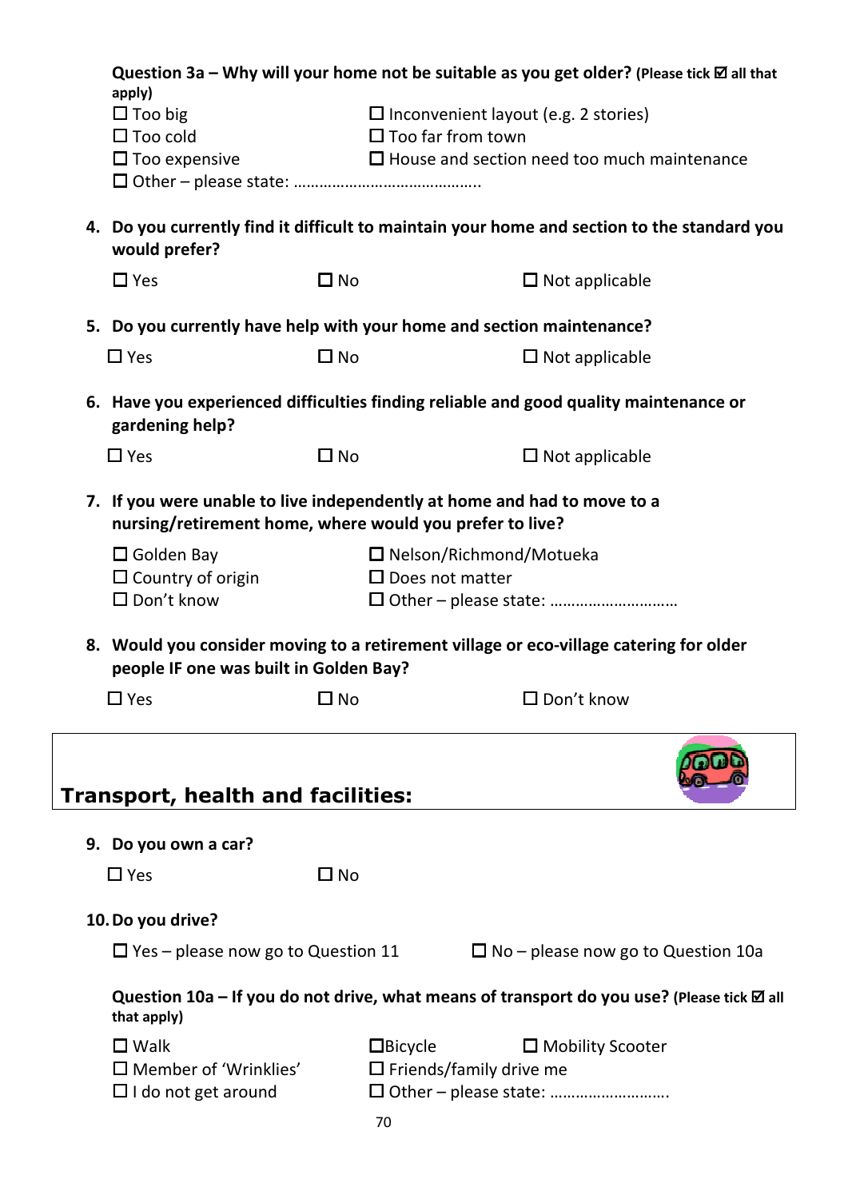**Question 3a – Why will your home not be suitable as you get older? (Please tick ☑ all that apply)**

☐ Too big ☐ Inconvenient layout (e.g. 2 stories)
☐ Too cold ☐ Too far from town
☐ Too expensive ☐ House and section need too much maintenance
☐ Other – please state: ……………………………………..

4. **Do you currently find it difficult to maintain your home and section to the standard you would prefer?**

   ☐ Yes ☐ No ☐ Not applicable

5. **Do you currently have help with your home and section maintenance?**

   ☐ Yes ☐ No ☐ Not applicable

6. **Have you experienced difficulties finding reliable and good quality maintenance or gardening help?**

   ☐ Yes ☐ No ☐ Not applicable

7. **If you were unable to live independently at home and had to move to a nursing/retirement home, where would you prefer to live?**

   ☐ Golden Bay ☐ Nelson/Richmond/Motueka
   ☐ Country of origin ☐ Does not matter
   ☐ Don't know ☐ Other – please state: ……………………….

8. **Would you consider moving to a retirement village or eco-village catering for older people IF one was built in Golden Bay?**

   ☐ Yes ☐ No ☐ Don't know

## Transport, health and facilities:

9. **Do you own a car?**

   ☐ Yes ☐ No

10. **Do you drive?**

    ☐ Yes – please now go to Question 11 ☐ No – please now go to Question 10a

**Question 10a – If you do not drive, what means of transport do you use? (Please tick ☑ all that apply)**

☐ Walk ☐Bicycle ☐ Mobility Scooter
☐ Member of 'Wrinklies' ☐ Friends/family drive me
☐ I do not get around ☐ Other – please state: ……………………….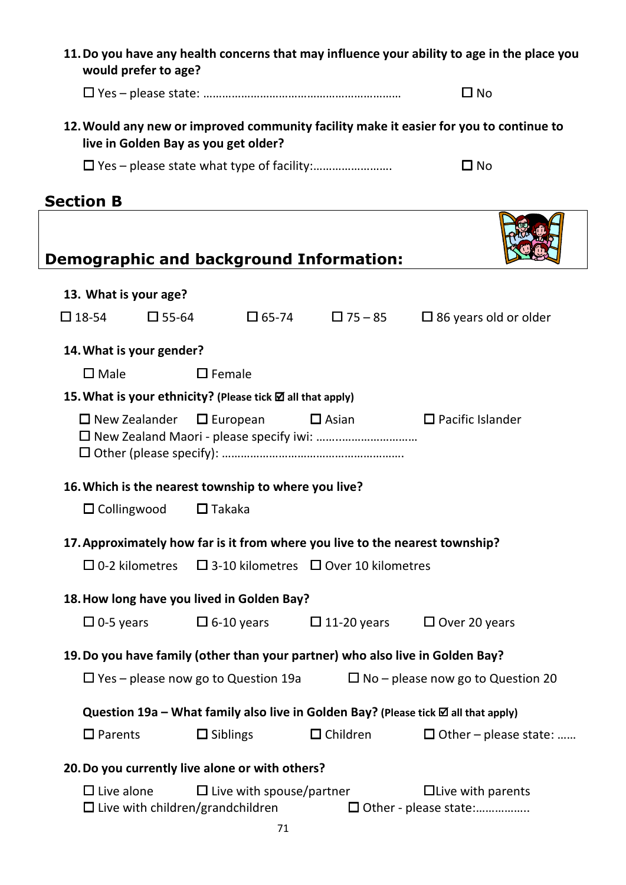**11. Do you have any health concerns that may influence your ability to age in the place you would prefer to age?**

☐ Yes – please state: …………………………………………………… ☐ No

**12. Would any new or improved community facility make it easier for you to continue to live in Golden Bay as you get older?**

☐ Yes – please state what type of facility:……………………. ☐ No

## Section B

## Demographic and background Information:

**13. What is your age?**

☐ 18-54 ☐ 55-64 ☐ 65-74 ☐ 75 – 85 ☐ 86 years old or older

**14. What is your gender?**

☐ Male ☐ Female

**15. What is your ethnicity? (Please tick ☑ all that apply)**

☐ New Zealander ☐ European ☐ Asian ☐ Pacific Islander
☐ New Zealand Maori - please specify iwi: …….……………………
☐ Other (please specify): ………………………………………………….

**16. Which is the nearest township to where you live?**

☐ Collingwood ☐ Takaka

**17. Approximately how far is it from where you live to the nearest township?**

☐ 0-2 kilometres ☐ 3-10 kilometres ☐ Over 10 kilometres

**18. How long have you lived in Golden Bay?**

☐ 0-5 years ☐ 6-10 years ☐ 11-20 years ☐ Over 20 years

**19. Do you have family (other than your partner) who also live in Golden Bay?**

☐ Yes – please now go to Question 19a ☐ No – please now go to Question 20

**Question 19a – What family also live in Golden Bay? (Please tick ☑ all that apply)**

☐ Parents ☐ Siblings ☐ Children ☐ Other – please state: ……

**20. Do you currently live alone or with others?**

☐ Live alone ☐ Live with spouse/partner ☐ Live with parents
☐ Live with children/grandchildren ☐ Other - please state:……………..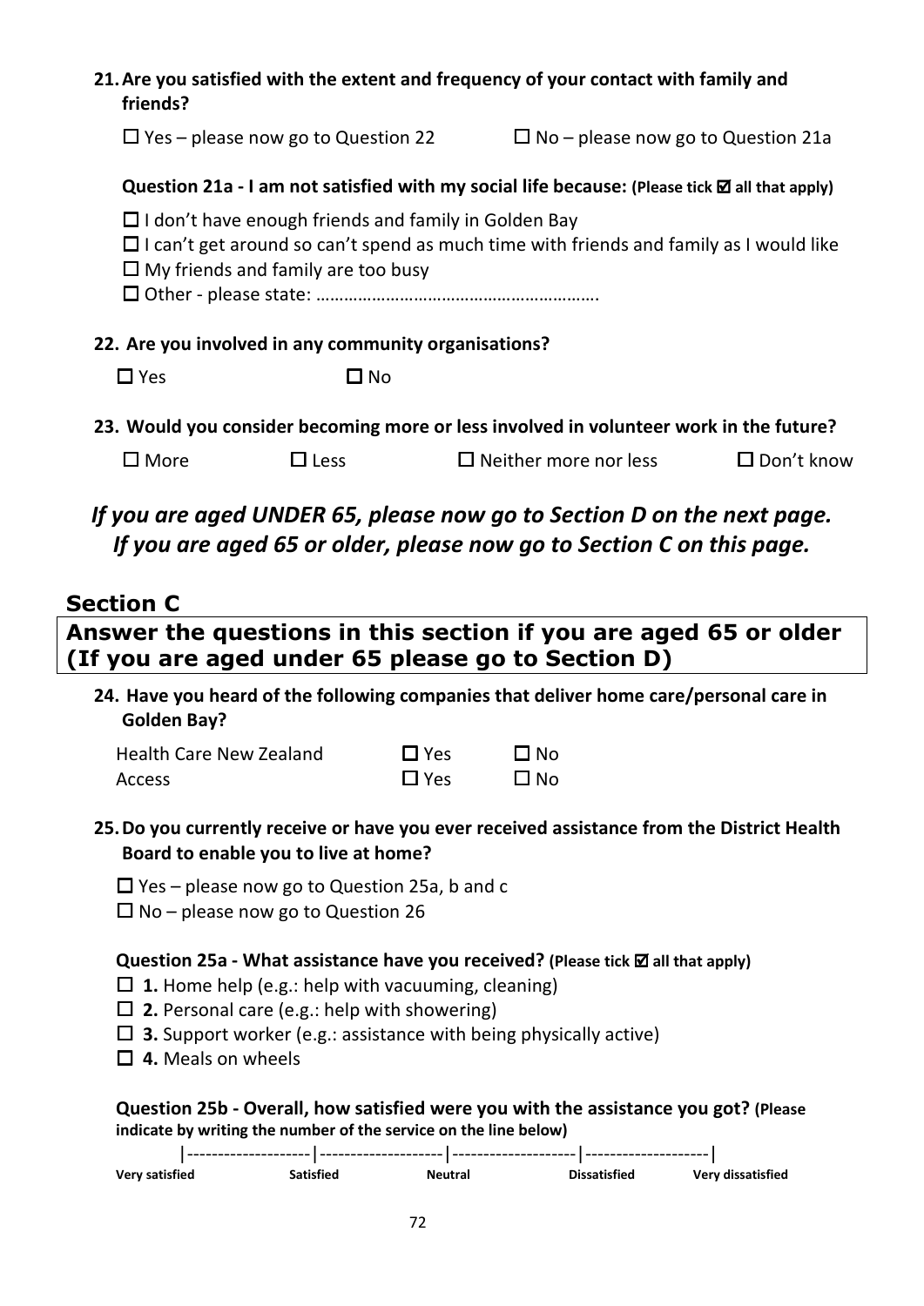**21. Are you satisfied with the extent and frequency of your contact with family and friends?**

☐ Yes – please now go to Question 22 ☐ No – please now go to Question 21a

**Question 21a - I am not satisfied with my social life because: (Please tick ☑ all that apply)**

☐ I don't have enough friends and family in Golden Bay
☐ I can't get around so can't spend as much time with friends and family as I would like
☐ My friends and family are too busy
☐ Other - please state: …………………………………………………….

**22. Are you involved in any community organisations?**

☐ Yes ☐ No

**23. Would you consider becoming more or less involved in volunteer work in the future?**

☐ More ☐ Less ☐ Neither more nor less ☐ Don't know

***If you are aged UNDER 65, please now go to Section D on the next page.***
***If you are aged 65 or older, please now go to Section C on this page.***

## Section C

## Answer the questions in this section if you are aged 65 or older (If you are aged under 65 please go to Section D)

**24. Have you heard of the following companies that deliver home care/personal care in Golden Bay?**

| | | |
|---|---|---|
| Health Care New Zealand | ☐ Yes | ☐ No |
| Access | ☐ Yes | ☐ No |

**25. Do you currently receive or have you ever received assistance from the District Health Board to enable you to live at home?**

☐ Yes – please now go to Question 25a, b and c
☐ No – please now go to Question 26

**Question 25a - What assistance have you received? (Please tick ☑ all that apply)**

☐ **1.** Home help (e.g.: help with vacuuming, cleaning)
☐ **2.** Personal care (e.g.: help with showering)
☐ **3.** Support worker (e.g.: assistance with being physically active)
☐ **4.** Meals on wheels

**Question 25b - Overall, how satisfied were you with the assistance you got? (Please indicate by writing the number of the service on the line below)**

|--------------------|--------------------|--------------------|--------------------|

**Very satisfied** **Satisfied** **Neutral** **Dissatisfied** **Very dissatisfied**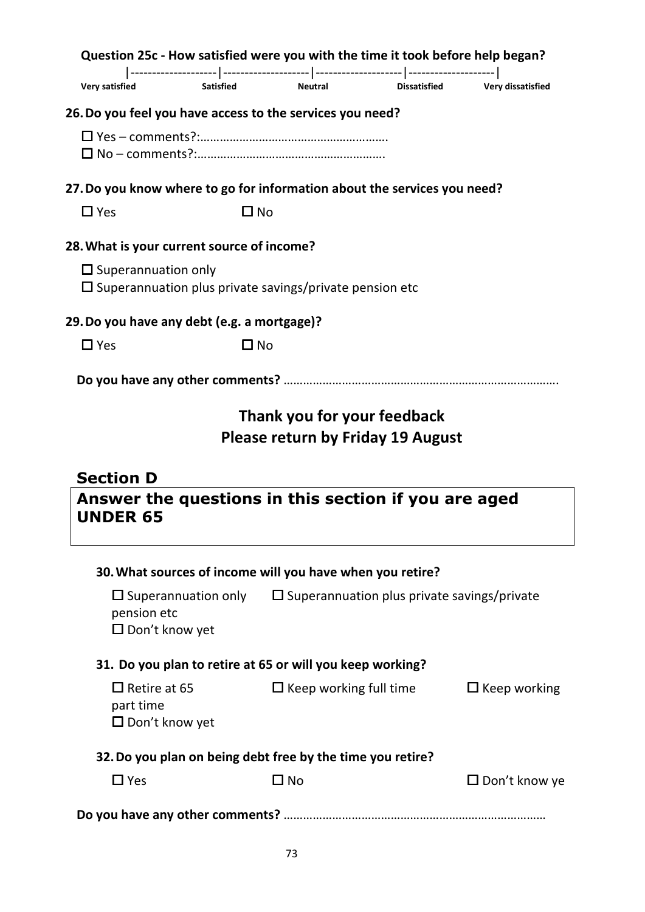**Question 25c - How satisfied were you with the time it took before help began?**

|-------------------|-------------------|-------------------|-------------------|

**Very satisfied** **Satisfied** **Neutral** **Dissatisfied** **Very dissatisfied**

**26. Do you feel you have access to the services you need?**

☐ Yes – comments?:………………………………………………….
☐ No – comments?:………………………………………………….

**27. Do you know where to go for information about the services you need?**

☐ Yes ☐ No

**28. What is your current source of income?**

☐ Superannuation only
☐ Superannuation plus private savings/private pension etc

**29. Do you have any debt (e.g. a mortgage)?**

☐ Yes ☐ No

**Do you have any other comments?** ………………………………………………………………………….

## Thank you for your feedback
## Please return by Friday 19 August

## Section D

**Answer the questions in this section if you are aged UNDER 65**

**30. What sources of income will you have when you retire?**

☐ Superannuation only ☐ Superannuation plus private savings/private pension etc
☐ Don't know yet

**31. Do you plan to retire at 65 or will you keep working?**

☐ Retire at 65 ☐ Keep working full time ☐ Keep working part time
☐ Don't know yet

**32. Do you plan on being debt free by the time you retire?**

☐ Yes ☐ No ☐ Don't know ye

**Do you have any other comments?** ………………………………………………………………………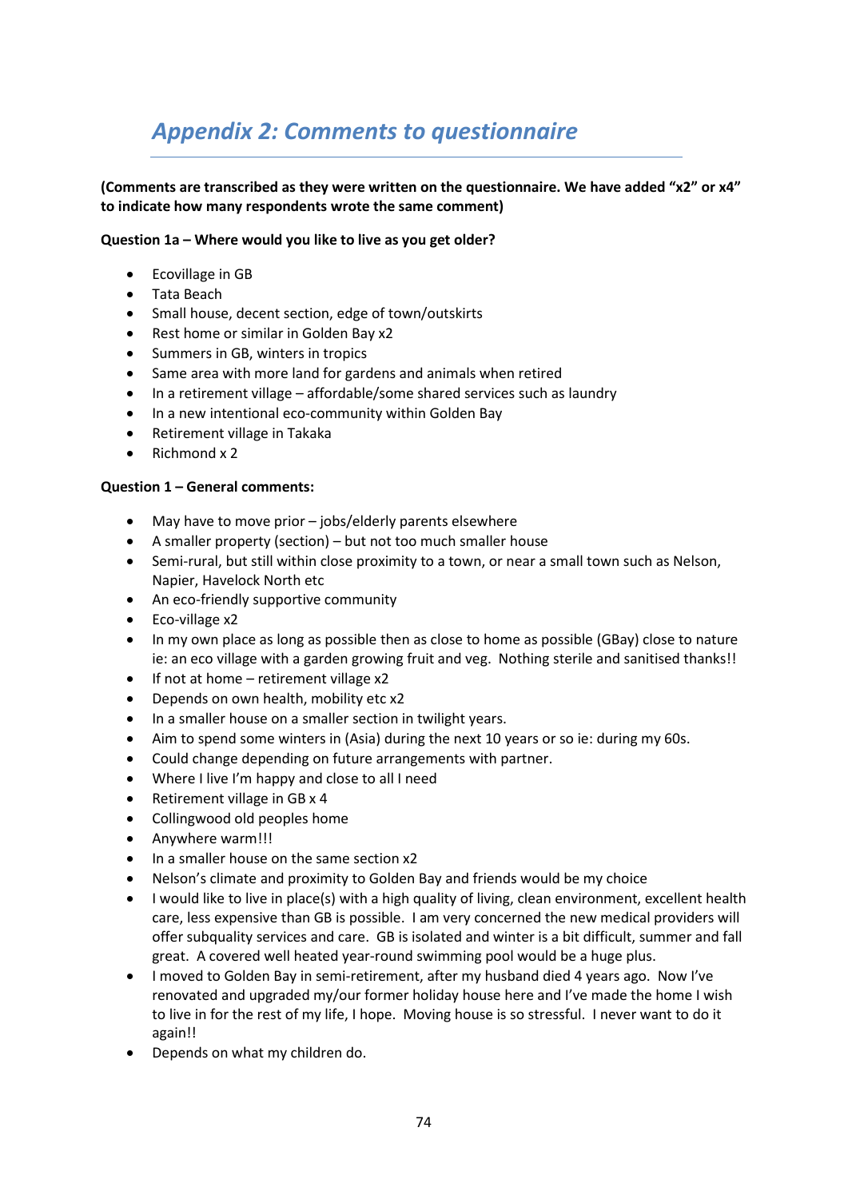## *Appendix 2: Comments to questionnaire*

**(Comments are transcribed as they were written on the questionnaire. We have added "x2" or x4" to indicate how many respondents wrote the same comment)**

**Question 1a – Where would you like to live as you get older?**

- Ecovillage in GB
- Tata Beach
- Small house, decent section, edge of town/outskirts
- Rest home or similar in Golden Bay x2
- Summers in GB, winters in tropics
- Same area with more land for gardens and animals when retired
- In a retirement village – affordable/some shared services such as laundry
- In a new intentional eco-community within Golden Bay
- Retirement village in Takaka
- Richmond x 2

**Question 1 – General comments:**

- May have to move prior – jobs/elderly parents elsewhere
- A smaller property (section) – but not too much smaller house
- Semi-rural, but still within close proximity to a town, or near a small town such as Nelson, Napier, Havelock North etc
- An eco-friendly supportive community
- Eco-village x2
- In my own place as long as possible then as close to home as possible (GBay) close to nature ie: an eco village with a garden growing fruit and veg. Nothing sterile and sanitised thanks!!
- If not at home – retirement village x2
- Depends on own health, mobility etc x2
- In a smaller house on a smaller section in twilight years.
- Aim to spend some winters in (Asia) during the next 10 years or so ie: during my 60s.
- Could change depending on future arrangements with partner.
- Where I live I'm happy and close to all I need
- Retirement village in GB x 4
- Collingwood old peoples home
- Anywhere warm!!!
- In a smaller house on the same section x2
- Nelson's climate and proximity to Golden Bay and friends would be my choice
- I would like to live in place(s) with a high quality of living, clean environment, excellent health care, less expensive than GB is possible. I am very concerned the new medical providers will offer subquality services and care. GB is isolated and winter is a bit difficult, summer and fall great. A covered well heated year-round swimming pool would be a huge plus.
- I moved to Golden Bay in semi-retirement, after my husband died 4 years ago. Now I've renovated and upgraded my/our former holiday house here and I've made the home I wish to live in for the rest of my life, I hope. Moving house is so stressful. I never want to do it again!!
- Depends on what my children do.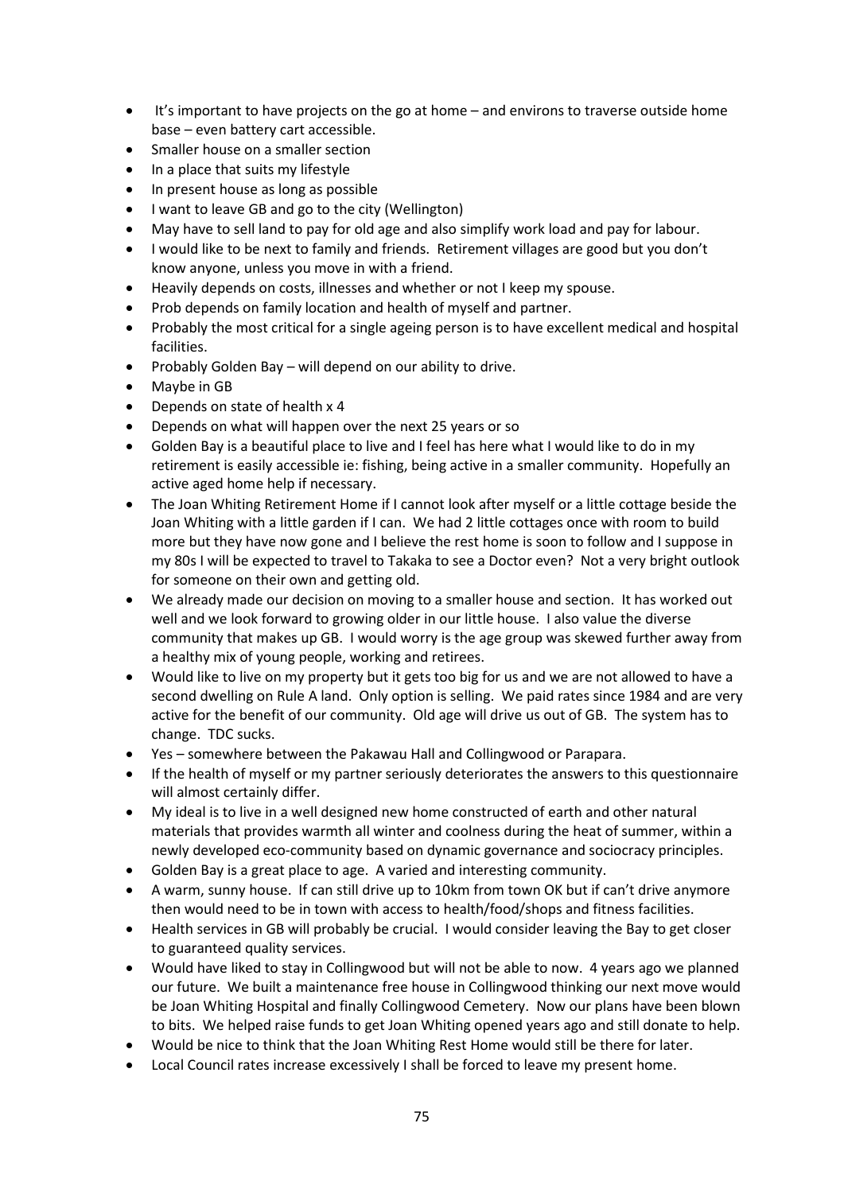- It's important to have projects on the go at home – and environs to traverse outside home base – even battery cart accessible.
- Smaller house on a smaller section
- In a place that suits my lifestyle
- In present house as long as possible
- I want to leave GB and go to the city (Wellington)
- May have to sell land to pay for old age and also simplify work load and pay for labour.
- I would like to be next to family and friends. Retirement villages are good but you don't know anyone, unless you move in with a friend.
- Heavily depends on costs, illnesses and whether or not I keep my spouse.
- Prob depends on family location and health of myself and partner.
- Probably the most critical for a single ageing person is to have excellent medical and hospital facilities.
- Probably Golden Bay – will depend on our ability to drive.
- Maybe in GB
- Depends on state of health x 4
- Depends on what will happen over the next 25 years or so
- Golden Bay is a beautiful place to live and I feel has here what I would like to do in my retirement is easily accessible ie: fishing, being active in a smaller community. Hopefully an active aged home help if necessary.
- The Joan Whiting Retirement Home if I cannot look after myself or a little cottage beside the Joan Whiting with a little garden if I can. We had 2 little cottages once with room to build more but they have now gone and I believe the rest home is soon to follow and I suppose in my 80s I will be expected to travel to Takaka to see a Doctor even? Not a very bright outlook for someone on their own and getting old.
- We already made our decision on moving to a smaller house and section. It has worked out well and we look forward to growing older in our little house. I also value the diverse community that makes up GB. I would worry is the age group was skewed further away from a healthy mix of young people, working and retirees.
- Would like to live on my property but it gets too big for us and we are not allowed to have a second dwelling on Rule A land. Only option is selling. We paid rates since 1984 and are very active for the benefit of our community. Old age will drive us out of GB. The system has to change. TDC sucks.
- Yes – somewhere between the Pakawau Hall and Collingwood or Parapara.
- If the health of myself or my partner seriously deteriorates the answers to this questionnaire will almost certainly differ.
- My ideal is to live in a well designed new home constructed of earth and other natural materials that provides warmth all winter and coolness during the heat of summer, within a newly developed eco-community based on dynamic governance and sociocracy principles.
- Golden Bay is a great place to age. A varied and interesting community.
- A warm, sunny house. If can still drive up to 10km from town OK but if can't drive anymore then would need to be in town with access to health/food/shops and fitness facilities.
- Health services in GB will probably be crucial. I would consider leaving the Bay to get closer to guaranteed quality services.
- Would have liked to stay in Collingwood but will not be able to now. 4 years ago we planned our future. We built a maintenance free house in Collingwood thinking our next move would be Joan Whiting Hospital and finally Collingwood Cemetery. Now our plans have been blown to bits. We helped raise funds to get Joan Whiting opened years ago and still donate to help.
- Would be nice to think that the Joan Whiting Rest Home would still be there for later.
- Local Council rates increase excessively I shall be forced to leave my present home.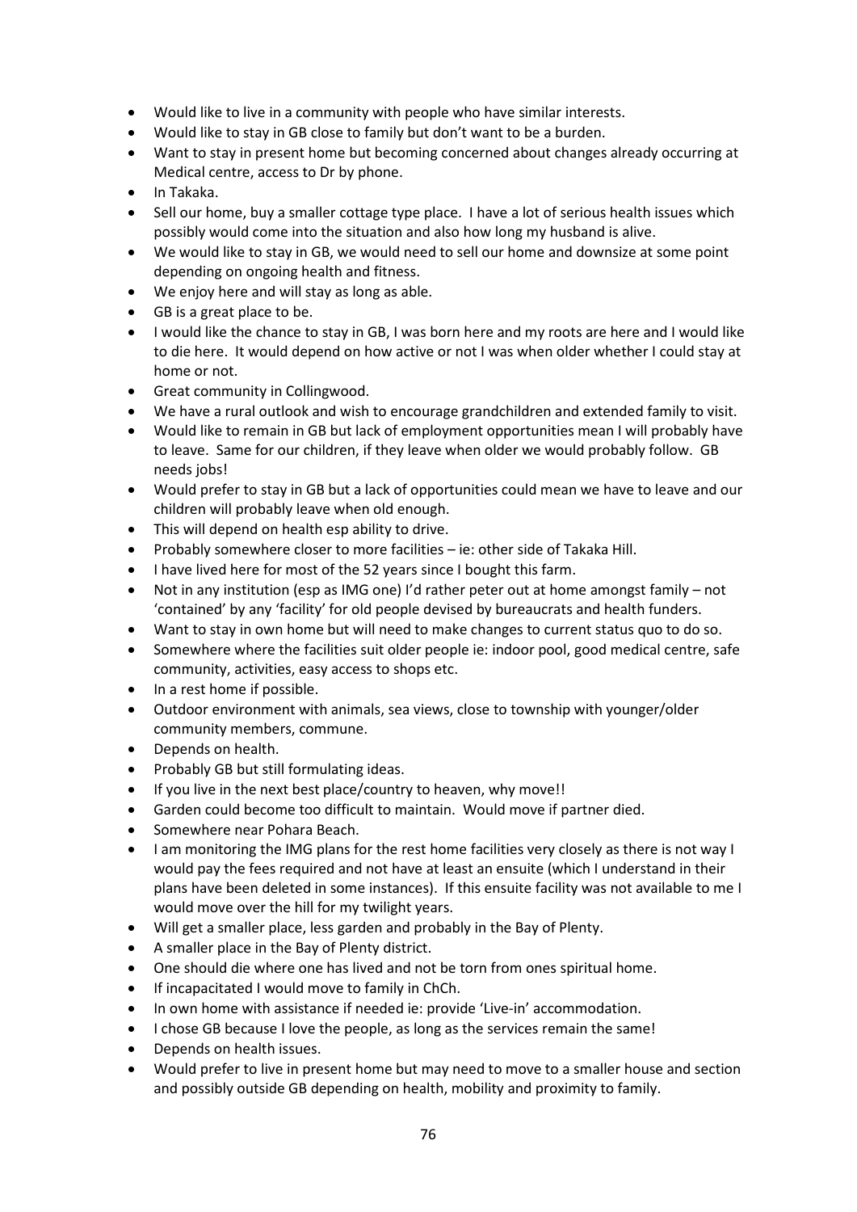- Would like to live in a community with people who have similar interests.
- Would like to stay in GB close to family but don't want to be a burden.
- Want to stay in present home but becoming concerned about changes already occurring at Medical centre, access to Dr by phone.
- In Takaka.
- Sell our home, buy a smaller cottage type place. I have a lot of serious health issues which possibly would come into the situation and also how long my husband is alive.
- We would like to stay in GB, we would need to sell our home and downsize at some point depending on ongoing health and fitness.
- We enjoy here and will stay as long as able.
- GB is a great place to be.
- I would like the chance to stay in GB, I was born here and my roots are here and I would like to die here. It would depend on how active or not I was when older whether I could stay at home or not.
- Great community in Collingwood.
- We have a rural outlook and wish to encourage grandchildren and extended family to visit.
- Would like to remain in GB but lack of employment opportunities mean I will probably have to leave. Same for our children, if they leave when older we would probably follow. GB needs jobs!
- Would prefer to stay in GB but a lack of opportunities could mean we have to leave and our children will probably leave when old enough.
- This will depend on health esp ability to drive.
- Probably somewhere closer to more facilities – ie: other side of Takaka Hill.
- I have lived here for most of the 52 years since I bought this farm.
- Not in any institution (esp as IMG one) I'd rather peter out at home amongst family – not 'contained' by any 'facility' for old people devised by bureaucrats and health funders.
- Want to stay in own home but will need to make changes to current status quo to do so.
- Somewhere where the facilities suit older people ie: indoor pool, good medical centre, safe community, activities, easy access to shops etc.
- In a rest home if possible.
- Outdoor environment with animals, sea views, close to township with younger/older community members, commune.
- Depends on health.
- Probably GB but still formulating ideas.
- If you live in the next best place/country to heaven, why move!!
- Garden could become too difficult to maintain. Would move if partner died.
- Somewhere near Pohara Beach.
- I am monitoring the IMG plans for the rest home facilities very closely as there is not way I would pay the fees required and not have at least an ensuite (which I understand in their plans have been deleted in some instances). If this ensuite facility was not available to me I would move over the hill for my twilight years.
- Will get a smaller place, less garden and probably in the Bay of Plenty.
- A smaller place in the Bay of Plenty district.
- One should die where one has lived and not be torn from ones spiritual home.
- If incapacitated I would move to family in ChCh.
- In own home with assistance if needed ie: provide 'Live-in' accommodation.
- I chose GB because I love the people, as long as the services remain the same!
- Depends on health issues.
- Would prefer to live in present home but may need to move to a smaller house and section and possibly outside GB depending on health, mobility and proximity to family.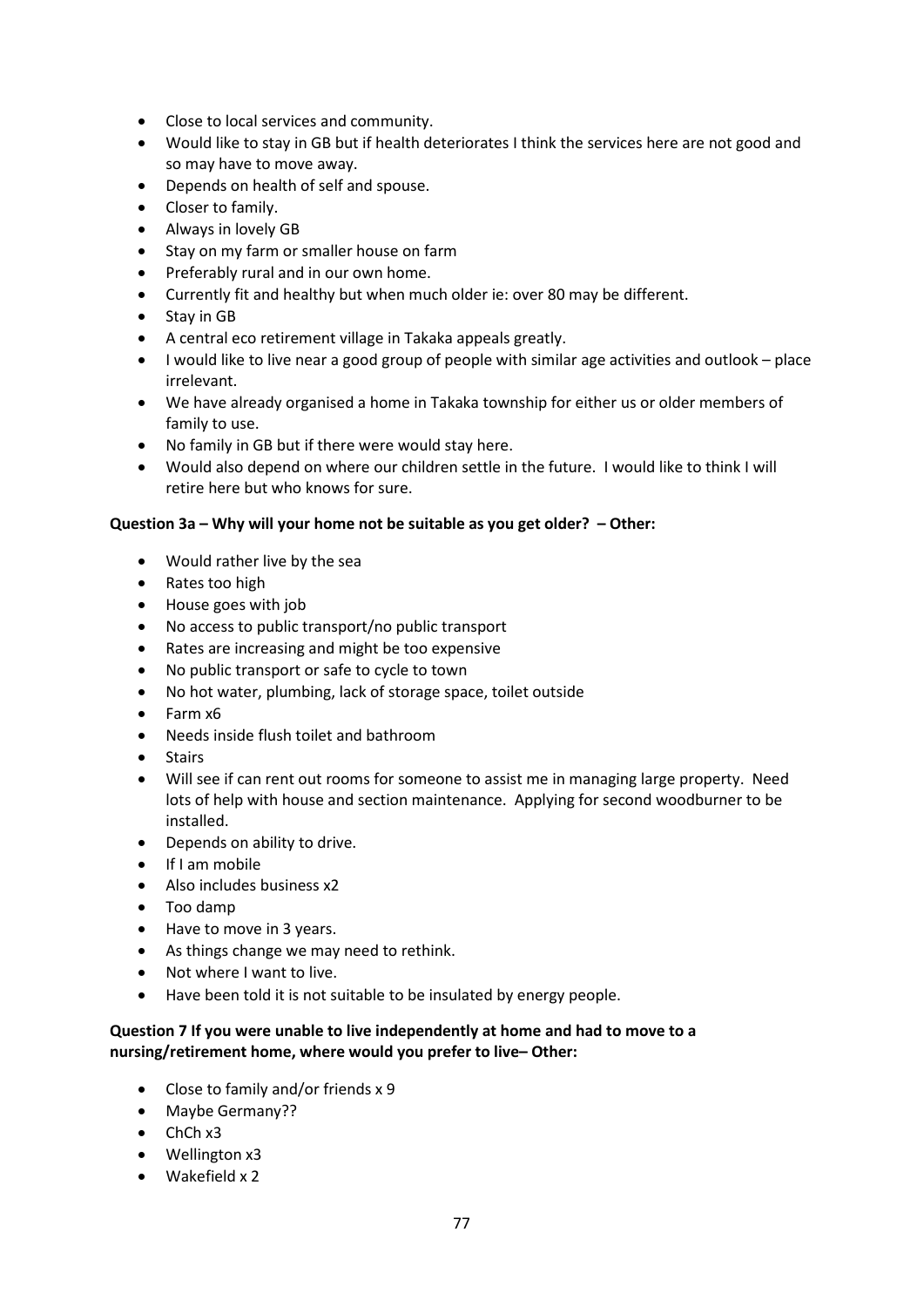- Close to local services and community.
- Would like to stay in GB but if health deteriorates I think the services here are not good and so may have to move away.
- Depends on health of self and spouse.
- Closer to family.
- Always in lovely GB
- Stay on my farm or smaller house on farm
- Preferably rural and in our own home.
- Currently fit and healthy but when much older ie: over 80 may be different.
- Stay in GB
- A central eco retirement village in Takaka appeals greatly.
- I would like to live near a good group of people with similar age activities and outlook – place irrelevant.
- We have already organised a home in Takaka township for either us or older members of family to use.
- No family in GB but if there were would stay here.
- Would also depend on where our children settle in the future. I would like to think I will retire here but who knows for sure.

**Question 3a – Why will your home not be suitable as you get older? – Other:**

- Would rather live by the sea
- Rates too high
- House goes with job
- No access to public transport/no public transport
- Rates are increasing and might be too expensive
- No public transport or safe to cycle to town
- No hot water, plumbing, lack of storage space, toilet outside
- Farm x6
- Needs inside flush toilet and bathroom
- Stairs
- Will see if can rent out rooms for someone to assist me in managing large property. Need lots of help with house and section maintenance. Applying for second woodburner to be installed.
- Depends on ability to drive.
- If I am mobile
- Also includes business x2
- Too damp
- Have to move in 3 years.
- As things change we may need to rethink.
- Not where I want to live.
- Have been told it is not suitable to be insulated by energy people.

**Question 7 If you were unable to live independently at home and had to move to a nursing/retirement home, where would you prefer to live– Other:**

- Close to family and/or friends x 9
- Maybe Germany??
- ChCh x3
- Wellington x3
- Wakefield x 2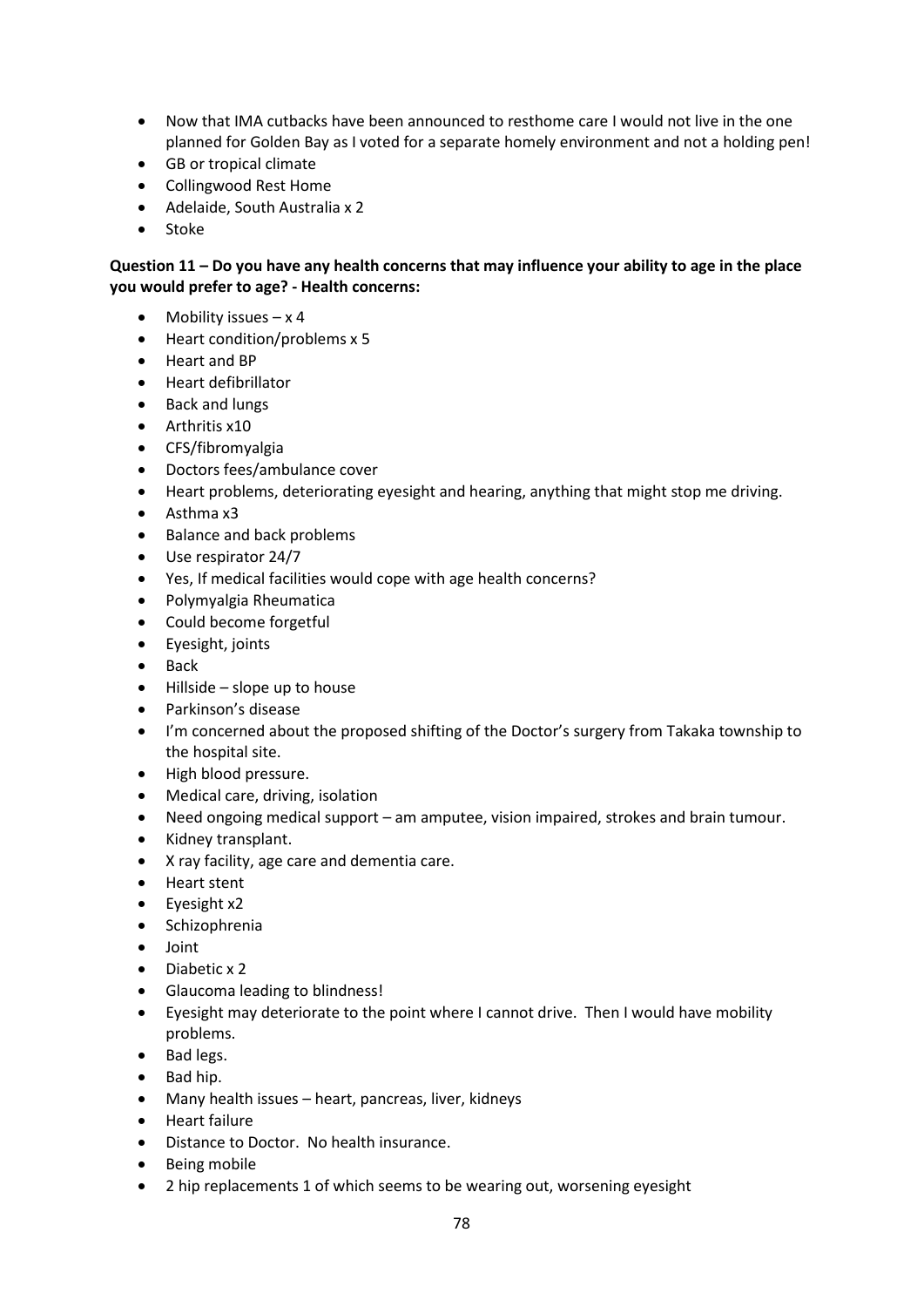- Now that IMA cutbacks have been announced to resthome care I would not live in the one planned for Golden Bay as I voted for a separate homely environment and not a holding pen!
- GB or tropical climate
- Collingwood Rest Home
- Adelaide, South Australia x 2
- Stoke

**Question 11 – Do you have any health concerns that may influence your ability to age in the place you would prefer to age? - Health concerns:**

- Mobility issues – x 4
- Heart condition/problems x 5
- Heart and BP
- Heart defibrillator
- Back and lungs
- Arthritis x10
- CFS/fibromyalgia
- Doctors fees/ambulance cover
- Heart problems, deteriorating eyesight and hearing, anything that might stop me driving.
- Asthma x3
- Balance and back problems
- Use respirator 24/7
- Yes, If medical facilities would cope with age health concerns?
- Polymyalgia Rheumatica
- Could become forgetful
- Eyesight, joints
- Back
- Hillside – slope up to house
- Parkinson's disease
- I'm concerned about the proposed shifting of the Doctor's surgery from Takaka township to the hospital site.
- High blood pressure.
- Medical care, driving, isolation
- Need ongoing medical support – am amputee, vision impaired, strokes and brain tumour.
- Kidney transplant.
- X ray facility, age care and dementia care.
- Heart stent
- Eyesight x2
- Schizophrenia
- Joint
- Diabetic x 2
- Glaucoma leading to blindness!
- Eyesight may deteriorate to the point where I cannot drive. Then I would have mobility problems.
- Bad legs.
- Bad hip.
- Many health issues – heart, pancreas, liver, kidneys
- Heart failure
- Distance to Doctor. No health insurance.
- Being mobile
- 2 hip replacements 1 of which seems to be wearing out, worsening eyesight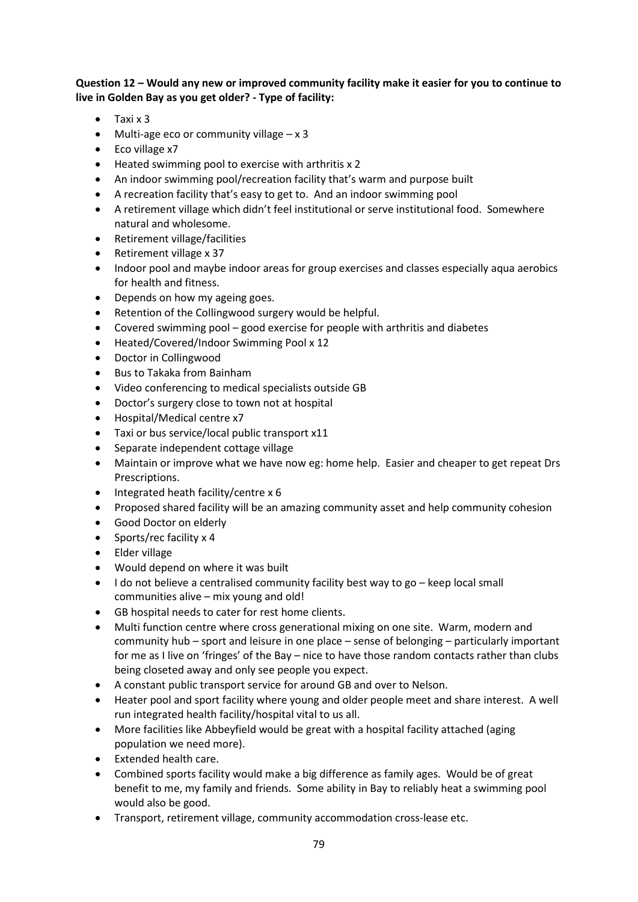**Question 12 – Would any new or improved community facility make it easier for you to continue to live in Golden Bay as you get older? - Type of facility:**

- Taxi x 3
- Multi-age eco or community village – x 3
- Eco village x7
- Heated swimming pool to exercise with arthritis x 2
- An indoor swimming pool/recreation facility that's warm and purpose built
- A recreation facility that's easy to get to. And an indoor swimming pool
- A retirement village which didn't feel institutional or serve institutional food. Somewhere natural and wholesome.
- Retirement village/facilities
- Retirement village x 37
- Indoor pool and maybe indoor areas for group exercises and classes especially aqua aerobics for health and fitness.
- Depends on how my ageing goes.
- Retention of the Collingwood surgery would be helpful.
- Covered swimming pool – good exercise for people with arthritis and diabetes
- Heated/Covered/Indoor Swimming Pool x 12
- Doctor in Collingwood
- Bus to Takaka from Bainham
- Video conferencing to medical specialists outside GB
- Doctor's surgery close to town not at hospital
- Hospital/Medical centre x7
- Taxi or bus service/local public transport x11
- Separate independent cottage village
- Maintain or improve what we have now eg: home help. Easier and cheaper to get repeat Drs Prescriptions.
- Integrated heath facility/centre x 6
- Proposed shared facility will be an amazing community asset and help community cohesion
- Good Doctor on elderly
- Sports/rec facility x 4
- Elder village
- Would depend on where it was built
- I do not believe a centralised community facility best way to go – keep local small communities alive – mix young and old!
- GB hospital needs to cater for rest home clients.
- Multi function centre where cross generational mixing on one site. Warm, modern and community hub – sport and leisure in one place – sense of belonging – particularly important for me as I live on 'fringes' of the Bay – nice to have those random contacts rather than clubs being closeted away and only see people you expect.
- A constant public transport service for around GB and over to Nelson.
- Heater pool and sport facility where young and older people meet and share interest. A well run integrated health facility/hospital vital to us all.
- More facilities like Abbeyfield would be great with a hospital facility attached (aging population we need more).
- Extended health care.
- Combined sports facility would make a big difference as family ages. Would be of great benefit to me, my family and friends. Some ability in Bay to reliably heat a swimming pool would also be good.
- Transport, retirement village, community accommodation cross-lease etc.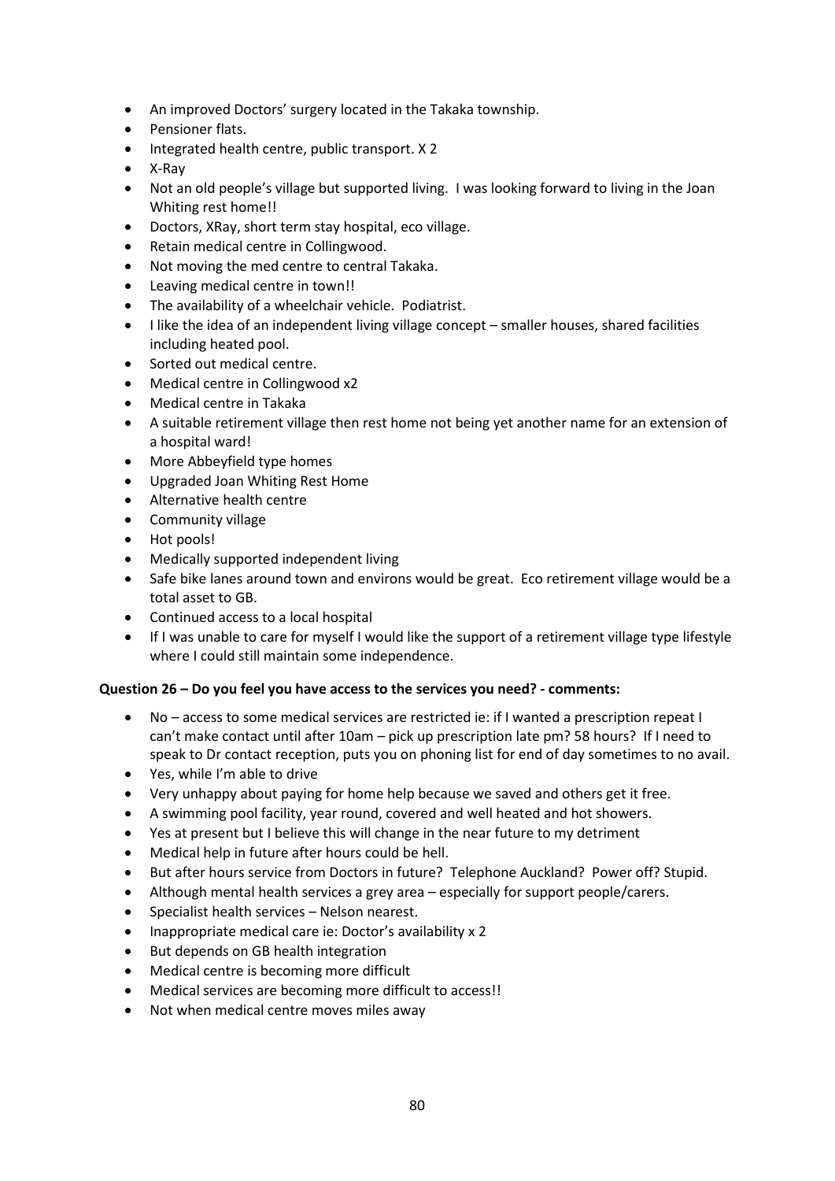- An improved Doctors' surgery located in the Takaka township.
- Pensioner flats.
- Integrated health centre, public transport. X 2
- X-Ray
- Not an old people's village but supported living. I was looking forward to living in the Joan Whiting rest home!!
- Doctors, XRay, short term stay hospital, eco village.
- Retain medical centre in Collingwood.
- Not moving the med centre to central Takaka.
- Leaving medical centre in town!!
- The availability of a wheelchair vehicle. Podiatrist.
- I like the idea of an independent living village concept – smaller houses, shared facilities including heated pool.
- Sorted out medical centre.
- Medical centre in Collingwood x2
- Medical centre in Takaka
- A suitable retirement village then rest home not being yet another name for an extension of a hospital ward!
- More Abbeyfield type homes
- Upgraded Joan Whiting Rest Home
- Alternative health centre
- Community village
- Hot pools!
- Medically supported independent living
- Safe bike lanes around town and environs would be great. Eco retirement village would be a total asset to GB.
- Continued access to a local hospital
- If I was unable to care for myself I would like the support of a retirement village type lifestyle where I could still maintain some independence.

**Question 26 – Do you feel you have access to the services you need? - comments:**

- No – access to some medical services are restricted ie: if I wanted a prescription repeat I can't make contact until after 10am – pick up prescription late pm? 58 hours? If I need to speak to Dr contact reception, puts you on phoning list for end of day sometimes to no avail.
- Yes, while I'm able to drive
- Very unhappy about paying for home help because we saved and others get it free.
- A swimming pool facility, year round, covered and well heated and hot showers.
- Yes at present but I believe this will change in the near future to my detriment
- Medical help in future after hours could be hell.
- But after hours service from Doctors in future? Telephone Auckland? Power off? Stupid.
- Although mental health services a grey area – especially for support people/carers.
- Specialist health services – Nelson nearest.
- Inappropriate medical care ie: Doctor's availability x 2
- But depends on GB health integration
- Medical centre is becoming more difficult
- Medical services are becoming more difficult to access!!
- Not when medical centre moves miles away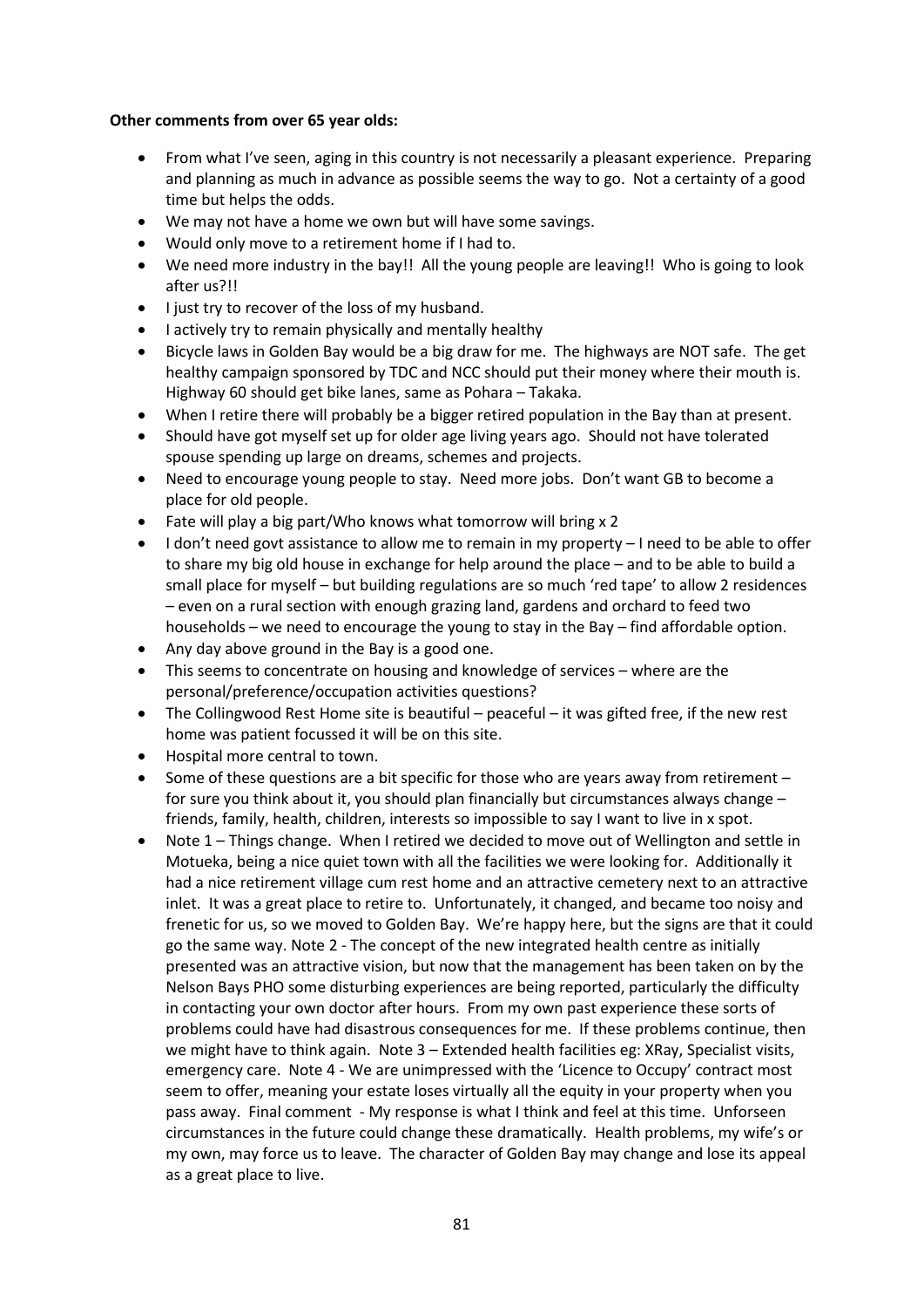**Other comments from over 65 year olds:**

- From what I've seen, aging in this country is not necessarily a pleasant experience. Preparing and planning as much in advance as possible seems the way to go. Not a certainty of a good time but helps the odds.
- We may not have a home we own but will have some savings.
- Would only move to a retirement home if I had to.
- We need more industry in the bay!! All the young people are leaving!! Who is going to look after us?!!
- I just try to recover of the loss of my husband.
- I actively try to remain physically and mentally healthy
- Bicycle laws in Golden Bay would be a big draw for me. The highways are NOT safe. The get healthy campaign sponsored by TDC and NCC should put their money where their mouth is. Highway 60 should get bike lanes, same as Pohara – Takaka.
- When I retire there will probably be a bigger retired population in the Bay than at present.
- Should have got myself set up for older age living years ago. Should not have tolerated spouse spending up large on dreams, schemes and projects.
- Need to encourage young people to stay. Need more jobs. Don't want GB to become a place for old people.
- Fate will play a big part/Who knows what tomorrow will bring x 2
- I don't need govt assistance to allow me to remain in my property – I need to be able to offer to share my big old house in exchange for help around the place – and to be able to build a small place for myself – but building regulations are so much 'red tape' to allow 2 residences – even on a rural section with enough grazing land, gardens and orchard to feed two households – we need to encourage the young to stay in the Bay – find affordable option.
- Any day above ground in the Bay is a good one.
- This seems to concentrate on housing and knowledge of services – where are the personal/preference/occupation activities questions?
- The Collingwood Rest Home site is beautiful – peaceful – it was gifted free, if the new rest home was patient focussed it will be on this site.
- Hospital more central to town.
- Some of these questions are a bit specific for those who are years away from retirement – for sure you think about it, you should plan financially but circumstances always change – friends, family, health, children, interests so impossible to say I want to live in x spot.
- Note 1 – Things change. When I retired we decided to move out of Wellington and settle in Motueka, being a nice quiet town with all the facilities we were looking for. Additionally it had a nice retirement village cum rest home and an attractive cemetery next to an attractive inlet. It was a great place to retire to. Unfortunately, it changed, and became too noisy and frenetic for us, so we moved to Golden Bay. We're happy here, but the signs are that it could go the same way. Note 2 - The concept of the new integrated health centre as initially presented was an attractive vision, but now that the management has been taken on by the Nelson Bays PHO some disturbing experiences are being reported, particularly the difficulty in contacting your own doctor after hours. From my own past experience these sorts of problems could have had disastrous consequences for me. If these problems continue, then we might have to think again. Note 3 – Extended health facilities eg: XRay, Specialist visits, emergency care. Note 4 - We are unimpressed with the 'Licence to Occupy' contract most seem to offer, meaning your estate loses virtually all the equity in your property when you pass away. Final comment - My response is what I think and feel at this time. Unforseen circumstances in the future could change these dramatically. Health problems, my wife's or my own, may force us to leave. The character of Golden Bay may change and lose its appeal as a great place to live.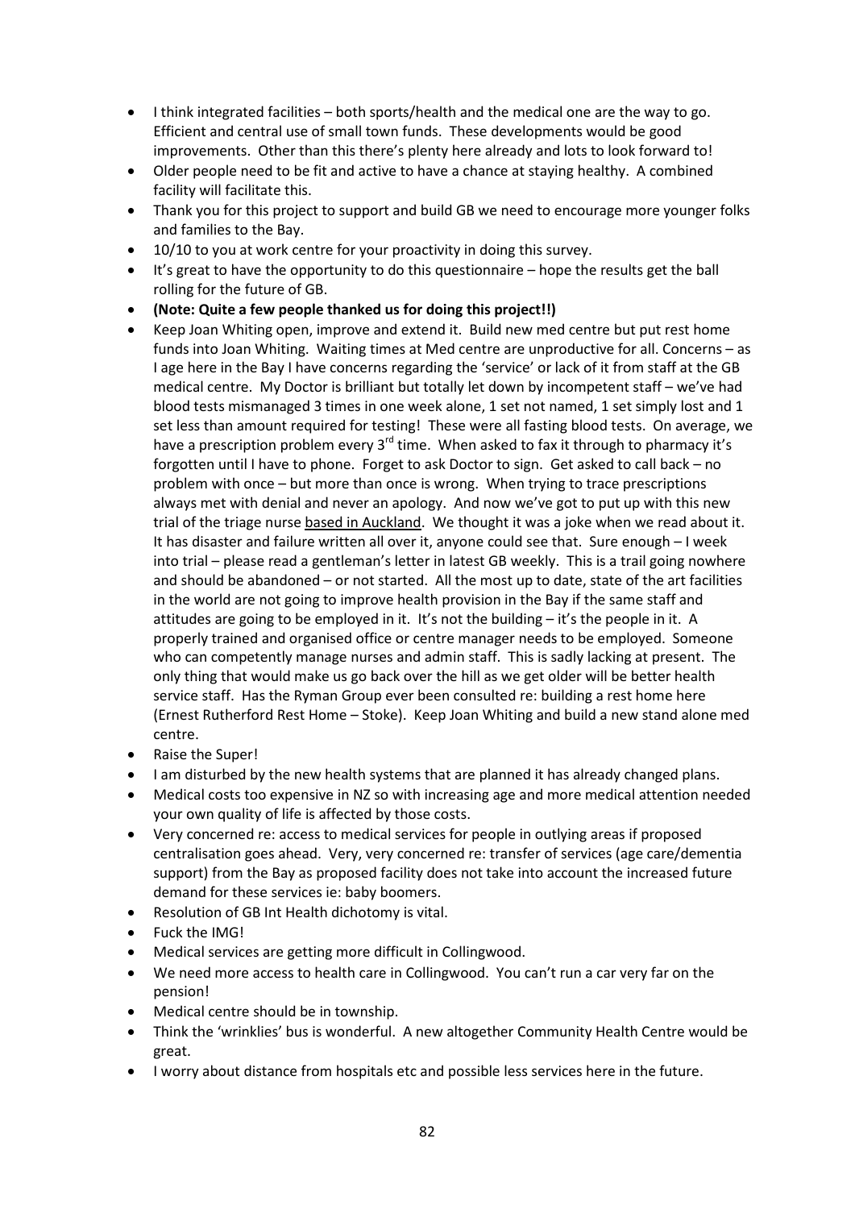- I think integrated facilities – both sports/health and the medical one are the way to go. Efficient and central use of small town funds. These developments would be good improvements. Other than this there's plenty here already and lots to look forward to!
- Older people need to be fit and active to have a chance at staying healthy. A combined facility will facilitate this.
- Thank you for this project to support and build GB we need to encourage more younger folks and families to the Bay.
- 10/10 to you at work centre for your proactivity in doing this survey.
- It's great to have the opportunity to do this questionnaire – hope the results get the ball rolling for the future of GB.
- **(Note: Quite a few people thanked us for doing this project!!)**
- Keep Joan Whiting open, improve and extend it. Build new med centre but put rest home funds into Joan Whiting. Waiting times at Med centre are unproductive for all. Concerns – as I age here in the Bay I have concerns regarding the 'service' or lack of it from staff at the GB medical centre. My Doctor is brilliant but totally let down by incompetent staff – we've had blood tests mismanaged 3 times in one week alone, 1 set not named, 1 set simply lost and 1 set less than amount required for testing! These were all fasting blood tests. On average, we have a prescription problem every 3rd time. When asked to fax it through to pharmacy it's forgotten until I have to phone. Forget to ask Doctor to sign. Get asked to call back – no problem with once – but more than once is wrong. When trying to trace prescriptions always met with denial and never an apology. And now we've got to put up with this new trial of the triage nurse based in Auckland. We thought it was a joke when we read about it. It has disaster and failure written all over it, anyone could see that. Sure enough – I week into trial – please read a gentleman's letter in latest GB weekly. This is a trail going nowhere and should be abandoned – or not started. All the most up to date, state of the art facilities in the world are not going to improve health provision in the Bay if the same staff and attitudes are going to be employed in it. It's not the building – it's the people in it. A properly trained and organised office or centre manager needs to be employed. Someone who can competently manage nurses and admin staff. This is sadly lacking at present. The only thing that would make us go back over the hill as we get older will be better health service staff. Has the Ryman Group ever been consulted re: building a rest home here (Ernest Rutherford Rest Home – Stoke). Keep Joan Whiting and build a new stand alone med centre.
- Raise the Super!
- I am disturbed by the new health systems that are planned it has already changed plans.
- Medical costs too expensive in NZ so with increasing age and more medical attention needed your own quality of life is affected by those costs.
- Very concerned re: access to medical services for people in outlying areas if proposed centralisation goes ahead. Very, very concerned re: transfer of services (age care/dementia support) from the Bay as proposed facility does not take into account the increased future demand for these services ie: baby boomers.
- Resolution of GB Int Health dichotomy is vital.
- Fuck the IMG!
- Medical services are getting more difficult in Collingwood.
- We need more access to health care in Collingwood. You can't run a car very far on the pension!
- Medical centre should be in township.
- Think the 'wrinklies' bus is wonderful. A new altogether Community Health Centre would be great.
- I worry about distance from hospitals etc and possible less services here in the future.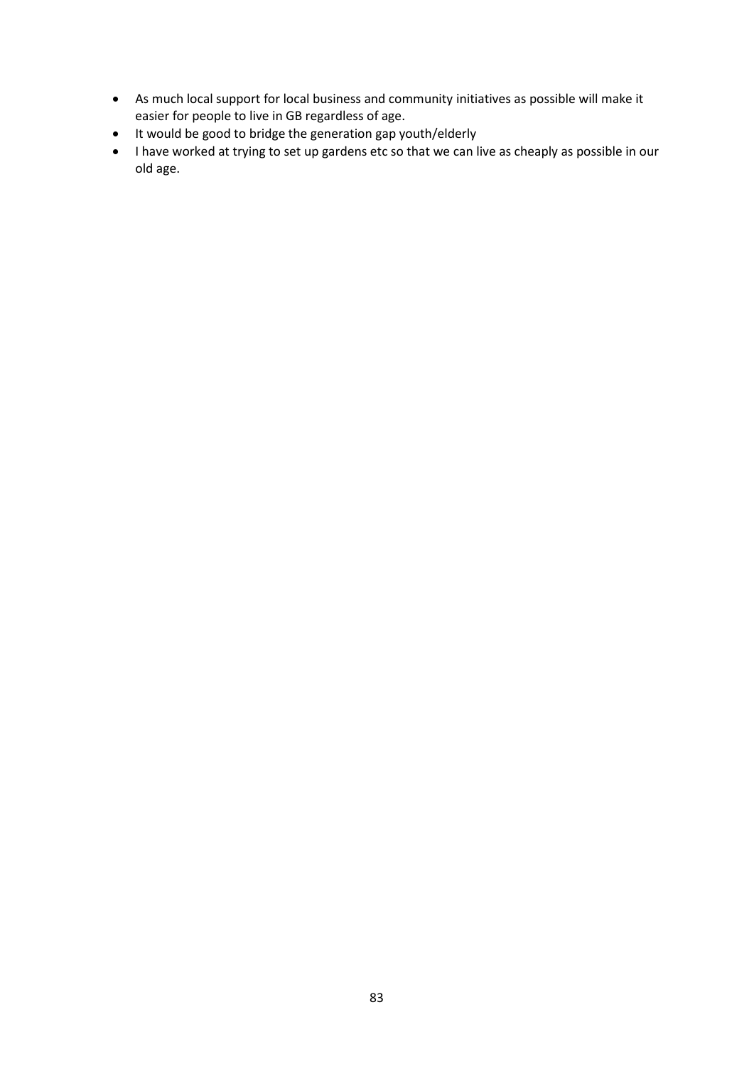- As much local support for local business and community initiatives as possible will make it easier for people to live in GB regardless of age.
- It would be good to bridge the generation gap youth/elderly
- I have worked at trying to set up gardens etc so that we can live as cheaply as possible in our old age.